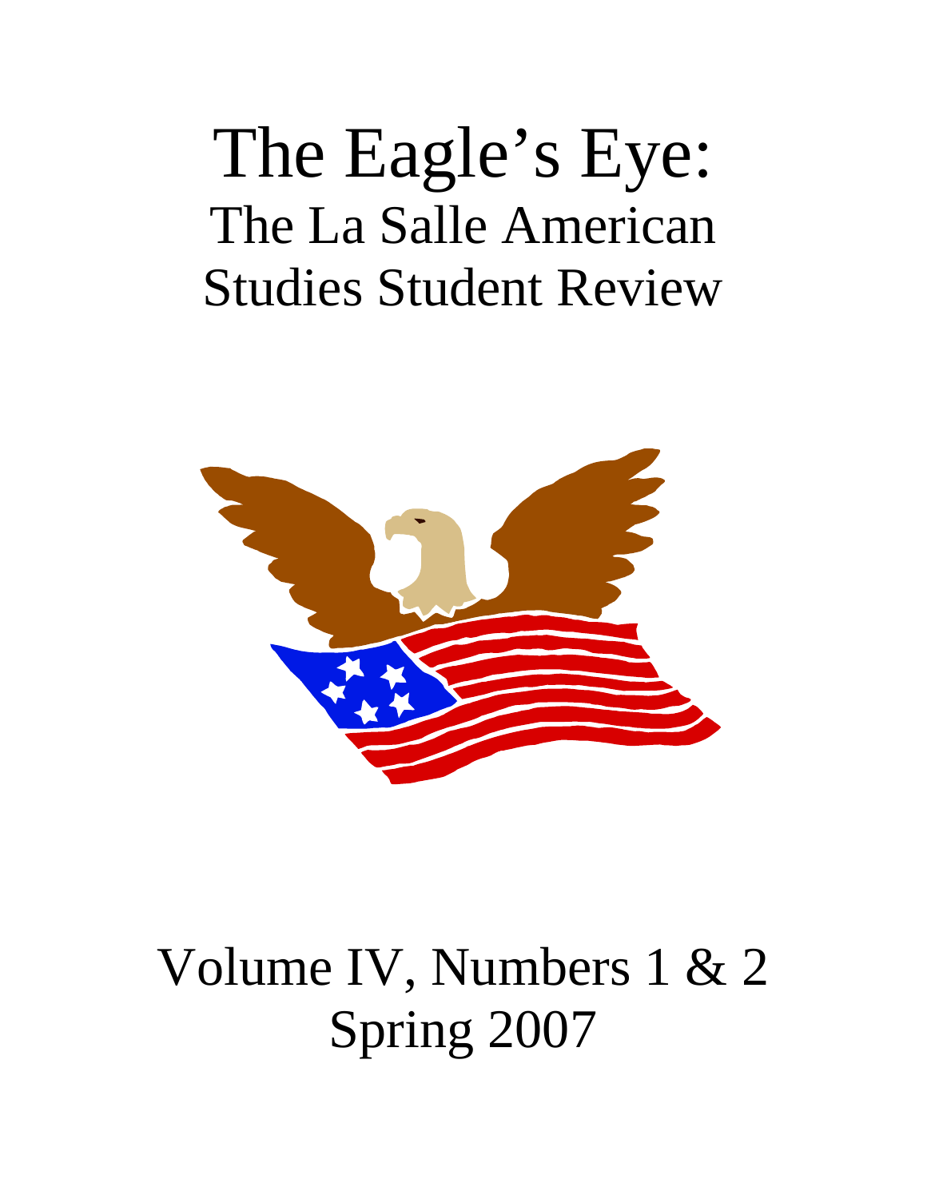# The Eagle's Eye:
## The La Salle American Studies Student Review

Volume IV, Numbers 1 & 2
Spring 2007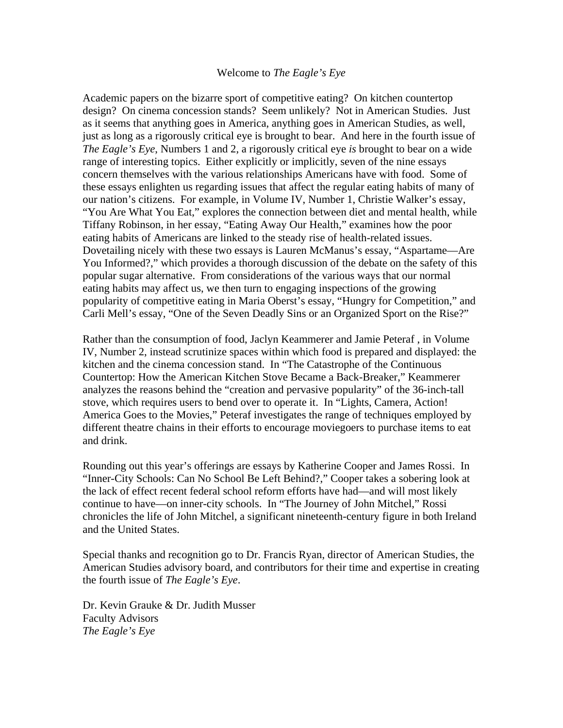# Welcome to *The Eagle's Eye*

Academic papers on the bizarre sport of competitive eating? On kitchen countertop design? On cinema concession stands? Seem unlikely? Not in American Studies. Just as it seems that anything goes in America, anything goes in American Studies, as well, just as long as a rigorously critical eye is brought to bear. And here in the fourth issue of *The Eagle's Eye*, Numbers 1 and 2, a rigorously critical eye *is* brought to bear on a wide range of interesting topics. Either explicitly or implicitly, seven of the nine essays concern themselves with the various relationships Americans have with food. Some of these essays enlighten us regarding issues that affect the regular eating habits of many of our nation's citizens. For example, in Volume IV, Number 1, Christie Walker's essay, "You Are What You Eat," explores the connection between diet and mental health, while Tiffany Robinson, in her essay, "Eating Away Our Health," examines how the poor eating habits of Americans are linked to the steady rise of health-related issues. Dovetailing nicely with these two essays is Lauren McManus's essay, "Aspartame—Are You Informed?," which provides a thorough discussion of the debate on the safety of this popular sugar alternative. From considerations of the various ways that our normal eating habits may affect us, we then turn to engaging inspections of the growing popularity of competitive eating in Maria Oberst's essay, "Hungry for Competition," and Carli Mell's essay, "One of the Seven Deadly Sins or an Organized Sport on the Rise?"

Rather than the consumption of food, Jaclyn Keammerer and Jamie Peteraf , in Volume IV, Number 2, instead scrutinize spaces within which food is prepared and displayed: the kitchen and the cinema concession stand. In "The Catastrophe of the Continuous Countertop: How the American Kitchen Stove Became a Back-Breaker," Keammerer analyzes the reasons behind the "creation and pervasive popularity" of the 36-inch-tall stove, which requires users to bend over to operate it. In "Lights, Camera, Action! America Goes to the Movies," Peteraf investigates the range of techniques employed by different theatre chains in their efforts to encourage moviegoers to purchase items to eat and drink.

Rounding out this year's offerings are essays by Katherine Cooper and James Rossi. In "Inner-City Schools: Can No School Be Left Behind?," Cooper takes a sobering look at the lack of effect recent federal school reform efforts have had—and will most likely continue to have—on inner-city schools. In "The Journey of John Mitchel," Rossi chronicles the life of John Mitchel, a significant nineteenth-century figure in both Ireland and the United States.

Special thanks and recognition go to Dr. Francis Ryan, director of American Studies, the American Studies advisory board, and contributors for their time and expertise in creating the fourth issue of *The Eagle's Eye*.

Dr. Kevin Grauke & Dr. Judith Musser  
Faculty Advisors  
*The Eagle's Eye*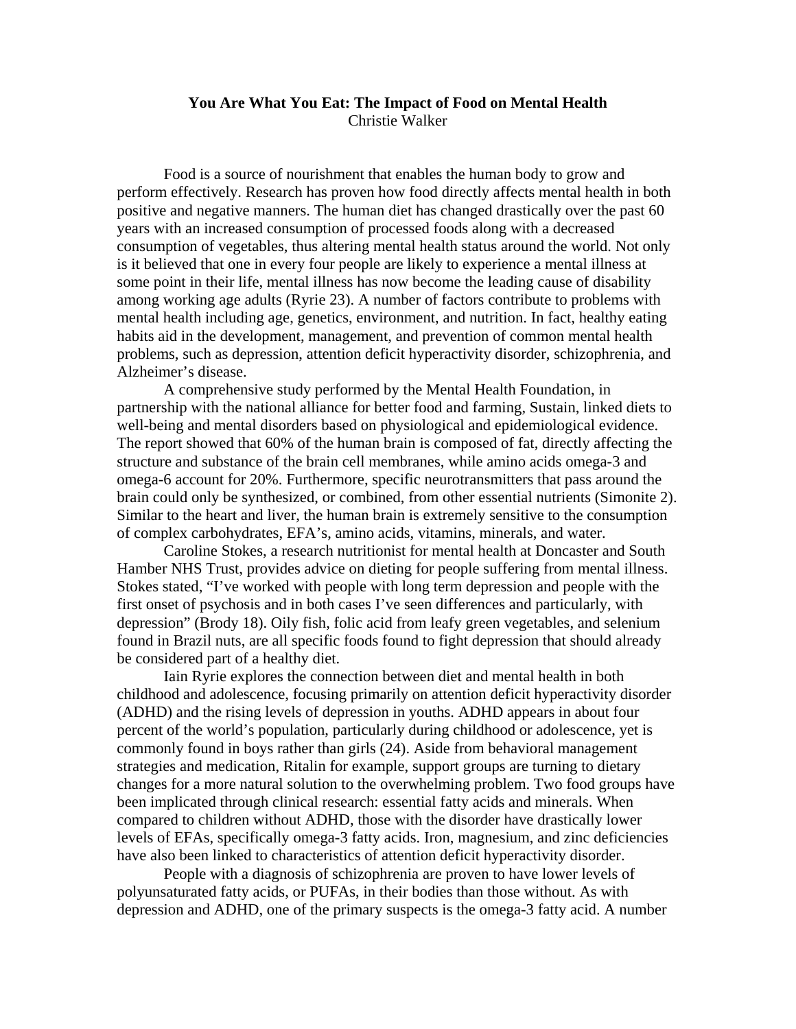**You Are What You Eat: The Impact of Food on Mental Health**
Christie Walker

Food is a source of nourishment that enables the human body to grow and perform effectively. Research has proven how food directly affects mental health in both positive and negative manners. The human diet has changed drastically over the past 60 years with an increased consumption of processed foods along with a decreased consumption of vegetables, thus altering mental health status around the world. Not only is it believed that one in every four people are likely to experience a mental illness at some point in their life, mental illness has now become the leading cause of disability among working age adults (Ryrie 23). A number of factors contribute to problems with mental health including age, genetics, environment, and nutrition. In fact, healthy eating habits aid in the development, management, and prevention of common mental health problems, such as depression, attention deficit hyperactivity disorder, schizophrenia, and Alzheimer's disease.

A comprehensive study performed by the Mental Health Foundation, in partnership with the national alliance for better food and farming, Sustain, linked diets to well-being and mental disorders based on physiological and epidemiological evidence. The report showed that 60% of the human brain is composed of fat, directly affecting the structure and substance of the brain cell membranes, while amino acids omega-3 and omega-6 account for 20%. Furthermore, specific neurotransmitters that pass around the brain could only be synthesized, or combined, from other essential nutrients (Simonite 2). Similar to the heart and liver, the human brain is extremely sensitive to the consumption of complex carbohydrates, EFA's, amino acids, vitamins, minerals, and water.

Caroline Stokes, a research nutritionist for mental health at Doncaster and South Hamber NHS Trust, provides advice on dieting for people suffering from mental illness. Stokes stated, "I've worked with people with long term depression and people with the first onset of psychosis and in both cases I've seen differences and particularly, with depression" (Brody 18). Oily fish, folic acid from leafy green vegetables, and selenium found in Brazil nuts, are all specific foods found to fight depression that should already be considered part of a healthy diet.

Iain Ryrie explores the connection between diet and mental health in both childhood and adolescence, focusing primarily on attention deficit hyperactivity disorder (ADHD) and the rising levels of depression in youths. ADHD appears in about four percent of the world's population, particularly during childhood or adolescence, yet is commonly found in boys rather than girls (24). Aside from behavioral management strategies and medication, Ritalin for example, support groups are turning to dietary changes for a more natural solution to the overwhelming problem. Two food groups have been implicated through clinical research: essential fatty acids and minerals. When compared to children without ADHD, those with the disorder have drastically lower levels of EFAs, specifically omega-3 fatty acids. Iron, magnesium, and zinc deficiencies have also been linked to characteristics of attention deficit hyperactivity disorder.

People with a diagnosis of schizophrenia are proven to have lower levels of polyunsaturated fatty acids, or PUFAs, in their bodies than those without. As with depression and ADHD, one of the primary suspects is the omega-3 fatty acid. A number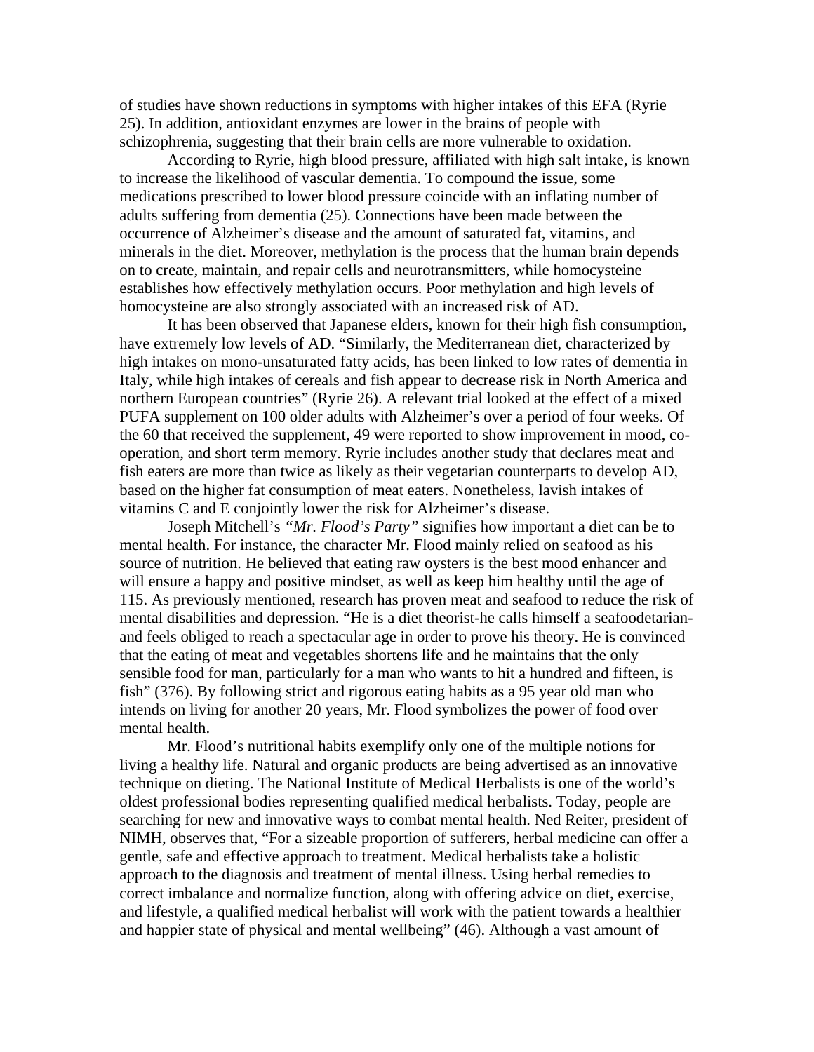of studies have shown reductions in symptoms with higher intakes of this EFA (Ryrie 25). In addition, antioxidant enzymes are lower in the brains of people with schizophrenia, suggesting that their brain cells are more vulnerable to oxidation.

According to Ryrie, high blood pressure, affiliated with high salt intake, is known to increase the likelihood of vascular dementia. To compound the issue, some medications prescribed to lower blood pressure coincide with an inflating number of adults suffering from dementia (25). Connections have been made between the occurrence of Alzheimer's disease and the amount of saturated fat, vitamins, and minerals in the diet. Moreover, methylation is the process that the human brain depends on to create, maintain, and repair cells and neurotransmitters, while homocysteine establishes how effectively methylation occurs. Poor methylation and high levels of homocysteine are also strongly associated with an increased risk of AD.

It has been observed that Japanese elders, known for their high fish consumption, have extremely low levels of AD. "Similarly, the Mediterranean diet, characterized by high intakes on mono-unsaturated fatty acids, has been linked to low rates of dementia in Italy, while high intakes of cereals and fish appear to decrease risk in North America and northern European countries" (Ryrie 26). A relevant trial looked at the effect of a mixed PUFA supplement on 100 older adults with Alzheimer's over a period of four weeks. Of the 60 that received the supplement, 49 were reported to show improvement in mood, co-operation, and short term memory. Ryrie includes another study that declares meat and fish eaters are more than twice as likely as their vegetarian counterparts to develop AD, based on the higher fat consumption of meat eaters. Nonetheless, lavish intakes of vitamins C and E conjointly lower the risk for Alzheimer's disease.

Joseph Mitchell's *"Mr. Flood's Party"* signifies how important a diet can be to mental health. For instance, the character Mr. Flood mainly relied on seafood as his source of nutrition. He believed that eating raw oysters is the best mood enhancer and will ensure a happy and positive mindset, as well as keep him healthy until the age of 115. As previously mentioned, research has proven meat and seafood to reduce the risk of mental disabilities and depression. "He is a diet theorist-he calls himself a seafoodetarian-and feels obliged to reach a spectacular age in order to prove his theory. He is convinced that the eating of meat and vegetables shortens life and he maintains that the only sensible food for man, particularly for a man who wants to hit a hundred and fifteen, is fish" (376). By following strict and rigorous eating habits as a 95 year old man who intends on living for another 20 years, Mr. Flood symbolizes the power of food over mental health.

Mr. Flood's nutritional habits exemplify only one of the multiple notions for living a healthy life. Natural and organic products are being advertised as an innovative technique on dieting. The National Institute of Medical Herbalists is one of the world's oldest professional bodies representing qualified medical herbalists. Today, people are searching for new and innovative ways to combat mental health. Ned Reiter, president of NIMH, observes that, "For a sizeable proportion of sufferers, herbal medicine can offer a gentle, safe and effective approach to treatment. Medical herbalists take a holistic approach to the diagnosis and treatment of mental illness. Using herbal remedies to correct imbalance and normalize function, along with offering advice on diet, exercise, and lifestyle, a qualified medical herbalist will work with the patient towards a healthier and happier state of physical and mental wellbeing" (46). Although a vast amount of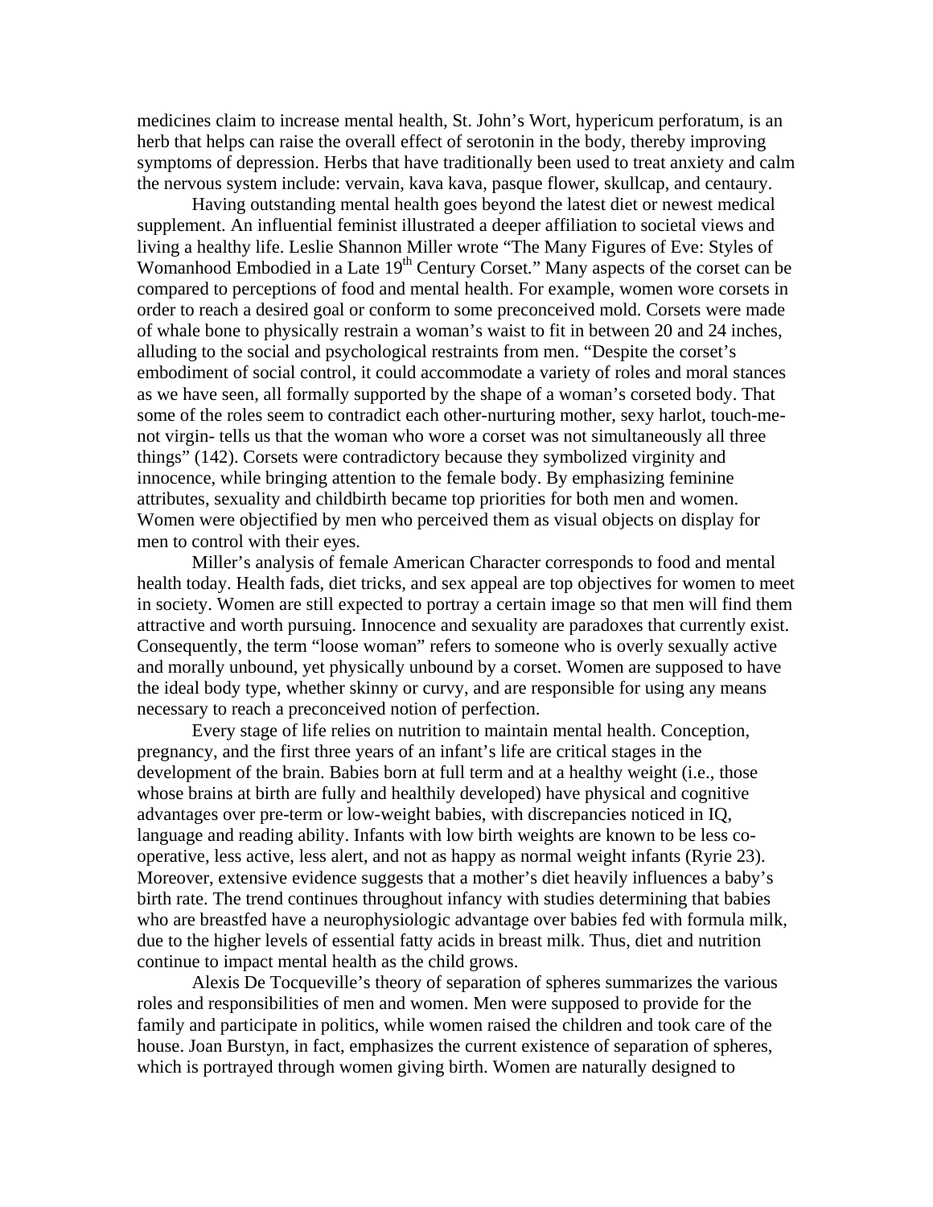medicines claim to increase mental health, St. John's Wort, hypericum perforatum, is an herb that helps can raise the overall effect of serotonin in the body, thereby improving symptoms of depression. Herbs that have traditionally been used to treat anxiety and calm the nervous system include: vervain, kava kava, pasque flower, skullcap, and centaury.

Having outstanding mental health goes beyond the latest diet or newest medical supplement. An influential feminist illustrated a deeper affiliation to societal views and living a healthy life. Leslie Shannon Miller wrote "The Many Figures of Eve: Styles of Womanhood Embodied in a Late 19th Century Corset." Many aspects of the corset can be compared to perceptions of food and mental health. For example, women wore corsets in order to reach a desired goal or conform to some preconceived mold. Corsets were made of whale bone to physically restrain a woman's waist to fit in between 20 and 24 inches, alluding to the social and psychological restraints from men. "Despite the corset's embodiment of social control, it could accommodate a variety of roles and moral stances as we have seen, all formally supported by the shape of a woman's corseted body. That some of the roles seem to contradict each other-nurturing mother, sexy harlot, touch-me-not virgin- tells us that the woman who wore a corset was not simultaneously all three things" (142). Corsets were contradictory because they symbolized virginity and innocence, while bringing attention to the female body. By emphasizing feminine attributes, sexuality and childbirth became top priorities for both men and women. Women were objectified by men who perceived them as visual objects on display for men to control with their eyes.

Miller's analysis of female American Character corresponds to food and mental health today. Health fads, diet tricks, and sex appeal are top objectives for women to meet in society. Women are still expected to portray a certain image so that men will find them attractive and worth pursuing. Innocence and sexuality are paradoxes that currently exist. Consequently, the term "loose woman" refers to someone who is overly sexually active and morally unbound, yet physically unbound by a corset. Women are supposed to have the ideal body type, whether skinny or curvy, and are responsible for using any means necessary to reach a preconceived notion of perfection.

Every stage of life relies on nutrition to maintain mental health. Conception, pregnancy, and the first three years of an infant's life are critical stages in the development of the brain. Babies born at full term and at a healthy weight (i.e., those whose brains at birth are fully and healthily developed) have physical and cognitive advantages over pre-term or low-weight babies, with discrepancies noticed in IQ, language and reading ability. Infants with low birth weights are known to be less co-operative, less active, less alert, and not as happy as normal weight infants (Ryrie 23). Moreover, extensive evidence suggests that a mother's diet heavily influences a baby's birth rate. The trend continues throughout infancy with studies determining that babies who are breastfed have a neurophysiologic advantage over babies fed with formula milk, due to the higher levels of essential fatty acids in breast milk. Thus, diet and nutrition continue to impact mental health as the child grows.

Alexis De Tocqueville's theory of separation of spheres summarizes the various roles and responsibilities of men and women. Men were supposed to provide for the family and participate in politics, while women raised the children and took care of the house. Joan Burstyn, in fact, emphasizes the current existence of separation of spheres, which is portrayed through women giving birth. Women are naturally designed to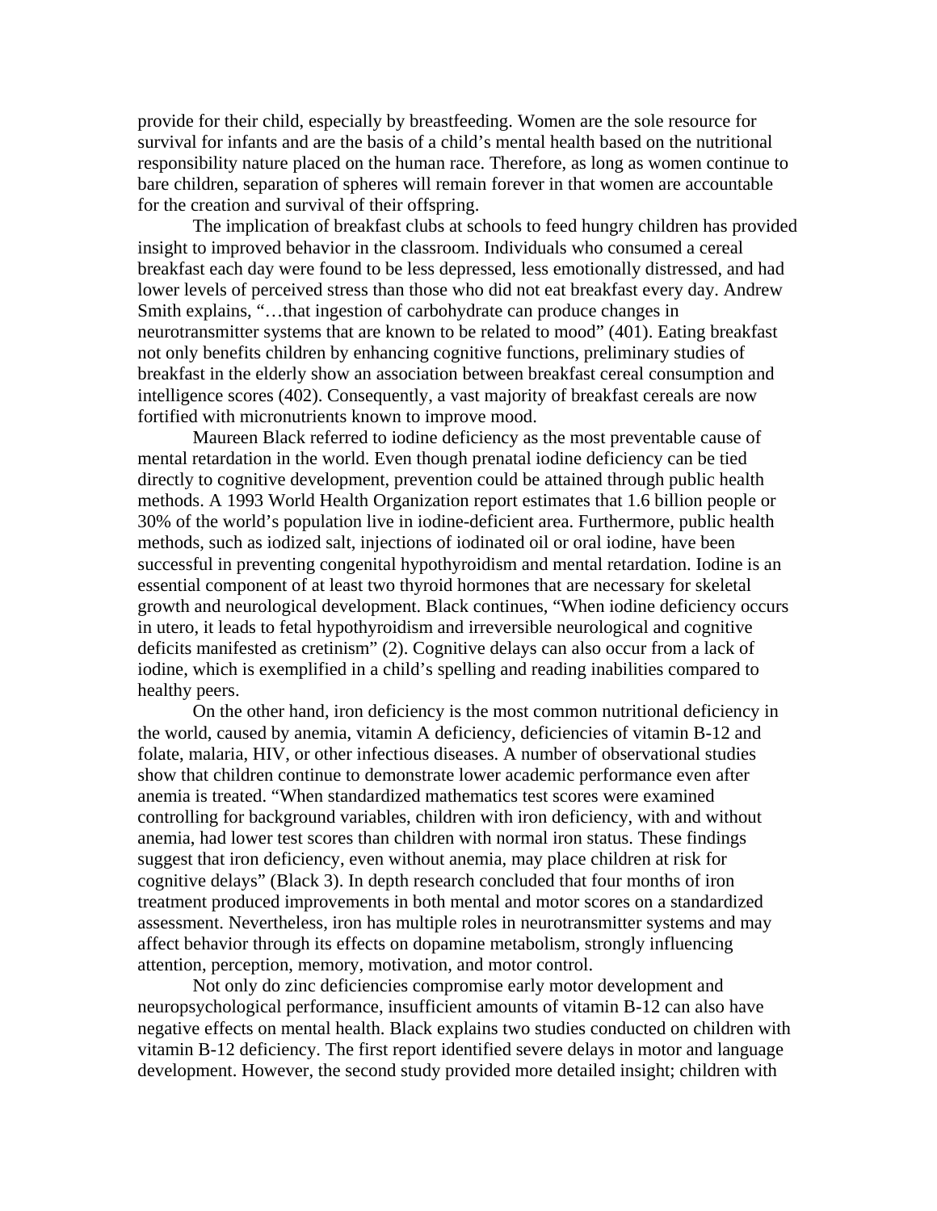provide for their child, especially by breastfeeding. Women are the sole resource for survival for infants and are the basis of a child's mental health based on the nutritional responsibility nature placed on the human race. Therefore, as long as women continue to bare children, separation of spheres will remain forever in that women are accountable for the creation and survival of their offspring.

The implication of breakfast clubs at schools to feed hungry children has provided insight to improved behavior in the classroom. Individuals who consumed a cereal breakfast each day were found to be less depressed, less emotionally distressed, and had lower levels of perceived stress than those who did not eat breakfast every day. Andrew Smith explains, "…that ingestion of carbohydrate can produce changes in neurotransmitter systems that are known to be related to mood" (401). Eating breakfast not only benefits children by enhancing cognitive functions, preliminary studies of breakfast in the elderly show an association between breakfast cereal consumption and intelligence scores (402). Consequently, a vast majority of breakfast cereals are now fortified with micronutrients known to improve mood.

Maureen Black referred to iodine deficiency as the most preventable cause of mental retardation in the world. Even though prenatal iodine deficiency can be tied directly to cognitive development, prevention could be attained through public health methods. A 1993 World Health Organization report estimates that 1.6 billion people or 30% of the world's population live in iodine-deficient area. Furthermore, public health methods, such as iodized salt, injections of iodinated oil or oral iodine, have been successful in preventing congenital hypothyroidism and mental retardation. Iodine is an essential component of at least two thyroid hormones that are necessary for skeletal growth and neurological development. Black continues, "When iodine deficiency occurs in utero, it leads to fetal hypothyroidism and irreversible neurological and cognitive deficits manifested as cretinism" (2). Cognitive delays can also occur from a lack of iodine, which is exemplified in a child's spelling and reading inabilities compared to healthy peers.

On the other hand, iron deficiency is the most common nutritional deficiency in the world, caused by anemia, vitamin A deficiency, deficiencies of vitamin B-12 and folate, malaria, HIV, or other infectious diseases. A number of observational studies show that children continue to demonstrate lower academic performance even after anemia is treated. "When standardized mathematics test scores were examined controlling for background variables, children with iron deficiency, with and without anemia, had lower test scores than children with normal iron status. These findings suggest that iron deficiency, even without anemia, may place children at risk for cognitive delays" (Black 3). In depth research concluded that four months of iron treatment produced improvements in both mental and motor scores on a standardized assessment. Nevertheless, iron has multiple roles in neurotransmitter systems and may affect behavior through its effects on dopamine metabolism, strongly influencing attention, perception, memory, motivation, and motor control.

Not only do zinc deficiencies compromise early motor development and neuropsychological performance, insufficient amounts of vitamin B-12 can also have negative effects on mental health. Black explains two studies conducted on children with vitamin B-12 deficiency. The first report identified severe delays in motor and language development. However, the second study provided more detailed insight; children with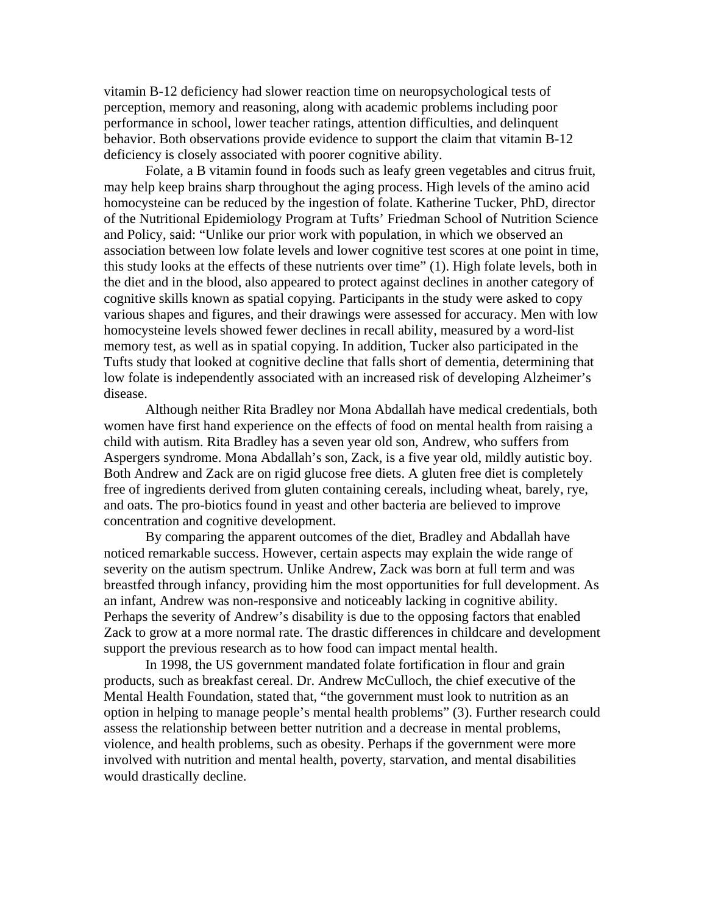vitamin B-12 deficiency had slower reaction time on neuropsychological tests of perception, memory and reasoning, along with academic problems including poor performance in school, lower teacher ratings, attention difficulties, and delinquent behavior. Both observations provide evidence to support the claim that vitamin B-12 deficiency is closely associated with poorer cognitive ability.

Folate, a B vitamin found in foods such as leafy green vegetables and citrus fruit, may help keep brains sharp throughout the aging process. High levels of the amino acid homocysteine can be reduced by the ingestion of folate. Katherine Tucker, PhD, director of the Nutritional Epidemiology Program at Tufts' Friedman School of Nutrition Science and Policy, said: "Unlike our prior work with population, in which we observed an association between low folate levels and lower cognitive test scores at one point in time, this study looks at the effects of these nutrients over time" (1). High folate levels, both in the diet and in the blood, also appeared to protect against declines in another category of cognitive skills known as spatial copying. Participants in the study were asked to copy various shapes and figures, and their drawings were assessed for accuracy. Men with low homocysteine levels showed fewer declines in recall ability, measured by a word-list memory test, as well as in spatial copying. In addition, Tucker also participated in the Tufts study that looked at cognitive decline that falls short of dementia, determining that low folate is independently associated with an increased risk of developing Alzheimer's disease.

Although neither Rita Bradley nor Mona Abdallah have medical credentials, both women have first hand experience on the effects of food on mental health from raising a child with autism. Rita Bradley has a seven year old son, Andrew, who suffers from Aspergers syndrome. Mona Abdallah's son, Zack, is a five year old, mildly autistic boy. Both Andrew and Zack are on rigid glucose free diets. A gluten free diet is completely free of ingredients derived from gluten containing cereals, including wheat, barely, rye, and oats. The pro-biotics found in yeast and other bacteria are believed to improve concentration and cognitive development.

By comparing the apparent outcomes of the diet, Bradley and Abdallah have noticed remarkable success. However, certain aspects may explain the wide range of severity on the autism spectrum. Unlike Andrew, Zack was born at full term and was breastfed through infancy, providing him the most opportunities for full development. As an infant, Andrew was non-responsive and noticeably lacking in cognitive ability. Perhaps the severity of Andrew's disability is due to the opposing factors that enabled Zack to grow at a more normal rate. The drastic differences in childcare and development support the previous research as to how food can impact mental health.

In 1998, the US government mandated folate fortification in flour and grain products, such as breakfast cereal. Dr. Andrew McCulloch, the chief executive of the Mental Health Foundation, stated that, "the government must look to nutrition as an option in helping to manage people's mental health problems" (3). Further research could assess the relationship between better nutrition and a decrease in mental problems, violence, and health problems, such as obesity. Perhaps if the government were more involved with nutrition and mental health, poverty, starvation, and mental disabilities would drastically decline.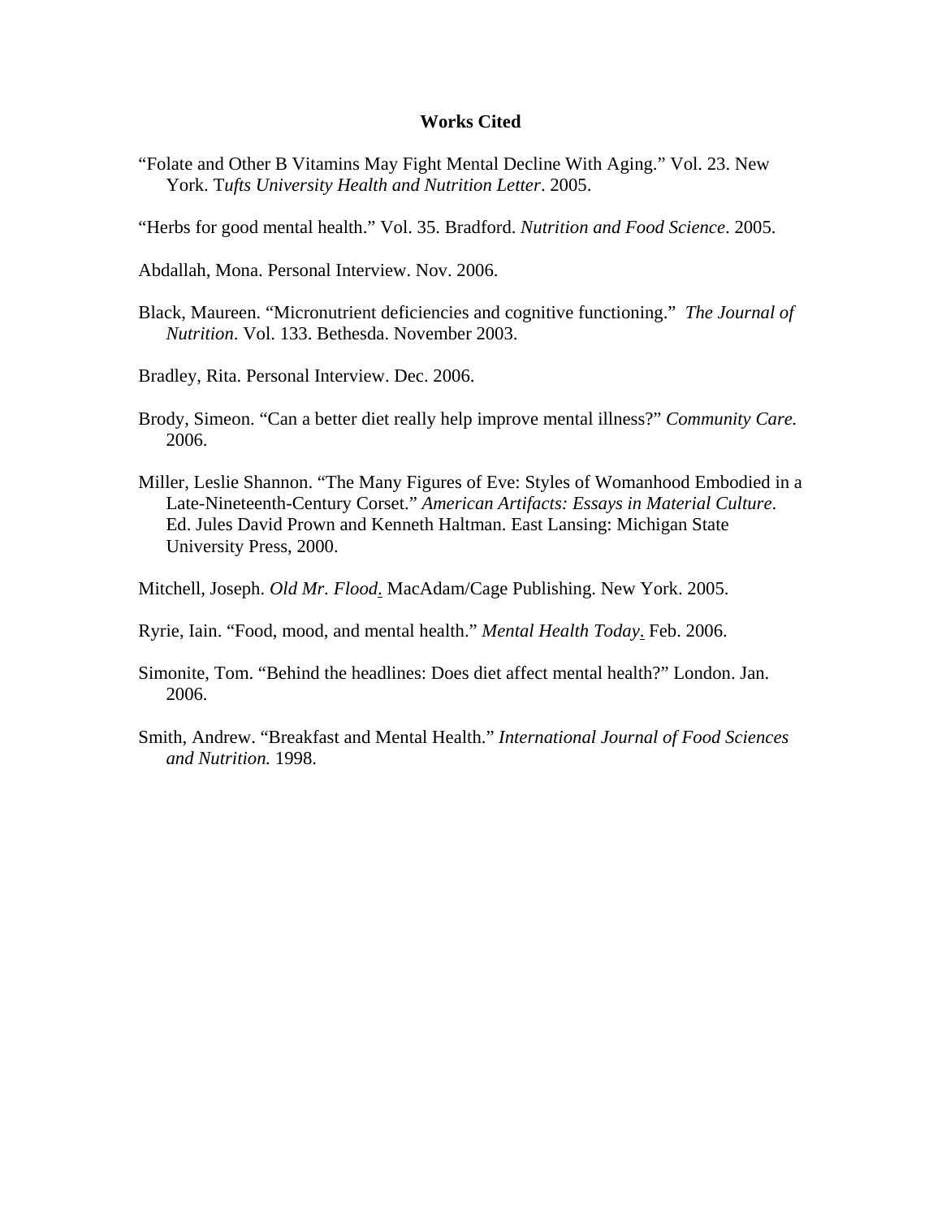# Works Cited

"Folate and Other B Vitamins May Fight Mental Decline With Aging." Vol. 23. New York. T*ufts University Health and Nutrition Letter*. 2005.

"Herbs for good mental health." Vol. 35. Bradford. *Nutrition and Food Science*. 2005.

Abdallah, Mona. Personal Interview. Nov. 2006.

Black, Maureen. "Micronutrient deficiencies and cognitive functioning." *The Journal of Nutrition*. Vol. 133. Bethesda. November 2003.

Bradley, Rita. Personal Interview. Dec. 2006.

Brody, Simeon. "Can a better diet really help improve mental illness?" *Community Care.* 2006.

Miller, Leslie Shannon. "The Many Figures of Eve: Styles of Womanhood Embodied in a Late-Nineteenth-Century Corset." *American Artifacts: Essays in Material Culture*. Ed. Jules David Prown and Kenneth Haltman. East Lansing: Michigan State University Press, 2000.

Mitchell, Joseph. *Old Mr. Flood*. MacAdam/Cage Publishing. New York. 2005.

Ryrie, Iain. "Food, mood, and mental health." *Mental Health Today*. Feb. 2006.

Simonite, Tom. "Behind the headlines: Does diet affect mental health?" London. Jan. 2006.

Smith, Andrew. "Breakfast and Mental Health." *International Journal of Food Sciences and Nutrition.* 1998.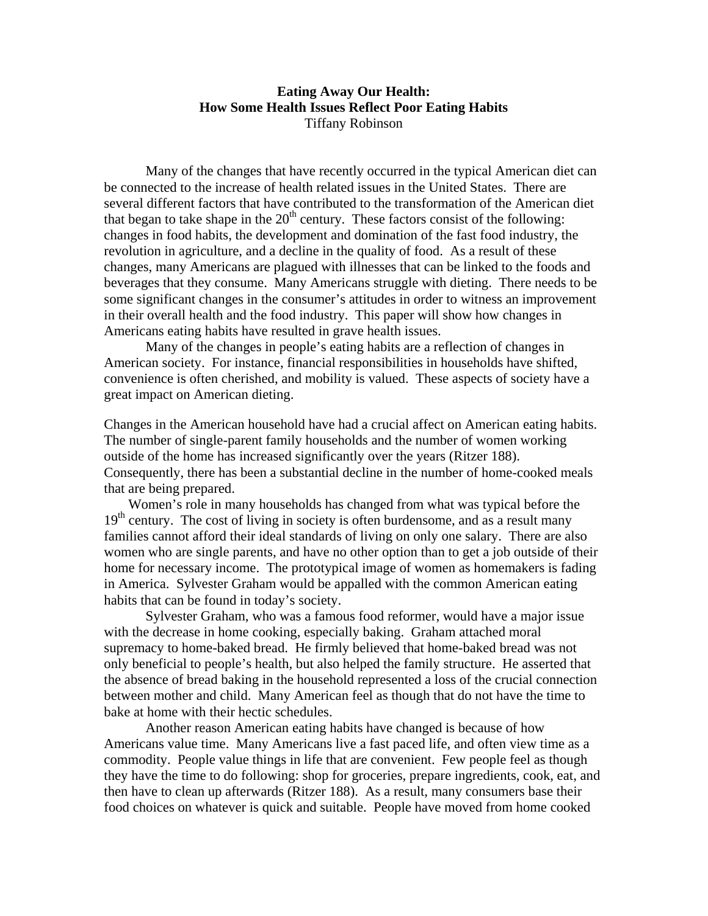**Eating Away Our Health:**
**How Some Health Issues Reflect Poor Eating Habits**
Tiffany Robinson

Many of the changes that have recently occurred in the typical American diet can be connected to the increase of health related issues in the United States. There are several different factors that have contributed to the transformation of the American diet that began to take shape in the 20th century. These factors consist of the following: changes in food habits, the development and domination of the fast food industry, the revolution in agriculture, and a decline in the quality of food. As a result of these changes, many Americans are plagued with illnesses that can be linked to the foods and beverages that they consume. Many Americans struggle with dieting. There needs to be some significant changes in the consumer's attitudes in order to witness an improvement in their overall health and the food industry. This paper will show how changes in Americans eating habits have resulted in grave health issues.

Many of the changes in people's eating habits are a reflection of changes in American society. For instance, financial responsibilities in households have shifted, convenience is often cherished, and mobility is valued. These aspects of society have a great impact on American dieting.

Changes in the American household have had a crucial affect on American eating habits. The number of single-parent family households and the number of women working outside of the home has increased significantly over the years (Ritzer 188). Consequently, there has been a substantial decline in the number of home-cooked meals that are being prepared.

Women's role in many households has changed from what was typical before the 19th century. The cost of living in society is often burdensome, and as a result many families cannot afford their ideal standards of living on only one salary. There are also women who are single parents, and have no other option than to get a job outside of their home for necessary income. The prototypical image of women as homemakers is fading in America. Sylvester Graham would be appalled with the common American eating habits that can be found in today's society.

Sylvester Graham, who was a famous food reformer, would have a major issue with the decrease in home cooking, especially baking. Graham attached moral supremacy to home-baked bread. He firmly believed that home-baked bread was not only beneficial to people's health, but also helped the family structure. He asserted that the absence of bread baking in the household represented a loss of the crucial connection between mother and child. Many American feel as though that do not have the time to bake at home with their hectic schedules.

Another reason American eating habits have changed is because of how Americans value time. Many Americans live a fast paced life, and often view time as a commodity. People value things in life that are convenient. Few people feel as though they have the time to do following: shop for groceries, prepare ingredients, cook, eat, and then have to clean up afterwards (Ritzer 188). As a result, many consumers base their food choices on whatever is quick and suitable. People have moved from home cooked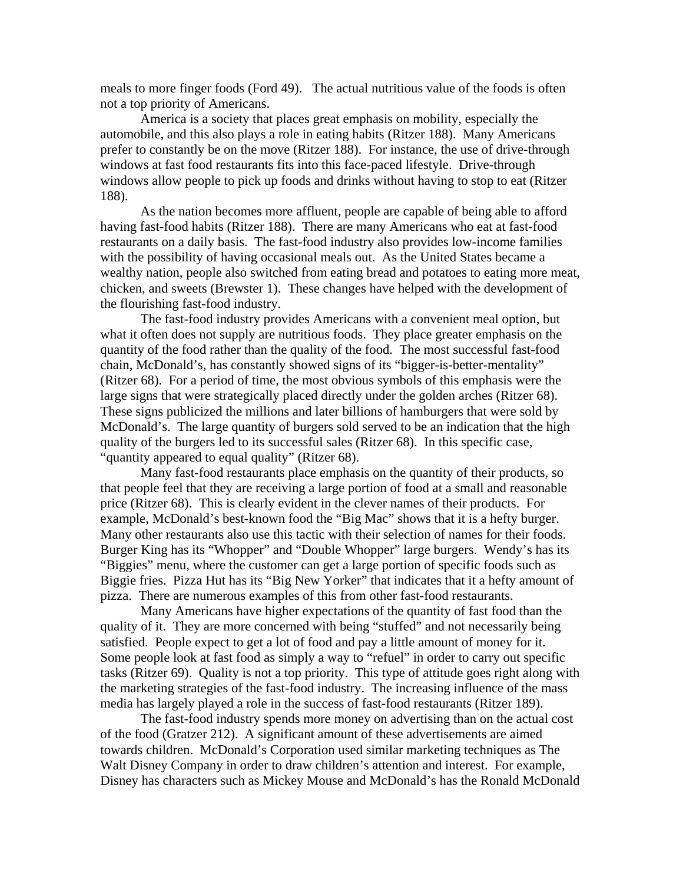meals to more finger foods (Ford 49). The actual nutritious value of the foods is often not a top priority of Americans.

America is a society that places great emphasis on mobility, especially the automobile, and this also plays a role in eating habits (Ritzer 188). Many Americans prefer to constantly be on the move (Ritzer 188). For instance, the use of drive-through windows at fast food restaurants fits into this face-paced lifestyle. Drive-through windows allow people to pick up foods and drinks without having to stop to eat (Ritzer 188).

As the nation becomes more affluent, people are capable of being able to afford having fast-food habits (Ritzer 188). There are many Americans who eat at fast-food restaurants on a daily basis. The fast-food industry also provides low-income families with the possibility of having occasional meals out. As the United States became a wealthy nation, people also switched from eating bread and potatoes to eating more meat, chicken, and sweets (Brewster 1). These changes have helped with the development of the flourishing fast-food industry.

The fast-food industry provides Americans with a convenient meal option, but what it often does not supply are nutritious foods. They place greater emphasis on the quantity of the food rather than the quality of the food. The most successful fast-food chain, McDonald's, has constantly showed signs of its "bigger-is-better-mentality" (Ritzer 68). For a period of time, the most obvious symbols of this emphasis were the large signs that were strategically placed directly under the golden arches (Ritzer 68). These signs publicized the millions and later billions of hamburgers that were sold by McDonald's. The large quantity of burgers sold served to be an indication that the high quality of the burgers led to its successful sales (Ritzer 68). In this specific case, "quantity appeared to equal quality" (Ritzer 68).

Many fast-food restaurants place emphasis on the quantity of their products, so that people feel that they are receiving a large portion of food at a small and reasonable price (Ritzer 68). This is clearly evident in the clever names of their products. For example, McDonald's best-known food the "Big Mac" shows that it is a hefty burger. Many other restaurants also use this tactic with their selection of names for their foods. Burger King has its "Whopper" and "Double Whopper" large burgers. Wendy's has its "Biggies" menu, where the customer can get a large portion of specific foods such as Biggie fries. Pizza Hut has its "Big New Yorker" that indicates that it a hefty amount of pizza. There are numerous examples of this from other fast-food restaurants.

Many Americans have higher expectations of the quantity of fast food than the quality of it. They are more concerned with being "stuffed" and not necessarily being satisfied. People expect to get a lot of food and pay a little amount of money for it. Some people look at fast food as simply a way to "refuel" in order to carry out specific tasks (Ritzer 69). Quality is not a top priority. This type of attitude goes right along with the marketing strategies of the fast-food industry. The increasing influence of the mass media has largely played a role in the success of fast-food restaurants (Ritzer 189).

The fast-food industry spends more money on advertising than on the actual cost of the food (Gratzer 212). A significant amount of these advertisements are aimed towards children. McDonald's Corporation used similar marketing techniques as The Walt Disney Company in order to draw children's attention and interest. For example, Disney has characters such as Mickey Mouse and McDonald's has the Ronald McDonald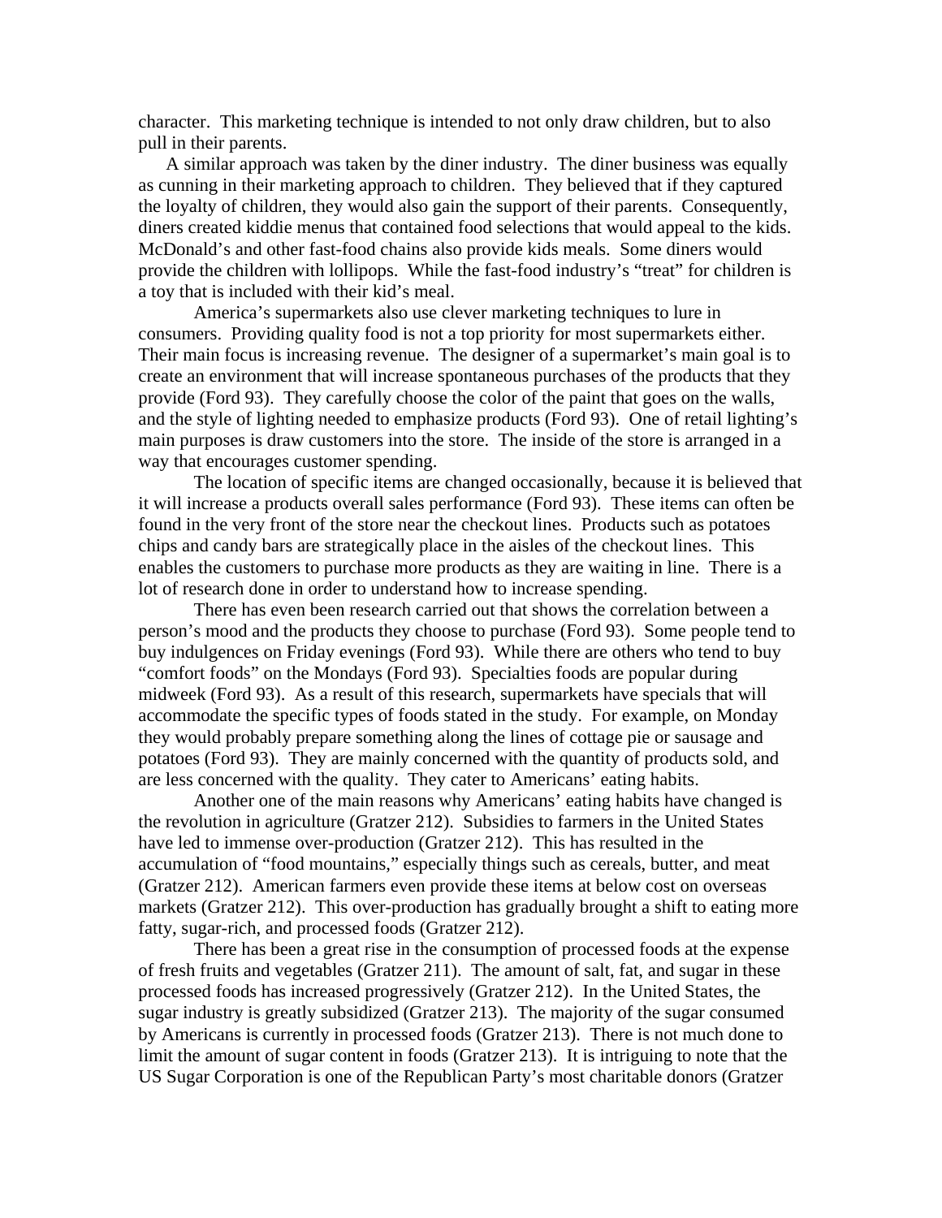character. This marketing technique is intended to not only draw children, but to also pull in their parents.

A similar approach was taken by the diner industry. The diner business was equally as cunning in their marketing approach to children. They believed that if they captured the loyalty of children, they would also gain the support of their parents. Consequently, diners created kiddie menus that contained food selections that would appeal to the kids. McDonald's and other fast-food chains also provide kids meals. Some diners would provide the children with lollipops. While the fast-food industry's "treat" for children is a toy that is included with their kid's meal.

America's supermarkets also use clever marketing techniques to lure in consumers. Providing quality food is not a top priority for most supermarkets either. Their main focus is increasing revenue. The designer of a supermarket's main goal is to create an environment that will increase spontaneous purchases of the products that they provide (Ford 93). They carefully choose the color of the paint that goes on the walls, and the style of lighting needed to emphasize products (Ford 93). One of retail lighting's main purposes is draw customers into the store. The inside of the store is arranged in a way that encourages customer spending.

The location of specific items are changed occasionally, because it is believed that it will increase a products overall sales performance (Ford 93). These items can often be found in the very front of the store near the checkout lines. Products such as potatoes chips and candy bars are strategically place in the aisles of the checkout lines. This enables the customers to purchase more products as they are waiting in line. There is a lot of research done in order to understand how to increase spending.

There has even been research carried out that shows the correlation between a person's mood and the products they choose to purchase (Ford 93). Some people tend to buy indulgences on Friday evenings (Ford 93). While there are others who tend to buy "comfort foods" on the Mondays (Ford 93). Specialties foods are popular during midweek (Ford 93). As a result of this research, supermarkets have specials that will accommodate the specific types of foods stated in the study. For example, on Monday they would probably prepare something along the lines of cottage pie or sausage and potatoes (Ford 93). They are mainly concerned with the quantity of products sold, and are less concerned with the quality. They cater to Americans' eating habits.

Another one of the main reasons why Americans' eating habits have changed is the revolution in agriculture (Gratzer 212). Subsidies to farmers in the United States have led to immense over-production (Gratzer 212). This has resulted in the accumulation of "food mountains," especially things such as cereals, butter, and meat (Gratzer 212). American farmers even provide these items at below cost on overseas markets (Gratzer 212). This over-production has gradually brought a shift to eating more fatty, sugar-rich, and processed foods (Gratzer 212).

There has been a great rise in the consumption of processed foods at the expense of fresh fruits and vegetables (Gratzer 211). The amount of salt, fat, and sugar in these processed foods has increased progressively (Gratzer 212). In the United States, the sugar industry is greatly subsidized (Gratzer 213). The majority of the sugar consumed by Americans is currently in processed foods (Gratzer 213). There is not much done to limit the amount of sugar content in foods (Gratzer 213). It is intriguing to note that the US Sugar Corporation is one of the Republican Party's most charitable donors (Gratzer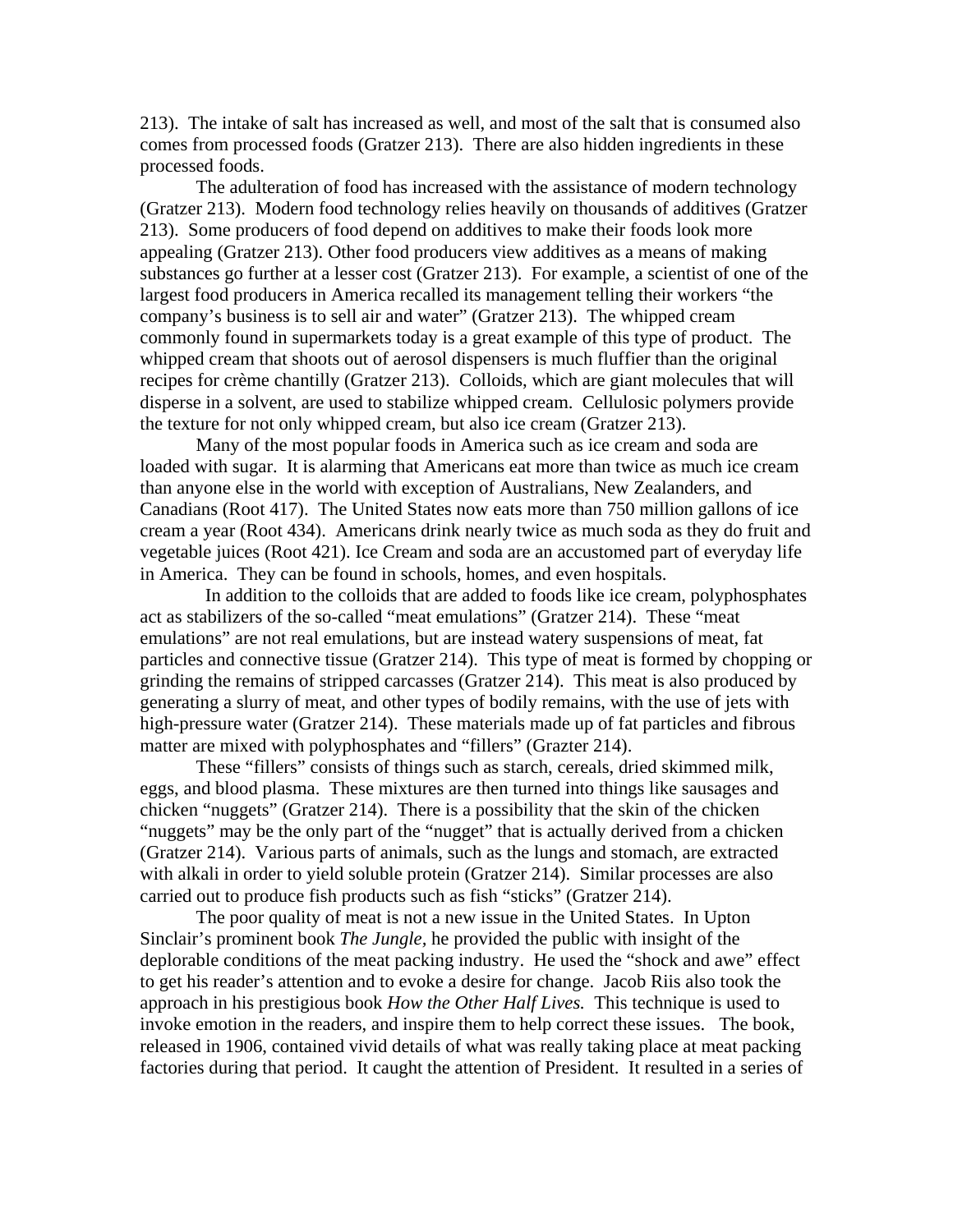213). The intake of salt has increased as well, and most of the salt that is consumed also comes from processed foods (Gratzer 213). There are also hidden ingredients in these processed foods.

The adulteration of food has increased with the assistance of modern technology (Gratzer 213). Modern food technology relies heavily on thousands of additives (Gratzer 213). Some producers of food depend on additives to make their foods look more appealing (Gratzer 213). Other food producers view additives as a means of making substances go further at a lesser cost (Gratzer 213). For example, a scientist of one of the largest food producers in America recalled its management telling their workers "the company's business is to sell air and water" (Gratzer 213). The whipped cream commonly found in supermarkets today is a great example of this type of product. The whipped cream that shoots out of aerosol dispensers is much fluffier than the original recipes for crème chantilly (Gratzer 213). Colloids, which are giant molecules that will disperse in a solvent, are used to stabilize whipped cream. Cellulosic polymers provide the texture for not only whipped cream, but also ice cream (Gratzer 213).

Many of the most popular foods in America such as ice cream and soda are loaded with sugar. It is alarming that Americans eat more than twice as much ice cream than anyone else in the world with exception of Australians, New Zealanders, and Canadians (Root 417). The United States now eats more than 750 million gallons of ice cream a year (Root 434). Americans drink nearly twice as much soda as they do fruit and vegetable juices (Root 421). Ice Cream and soda are an accustomed part of everyday life in America. They can be found in schools, homes, and even hospitals.

In addition to the colloids that are added to foods like ice cream, polyphosphates act as stabilizers of the so-called "meat emulations" (Gratzer 214). These "meat emulations" are not real emulations, but are instead watery suspensions of meat, fat particles and connective tissue (Gratzer 214). This type of meat is formed by chopping or grinding the remains of stripped carcasses (Gratzer 214). This meat is also produced by generating a slurry of meat, and other types of bodily remains, with the use of jets with high-pressure water (Gratzer 214). These materials made up of fat particles and fibrous matter are mixed with polyphosphates and "fillers" (Grazter 214).

These "fillers" consists of things such as starch, cereals, dried skimmed milk, eggs, and blood plasma. These mixtures are then turned into things like sausages and chicken "nuggets" (Gratzer 214). There is a possibility that the skin of the chicken "nuggets" may be the only part of the "nugget" that is actually derived from a chicken (Gratzer 214). Various parts of animals, such as the lungs and stomach, are extracted with alkali in order to yield soluble protein (Gratzer 214). Similar processes are also carried out to produce fish products such as fish "sticks" (Gratzer 214).

The poor quality of meat is not a new issue in the United States. In Upton Sinclair's prominent book *The Jungle*, he provided the public with insight of the deplorable conditions of the meat packing industry. He used the "shock and awe" effect to get his reader's attention and to evoke a desire for change. Jacob Riis also took the approach in his prestigious book *How the Other Half Lives.* This technique is used to invoke emotion in the readers, and inspire them to help correct these issues. The book, released in 1906, contained vivid details of what was really taking place at meat packing factories during that period. It caught the attention of President. It resulted in a series of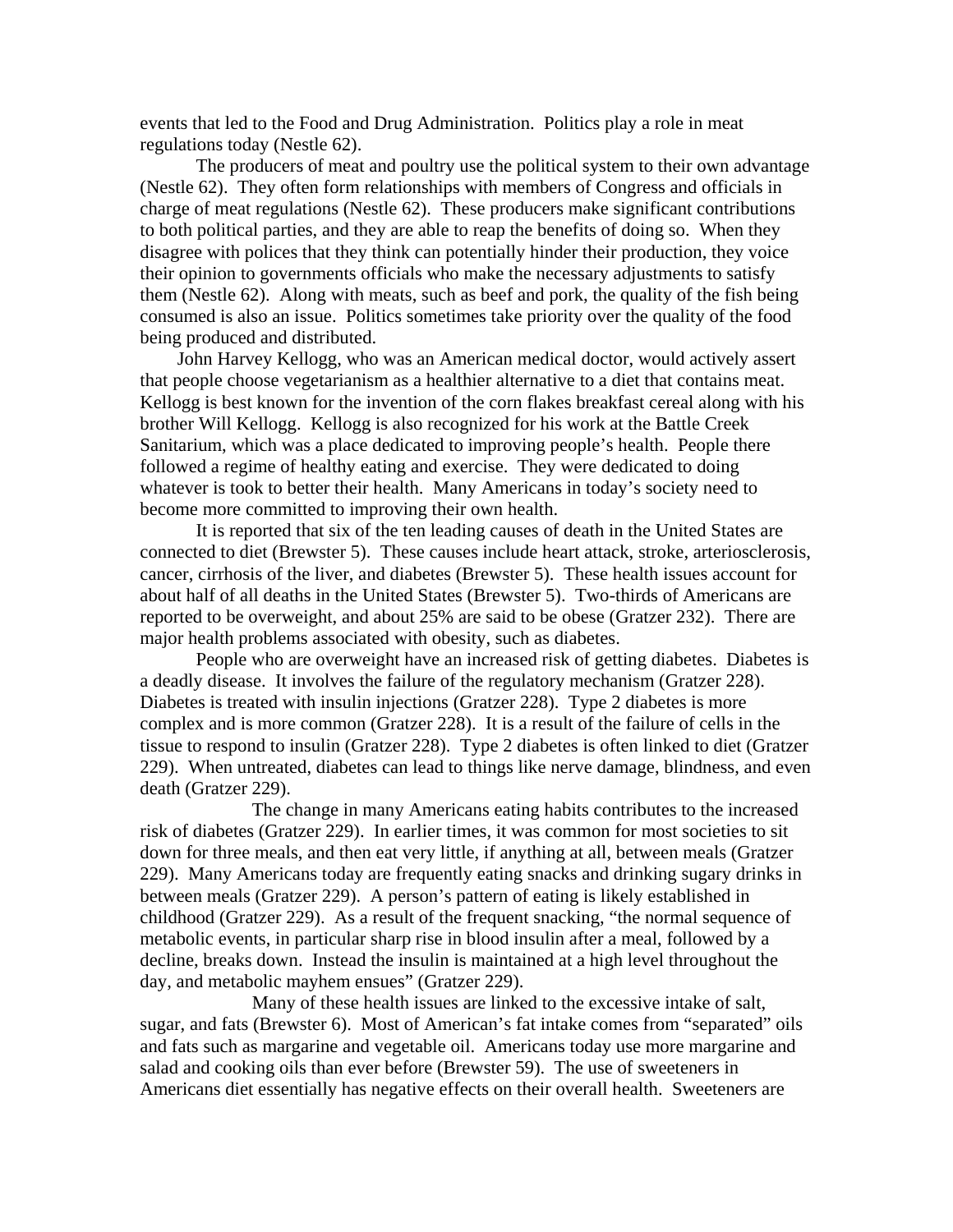events that led to the Food and Drug Administration. Politics play a role in meat regulations today (Nestle 62).

The producers of meat and poultry use the political system to their own advantage (Nestle 62). They often form relationships with members of Congress and officials in charge of meat regulations (Nestle 62). These producers make significant contributions to both political parties, and they are able to reap the benefits of doing so. When they disagree with polices that they think can potentially hinder their production, they voice their opinion to governments officials who make the necessary adjustments to satisfy them (Nestle 62). Along with meats, such as beef and pork, the quality of the fish being consumed is also an issue. Politics sometimes take priority over the quality of the food being produced and distributed.

John Harvey Kellogg, who was an American medical doctor, would actively assert that people choose vegetarianism as a healthier alternative to a diet that contains meat. Kellogg is best known for the invention of the corn flakes breakfast cereal along with his brother Will Kellogg. Kellogg is also recognized for his work at the Battle Creek Sanitarium, which was a place dedicated to improving people's health. People there followed a regime of healthy eating and exercise. They were dedicated to doing whatever is took to better their health. Many Americans in today's society need to become more committed to improving their own health.

It is reported that six of the ten leading causes of death in the United States are connected to diet (Brewster 5). These causes include heart attack, stroke, arteriosclerosis, cancer, cirrhosis of the liver, and diabetes (Brewster 5). These health issues account for about half of all deaths in the United States (Brewster 5). Two-thirds of Americans are reported to be overweight, and about 25% are said to be obese (Gratzer 232). There are major health problems associated with obesity, such as diabetes.

People who are overweight have an increased risk of getting diabetes. Diabetes is a deadly disease. It involves the failure of the regulatory mechanism (Gratzer 228). Diabetes is treated with insulin injections (Gratzer 228). Type 2 diabetes is more complex and is more common (Gratzer 228). It is a result of the failure of cells in the tissue to respond to insulin (Gratzer 228). Type 2 diabetes is often linked to diet (Gratzer 229). When untreated, diabetes can lead to things like nerve damage, blindness, and even death (Gratzer 229).

The change in many Americans eating habits contributes to the increased risk of diabetes (Gratzer 229). In earlier times, it was common for most societies to sit down for three meals, and then eat very little, if anything at all, between meals (Gratzer 229). Many Americans today are frequently eating snacks and drinking sugary drinks in between meals (Gratzer 229). A person's pattern of eating is likely established in childhood (Gratzer 229). As a result of the frequent snacking, "the normal sequence of metabolic events, in particular sharp rise in blood insulin after a meal, followed by a decline, breaks down. Instead the insulin is maintained at a high level throughout the day, and metabolic mayhem ensues" (Gratzer 229).

Many of these health issues are linked to the excessive intake of salt, sugar, and fats (Brewster 6). Most of American's fat intake comes from "separated" oils and fats such as margarine and vegetable oil. Americans today use more margarine and salad and cooking oils than ever before (Brewster 59). The use of sweeteners in Americans diet essentially has negative effects on their overall health. Sweeteners are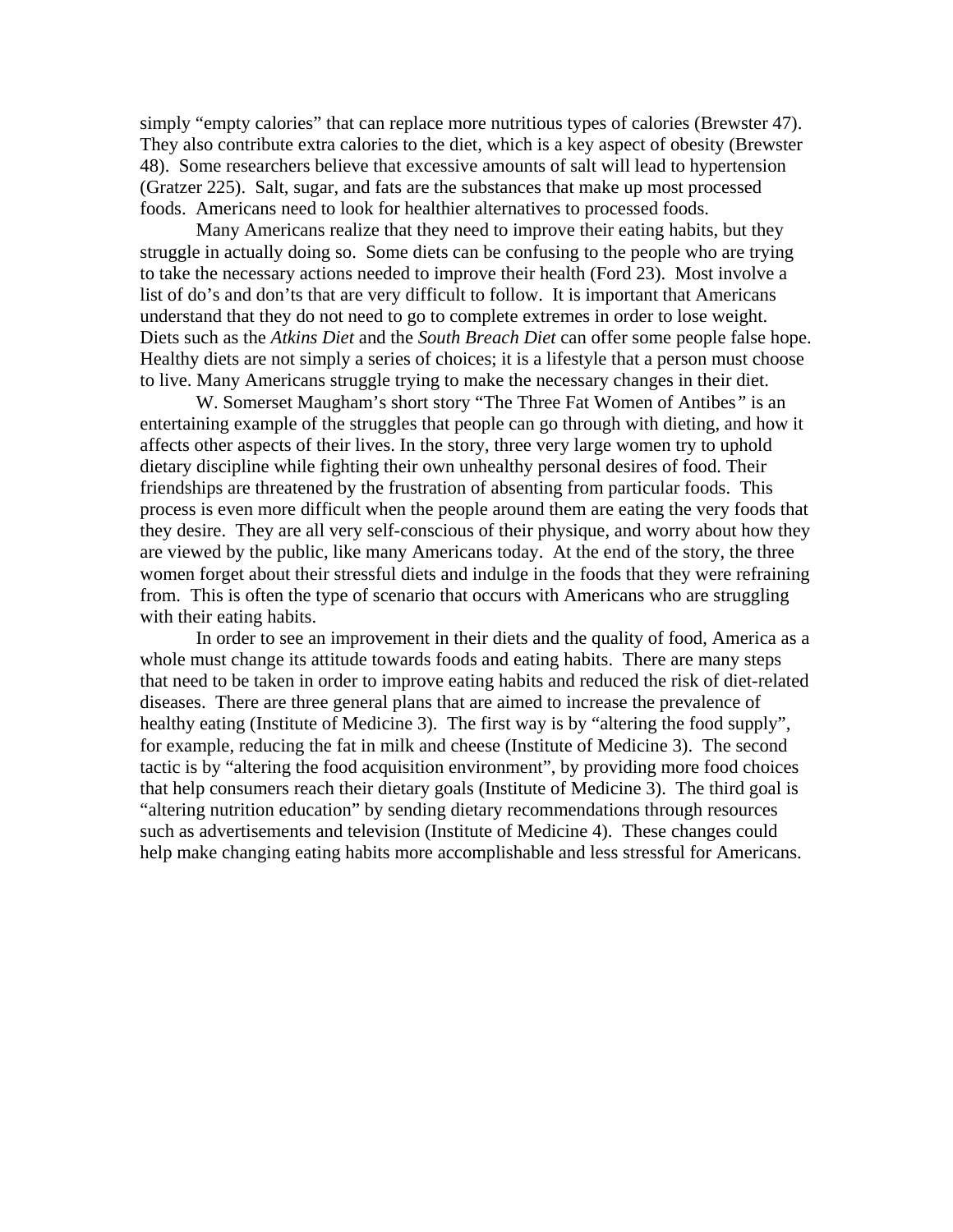simply "empty calories" that can replace more nutritious types of calories (Brewster 47). They also contribute extra calories to the diet, which is a key aspect of obesity (Brewster 48). Some researchers believe that excessive amounts of salt will lead to hypertension (Gratzer 225). Salt, sugar, and fats are the substances that make up most processed foods. Americans need to look for healthier alternatives to processed foods.

Many Americans realize that they need to improve their eating habits, but they struggle in actually doing so. Some diets can be confusing to the people who are trying to take the necessary actions needed to improve their health (Ford 23). Most involve a list of do's and don'ts that are very difficult to follow. It is important that Americans understand that they do not need to go to complete extremes in order to lose weight. Diets such as the *Atkins Diet* and the *South Breach Diet* can offer some people false hope. Healthy diets are not simply a series of choices; it is a lifestyle that a person must choose to live. Many Americans struggle trying to make the necessary changes in their diet.

W. Somerset Maugham's short story "The Three Fat Women of Antibes" is an entertaining example of the struggles that people can go through with dieting, and how it affects other aspects of their lives. In the story, three very large women try to uphold dietary discipline while fighting their own unhealthy personal desires of food. Their friendships are threatened by the frustration of absenting from particular foods. This process is even more difficult when the people around them are eating the very foods that they desire. They are all very self-conscious of their physique, and worry about how they are viewed by the public, like many Americans today. At the end of the story, the three women forget about their stressful diets and indulge in the foods that they were refraining from. This is often the type of scenario that occurs with Americans who are struggling with their eating habits.

In order to see an improvement in their diets and the quality of food, America as a whole must change its attitude towards foods and eating habits. There are many steps that need to be taken in order to improve eating habits and reduced the risk of diet-related diseases. There are three general plans that are aimed to increase the prevalence of healthy eating (Institute of Medicine 3). The first way is by "altering the food supply", for example, reducing the fat in milk and cheese (Institute of Medicine 3). The second tactic is by "altering the food acquisition environment", by providing more food choices that help consumers reach their dietary goals (Institute of Medicine 3). The third goal is "altering nutrition education" by sending dietary recommendations through resources such as advertisements and television (Institute of Medicine 4). These changes could help make changing eating habits more accomplishable and less stressful for Americans.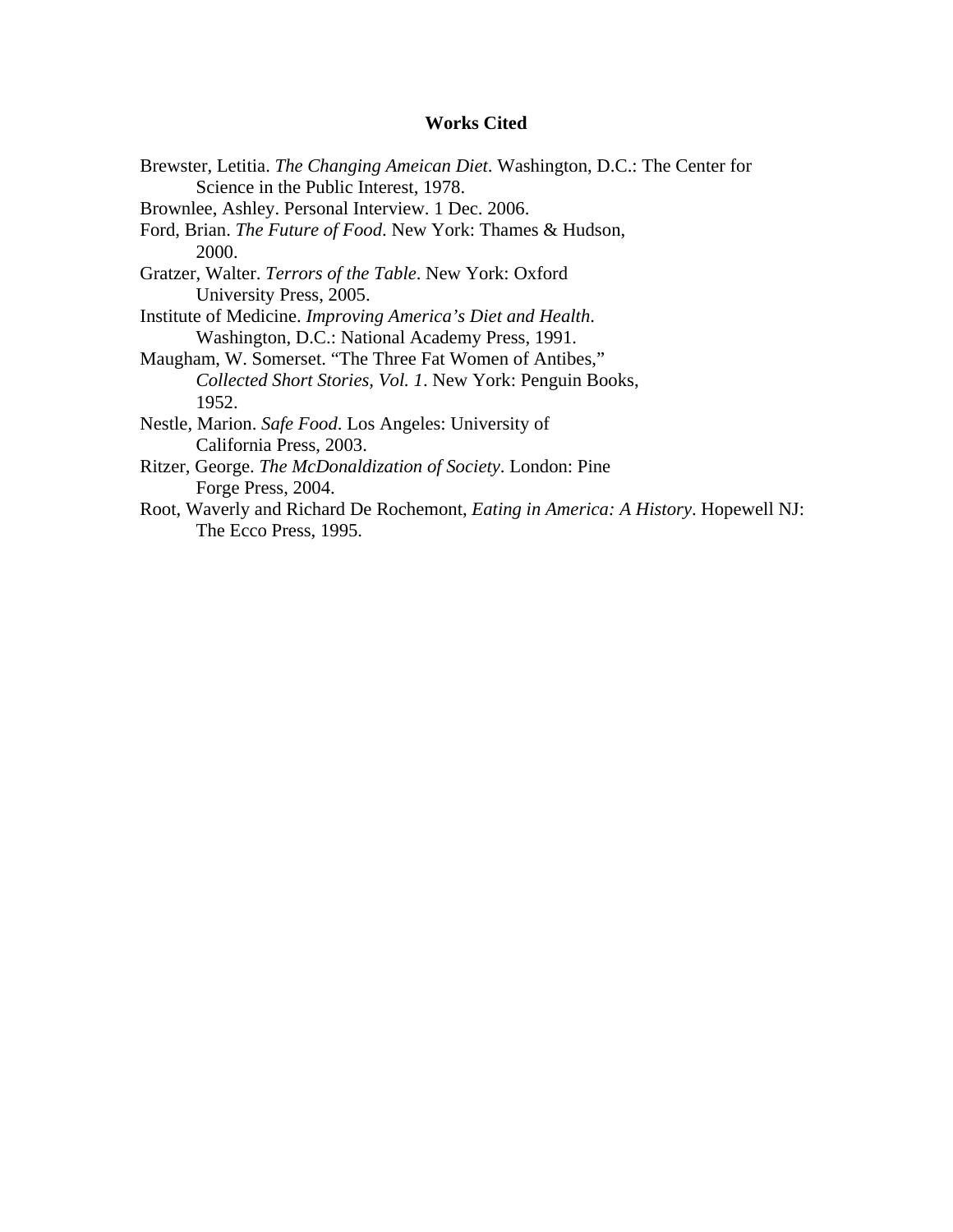**Works Cited**

Brewster, Letitia. *The Changing Ameican Diet*. Washington, D.C.: The Center for Science in the Public Interest, 1978.

Brownlee, Ashley. Personal Interview. 1 Dec. 2006.

Ford, Brian. *The Future of Food*. New York: Thames & Hudson, 2000.

Gratzer, Walter. *Terrors of the Table*. New York: Oxford University Press, 2005.

Institute of Medicine. *Improving America's Diet and Health*. Washington, D.C.: National Academy Press, 1991.

Maugham, W. Somerset. "The Three Fat Women of Antibes," *Collected Short Stories, Vol. 1*. New York: Penguin Books, 1952.

Nestle, Marion. *Safe Food*. Los Angeles: University of California Press, 2003.

Ritzer, George. *The McDonaldization of Society*. London: Pine Forge Press, 2004.

Root, Waverly and Richard De Rochemont, *Eating in America: A History*. Hopewell NJ: The Ecco Press, 1995.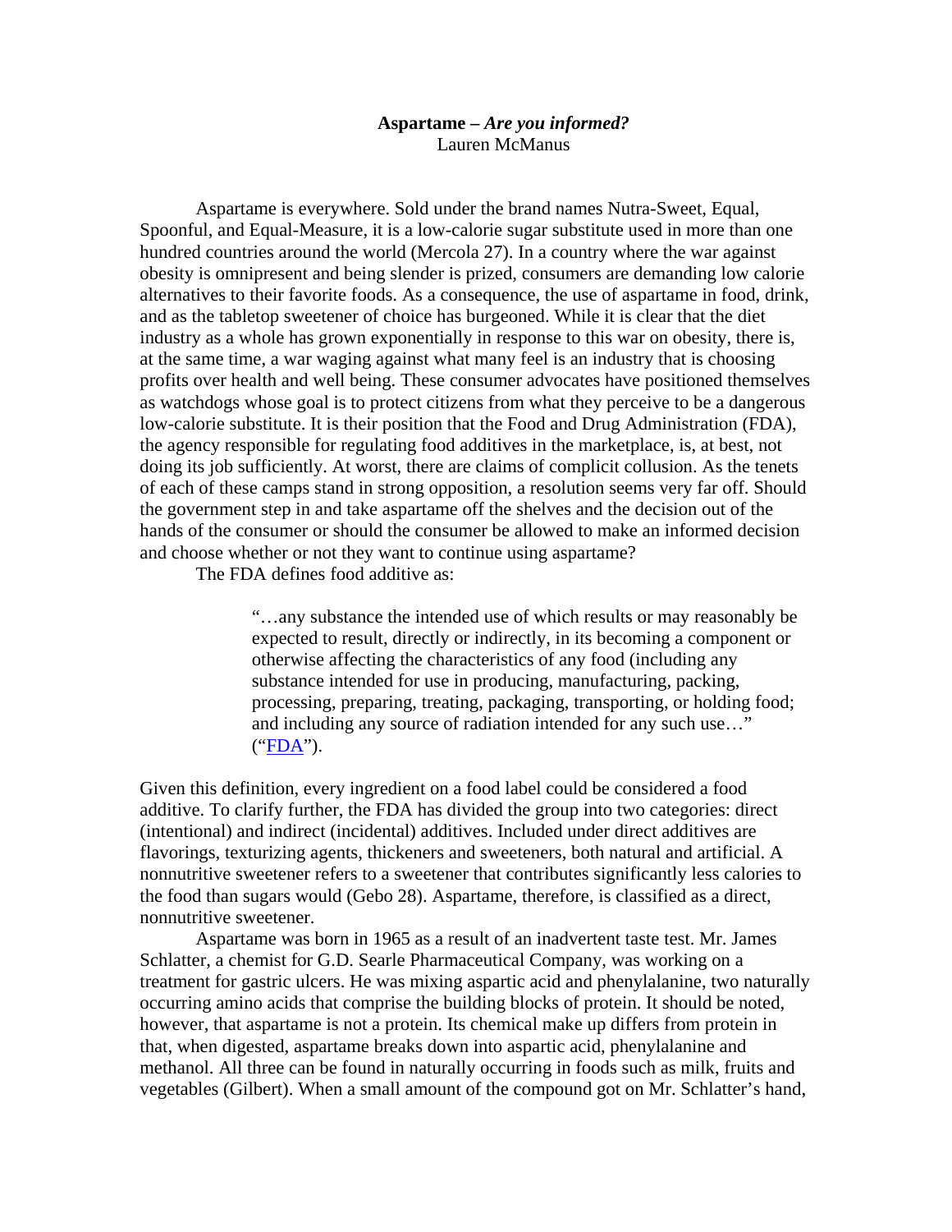**Aspartame –** ***Are you informed?***
Lauren McManus

Aspartame is everywhere. Sold under the brand names Nutra-Sweet, Equal, Spoonful, and Equal-Measure, it is a low-calorie sugar substitute used in more than one hundred countries around the world (Mercola 27). In a country where the war against obesity is omnipresent and being slender is prized, consumers are demanding low calorie alternatives to their favorite foods. As a consequence, the use of aspartame in food, drink, and as the tabletop sweetener of choice has burgeoned. While it is clear that the diet industry as a whole has grown exponentially in response to this war on obesity, there is, at the same time, a war waging against what many feel is an industry that is choosing profits over health and well being. These consumer advocates have positioned themselves as watchdogs whose goal is to protect citizens from what they perceive to be a dangerous low-calorie substitute. It is their position that the Food and Drug Administration (FDA), the agency responsible for regulating food additives in the marketplace, is, at best, not doing its job sufficiently. At worst, there are claims of complicit collusion. As the tenets of each of these camps stand in strong opposition, a resolution seems very far off. Should the government step in and take aspartame off the shelves and the decision out of the hands of the consumer or should the consumer be allowed to make an informed decision and choose whether or not they want to continue using aspartame?

The FDA defines food additive as:

> "…any substance the intended use of which results or may reasonably be expected to result, directly or indirectly, in its becoming a component or otherwise affecting the characteristics of any food (including any substance intended for use in producing, manufacturing, packing, processing, preparing, treating, packaging, transporting, or holding food; and including any source of radiation intended for any such use…" ("FDA").

Given this definition, every ingredient on a food label could be considered a food additive. To clarify further, the FDA has divided the group into two categories: direct (intentional) and indirect (incidental) additives. Included under direct additives are flavorings, texturizing agents, thickeners and sweeteners, both natural and artificial. A nonnutritive sweetener refers to a sweetener that contributes significantly less calories to the food than sugars would (Gebo 28). Aspartame, therefore, is classified as a direct, nonnutritive sweetener.

Aspartame was born in 1965 as a result of an inadvertent taste test. Mr. James Schlatter, a chemist for G.D. Searle Pharmaceutical Company, was working on a treatment for gastric ulcers. He was mixing aspartic acid and phenylalanine, two naturally occurring amino acids that comprise the building blocks of protein. It should be noted, however, that aspartame is not a protein. Its chemical make up differs from protein in that, when digested, aspartame breaks down into aspartic acid, phenylalanine and methanol. All three can be found in naturally occurring in foods such as milk, fruits and vegetables (Gilbert). When a small amount of the compound got on Mr. Schlatter's hand,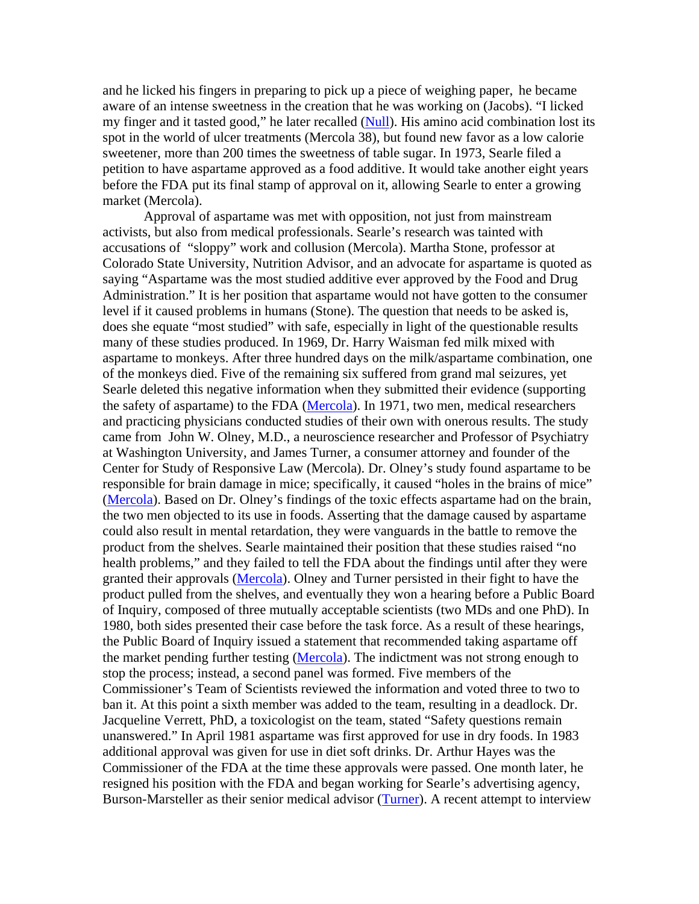and he licked his fingers in preparing to pick up a piece of weighing paper, he became aware of an intense sweetness in the creation that he was working on (Jacobs). "I licked my finger and it tasted good," he later recalled (Null). His amino acid combination lost its spot in the world of ulcer treatments (Mercola 38), but found new favor as a low calorie sweetener, more than 200 times the sweetness of table sugar. In 1973, Searle filed a petition to have aspartame approved as a food additive. It would take another eight years before the FDA put its final stamp of approval on it, allowing Searle to enter a growing market (Mercola).

Approval of aspartame was met with opposition, not just from mainstream activists, but also from medical professionals. Searle's research was tainted with accusations of "sloppy" work and collusion (Mercola). Martha Stone, professor at Colorado State University, Nutrition Advisor, and an advocate for aspartame is quoted as saying "Aspartame was the most studied additive ever approved by the Food and Drug Administration." It is her position that aspartame would not have gotten to the consumer level if it caused problems in humans (Stone). The question that needs to be asked is, does she equate "most studied" with safe, especially in light of the questionable results many of these studies produced. In 1969, Dr. Harry Waisman fed milk mixed with aspartame to monkeys. After three hundred days on the milk/aspartame combination, one of the monkeys died. Five of the remaining six suffered from grand mal seizures, yet Searle deleted this negative information when they submitted their evidence (supporting the safety of aspartame) to the FDA (Mercola). In 1971, two men, medical researchers and practicing physicians conducted studies of their own with onerous results. The study came from John W. Olney, M.D., a neuroscience researcher and Professor of Psychiatry at Washington University, and James Turner, a consumer attorney and founder of the Center for Study of Responsive Law (Mercola). Dr. Olney's study found aspartame to be responsible for brain damage in mice; specifically, it caused "holes in the brains of mice" (Mercola). Based on Dr. Olney's findings of the toxic effects aspartame had on the brain, the two men objected to its use in foods. Asserting that the damage caused by aspartame could also result in mental retardation, they were vanguards in the battle to remove the product from the shelves. Searle maintained their position that these studies raised "no health problems," and they failed to tell the FDA about the findings until after they were granted their approvals (Mercola). Olney and Turner persisted in their fight to have the product pulled from the shelves, and eventually they won a hearing before a Public Board of Inquiry, composed of three mutually acceptable scientists (two MDs and one PhD). In 1980, both sides presented their case before the task force. As a result of these hearings, the Public Board of Inquiry issued a statement that recommended taking aspartame off the market pending further testing (Mercola). The indictment was not strong enough to stop the process; instead, a second panel was formed. Five members of the Commissioner's Team of Scientists reviewed the information and voted three to two to ban it. At this point a sixth member was added to the team, resulting in a deadlock. Dr. Jacqueline Verrett, PhD, a toxicologist on the team, stated "Safety questions remain unanswered." In April 1981 aspartame was first approved for use in dry foods. In 1983 additional approval was given for use in diet soft drinks. Dr. Arthur Hayes was the Commissioner of the FDA at the time these approvals were passed. One month later, he resigned his position with the FDA and began working for Searle's advertising agency, Burson-Marsteller as their senior medical advisor (Turner). A recent attempt to interview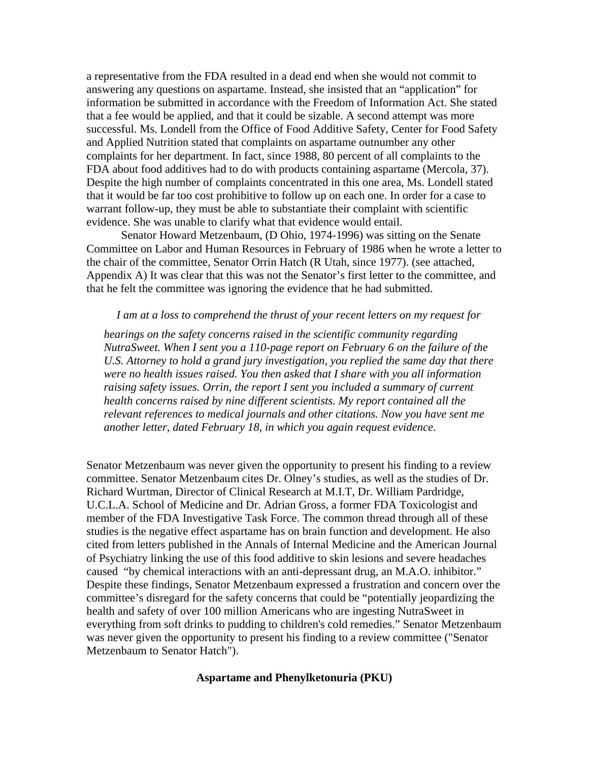a representative from the FDA resulted in a dead end when she would not commit to answering any questions on aspartame. Instead, she insisted that an "application" for information be submitted in accordance with the Freedom of Information Act. She stated that a fee would be applied, and that it could be sizable. A second attempt was more successful. Ms. Londell from the Office of Food Additive Safety, Center for Food Safety and Applied Nutrition stated that complaints on aspartame outnumber any other complaints for her department. In fact, since 1988, 80 percent of all complaints to the FDA about food additives had to do with products containing aspartame (Mercola, 37). Despite the high number of complaints concentrated in this one area, Ms. Londell stated that it would be far too cost prohibitive to follow up on each one. In order for a case to warrant follow-up, they must be able to substantiate their complaint with scientific evidence. She was unable to clarify what that evidence would entail.

Senator Howard Metzenbaum, (D Ohio, 1974-1996) was sitting on the Senate Committee on Labor and Human Resources in February of 1986 when he wrote a letter to the chair of the committee, Senator Orrin Hatch (R Utah, since 1977). (see attached, Appendix A) It was clear that this was not the Senator's first letter to the committee, and that he felt the committee was ignoring the evidence that he had submitted.

> *I am at a loss to comprehend the thrust of your recent letters on my request for hearings on the safety concerns raised in the scientific community regarding NutraSweet. When I sent you a 110-page report on February 6 on the failure of the U.S. Attorney to hold a grand jury investigation, you replied the same day that there were no health issues raised. You then asked that I share with you all information raising safety issues. Orrin, the report I sent you included a summary of current health concerns raised by nine different scientists. My report contained all the relevant references to medical journals and other citations. Now you have sent me another letter, dated February 18, in which you again request evidence.*

Senator Metzenbaum was never given the opportunity to present his finding to a review committee. Senator Metzenbaum cites Dr. Olney's studies, as well as the studies of Dr. Richard Wurtman, Director of Clinical Research at M.I.T, Dr. William Pardridge, U.C.L.A. School of Medicine and Dr. Adrian Gross, a former FDA Toxicologist and member of the FDA Investigative Task Force. The common thread through all of these studies is the negative effect aspartame has on brain function and development. He also cited from letters published in the Annals of Internal Medicine and the American Journal of Psychiatry linking the use of this food additive to skin lesions and severe headaches caused "by chemical interactions with an anti-depressant drug, an M.A.O. inhibitor." Despite these findings, Senator Metzenbaum expressed a frustration and concern over the committee's disregard for the safety concerns that could be "potentially jeopardizing the health and safety of over 100 million Americans who are ingesting NutraSweet in everything from soft drinks to pudding to children's cold remedies." Senator Metzenbaum was never given the opportunity to present his finding to a review committee ("Senator Metzenbaum to Senator Hatch").

## Aspartame and Phenylketonuria (PKU)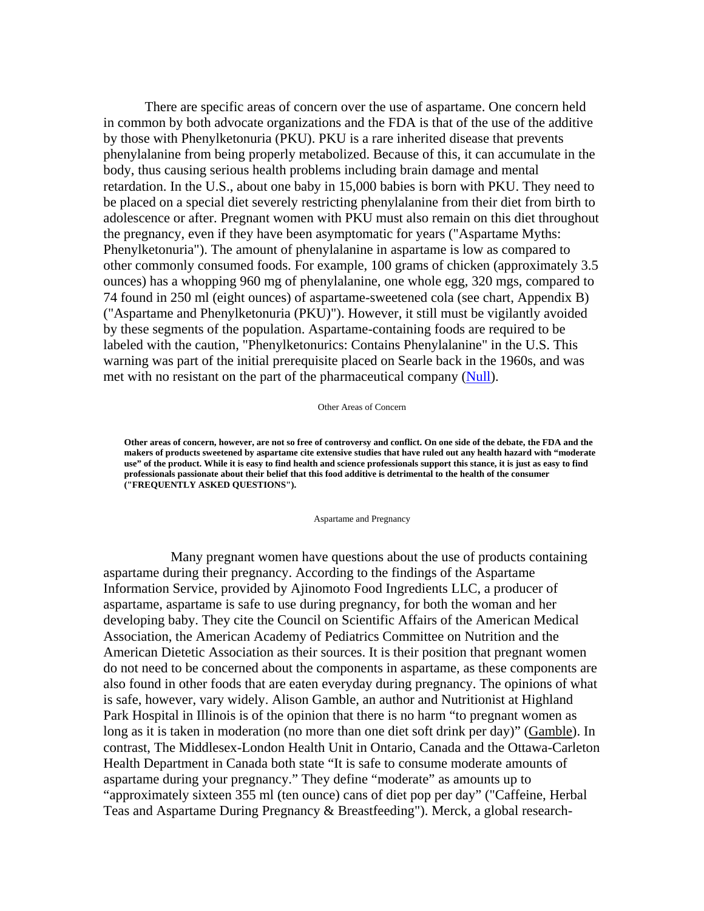There are specific areas of concern over the use of aspartame. One concern held in common by both advocate organizations and the FDA is that of the use of the additive by those with Phenylketonuria (PKU). PKU is a rare inherited disease that prevents phenylalanine from being properly metabolized. Because of this, it can accumulate in the body, thus causing serious health problems including brain damage and mental retardation. In the U.S., about one baby in 15,000 babies is born with PKU. They need to be placed on a special diet severely restricting phenylalanine from their diet from birth to adolescence or after. Pregnant women with PKU must also remain on this diet throughout the pregnancy, even if they have been asymptomatic for years ("Aspartame Myths: Phenylketonuria"). The amount of phenylalanine in aspartame is low as compared to other commonly consumed foods. For example, 100 grams of chicken (approximately 3.5 ounces) has a whopping 960 mg of phenylalanine, one whole egg, 320 mgs, compared to 74 found in 250 ml (eight ounces) of aspartame-sweetened cola (see chart, Appendix B) ("Aspartame and Phenylketonuria (PKU)"). However, it still must be vigilantly avoided by these segments of the population. Aspartame-containing foods are required to be labeled with the caution, "Phenylketonurics: Contains Phenylalanine" in the U.S. This warning was part of the initial prerequisite placed on Searle back in the 1960s, and was met with no resistant on the part of the pharmaceutical company (Null).

Other Areas of Concern

**Other areas of concern, however, are not so free of controversy and conflict. On one side of the debate, the FDA and the makers of products sweetened by aspartame cite extensive studies that have ruled out any health hazard with "moderate use" of the product. While it is easy to find health and science professionals support this stance, it is just as easy to find professionals passionate about their belief that this food additive is detrimental to the health of the consumer ("FREQUENTLY ASKED QUESTIONS").**

Aspartame and Pregnancy

Many pregnant women have questions about the use of products containing aspartame during their pregnancy. According to the findings of the Aspartame Information Service, provided by Ajinomoto Food Ingredients LLC, a producer of aspartame, aspartame is safe to use during pregnancy, for both the woman and her developing baby. They cite the Council on Scientific Affairs of the American Medical Association, the American Academy of Pediatrics Committee on Nutrition and the American Dietetic Association as their sources. It is their position that pregnant women do not need to be concerned about the components in aspartame, as these components are also found in other foods that are eaten everyday during pregnancy. The opinions of what is safe, however, vary widely. Alison Gamble, an author and Nutritionist at Highland Park Hospital in Illinois is of the opinion that there is no harm "to pregnant women as long as it is taken in moderation (no more than one diet soft drink per day)" (Gamble). In contrast, The Middlesex-London Health Unit in Ontario, Canada and the Ottawa-Carleton Health Department in Canada both state "It is safe to consume moderate amounts of aspartame during your pregnancy." They define "moderate" as amounts up to "approximately sixteen 355 ml (ten ounce) cans of diet pop per day" ("Caffeine, Herbal Teas and Aspartame During Pregnancy & Breastfeeding"). Merck, a global research-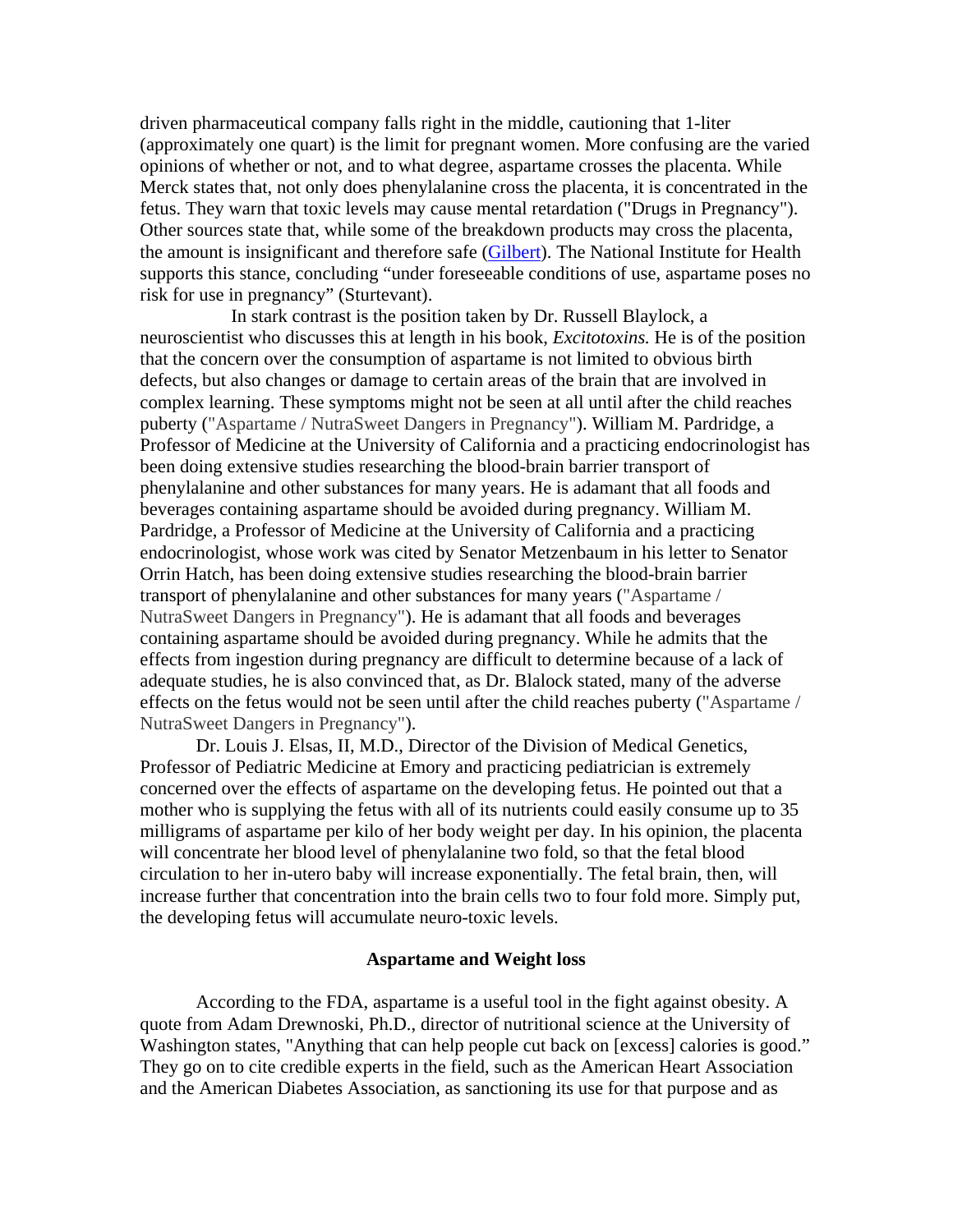driven pharmaceutical company falls right in the middle, cautioning that 1-liter (approximately one quart) is the limit for pregnant women. More confusing are the varied opinions of whether or not, and to what degree, aspartame crosses the placenta. While Merck states that, not only does phenylalanine cross the placenta, it is concentrated in the fetus. They warn that toxic levels may cause mental retardation ("Drugs in Pregnancy"). Other sources state that, while some of the breakdown products may cross the placenta, the amount is insignificant and therefore safe (Gilbert). The National Institute for Health supports this stance, concluding "under foreseeable conditions of use, aspartame poses no risk for use in pregnancy" (Sturtevant).

In stark contrast is the position taken by Dr. Russell Blaylock, a neuroscientist who discusses this at length in his book, *Excitotoxins.* He is of the position that the concern over the consumption of aspartame is not limited to obvious birth defects, but also changes or damage to certain areas of the brain that are involved in complex learning. These symptoms might not be seen at all until after the child reaches puberty ("Aspartame / NutraSweet Dangers in Pregnancy"). William M. Pardridge, a Professor of Medicine at the University of California and a practicing endocrinologist has been doing extensive studies researching the blood-brain barrier transport of phenylalanine and other substances for many years. He is adamant that all foods and beverages containing aspartame should be avoided during pregnancy. William M. Pardridge, a Professor of Medicine at the University of California and a practicing endocrinologist, whose work was cited by Senator Metzenbaum in his letter to Senator Orrin Hatch, has been doing extensive studies researching the blood-brain barrier transport of phenylalanine and other substances for many years ("Aspartame / NutraSweet Dangers in Pregnancy"). He is adamant that all foods and beverages containing aspartame should be avoided during pregnancy. While he admits that the effects from ingestion during pregnancy are difficult to determine because of a lack of adequate studies, he is also convinced that, as Dr. Blalock stated, many of the adverse effects on the fetus would not be seen until after the child reaches puberty ("Aspartame / NutraSweet Dangers in Pregnancy").

Dr. Louis J. Elsas, II, M.D., Director of the Division of Medical Genetics, Professor of Pediatric Medicine at Emory and practicing pediatrician is extremely concerned over the effects of aspartame on the developing fetus. He pointed out that a mother who is supplying the fetus with all of its nutrients could easily consume up to 35 milligrams of aspartame per kilo of her body weight per day. In his opinion, the placenta will concentrate her blood level of phenylalanine two fold, so that the fetal blood circulation to her in-utero baby will increase exponentially. The fetal brain, then, will increase further that concentration into the brain cells two to four fold more. Simply put, the developing fetus will accumulate neuro-toxic levels.

### Aspartame and Weight loss

According to the FDA, aspartame is a useful tool in the fight against obesity. A quote from Adam Drewnoski, Ph.D., director of nutritional science at the University of Washington states, "Anything that can help people cut back on [excess] calories is good." They go on to cite credible experts in the field, such as the American Heart Association and the American Diabetes Association, as sanctioning its use for that purpose and as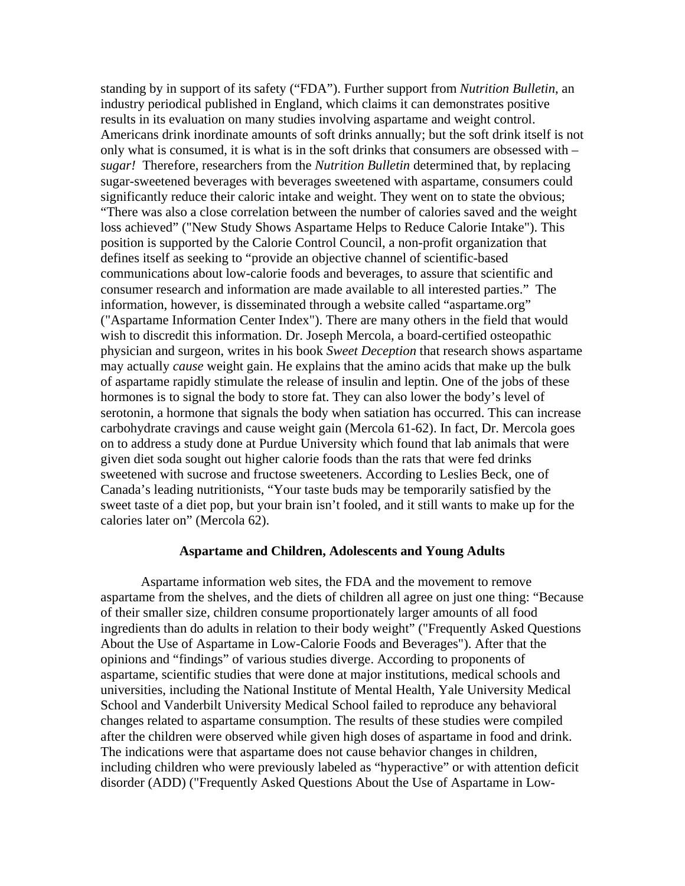standing by in support of its safety (“FDA”). Further support from *Nutrition Bulletin*, an industry periodical published in England, which claims it can demonstrates positive results in its evaluation on many studies involving aspartame and weight control. Americans drink inordinate amounts of soft drinks annually; but the soft drink itself is not only what is consumed, it is what is in the soft drinks that consumers are obsessed with – *sugar!* Therefore, researchers from the *Nutrition Bulletin* determined that, by replacing sugar-sweetened beverages with beverages sweetened with aspartame, consumers could significantly reduce their caloric intake and weight. They went on to state the obvious; “There was also a close correlation between the number of calories saved and the weight loss achieved” ("New Study Shows Aspartame Helps to Reduce Calorie Intake"). This position is supported by the Calorie Control Council, a non-profit organization that defines itself as seeking to “provide an objective channel of scientific-based communications about low-calorie foods and beverages, to assure that scientific and consumer research and information are made available to all interested parties.” The information, however, is disseminated through a website called “aspartame.org” ("Aspartame Information Center Index"). There are many others in the field that would wish to discredit this information. Dr. Joseph Mercola, a board-certified osteopathic physician and surgeon, writes in his book *Sweet Deception* that research shows aspartame may actually *cause* weight gain. He explains that the amino acids that make up the bulk of aspartame rapidly stimulate the release of insulin and leptin. One of the jobs of these hormones is to signal the body to store fat. They can also lower the body’s level of serotonin, a hormone that signals the body when satiation has occurred. This can increase carbohydrate cravings and cause weight gain (Mercola 61-62). In fact, Dr. Mercola goes on to address a study done at Purdue University which found that lab animals that were given diet soda sought out higher calorie foods than the rats that were fed drinks sweetened with sucrose and fructose sweeteners. According to Leslies Beck, one of Canada’s leading nutritionists, “Your taste buds may be temporarily satisfied by the sweet taste of a diet pop, but your brain isn’t fooled, and it still wants to make up for the calories later on” (Mercola 62).

**Aspartame and Children, Adolescents and Young Adults**

Aspartame information web sites, the FDA and the movement to remove aspartame from the shelves, and the diets of children all agree on just one thing: “Because of their smaller size, children consume proportionately larger amounts of all food ingredients than do adults in relation to their body weight” ("Frequently Asked Questions About the Use of Aspartame in Low-Calorie Foods and Beverages"). After that the opinions and “findings” of various studies diverge. According to proponents of aspartame, scientific studies that were done at major institutions, medical schools and universities, including the National Institute of Mental Health, Yale University Medical School and Vanderbilt University Medical School failed to reproduce any behavioral changes related to aspartame consumption. The results of these studies were compiled after the children were observed while given high doses of aspartame in food and drink. The indications were that aspartame does not cause behavior changes in children, including children who were previously labeled as “hyperactive” or with attention deficit disorder (ADD) ("Frequently Asked Questions About the Use of Aspartame in Low-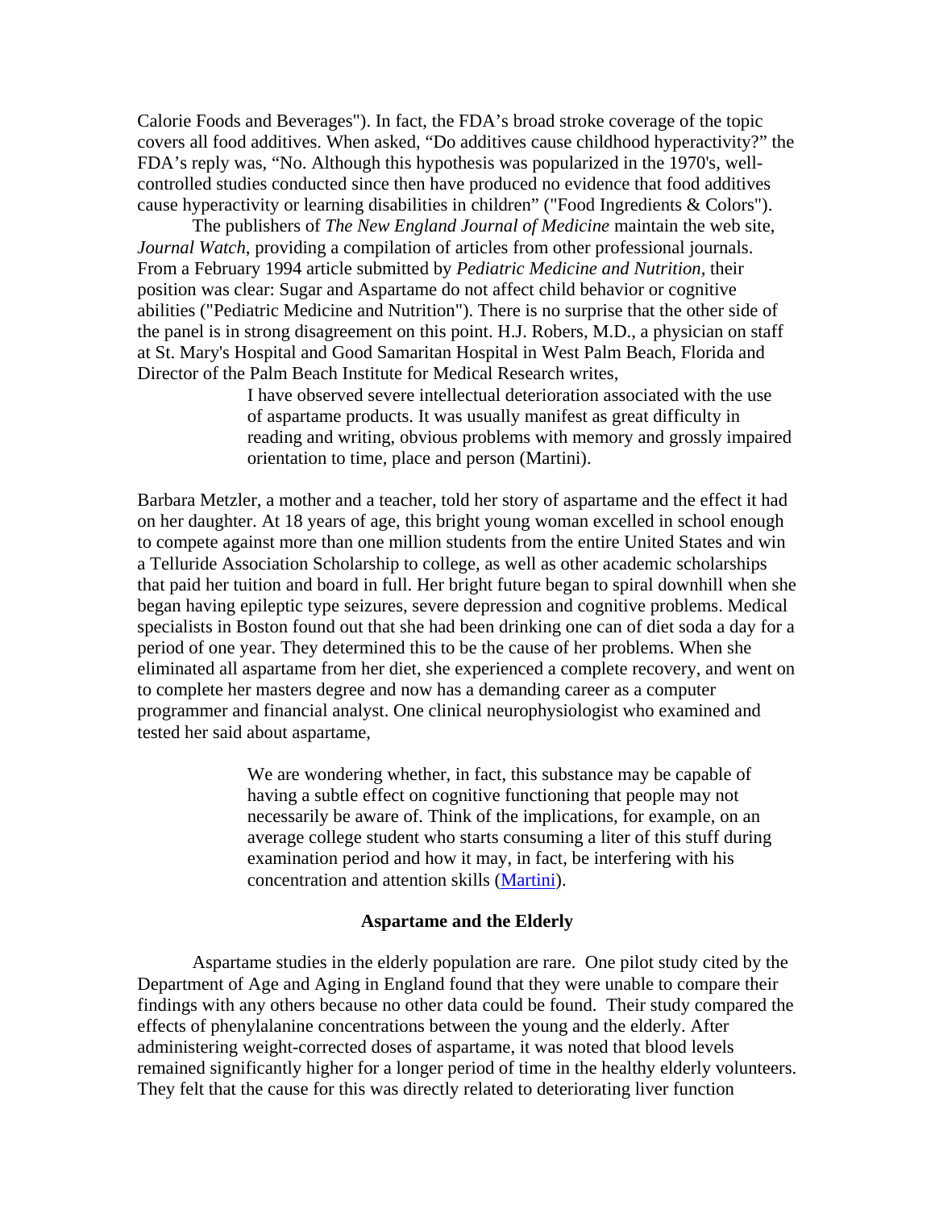Calorie Foods and Beverages"). In fact, the FDA's broad stroke coverage of the topic covers all food additives. When asked, "Do additives cause childhood hyperactivity?" the FDA's reply was, "No. Although this hypothesis was popularized in the 1970's, well-controlled studies conducted since then have produced no evidence that food additives cause hyperactivity or learning disabilities in children" ("Food Ingredients & Colors").

The publishers of *The New England Journal of Medicine* maintain the web site, *Journal Watch*, providing a compilation of articles from other professional journals. From a February 1994 article submitted by *Pediatric Medicine and Nutrition,* their position was clear: Sugar and Aspartame do not affect child behavior or cognitive abilities ("Pediatric Medicine and Nutrition"). There is no surprise that the other side of the panel is in strong disagreement on this point. H.J. Robers, M.D., a physician on staff at St. Mary's Hospital and Good Samaritan Hospital in West Palm Beach, Florida and Director of the Palm Beach Institute for Medical Research writes,

> I have observed severe intellectual deterioration associated with the use of aspartame products. It was usually manifest as great difficulty in reading and writing, obvious problems with memory and grossly impaired orientation to time, place and person (Martini).

Barbara Metzler, a mother and a teacher, told her story of aspartame and the effect it had on her daughter. At 18 years of age, this bright young woman excelled in school enough to compete against more than one million students from the entire United States and win a Telluride Association Scholarship to college, as well as other academic scholarships that paid her tuition and board in full. Her bright future began to spiral downhill when she began having epileptic type seizures, severe depression and cognitive problems. Medical specialists in Boston found out that she had been drinking one can of diet soda a day for a period of one year. They determined this to be the cause of her problems. When she eliminated all aspartame from her diet, she experienced a complete recovery, and went on to complete her masters degree and now has a demanding career as a computer programmer and financial analyst. One clinical neurophysiologist who examined and tested her said about aspartame,

> We are wondering whether, in fact, this substance may be capable of having a subtle effect on cognitive functioning that people may not necessarily be aware of. Think of the implications, for example, on an average college student who starts consuming a liter of this stuff during examination period and how it may, in fact, be interfering with his concentration and attention skills (Martini).

**Aspartame and the Elderly**

Aspartame studies in the elderly population are rare. One pilot study cited by the Department of Age and Aging in England found that they were unable to compare their findings with any others because no other data could be found. Their study compared the effects of phenylalanine concentrations between the young and the elderly. After administering weight-corrected doses of aspartame, it was noted that blood levels remained significantly higher for a longer period of time in the healthy elderly volunteers. They felt that the cause for this was directly related to deteriorating liver function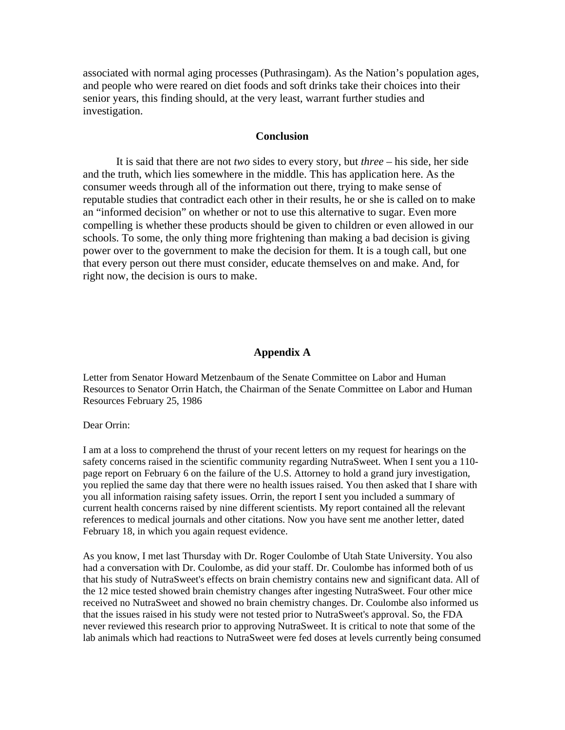associated with normal aging processes (Puthrasingam). As the Nation's population ages, and people who were reared on diet foods and soft drinks take their choices into their senior years, this finding should, at the very least, warrant further studies and investigation.

## Conclusion

It is said that there are not *two* sides to every story, but *three* – his side, her side and the truth, which lies somewhere in the middle. This has application here. As the consumer weeds through all of the information out there, trying to make sense of reputable studies that contradict each other in their results, he or she is called on to make an "informed decision" on whether or not to use this alternative to sugar. Even more compelling is whether these products should be given to children or even allowed in our schools. To some, the only thing more frightening than making a bad decision is giving power over to the government to make the decision for them. It is a tough call, but one that every person out there must consider, educate themselves on and make. And, for right now, the decision is ours to make.

## Appendix A

Letter from Senator Howard Metzenbaum of the Senate Committee on Labor and Human Resources to Senator Orrin Hatch, the Chairman of the Senate Committee on Labor and Human Resources February 25, 1986

Dear Orrin:

I am at a loss to comprehend the thrust of your recent letters on my request for hearings on the safety concerns raised in the scientific community regarding NutraSweet. When I sent you a 110-page report on February 6 on the failure of the U.S. Attorney to hold a grand jury investigation, you replied the same day that there were no health issues raised. You then asked that I share with you all information raising safety issues. Orrin, the report I sent you included a summary of current health concerns raised by nine different scientists. My report contained all the relevant references to medical journals and other citations. Now you have sent me another letter, dated February 18, in which you again request evidence.

As you know, I met last Thursday with Dr. Roger Coulombe of Utah State University. You also had a conversation with Dr. Coulombe, as did your staff. Dr. Coulombe has informed both of us that his study of NutraSweet's effects on brain chemistry contains new and significant data. All of the 12 mice tested showed brain chemistry changes after ingesting NutraSweet. Four other mice received no NutraSweet and showed no brain chemistry changes. Dr. Coulombe also informed us that the issues raised in his study were not tested prior to NutraSweet's approval. So, the FDA never reviewed this research prior to approving NutraSweet. It is critical to note that some of the lab animals which had reactions to NutraSweet were fed doses at levels currently being consumed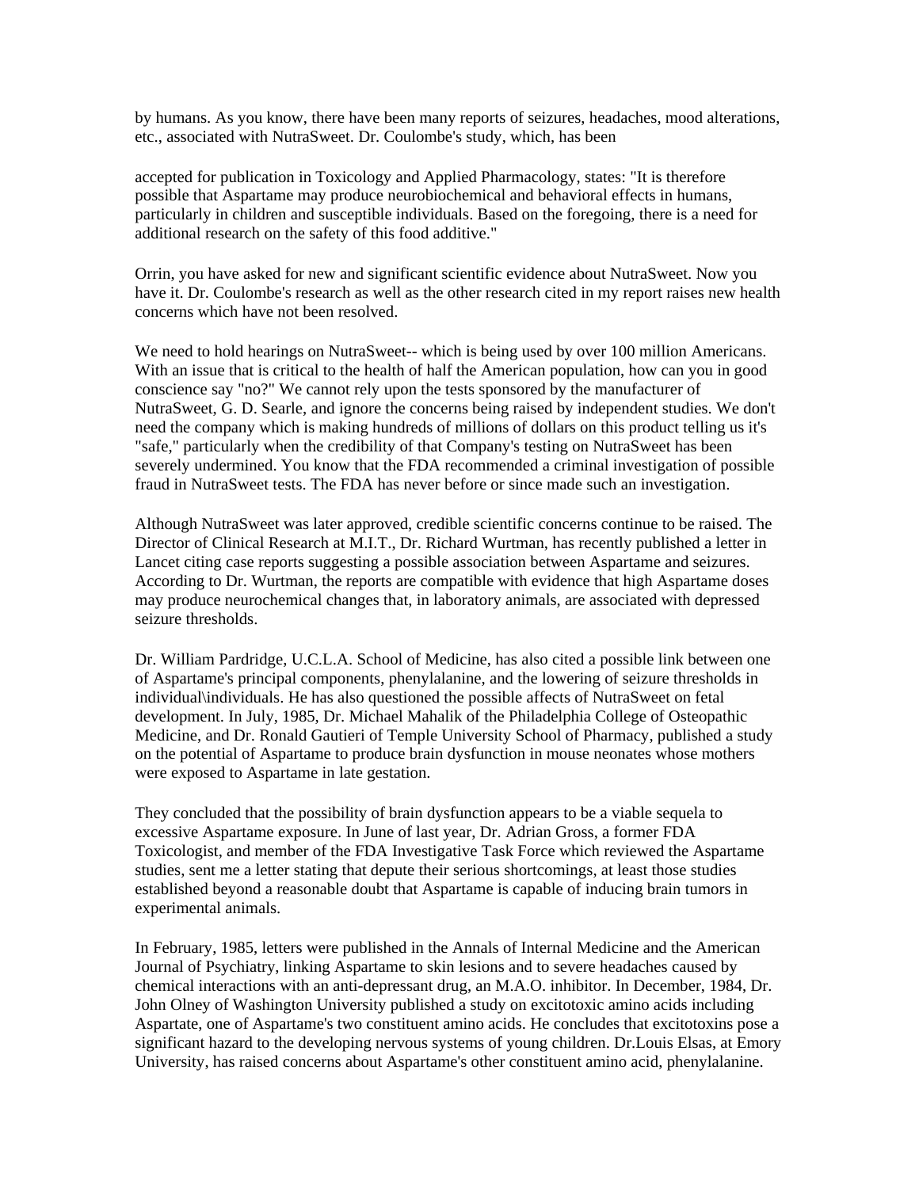by humans. As you know, there have been many reports of seizures, headaches, mood alterations, etc., associated with NutraSweet. Dr. Coulombe's study, which, has been

accepted for publication in Toxicology and Applied Pharmacology, states: "It is therefore possible that Aspartame may produce neurobiochemical and behavioral effects in humans, particularly in children and susceptible individuals. Based on the foregoing, there is a need for additional research on the safety of this food additive."

Orrin, you have asked for new and significant scientific evidence about NutraSweet. Now you have it. Dr. Coulombe's research as well as the other research cited in my report raises new health concerns which have not been resolved.

We need to hold hearings on NutraSweet-- which is being used by over 100 million Americans. With an issue that is critical to the health of half the American population, how can you in good conscience say "no?" We cannot rely upon the tests sponsored by the manufacturer of NutraSweet, G. D. Searle, and ignore the concerns being raised by independent studies. We don't need the company which is making hundreds of millions of dollars on this product telling us it's "safe," particularly when the credibility of that Company's testing on NutraSweet has been severely undermined. You know that the FDA recommended a criminal investigation of possible fraud in NutraSweet tests. The FDA has never before or since made such an investigation.

Although NutraSweet was later approved, credible scientific concerns continue to be raised. The Director of Clinical Research at M.I.T., Dr. Richard Wurtman, has recently published a letter in Lancet citing case reports suggesting a possible association between Aspartame and seizures. According to Dr. Wurtman, the reports are compatible with evidence that high Aspartame doses may produce neurochemical changes that, in laboratory animals, are associated with depressed seizure thresholds.

Dr. William Pardridge, U.C.L.A. School of Medicine, has also cited a possible link between one of Aspartame's principal components, phenylalanine, and the lowering of seizure thresholds in individual\individuals. He has also questioned the possible affects of NutraSweet on fetal development. In July, 1985, Dr. Michael Mahalik of the Philadelphia College of Osteopathic Medicine, and Dr. Ronald Gautieri of Temple University School of Pharmacy, published a study on the potential of Aspartame to produce brain dysfunction in mouse neonates whose mothers were exposed to Aspartame in late gestation.

They concluded that the possibility of brain dysfunction appears to be a viable sequela to excessive Aspartame exposure. In June of last year, Dr. Adrian Gross, a former FDA Toxicologist, and member of the FDA Investigative Task Force which reviewed the Aspartame studies, sent me a letter stating that depute their serious shortcomings, at least those studies established beyond a reasonable doubt that Aspartame is capable of inducing brain tumors in experimental animals.

In February, 1985, letters were published in the Annals of Internal Medicine and the American Journal of Psychiatry, linking Aspartame to skin lesions and to severe headaches caused by chemical interactions with an anti-depressant drug, an M.A.O. inhibitor. In December, 1984, Dr. John Olney of Washington University published a study on excitotoxic amino acids including Aspartate, one of Aspartame's two constituent amino acids. He concludes that excitotoxins pose a significant hazard to the developing nervous systems of young children. Dr.Louis Elsas, at Emory University, has raised concerns about Aspartame's other constituent amino acid, phenylalanine.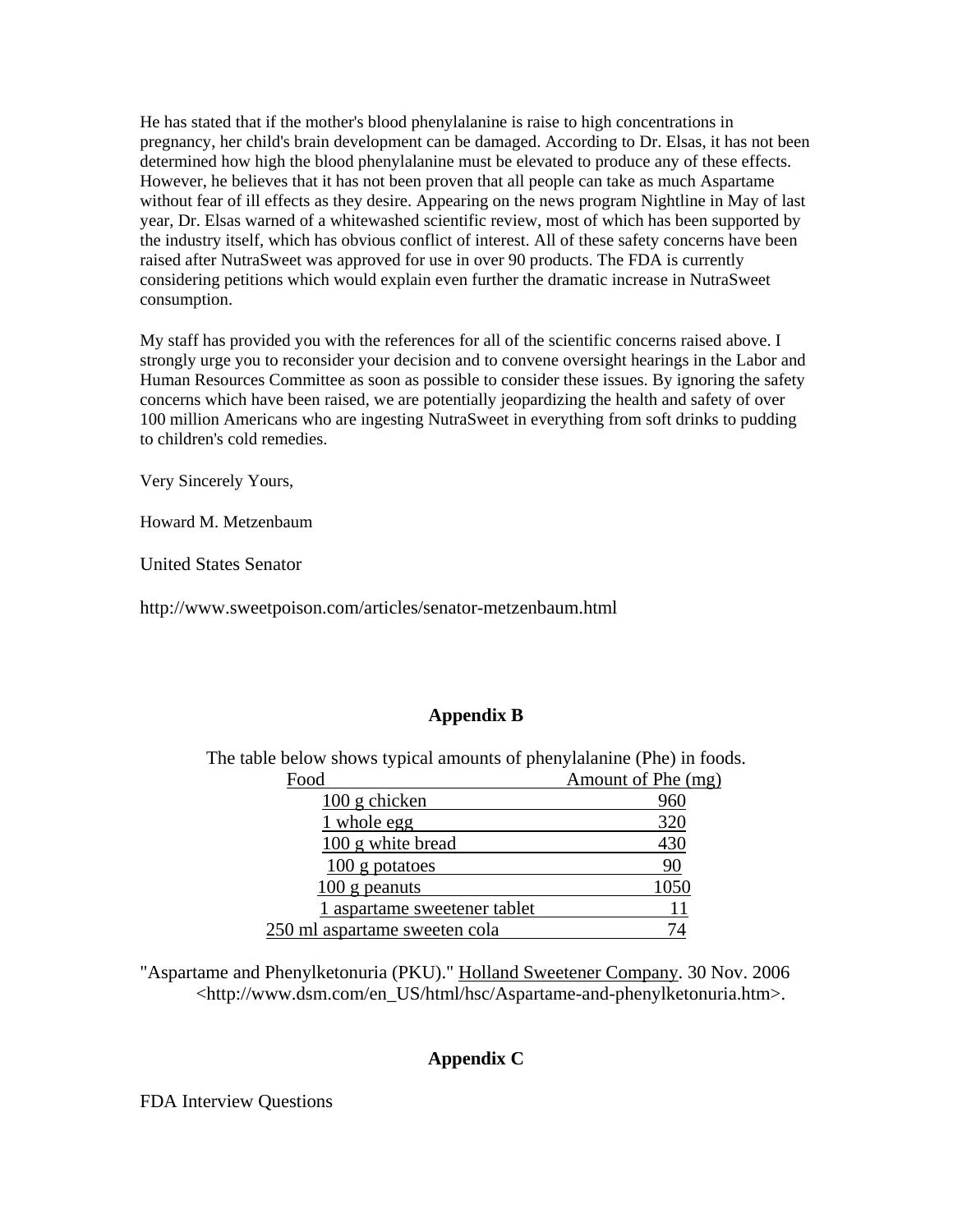He has stated that if the mother's blood phenylalanine is raise to high concentrations in pregnancy, her child's brain development can be damaged. According to Dr. Elsas, it has not been determined how high the blood phenylalanine must be elevated to produce any of these effects. However, he believes that it has not been proven that all people can take as much Aspartame without fear of ill effects as they desire. Appearing on the news program Nightline in May of last year, Dr. Elsas warned of a whitewashed scientific review, most of which has been supported by the industry itself, which has obvious conflict of interest. All of these safety concerns have been raised after NutraSweet was approved for use in over 90 products. The FDA is currently considering petitions which would explain even further the dramatic increase in NutraSweet consumption.

My staff has provided you with the references for all of the scientific concerns raised above. I strongly urge you to reconsider your decision and to convene oversight hearings in the Labor and Human Resources Committee as soon as possible to consider these issues. By ignoring the safety concerns which have been raised, we are potentially jeopardizing the health and safety of over 100 million Americans who are ingesting NutraSweet in everything from soft drinks to pudding to children's cold remedies.

Very Sincerely Yours,

Howard M. Metzenbaum

United States Senator

http://www.sweetpoison.com/articles/senator-metzenbaum.html

## Appendix B

The table below shows typical amounts of phenylalanine (Phe) in foods.

| Food | Amount of Phe (mg) |
|---|---|
| 100 g chicken | 960 |
| 1 whole egg | 320 |
| 100 g white bread | 430 |
| 100 g potatoes | 90 |
| 100 g peanuts | 1050 |
| 1 aspartame sweetener tablet | 11 |
| 250 ml aspartame sweeten cola | 74 |

"Aspartame and Phenylketonuria (PKU)." Holland Sweetener Company. 30 Nov. 2006 <http://www.dsm.com/en_US/html/hsc/Aspartame-and-phenylketonuria.htm>.

## Appendix C

FDA Interview Questions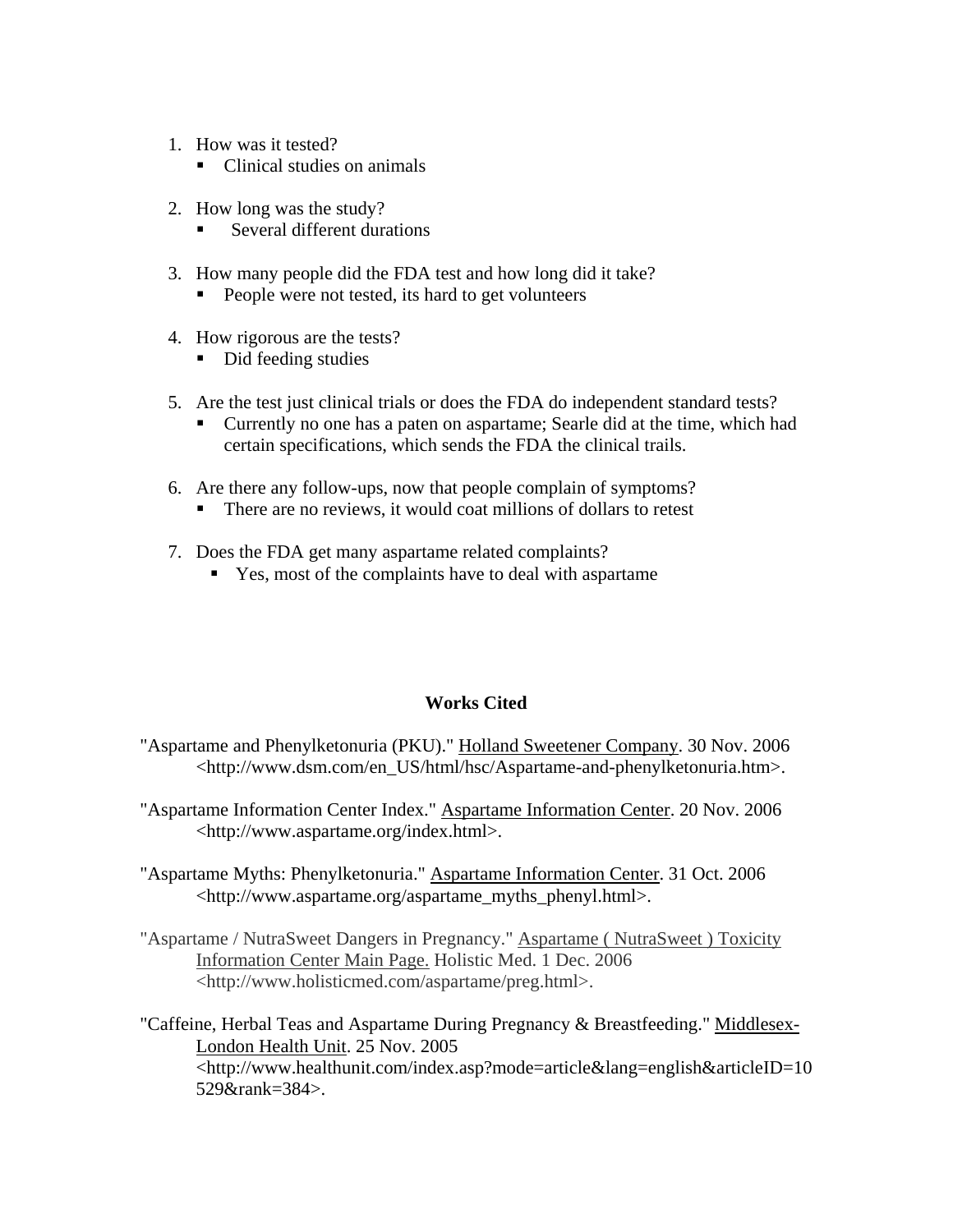1. How was it tested?
    - Clinical studies on animals

2. How long was the study?
    - Several different durations

3. How many people did the FDA test and how long did it take?
    - People were not tested, its hard to get volunteers

4. How rigorous are the tests?
    - Did feeding studies

5. Are the test just clinical trials or does the FDA do independent standard tests?
    - Currently no one has a paten on aspartame; Searle did at the time, which had certain specifications, which sends the FDA the clinical trails.

6. Are there any follow-ups, now that people complain of symptoms?
    - There are no reviews, it would coat millions of dollars to retest

7. Does the FDA get many aspartame related complaints?
    - Yes, most of the complaints have to deal with aspartame

**Works Cited**

"Aspartame and Phenylketonuria (PKU)." Holland Sweetener Company. 30 Nov. 2006 <http://www.dsm.com/en_US/html/hsc/Aspartame-and-phenylketonuria.htm>.

"Aspartame Information Center Index." Aspartame Information Center. 20 Nov. 2006 <http://www.aspartame.org/index.html>.

"Aspartame Myths: Phenylketonuria." Aspartame Information Center. 31 Oct. 2006 <http://www.aspartame.org/aspartame_myths_phenyl.html>.

"Aspartame / NutraSweet Dangers in Pregnancy." Aspartame ( NutraSweet ) Toxicity Information Center Main Page. Holistic Med. 1 Dec. 2006 <http://www.holisticmed.com/aspartame/preg.html>.

"Caffeine, Herbal Teas and Aspartame During Pregnancy & Breastfeeding." Middlesex-London Health Unit. 25 Nov. 2005 <http://www.healthunit.com/index.asp?mode=article&lang=english&articleID=10529&rank=384>.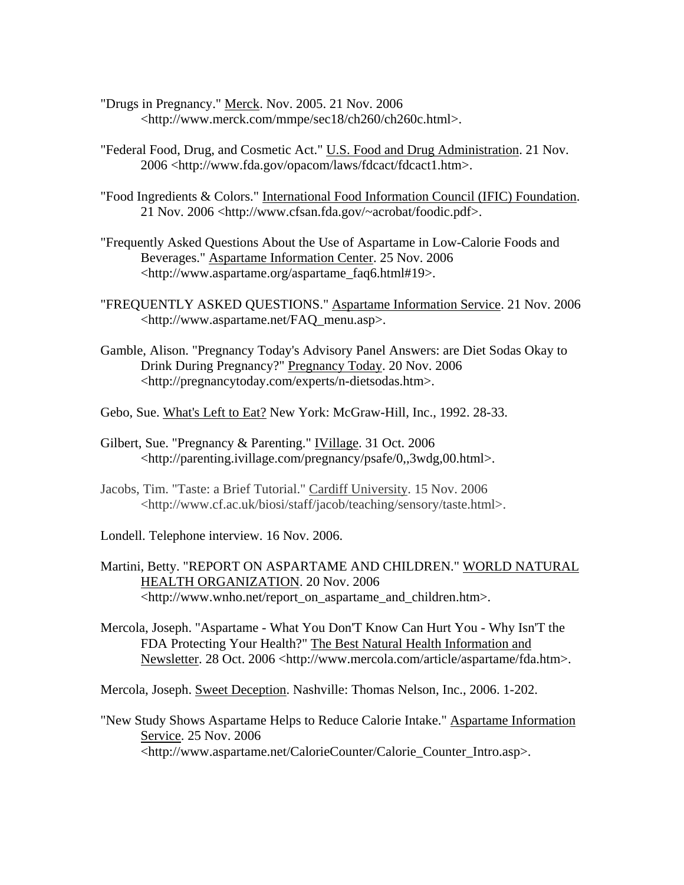"Drugs in Pregnancy." Merck. Nov. 2005. 21 Nov. 2006 <http://www.merck.com/mmpe/sec18/ch260/ch260c.html>.

"Federal Food, Drug, and Cosmetic Act." U.S. Food and Drug Administration. 21 Nov. 2006 <http://www.fda.gov/opacom/laws/fdcact/fdcact1.htm>.

"Food Ingredients & Colors." International Food Information Council (IFIC) Foundation. 21 Nov. 2006 <http://www.cfsan.fda.gov/~acrobat/foodic.pdf>.

"Frequently Asked Questions About the Use of Aspartame in Low-Calorie Foods and Beverages." Aspartame Information Center. 25 Nov. 2006 <http://www.aspartame.org/aspartame_faq6.html#19>.

"FREQUENTLY ASKED QUESTIONS." Aspartame Information Service. 21 Nov. 2006 <http://www.aspartame.net/FAQ_menu.asp>.

Gamble, Alison. "Pregnancy Today's Advisory Panel Answers: are Diet Sodas Okay to Drink During Pregnancy?" Pregnancy Today. 20 Nov. 2006 <http://pregnancytoday.com/experts/n-dietsodas.htm>.

Gebo, Sue. What's Left to Eat? New York: McGraw-Hill, Inc., 1992. 28-33.

Gilbert, Sue. "Pregnancy & Parenting." IVillage. 31 Oct. 2006 <http://parenting.ivillage.com/pregnancy/psafe/0,,3wdg,00.html>.

Jacobs, Tim. "Taste: a Brief Tutorial." Cardiff University. 15 Nov. 2006 <http://www.cf.ac.uk/biosi/staff/jacob/teaching/sensory/taste.html>.

Londell. Telephone interview. 16 Nov. 2006.

Martini, Betty. "REPORT ON ASPARTAME AND CHILDREN." WORLD NATURAL HEALTH ORGANIZATION. 20 Nov. 2006 <http://www.wnho.net/report_on_aspartame_and_children.htm>.

Mercola, Joseph. "Aspartame - What You Don'T Know Can Hurt You - Why Isn'T the FDA Protecting Your Health?" The Best Natural Health Information and Newsletter. 28 Oct. 2006 <http://www.mercola.com/article/aspartame/fda.htm>.

Mercola, Joseph. Sweet Deception. Nashville: Thomas Nelson, Inc., 2006. 1-202.

"New Study Shows Aspartame Helps to Reduce Calorie Intake." Aspartame Information Service. 25 Nov. 2006 <http://www.aspartame.net/CalorieCounter/Calorie_Counter_Intro.asp>.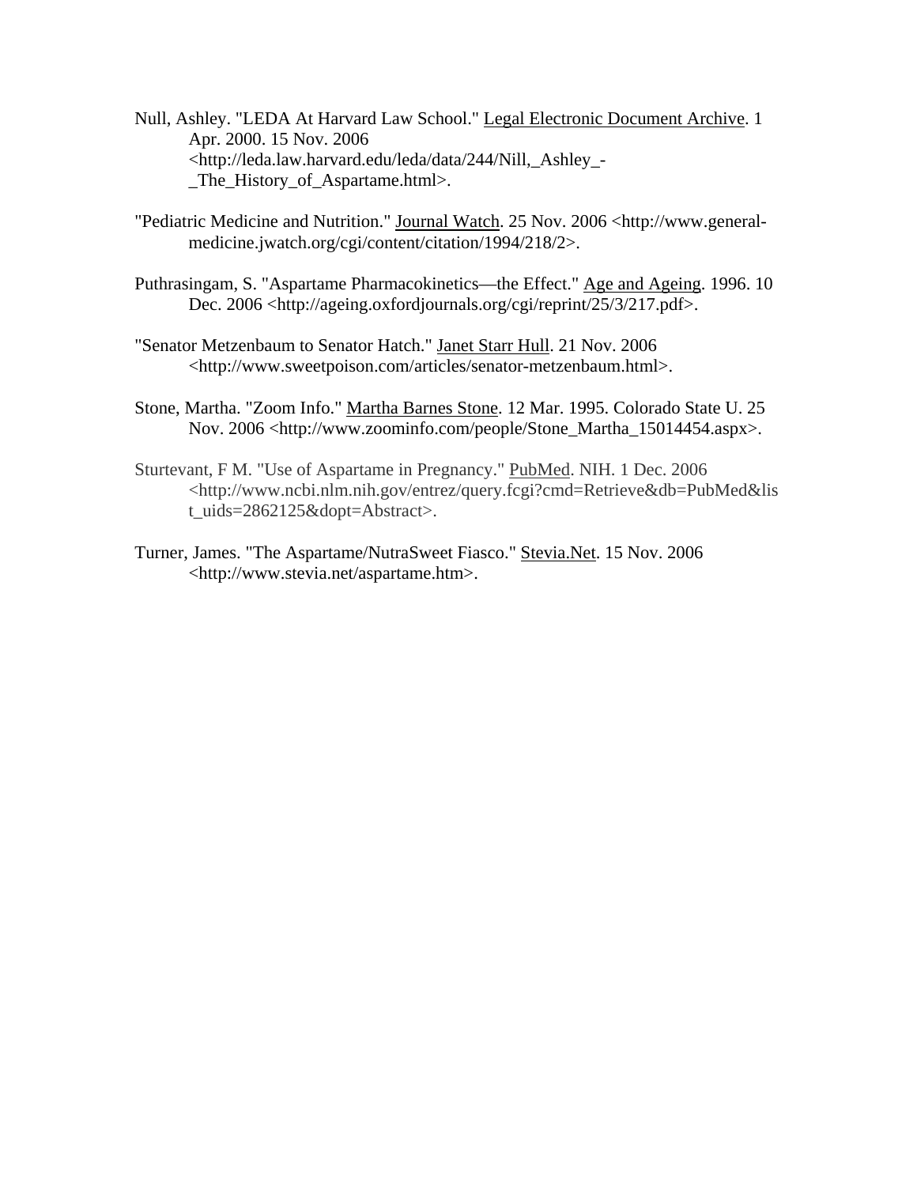Null, Ashley. "LEDA At Harvard Law School." Legal Electronic Document Archive. 1 Apr. 2000. 15 Nov. 2006 <http://leda.law.harvard.edu/leda/data/244/Nill,_Ashley_-_The_History_of_Aspartame.html>.

"Pediatric Medicine and Nutrition." Journal Watch. 25 Nov. 2006 <http://www.general-medicine.jwatch.org/cgi/content/citation/1994/218/2>.

Puthrasingam, S. "Aspartame Pharmacokinetics—the Effect." Age and Ageing. 1996. 10 Dec. 2006 <http://ageing.oxfordjournals.org/cgi/reprint/25/3/217.pdf>.

"Senator Metzenbaum to Senator Hatch." Janet Starr Hull. 21 Nov. 2006 <http://www.sweetpoison.com/articles/senator-metzenbaum.html>.

Stone, Martha. "Zoom Info." Martha Barnes Stone. 12 Mar. 1995. Colorado State U. 25 Nov. 2006 <http://www.zoominfo.com/people/Stone_Martha_15014454.aspx>.

Sturtevant, F M. "Use of Aspartame in Pregnancy." PubMed. NIH. 1 Dec. 2006 <http://www.ncbi.nlm.nih.gov/entrez/query.fcgi?cmd=Retrieve&db=PubMed&list_uids=2862125&dopt=Abstract>.

Turner, James. "The Aspartame/NutraSweet Fiasco." Stevia.Net. 15 Nov. 2006 <http://www.stevia.net/aspartame.htm>.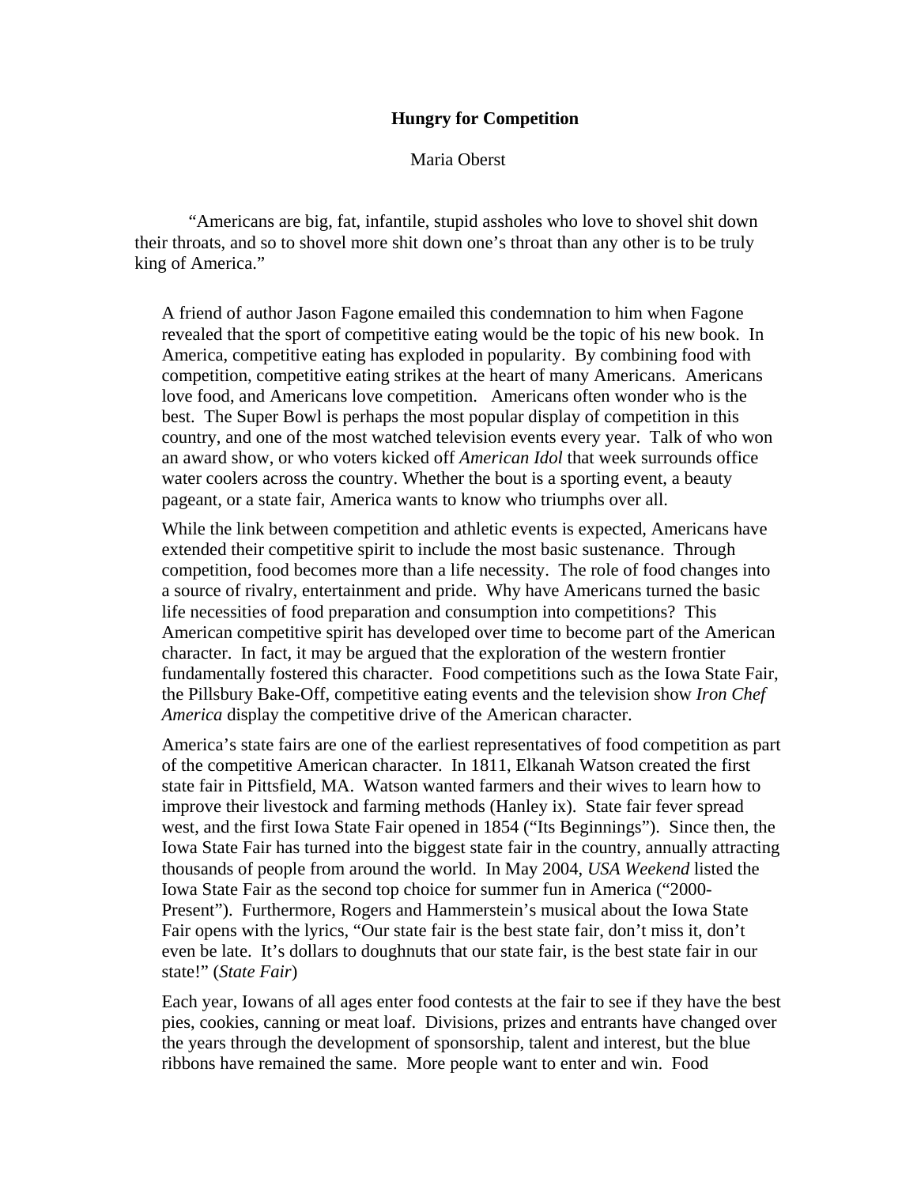**Hungry for Competition**

Maria Oberst

"Americans are big, fat, infantile, stupid assholes who love to shovel shit down their throats, and so to shovel more shit down one's throat than any other is to be truly king of America."

A friend of author Jason Fagone emailed this condemnation to him when Fagone revealed that the sport of competitive eating would be the topic of his new book. In America, competitive eating has exploded in popularity. By combining food with competition, competitive eating strikes at the heart of many Americans. Americans love food, and Americans love competition. Americans often wonder who is the best. The Super Bowl is perhaps the most popular display of competition in this country, and one of the most watched television events every year. Talk of who won an award show, or who voters kicked off *American Idol* that week surrounds office water coolers across the country. Whether the bout is a sporting event, a beauty pageant, or a state fair, America wants to know who triumphs over all.

While the link between competition and athletic events is expected, Americans have extended their competitive spirit to include the most basic sustenance. Through competition, food becomes more than a life necessity. The role of food changes into a source of rivalry, entertainment and pride. Why have Americans turned the basic life necessities of food preparation and consumption into competitions? This American competitive spirit has developed over time to become part of the American character. In fact, it may be argued that the exploration of the western frontier fundamentally fostered this character. Food competitions such as the Iowa State Fair, the Pillsbury Bake-Off, competitive eating events and the television show *Iron Chef America* display the competitive drive of the American character.

America's state fairs are one of the earliest representatives of food competition as part of the competitive American character. In 1811, Elkanah Watson created the first state fair in Pittsfield, MA. Watson wanted farmers and their wives to learn how to improve their livestock and farming methods (Hanley ix). State fair fever spread west, and the first Iowa State Fair opened in 1854 ("Its Beginnings"). Since then, the Iowa State Fair has turned into the biggest state fair in the country, annually attracting thousands of people from around the world. In May 2004, *USA Weekend* listed the Iowa State Fair as the second top choice for summer fun in America ("2000-Present"). Furthermore, Rogers and Hammerstein's musical about the Iowa State Fair opens with the lyrics, "Our state fair is the best state fair, don't miss it, don't even be late. It's dollars to doughnuts that our state fair, is the best state fair in our state!" (*State Fair*)

Each year, Iowans of all ages enter food contests at the fair to see if they have the best pies, cookies, canning or meat loaf. Divisions, prizes and entrants have changed over the years through the development of sponsorship, talent and interest, but the blue ribbons have remained the same. More people want to enter and win. Food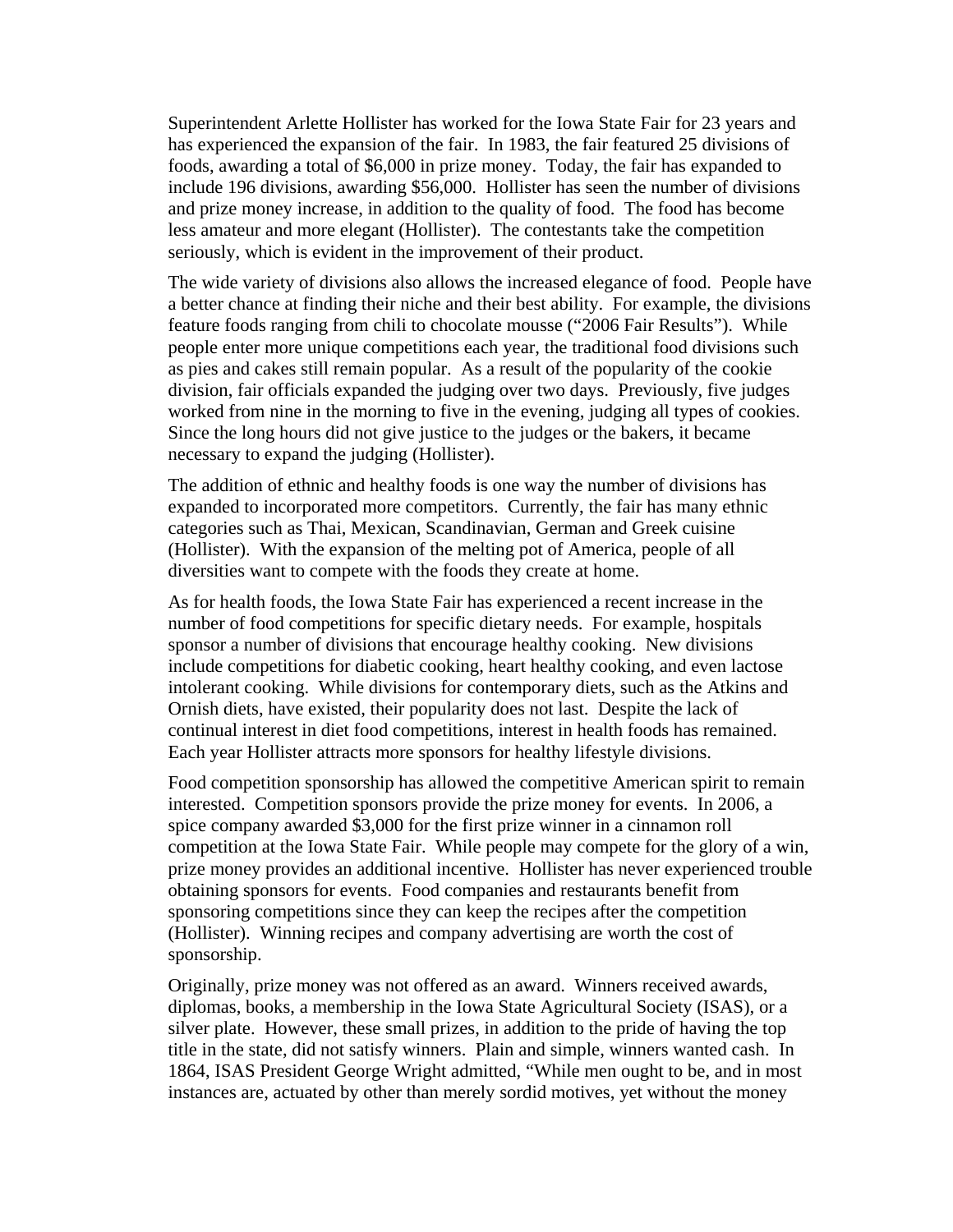Superintendent Arlette Hollister has worked for the Iowa State Fair for 23 years and has experienced the expansion of the fair. In 1983, the fair featured 25 divisions of foods, awarding a total of $6,000 in prize money. Today, the fair has expanded to include 196 divisions, awarding $56,000. Hollister has seen the number of divisions and prize money increase, in addition to the quality of food. The food has become less amateur and more elegant (Hollister). The contestants take the competition seriously, which is evident in the improvement of their product.

The wide variety of divisions also allows the increased elegance of food. People have a better chance at finding their niche and their best ability. For example, the divisions feature foods ranging from chili to chocolate mousse ("2006 Fair Results"). While people enter more unique competitions each year, the traditional food divisions such as pies and cakes still remain popular. As a result of the popularity of the cookie division, fair officials expanded the judging over two days. Previously, five judges worked from nine in the morning to five in the evening, judging all types of cookies. Since the long hours did not give justice to the judges or the bakers, it became necessary to expand the judging (Hollister).

The addition of ethnic and healthy foods is one way the number of divisions has expanded to incorporated more competitors. Currently, the fair has many ethnic categories such as Thai, Mexican, Scandinavian, German and Greek cuisine (Hollister). With the expansion of the melting pot of America, people of all diversities want to compete with the foods they create at home.

As for health foods, the Iowa State Fair has experienced a recent increase in the number of food competitions for specific dietary needs. For example, hospitals sponsor a number of divisions that encourage healthy cooking. New divisions include competitions for diabetic cooking, heart healthy cooking, and even lactose intolerant cooking. While divisions for contemporary diets, such as the Atkins and Ornish diets, have existed, their popularity does not last. Despite the lack of continual interest in diet food competitions, interest in health foods has remained. Each year Hollister attracts more sponsors for healthy lifestyle divisions.

Food competition sponsorship has allowed the competitive American spirit to remain interested. Competition sponsors provide the prize money for events. In 2006, a spice company awarded $3,000 for the first prize winner in a cinnamon roll competition at the Iowa State Fair. While people may compete for the glory of a win, prize money provides an additional incentive. Hollister has never experienced trouble obtaining sponsors for events. Food companies and restaurants benefit from sponsoring competitions since they can keep the recipes after the competition (Hollister). Winning recipes and company advertising are worth the cost of sponsorship.

Originally, prize money was not offered as an award. Winners received awards, diplomas, books, a membership in the Iowa State Agricultural Society (ISAS), or a silver plate. However, these small prizes, in addition to the pride of having the top title in the state, did not satisfy winners. Plain and simple, winners wanted cash. In 1864, ISAS President George Wright admitted, "While men ought to be, and in most instances are, actuated by other than merely sordid motives, yet without the money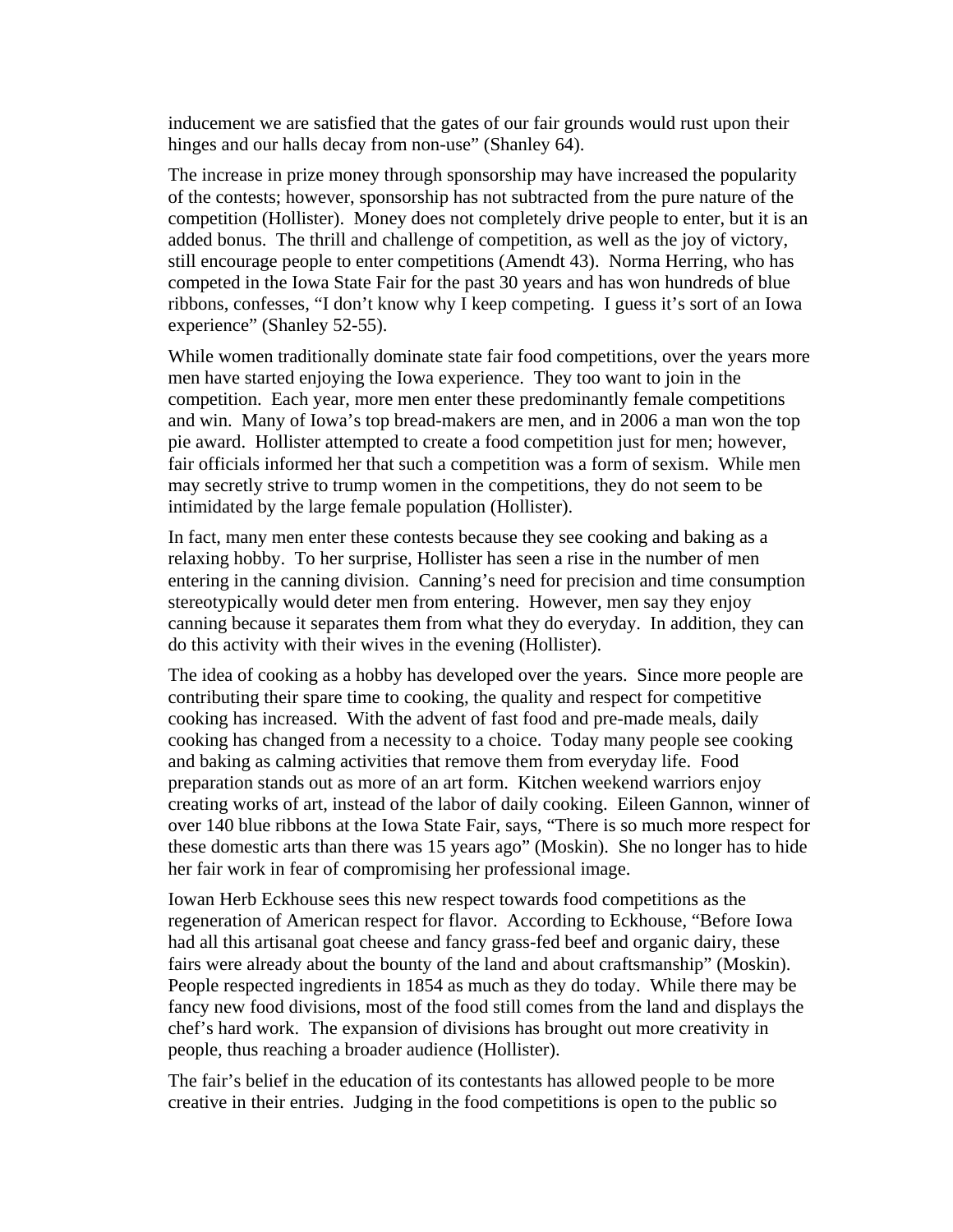inducement we are satisfied that the gates of our fair grounds would rust upon their hinges and our halls decay from non-use" (Shanley 64).

The increase in prize money through sponsorship may have increased the popularity of the contests; however, sponsorship has not subtracted from the pure nature of the competition (Hollister). Money does not completely drive people to enter, but it is an added bonus. The thrill and challenge of competition, as well as the joy of victory, still encourage people to enter competitions (Amendt 43). Norma Herring, who has competed in the Iowa State Fair for the past 30 years and has won hundreds of blue ribbons, confesses, "I don't know why I keep competing. I guess it's sort of an Iowa experience" (Shanley 52-55).

While women traditionally dominate state fair food competitions, over the years more men have started enjoying the Iowa experience. They too want to join in the competition. Each year, more men enter these predominantly female competitions and win. Many of Iowa's top bread-makers are men, and in 2006 a man won the top pie award. Hollister attempted to create a food competition just for men; however, fair officials informed her that such a competition was a form of sexism. While men may secretly strive to trump women in the competitions, they do not seem to be intimidated by the large female population (Hollister).

In fact, many men enter these contests because they see cooking and baking as a relaxing hobby. To her surprise, Hollister has seen a rise in the number of men entering in the canning division. Canning's need for precision and time consumption stereotypically would deter men from entering. However, men say they enjoy canning because it separates them from what they do everyday. In addition, they can do this activity with their wives in the evening (Hollister).

The idea of cooking as a hobby has developed over the years. Since more people are contributing their spare time to cooking, the quality and respect for competitive cooking has increased. With the advent of fast food and pre-made meals, daily cooking has changed from a necessity to a choice. Today many people see cooking and baking as calming activities that remove them from everyday life. Food preparation stands out as more of an art form. Kitchen weekend warriors enjoy creating works of art, instead of the labor of daily cooking. Eileen Gannon, winner of over 140 blue ribbons at the Iowa State Fair, says, "There is so much more respect for these domestic arts than there was 15 years ago" (Moskin). She no longer has to hide her fair work in fear of compromising her professional image.

Iowan Herb Eckhouse sees this new respect towards food competitions as the regeneration of American respect for flavor. According to Eckhouse, "Before Iowa had all this artisanal goat cheese and fancy grass-fed beef and organic dairy, these fairs were already about the bounty of the land and about craftsmanship" (Moskin). People respected ingredients in 1854 as much as they do today. While there may be fancy new food divisions, most of the food still comes from the land and displays the chef's hard work. The expansion of divisions has brought out more creativity in people, thus reaching a broader audience (Hollister).

The fair's belief in the education of its contestants has allowed people to be more creative in their entries. Judging in the food competitions is open to the public so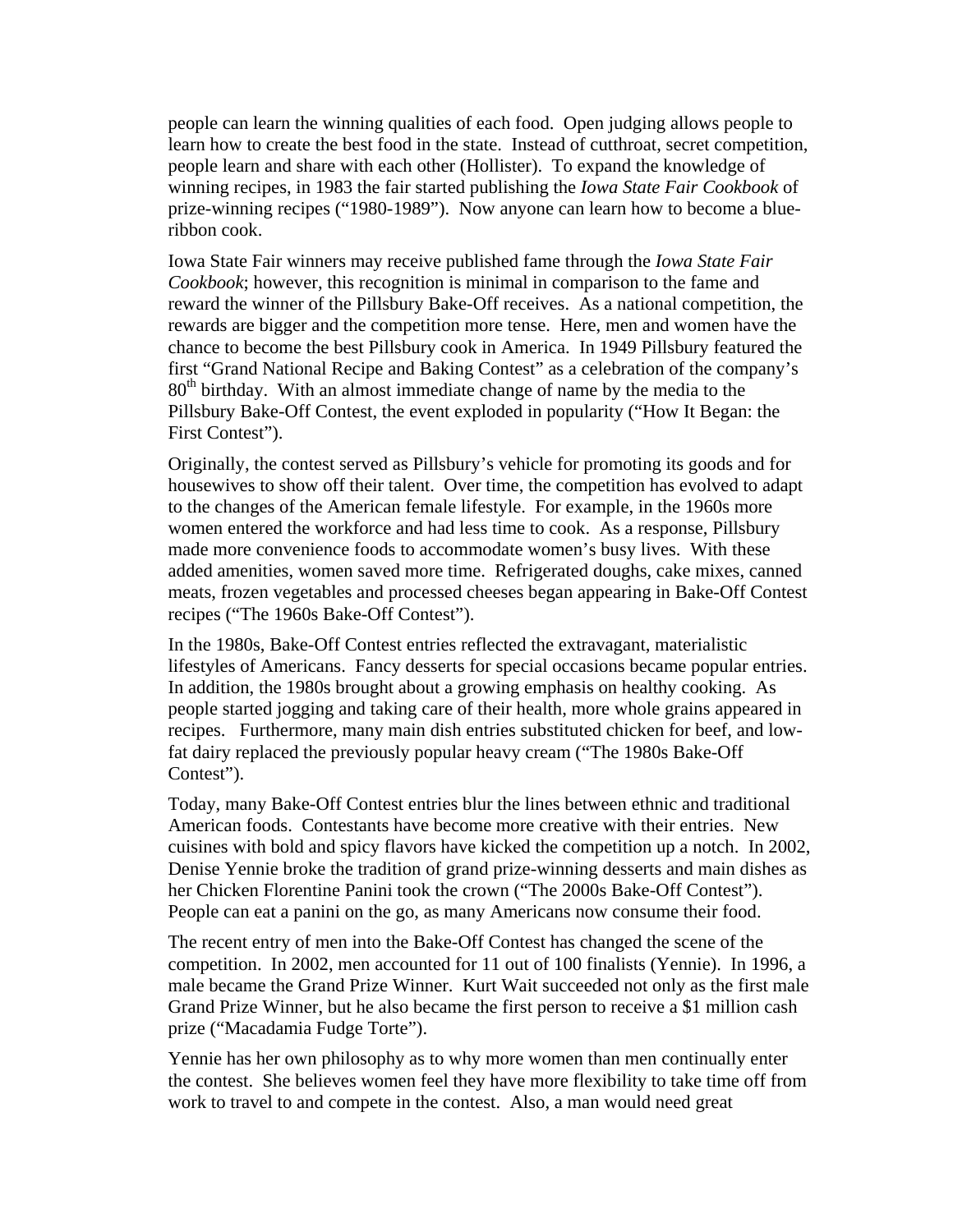people can learn the winning qualities of each food. Open judging allows people to learn how to create the best food in the state. Instead of cutthroat, secret competition, people learn and share with each other (Hollister). To expand the knowledge of winning recipes, in 1983 the fair started publishing the *Iowa State Fair Cookbook* of prize-winning recipes ("1980-1989"). Now anyone can learn how to become a blue-ribbon cook.

Iowa State Fair winners may receive published fame through the *Iowa State Fair Cookbook*; however, this recognition is minimal in comparison to the fame and reward the winner of the Pillsbury Bake-Off receives. As a national competition, the rewards are bigger and the competition more tense. Here, men and women have the chance to become the best Pillsbury cook in America. In 1949 Pillsbury featured the first "Grand National Recipe and Baking Contest" as a celebration of the company's 80th birthday. With an almost immediate change of name by the media to the Pillsbury Bake-Off Contest, the event exploded in popularity ("How It Began: the First Contest").

Originally, the contest served as Pillsbury's vehicle for promoting its goods and for housewives to show off their talent. Over time, the competition has evolved to adapt to the changes of the American female lifestyle. For example, in the 1960s more women entered the workforce and had less time to cook. As a response, Pillsbury made more convenience foods to accommodate women's busy lives. With these added amenities, women saved more time. Refrigerated doughs, cake mixes, canned meats, frozen vegetables and processed cheeses began appearing in Bake-Off Contest recipes ("The 1960s Bake-Off Contest").

In the 1980s, Bake-Off Contest entries reflected the extravagant, materialistic lifestyles of Americans. Fancy desserts for special occasions became popular entries. In addition, the 1980s brought about a growing emphasis on healthy cooking. As people started jogging and taking care of their health, more whole grains appeared in recipes. Furthermore, many main dish entries substituted chicken for beef, and low-fat dairy replaced the previously popular heavy cream ("The 1980s Bake-Off Contest").

Today, many Bake-Off Contest entries blur the lines between ethnic and traditional American foods. Contestants have become more creative with their entries. New cuisines with bold and spicy flavors have kicked the competition up a notch. In 2002, Denise Yennie broke the tradition of grand prize-winning desserts and main dishes as her Chicken Florentine Panini took the crown ("The 2000s Bake-Off Contest"). People can eat a panini on the go, as many Americans now consume their food.

The recent entry of men into the Bake-Off Contest has changed the scene of the competition. In 2002, men accounted for 11 out of 100 finalists (Yennie). In 1996, a male became the Grand Prize Winner. Kurt Wait succeeded not only as the first male Grand Prize Winner, but he also became the first person to receive a $1 million cash prize ("Macadamia Fudge Torte").

Yennie has her own philosophy as to why more women than men continually enter the contest. She believes women feel they have more flexibility to take time off from work to travel to and compete in the contest. Also, a man would need great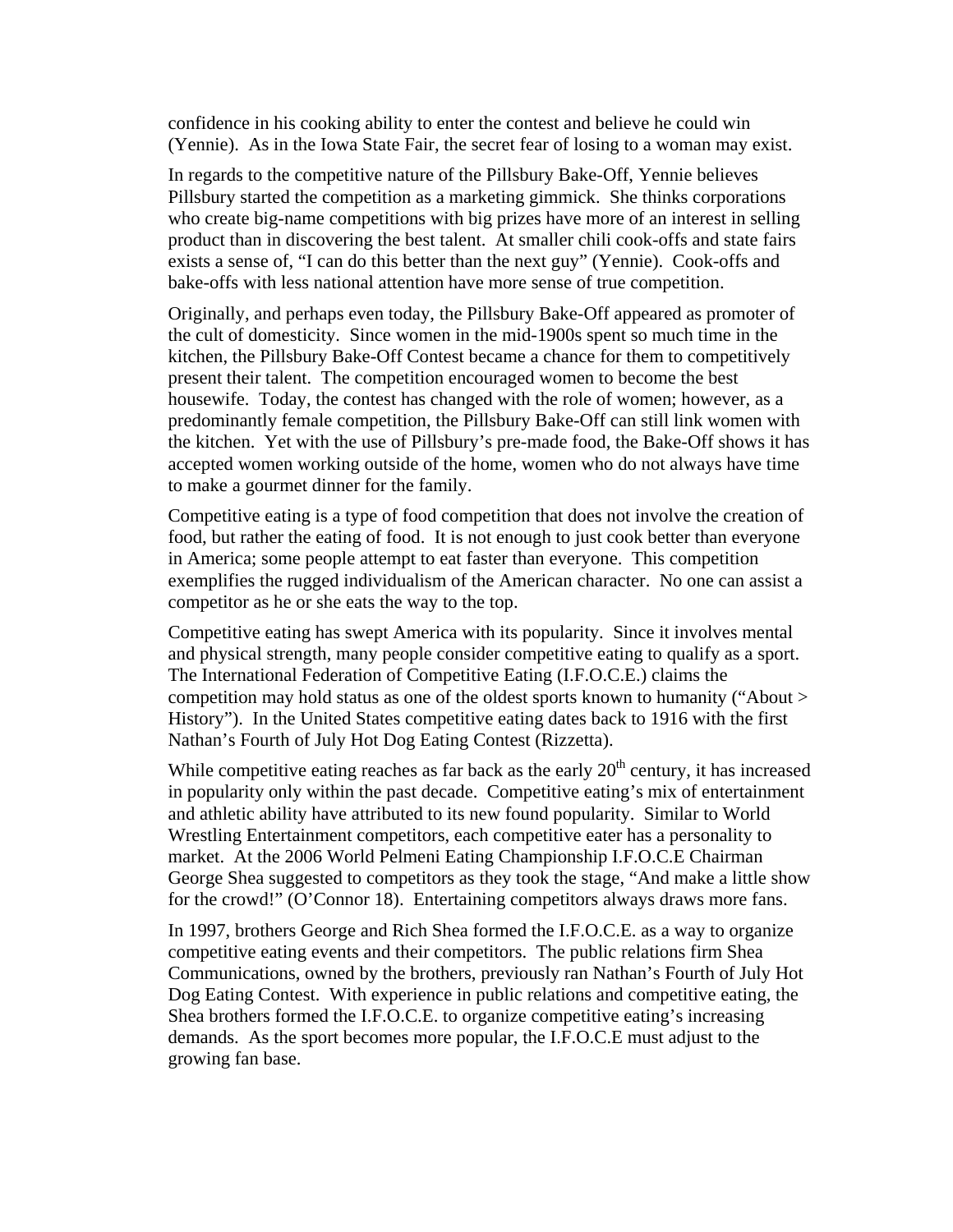confidence in his cooking ability to enter the contest and believe he could win (Yennie). As in the Iowa State Fair, the secret fear of losing to a woman may exist.

In regards to the competitive nature of the Pillsbury Bake-Off, Yennie believes Pillsbury started the competition as a marketing gimmick. She thinks corporations who create big-name competitions with big prizes have more of an interest in selling product than in discovering the best talent. At smaller chili cook-offs and state fairs exists a sense of, "I can do this better than the next guy" (Yennie). Cook-offs and bake-offs with less national attention have more sense of true competition.

Originally, and perhaps even today, the Pillsbury Bake-Off appeared as promoter of the cult of domesticity. Since women in the mid-1900s spent so much time in the kitchen, the Pillsbury Bake-Off Contest became a chance for them to competitively present their talent. The competition encouraged women to become the best housewife. Today, the contest has changed with the role of women; however, as a predominantly female competition, the Pillsbury Bake-Off can still link women with the kitchen. Yet with the use of Pillsbury's pre-made food, the Bake-Off shows it has accepted women working outside of the home, women who do not always have time to make a gourmet dinner for the family.

Competitive eating is a type of food competition that does not involve the creation of food, but rather the eating of food. It is not enough to just cook better than everyone in America; some people attempt to eat faster than everyone. This competition exemplifies the rugged individualism of the American character. No one can assist a competitor as he or she eats the way to the top.

Competitive eating has swept America with its popularity. Since it involves mental and physical strength, many people consider competitive eating to qualify as a sport. The International Federation of Competitive Eating (I.F.O.C.E.) claims the competition may hold status as one of the oldest sports known to humanity ("About > History"). In the United States competitive eating dates back to 1916 with the first Nathan's Fourth of July Hot Dog Eating Contest (Rizzetta).

While competitive eating reaches as far back as the early 20th century, it has increased in popularity only within the past decade. Competitive eating's mix of entertainment and athletic ability have attributed to its new found popularity. Similar to World Wrestling Entertainment competitors, each competitive eater has a personality to market. At the 2006 World Pelmeni Eating Championship I.F.O.C.E Chairman George Shea suggested to competitors as they took the stage, "And make a little show for the crowd!" (O'Connor 18). Entertaining competitors always draws more fans.

In 1997, brothers George and Rich Shea formed the I.F.O.C.E. as a way to organize competitive eating events and their competitors. The public relations firm Shea Communications, owned by the brothers, previously ran Nathan's Fourth of July Hot Dog Eating Contest. With experience in public relations and competitive eating, the Shea brothers formed the I.F.O.C.E. to organize competitive eating's increasing demands. As the sport becomes more popular, the I.F.O.C.E must adjust to the growing fan base.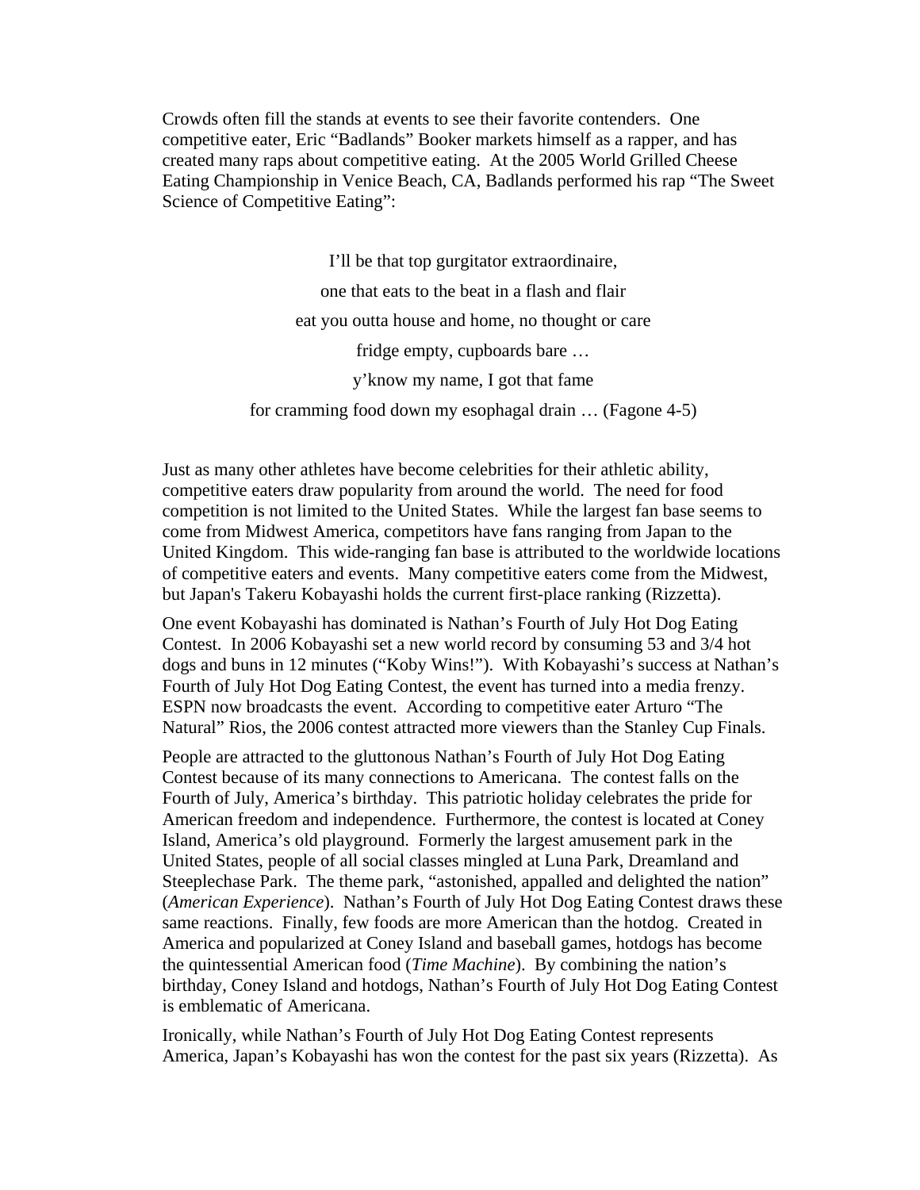Crowds often fill the stands at events to see their favorite contenders. One competitive eater, Eric "Badlands" Booker markets himself as a rapper, and has created many raps about competitive eating. At the 2005 World Grilled Cheese Eating Championship in Venice Beach, CA, Badlands performed his rap "The Sweet Science of Competitive Eating":

> I'll be that top gurgitator extraordinaire,
>
> one that eats to the beat in a flash and flair
>
> eat you outta house and home, no thought or care
>
> fridge empty, cupboards bare …
>
> y'know my name, I got that fame
>
> for cramming food down my esophagal drain … (Fagone 4-5)

Just as many other athletes have become celebrities for their athletic ability, competitive eaters draw popularity from around the world. The need for food competition is not limited to the United States. While the largest fan base seems to come from Midwest America, competitors have fans ranging from Japan to the United Kingdom. This wide-ranging fan base is attributed to the worldwide locations of competitive eaters and events. Many competitive eaters come from the Midwest, but Japan's Takeru Kobayashi holds the current first-place ranking (Rizzetta).

One event Kobayashi has dominated is Nathan's Fourth of July Hot Dog Eating Contest. In 2006 Kobayashi set a new world record by consuming 53 and 3/4 hot dogs and buns in 12 minutes ("Koby Wins!"). With Kobayashi's success at Nathan's Fourth of July Hot Dog Eating Contest, the event has turned into a media frenzy. ESPN now broadcasts the event. According to competitive eater Arturo "The Natural" Rios, the 2006 contest attracted more viewers than the Stanley Cup Finals.

People are attracted to the gluttonous Nathan's Fourth of July Hot Dog Eating Contest because of its many connections to Americana. The contest falls on the Fourth of July, America's birthday. This patriotic holiday celebrates the pride for American freedom and independence. Furthermore, the contest is located at Coney Island, America's old playground. Formerly the largest amusement park in the United States, people of all social classes mingled at Luna Park, Dreamland and Steeplechase Park. The theme park, "astonished, appalled and delighted the nation" (*American Experience*). Nathan's Fourth of July Hot Dog Eating Contest draws these same reactions. Finally, few foods are more American than the hotdog. Created in America and popularized at Coney Island and baseball games, hotdogs has become the quintessential American food (*Time Machine*). By combining the nation's birthday, Coney Island and hotdogs, Nathan's Fourth of July Hot Dog Eating Contest is emblematic of Americana.

Ironically, while Nathan's Fourth of July Hot Dog Eating Contest represents America, Japan's Kobayashi has won the contest for the past six years (Rizzetta). As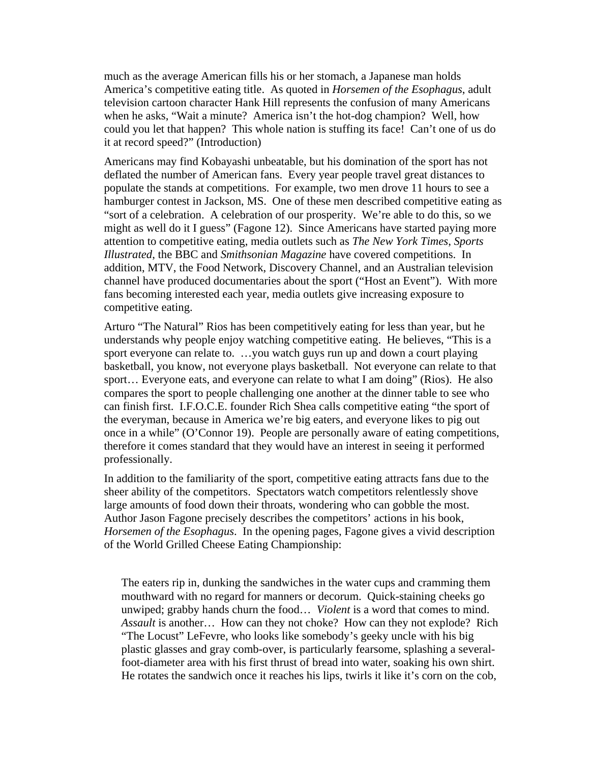much as the average American fills his or her stomach, a Japanese man holds America's competitive eating title. As quoted in *Horsemen of the Esophagus*, adult television cartoon character Hank Hill represents the confusion of many Americans when he asks, "Wait a minute? America isn't the hot-dog champion? Well, how could you let that happen? This whole nation is stuffing its face! Can't one of us do it at record speed?" (Introduction)

Americans may find Kobayashi unbeatable, but his domination of the sport has not deflated the number of American fans. Every year people travel great distances to populate the stands at competitions. For example, two men drove 11 hours to see a hamburger contest in Jackson, MS. One of these men described competitive eating as "sort of a celebration. A celebration of our prosperity. We're able to do this, so we might as well do it I guess" (Fagone 12). Since Americans have started paying more attention to competitive eating, media outlets such as *The New York Times*, *Sports Illustrated*, the BBC and *Smithsonian Magazine* have covered competitions. In addition, MTV, the Food Network, Discovery Channel, and an Australian television channel have produced documentaries about the sport ("Host an Event"). With more fans becoming interested each year, media outlets give increasing exposure to competitive eating.

Arturo "The Natural" Rios has been competitively eating for less than year, but he understands why people enjoy watching competitive eating. He believes, "This is a sport everyone can relate to. …you watch guys run up and down a court playing basketball, you know, not everyone plays basketball. Not everyone can relate to that sport… Everyone eats, and everyone can relate to what I am doing" (Rios). He also compares the sport to people challenging one another at the dinner table to see who can finish first. I.F.O.C.E. founder Rich Shea calls competitive eating "the sport of the everyman, because in America we're big eaters, and everyone likes to pig out once in a while" (O'Connor 19). People are personally aware of eating competitions, therefore it comes standard that they would have an interest in seeing it performed professionally.

In addition to the familiarity of the sport, competitive eating attracts fans due to the sheer ability of the competitors. Spectators watch competitors relentlessly shove large amounts of food down their throats, wondering who can gobble the most. Author Jason Fagone precisely describes the competitors' actions in his book, *Horsemen of the Esophagus*. In the opening pages, Fagone gives a vivid description of the World Grilled Cheese Eating Championship:

> The eaters rip in, dunking the sandwiches in the water cups and cramming them mouthward with no regard for manners or decorum. Quick-staining cheeks go unwiped; grabby hands churn the food… *Violent* is a word that comes to mind. *Assault* is another… How can they not choke? How can they not explode? Rich "The Locust" LeFevre, who looks like somebody's geeky uncle with his big plastic glasses and gray comb-over, is particularly fearsome, splashing a several-foot-diameter area with his first thrust of bread into water, soaking his own shirt. He rotates the sandwich once it reaches his lips, twirls it like it's corn on the cob,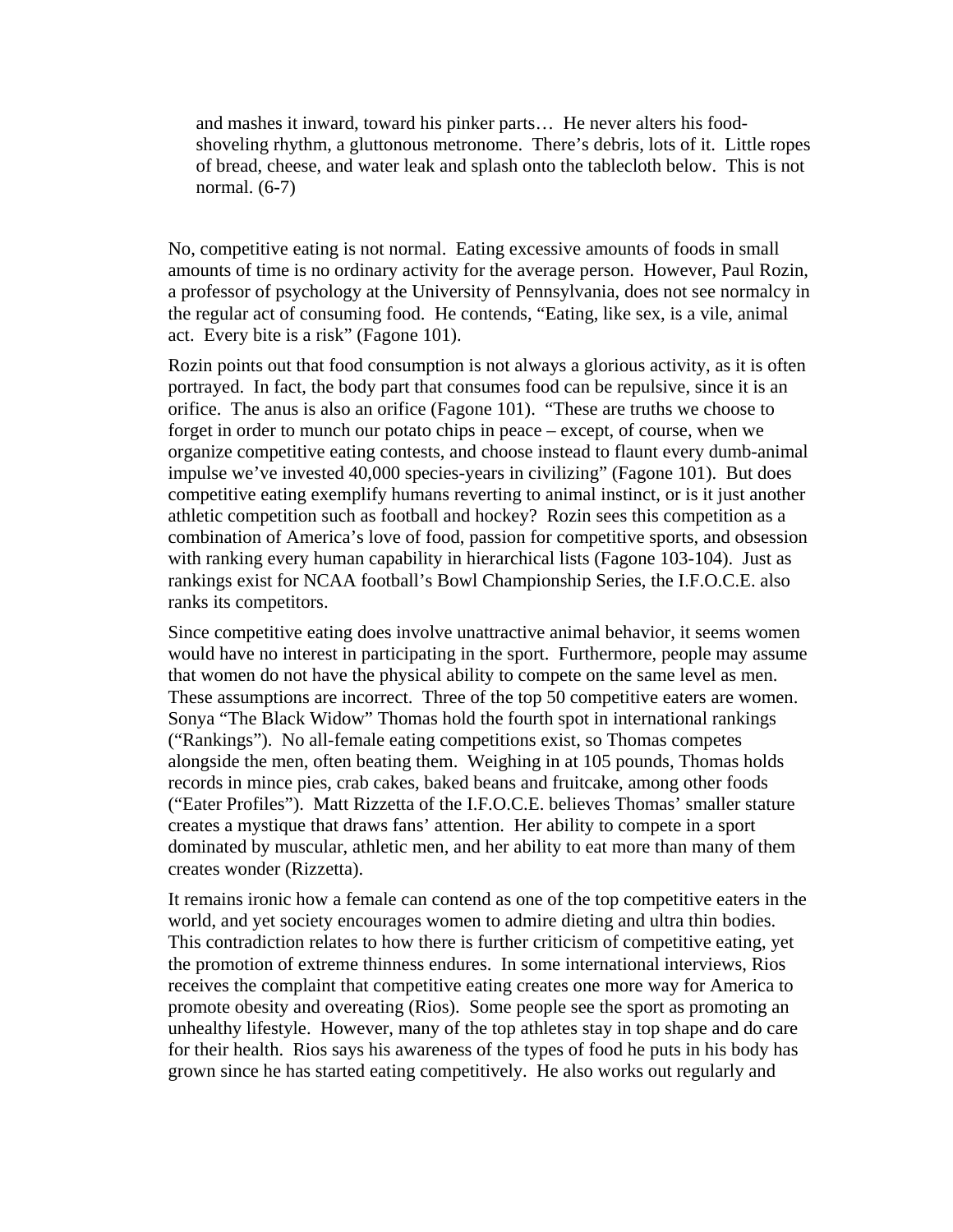> and mashes it inward, toward his pinker parts… He never alters his food-shoveling rhythm, a gluttonous metronome. There's debris, lots of it. Little ropes of bread, cheese, and water leak and splash onto the tablecloth below. This is not normal. (6-7)

No, competitive eating is not normal. Eating excessive amounts of foods in small amounts of time is no ordinary activity for the average person. However, Paul Rozin, a professor of psychology at the University of Pennsylvania, does not see normalcy in the regular act of consuming food. He contends, "Eating, like sex, is a vile, animal act. Every bite is a risk" (Fagone 101).

Rozin points out that food consumption is not always a glorious activity, as it is often portrayed. In fact, the body part that consumes food can be repulsive, since it is an orifice. The anus is also an orifice (Fagone 101). "These are truths we choose to forget in order to munch our potato chips in peace – except, of course, when we organize competitive eating contests, and choose instead to flaunt every dumb-animal impulse we've invested 40,000 species-years in civilizing" (Fagone 101). But does competitive eating exemplify humans reverting to animal instinct, or is it just another athletic competition such as football and hockey? Rozin sees this competition as a combination of America's love of food, passion for competitive sports, and obsession with ranking every human capability in hierarchical lists (Fagone 103-104). Just as rankings exist for NCAA football's Bowl Championship Series, the I.F.O.C.E. also ranks its competitors.

Since competitive eating does involve unattractive animal behavior, it seems women would have no interest in participating in the sport. Furthermore, people may assume that women do not have the physical ability to compete on the same level as men. These assumptions are incorrect. Three of the top 50 competitive eaters are women. Sonya "The Black Widow" Thomas hold the fourth spot in international rankings ("Rankings"). No all-female eating competitions exist, so Thomas competes alongside the men, often beating them. Weighing in at 105 pounds, Thomas holds records in mince pies, crab cakes, baked beans and fruitcake, among other foods ("Eater Profiles"). Matt Rizzetta of the I.F.O.C.E. believes Thomas' smaller stature creates a mystique that draws fans' attention. Her ability to compete in a sport dominated by muscular, athletic men, and her ability to eat more than many of them creates wonder (Rizzetta).

It remains ironic how a female can contend as one of the top competitive eaters in the world, and yet society encourages women to admire dieting and ultra thin bodies. This contradiction relates to how there is further criticism of competitive eating, yet the promotion of extreme thinness endures. In some international interviews, Rios receives the complaint that competitive eating creates one more way for America to promote obesity and overeating (Rios). Some people see the sport as promoting an unhealthy lifestyle. However, many of the top athletes stay in top shape and do care for their health. Rios says his awareness of the types of food he puts in his body has grown since he has started eating competitively. He also works out regularly and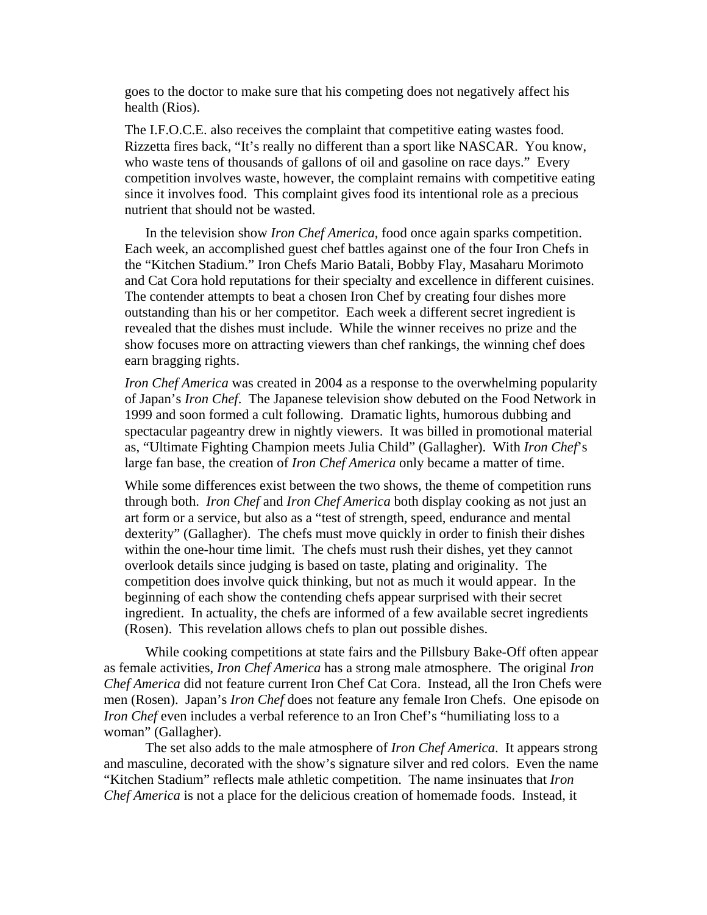goes to the doctor to make sure that his competing does not negatively affect his health (Rios).

The I.F.O.C.E. also receives the complaint that competitive eating wastes food. Rizzetta fires back, "It's really no different than a sport like NASCAR. You know, who waste tens of thousands of gallons of oil and gasoline on race days." Every competition involves waste, however, the complaint remains with competitive eating since it involves food. This complaint gives food its intentional role as a precious nutrient that should not be wasted.

In the television show *Iron Chef America*, food once again sparks competition. Each week, an accomplished guest chef battles against one of the four Iron Chefs in the "Kitchen Stadium." Iron Chefs Mario Batali, Bobby Flay, Masaharu Morimoto and Cat Cora hold reputations for their specialty and excellence in different cuisines. The contender attempts to beat a chosen Iron Chef by creating four dishes more outstanding than his or her competitor. Each week a different secret ingredient is revealed that the dishes must include. While the winner receives no prize and the show focuses more on attracting viewers than chef rankings, the winning chef does earn bragging rights.

*Iron Chef America* was created in 2004 as a response to the overwhelming popularity of Japan's *Iron Chef*. The Japanese television show debuted on the Food Network in 1999 and soon formed a cult following. Dramatic lights, humorous dubbing and spectacular pageantry drew in nightly viewers. It was billed in promotional material as, "Ultimate Fighting Champion meets Julia Child" (Gallagher). With *Iron Chef*'s large fan base, the creation of *Iron Chef America* only became a matter of time.

While some differences exist between the two shows, the theme of competition runs through both. *Iron Chef* and *Iron Chef America* both display cooking as not just an art form or a service, but also as a "test of strength, speed, endurance and mental dexterity" (Gallagher). The chefs must move quickly in order to finish their dishes within the one-hour time limit. The chefs must rush their dishes, yet they cannot overlook details since judging is based on taste, plating and originality. The competition does involve quick thinking, but not as much it would appear. In the beginning of each show the contending chefs appear surprised with their secret ingredient. In actuality, the chefs are informed of a few available secret ingredients (Rosen). This revelation allows chefs to plan out possible dishes.

While cooking competitions at state fairs and the Pillsbury Bake-Off often appear as female activities, *Iron Chef America* has a strong male atmosphere. The original *Iron Chef America* did not feature current Iron Chef Cat Cora. Instead, all the Iron Chefs were men (Rosen). Japan's *Iron Chef* does not feature any female Iron Chefs. One episode on *Iron Chef* even includes a verbal reference to an Iron Chef's "humiliating loss to a woman" (Gallagher).

The set also adds to the male atmosphere of *Iron Chef America*. It appears strong and masculine, decorated with the show's signature silver and red colors. Even the name "Kitchen Stadium" reflects male athletic competition. The name insinuates that *Iron Chef America* is not a place for the delicious creation of homemade foods. Instead, it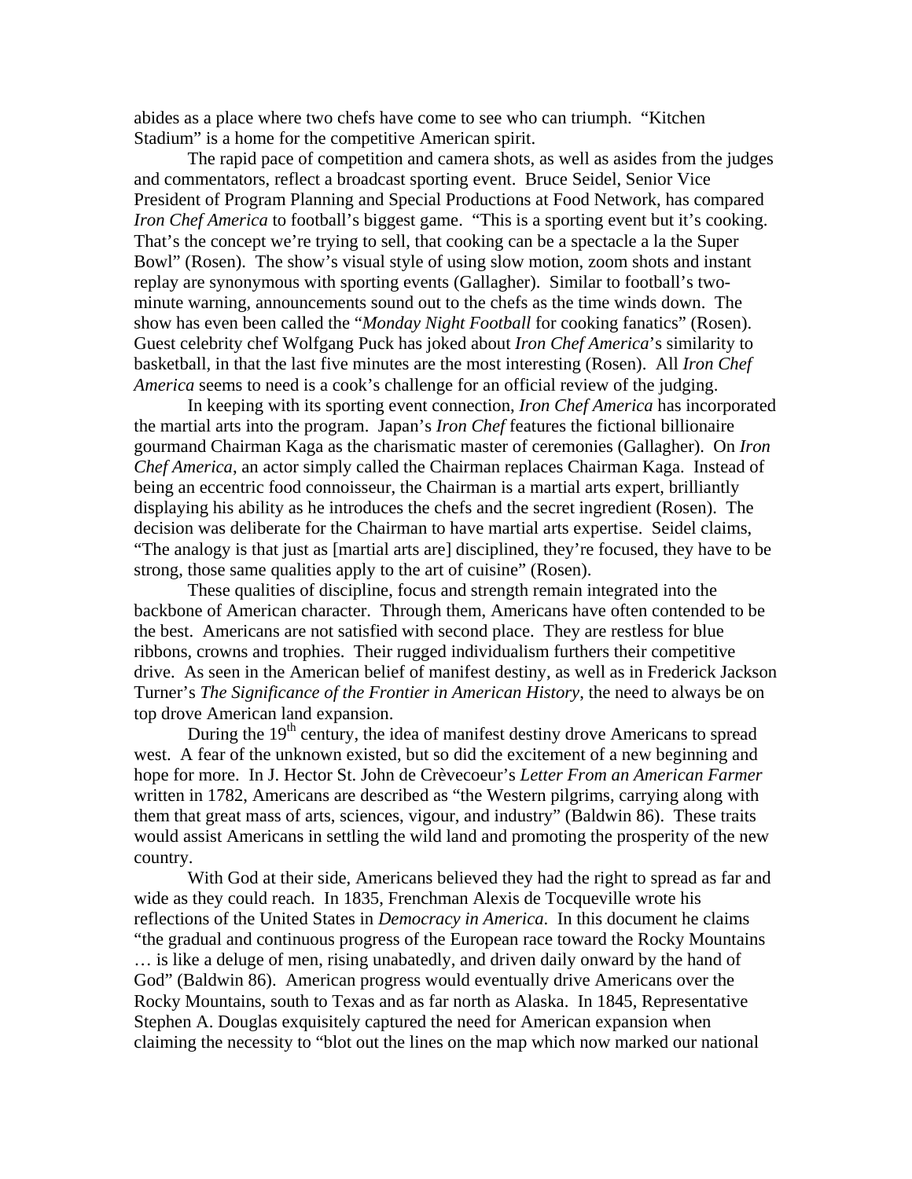abides as a place where two chefs have come to see who can triumph. "Kitchen Stadium" is a home for the competitive American spirit.

The rapid pace of competition and camera shots, as well as asides from the judges and commentators, reflect a broadcast sporting event. Bruce Seidel, Senior Vice President of Program Planning and Special Productions at Food Network, has compared *Iron Chef America* to football's biggest game. "This is a sporting event but it's cooking. That's the concept we're trying to sell, that cooking can be a spectacle a la the Super Bowl" (Rosen). The show's visual style of using slow motion, zoom shots and instant replay are synonymous with sporting events (Gallagher). Similar to football's two-minute warning, announcements sound out to the chefs as the time winds down. The show has even been called the "*Monday Night Football* for cooking fanatics" (Rosen). Guest celebrity chef Wolfgang Puck has joked about *Iron Chef America*'s similarity to basketball, in that the last five minutes are the most interesting (Rosen). All *Iron Chef America* seems to need is a cook's challenge for an official review of the judging.

In keeping with its sporting event connection, *Iron Chef America* has incorporated the martial arts into the program. Japan's *Iron Chef* features the fictional billionaire gourmand Chairman Kaga as the charismatic master of ceremonies (Gallagher). On *Iron Chef America*, an actor simply called the Chairman replaces Chairman Kaga. Instead of being an eccentric food connoisseur, the Chairman is a martial arts expert, brilliantly displaying his ability as he introduces the chefs and the secret ingredient (Rosen). The decision was deliberate for the Chairman to have martial arts expertise. Seidel claims, "The analogy is that just as [martial arts are] disciplined, they're focused, they have to be strong, those same qualities apply to the art of cuisine" (Rosen).

These qualities of discipline, focus and strength remain integrated into the backbone of American character. Through them, Americans have often contended to be the best. Americans are not satisfied with second place. They are restless for blue ribbons, crowns and trophies. Their rugged individualism furthers their competitive drive. As seen in the American belief of manifest destiny, as well as in Frederick Jackson Turner's *The Significance of the Frontier in American History*, the need to always be on top drove American land expansion.

During the 19th century, the idea of manifest destiny drove Americans to spread west. A fear of the unknown existed, but so did the excitement of a new beginning and hope for more. In J. Hector St. John de Crèvecoeur's *Letter From an American Farmer* written in 1782, Americans are described as "the Western pilgrims, carrying along with them that great mass of arts, sciences, vigour, and industry" (Baldwin 86). These traits would assist Americans in settling the wild land and promoting the prosperity of the new country.

With God at their side, Americans believed they had the right to spread as far and wide as they could reach. In 1835, Frenchman Alexis de Tocqueville wrote his reflections of the United States in *Democracy in America*. In this document he claims "the gradual and continuous progress of the European race toward the Rocky Mountains … is like a deluge of men, rising unabatedly, and driven daily onward by the hand of God" (Baldwin 86). American progress would eventually drive Americans over the Rocky Mountains, south to Texas and as far north as Alaska. In 1845, Representative Stephen A. Douglas exquisitely captured the need for American expansion when claiming the necessity to "blot out the lines on the map which now marked our national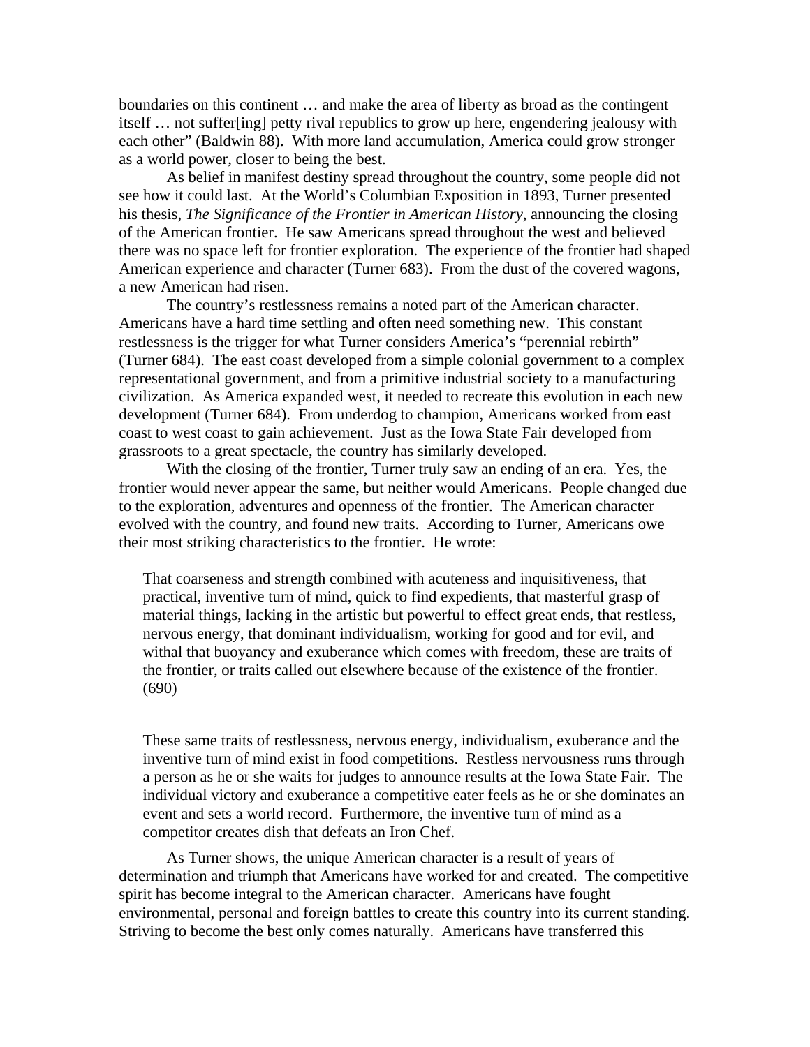boundaries on this continent … and make the area of liberty as broad as the contingent itself … not suffer[ing] petty rival republics to grow up here, engendering jealousy with each other" (Baldwin 88). With more land accumulation, America could grow stronger as a world power, closer to being the best.

As belief in manifest destiny spread throughout the country, some people did not see how it could last. At the World's Columbian Exposition in 1893, Turner presented his thesis, *The Significance of the Frontier in American History*, announcing the closing of the American frontier. He saw Americans spread throughout the west and believed there was no space left for frontier exploration. The experience of the frontier had shaped American experience and character (Turner 683). From the dust of the covered wagons, a new American had risen.

The country's restlessness remains a noted part of the American character. Americans have a hard time settling and often need something new. This constant restlessness is the trigger for what Turner considers America's "perennial rebirth" (Turner 684). The east coast developed from a simple colonial government to a complex representational government, and from a primitive industrial society to a manufacturing civilization. As America expanded west, it needed to recreate this evolution in each new development (Turner 684). From underdog to champion, Americans worked from east coast to west coast to gain achievement. Just as the Iowa State Fair developed from grassroots to a great spectacle, the country has similarly developed.

With the closing of the frontier, Turner truly saw an ending of an era. Yes, the frontier would never appear the same, but neither would Americans. People changed due to the exploration, adventures and openness of the frontier. The American character evolved with the country, and found new traits. According to Turner, Americans owe their most striking characteristics to the frontier. He wrote:

> That coarseness and strength combined with acuteness and inquisitiveness, that practical, inventive turn of mind, quick to find expedients, that masterful grasp of material things, lacking in the artistic but powerful to effect great ends, that restless, nervous energy, that dominant individualism, working for good and for evil, and withal that buoyancy and exuberance which comes with freedom, these are traits of the frontier, or traits called out elsewhere because of the existence of the frontier. (690)

These same traits of restlessness, nervous energy, individualism, exuberance and the inventive turn of mind exist in food competitions. Restless nervousness runs through a person as he or she waits for judges to announce results at the Iowa State Fair. The individual victory and exuberance a competitive eater feels as he or she dominates an event and sets a world record. Furthermore, the inventive turn of mind as a competitor creates dish that defeats an Iron Chef.

As Turner shows, the unique American character is a result of years of determination and triumph that Americans have worked for and created. The competitive spirit has become integral to the American character. Americans have fought environmental, personal and foreign battles to create this country into its current standing. Striving to become the best only comes naturally. Americans have transferred this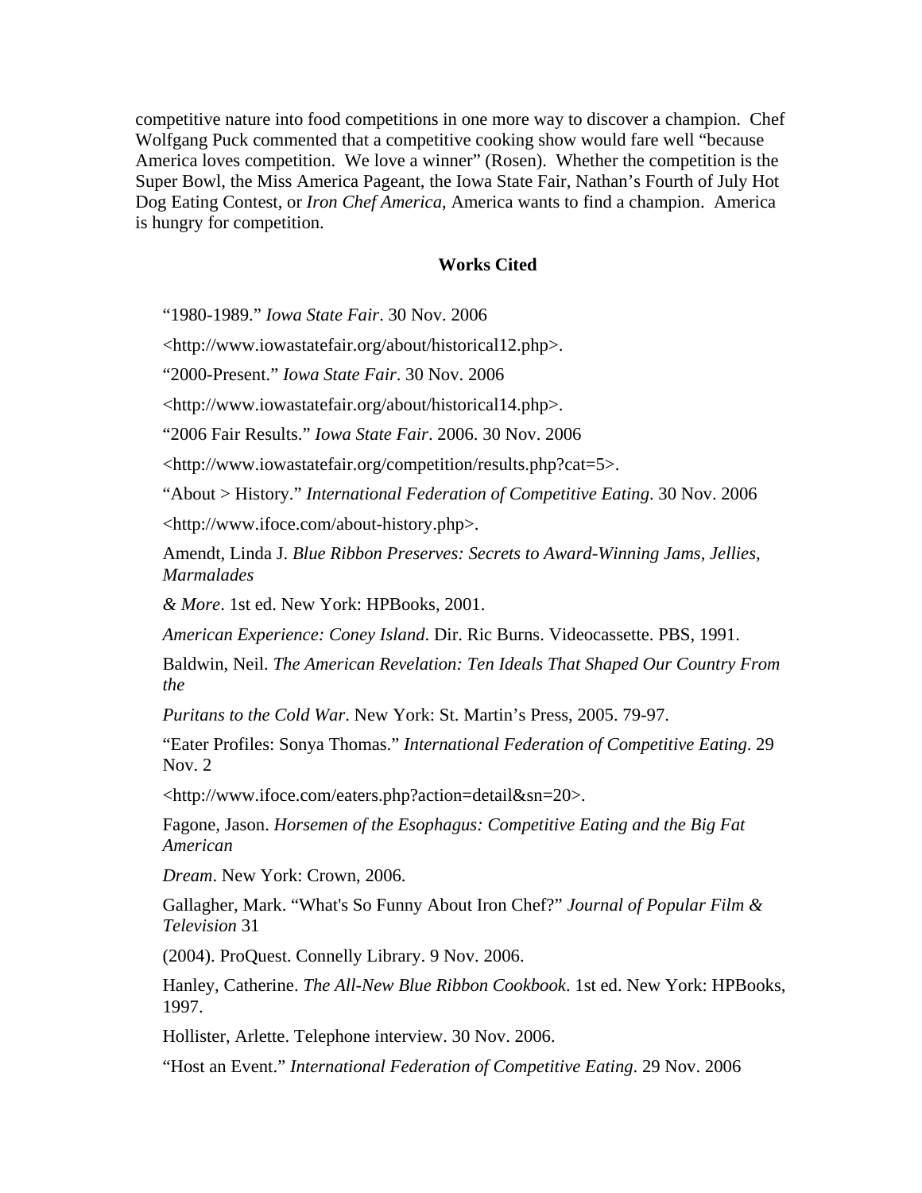competitive nature into food competitions in one more way to discover a champion. Chef Wolfgang Puck commented that a competitive cooking show would fare well "because America loves competition. We love a winner" (Rosen). Whether the competition is the Super Bowl, the Miss America Pageant, the Iowa State Fair, Nathan's Fourth of July Hot Dog Eating Contest, or *Iron Chef America*, America wants to find a champion. America is hungry for competition.

**Works Cited**

"1980-1989." *Iowa State Fair*. 30 Nov. 2006 <http://www.iowastatefair.org/about/historical12.php>.

"2000-Present." *Iowa State Fair*. 30 Nov. 2006 <http://www.iowastatefair.org/about/historical14.php>.

"2006 Fair Results." *Iowa State Fair*. 2006. 30 Nov. 2006 <http://www.iowastatefair.org/competition/results.php?cat=5>.

"About > History." *International Federation of Competitive Eating*. 30 Nov. 2006 <http://www.ifoce.com/about-history.php>.

Amendt, Linda J. *Blue Ribbon Preserves: Secrets to Award-Winning Jams, Jellies, Marmalades & More*. 1st ed. New York: HPBooks, 2001.

*American Experience: Coney Island*. Dir. Ric Burns. Videocassette. PBS, 1991.

Baldwin, Neil. *The American Revelation: Ten Ideals That Shaped Our Country From the Puritans to the Cold War*. New York: St. Martin's Press, 2005. 79-97.

"Eater Profiles: Sonya Thomas." *International Federation of Competitive Eating*. 29 Nov. 2 <http://www.ifoce.com/eaters.php?action=detail&sn=20>.

Fagone, Jason. *Horsemen of the Esophagus: Competitive Eating and the Big Fat American Dream*. New York: Crown, 2006.

Gallagher, Mark. "What's So Funny About Iron Chef?" *Journal of Popular Film & Television* 31 (2004). ProQuest. Connelly Library. 9 Nov. 2006.

Hanley, Catherine. *The All-New Blue Ribbon Cookbook*. 1st ed. New York: HPBooks, 1997.

Hollister, Arlette. Telephone interview. 30 Nov. 2006.

"Host an Event." *International Federation of Competitive Eating*. 29 Nov. 2006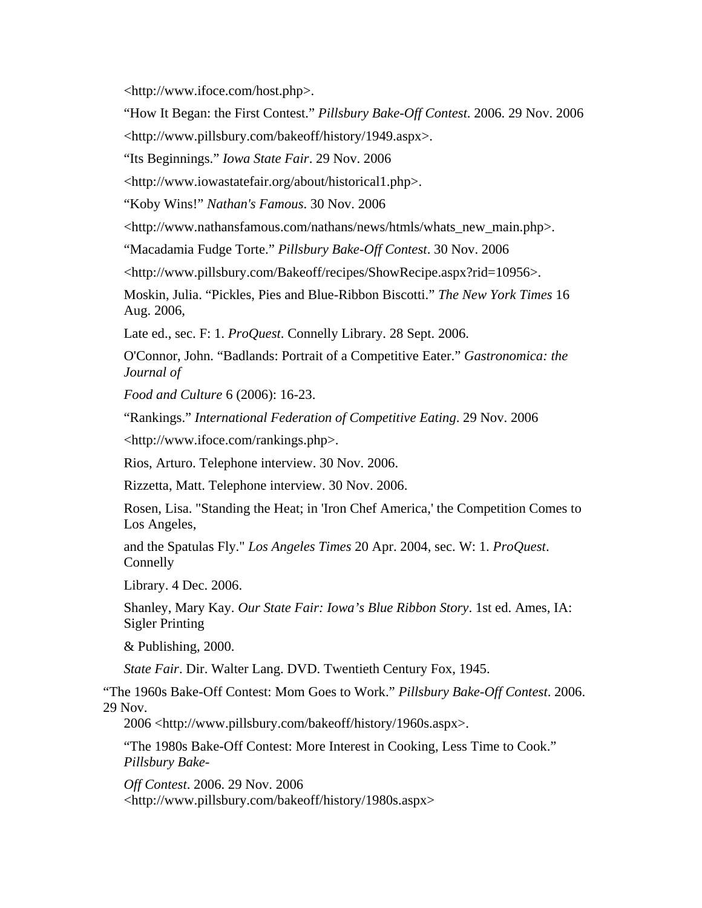<http://www.ifoce.com/host.php>.

"How It Began: the First Contest." *Pillsbury Bake-Off Contest*. 2006. 29 Nov. 2006 <http://www.pillsbury.com/bakeoff/history/1949.aspx>.

"Its Beginnings." *Iowa State Fair*. 29 Nov. 2006 <http://www.iowastatefair.org/about/historical1.php>.

"Koby Wins!" *Nathan's Famous*. 30 Nov. 2006 <http://www.nathansfamous.com/nathans/news/htmls/whats_new_main.php>.

"Macadamia Fudge Torte." *Pillsbury Bake-Off Contest*. 30 Nov. 2006 <http://www.pillsbury.com/Bakeoff/recipes/ShowRecipe.aspx?rid=10956>.

Moskin, Julia. "Pickles, Pies and Blue-Ribbon Biscotti." *The New York Times* 16 Aug. 2006, Late ed., sec. F: 1. *ProQuest*. Connelly Library. 28 Sept. 2006.

O'Connor, John. "Badlands: Portrait of a Competitive Eater." *Gastronomica: the Journal of Food and Culture* 6 (2006): 16-23.

"Rankings." *International Federation of Competitive Eating*. 29 Nov. 2006 <http://www.ifoce.com/rankings.php>.

Rios, Arturo. Telephone interview. 30 Nov. 2006.

Rizzetta, Matt. Telephone interview. 30 Nov. 2006.

Rosen, Lisa. "Standing the Heat; in 'Iron Chef America,' the Competition Comes to Los Angeles, and the Spatulas Fly." *Los Angeles Times* 20 Apr. 2004, sec. W: 1. *ProQuest*. Connelly Library. 4 Dec. 2006.

Shanley, Mary Kay. *Our State Fair: Iowa's Blue Ribbon Story*. 1st ed. Ames, IA: Sigler Printing & Publishing, 2000.

*State Fair*. Dir. Walter Lang. DVD. Twentieth Century Fox, 1945.

"The 1960s Bake-Off Contest: Mom Goes to Work." *Pillsbury Bake-Off Contest*. 2006. 29 Nov. 2006 <http://www.pillsbury.com/bakeoff/history/1960s.aspx>.

"The 1980s Bake-Off Contest: More Interest in Cooking, Less Time to Cook." *Pillsbury Bake-Off Contest*. 2006. 29 Nov. 2006 <http://www.pillsbury.com/bakeoff/history/1980s.aspx>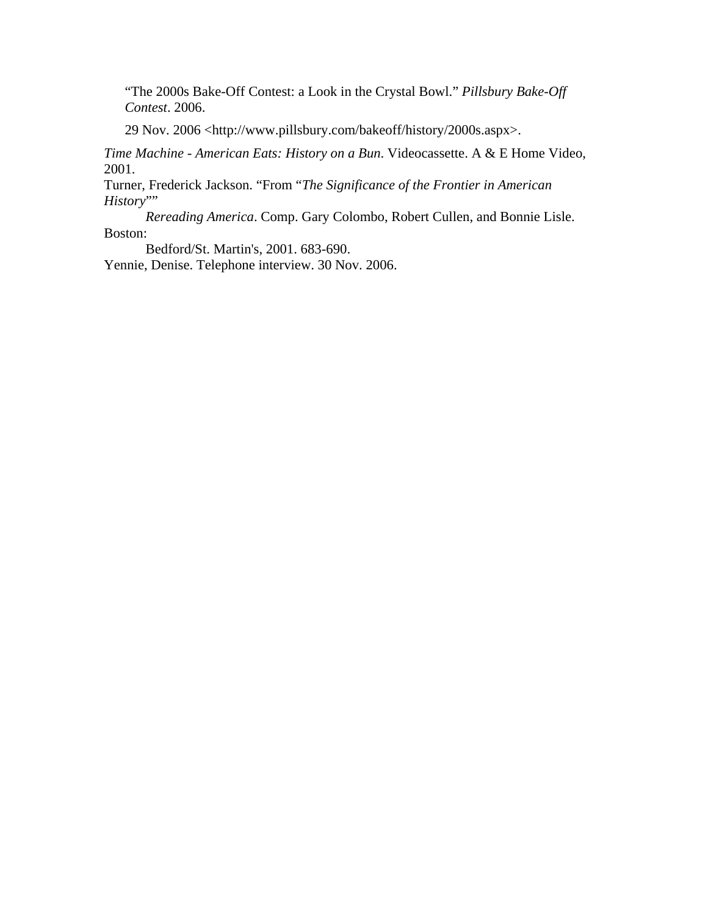"The 2000s Bake-Off Contest: a Look in the Crystal Bowl." *Pillsbury Bake-Off Contest*. 2006.

29 Nov. 2006 <http://www.pillsbury.com/bakeoff/history/2000s.aspx>.

*Time Machine - American Eats: History on a Bun*. Videocassette. A & E Home Video, 2001.

Turner, Frederick Jackson. "From "*The Significance of the Frontier in American History*""
*Rereading America*. Comp. Gary Colombo, Robert Cullen, and Bonnie Lisle. Boston:
Bedford/St. Martin's, 2001. 683-690.

Yennie, Denise. Telephone interview. 30 Nov. 2006.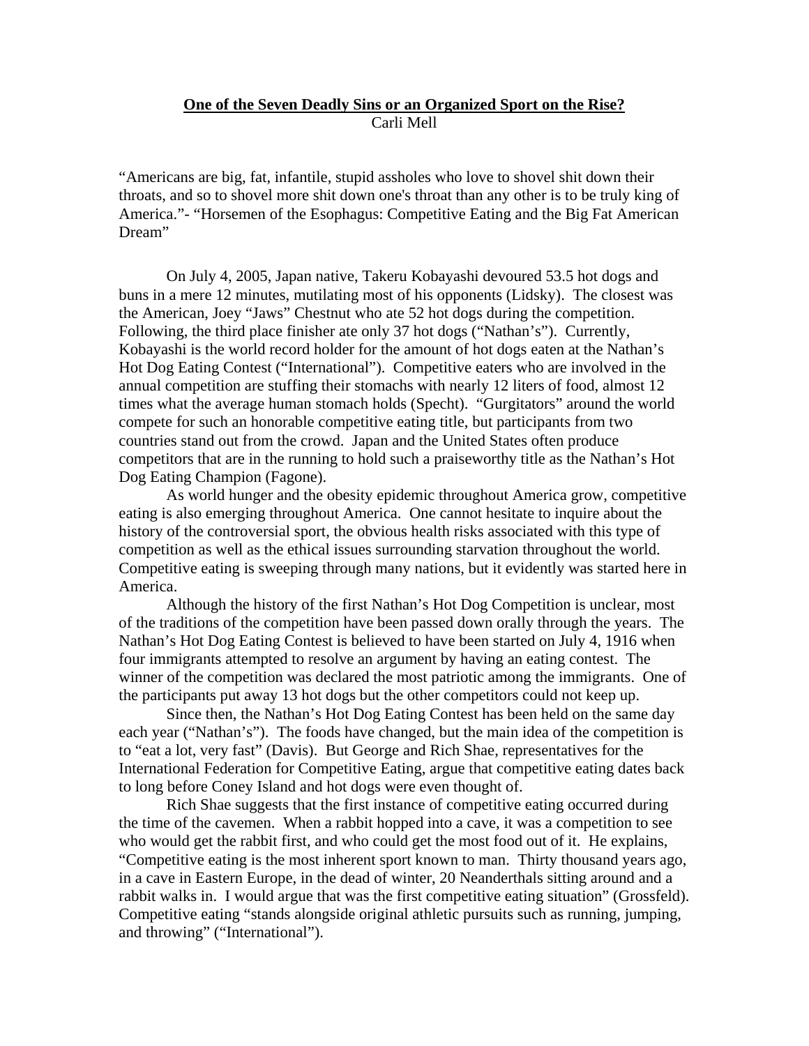**One of the Seven Deadly Sins or an Organized Sport on the Rise?**
Carli Mell

"Americans are big, fat, infantile, stupid assholes who love to shovel shit down their throats, and so to shovel more shit down one's throat than any other is to be truly king of America."- "Horsemen of the Esophagus: Competitive Eating and the Big Fat American Dream"

On July 4, 2005, Japan native, Takeru Kobayashi devoured 53.5 hot dogs and buns in a mere 12 minutes, mutilating most of his opponents (Lidsky). The closest was the American, Joey "Jaws" Chestnut who ate 52 hot dogs during the competition. Following, the third place finisher ate only 37 hot dogs ("Nathan's"). Currently, Kobayashi is the world record holder for the amount of hot dogs eaten at the Nathan's Hot Dog Eating Contest ("International"). Competitive eaters who are involved in the annual competition are stuffing their stomachs with nearly 12 liters of food, almost 12 times what the average human stomach holds (Specht). "Gurgitators" around the world compete for such an honorable competitive eating title, but participants from two countries stand out from the crowd. Japan and the United States often produce competitors that are in the running to hold such a praiseworthy title as the Nathan's Hot Dog Eating Champion (Fagone).

As world hunger and the obesity epidemic throughout America grow, competitive eating is also emerging throughout America. One cannot hesitate to inquire about the history of the controversial sport, the obvious health risks associated with this type of competition as well as the ethical issues surrounding starvation throughout the world. Competitive eating is sweeping through many nations, but it evidently was started here in America.

Although the history of the first Nathan's Hot Dog Competition is unclear, most of the traditions of the competition have been passed down orally through the years. The Nathan's Hot Dog Eating Contest is believed to have been started on July 4, 1916 when four immigrants attempted to resolve an argument by having an eating contest. The winner of the competition was declared the most patriotic among the immigrants. One of the participants put away 13 hot dogs but the other competitors could not keep up.

Since then, the Nathan's Hot Dog Eating Contest has been held on the same day each year ("Nathan's"). The foods have changed, but the main idea of the competition is to "eat a lot, very fast" (Davis). But George and Rich Shae, representatives for the International Federation for Competitive Eating, argue that competitive eating dates back to long before Coney Island and hot dogs were even thought of.

Rich Shae suggests that the first instance of competitive eating occurred during the time of the cavemen. When a rabbit hopped into a cave, it was a competition to see who would get the rabbit first, and who could get the most food out of it. He explains, "Competitive eating is the most inherent sport known to man. Thirty thousand years ago, in a cave in Eastern Europe, in the dead of winter, 20 Neanderthals sitting around and a rabbit walks in. I would argue that was the first competitive eating situation" (Grossfeld). Competitive eating "stands alongside original athletic pursuits such as running, jumping, and throwing" ("International").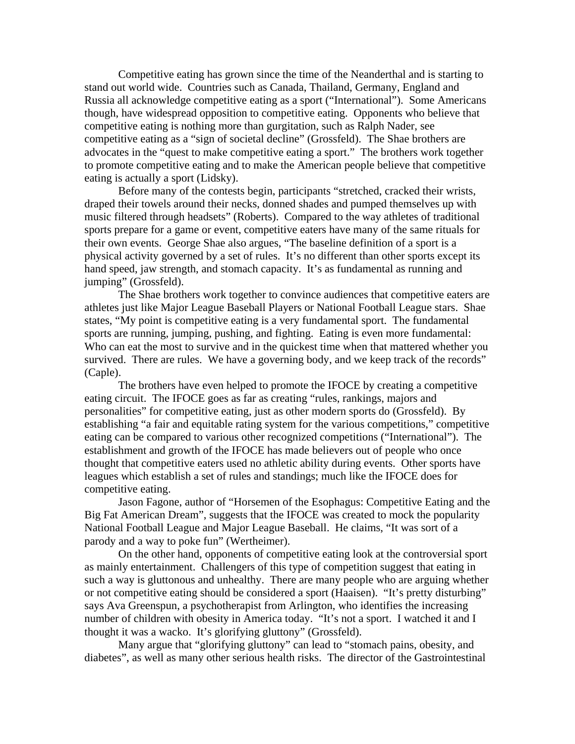Competitive eating has grown since the time of the Neanderthal and is starting to stand out world wide. Countries such as Canada, Thailand, Germany, England and Russia all acknowledge competitive eating as a sport ("International"). Some Americans though, have widespread opposition to competitive eating. Opponents who believe that competitive eating is nothing more than gurgitation, such as Ralph Nader, see competitive eating as a "sign of societal decline" (Grossfeld). The Shae brothers are advocates in the "quest to make competitive eating a sport." The brothers work together to promote competitive eating and to make the American people believe that competitive eating is actually a sport (Lidsky).

Before many of the contests begin, participants "stretched, cracked their wrists, draped their towels around their necks, donned shades and pumped themselves up with music filtered through headsets" (Roberts). Compared to the way athletes of traditional sports prepare for a game or event, competitive eaters have many of the same rituals for their own events. George Shae also argues, "The baseline definition of a sport is a physical activity governed by a set of rules. It's no different than other sports except its hand speed, jaw strength, and stomach capacity. It's as fundamental as running and jumping" (Grossfeld).

The Shae brothers work together to convince audiences that competitive eaters are athletes just like Major League Baseball Players or National Football League stars. Shae states, "My point is competitive eating is a very fundamental sport. The fundamental sports are running, jumping, pushing, and fighting. Eating is even more fundamental: Who can eat the most to survive and in the quickest time when that mattered whether you survived. There are rules. We have a governing body, and we keep track of the records" (Caple).

The brothers have even helped to promote the IFOCE by creating a competitive eating circuit. The IFOCE goes as far as creating "rules, rankings, majors and personalities" for competitive eating, just as other modern sports do (Grossfeld). By establishing "a fair and equitable rating system for the various competitions," competitive eating can be compared to various other recognized competitions ("International"). The establishment and growth of the IFOCE has made believers out of people who once thought that competitive eaters used no athletic ability during events. Other sports have leagues which establish a set of rules and standings; much like the IFOCE does for competitive eating.

Jason Fagone, author of "Horsemen of the Esophagus: Competitive Eating and the Big Fat American Dream", suggests that the IFOCE was created to mock the popularity National Football League and Major League Baseball. He claims, "It was sort of a parody and a way to poke fun" (Wertheimer).

On the other hand, opponents of competitive eating look at the controversial sport as mainly entertainment. Challengers of this type of competition suggest that eating in such a way is gluttonous and unhealthy. There are many people who are arguing whether or not competitive eating should be considered a sport (Haaisen). "It's pretty disturbing" says Ava Greenspun, a psychotherapist from Arlington, who identifies the increasing number of children with obesity in America today. "It's not a sport. I watched it and I thought it was a wacko. It's glorifying gluttony" (Grossfeld).

Many argue that "glorifying gluttony" can lead to "stomach pains, obesity, and diabetes", as well as many other serious health risks. The director of the Gastrointestinal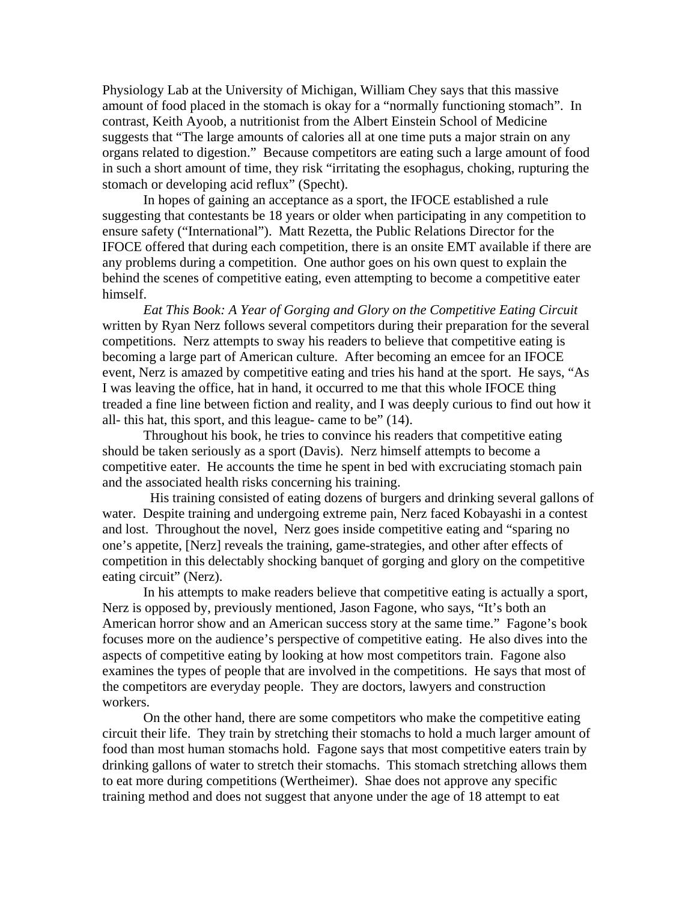Physiology Lab at the University of Michigan, William Chey says that this massive amount of food placed in the stomach is okay for a "normally functioning stomach". In contrast, Keith Ayoob, a nutritionist from the Albert Einstein School of Medicine suggests that "The large amounts of calories all at one time puts a major strain on any organs related to digestion." Because competitors are eating such a large amount of food in such a short amount of time, they risk "irritating the esophagus, choking, rupturing the stomach or developing acid reflux" (Specht).

In hopes of gaining an acceptance as a sport, the IFOCE established a rule suggesting that contestants be 18 years or older when participating in any competition to ensure safety ("International"). Matt Rezetta, the Public Relations Director for the IFOCE offered that during each competition, there is an onsite EMT available if there are any problems during a competition. One author goes on his own quest to explain the behind the scenes of competitive eating, even attempting to become a competitive eater himself.

*Eat This Book: A Year of Gorging and Glory on the Competitive Eating Circuit* written by Ryan Nerz follows several competitors during their preparation for the several competitions. Nerz attempts to sway his readers to believe that competitive eating is becoming a large part of American culture. After becoming an emcee for an IFOCE event, Nerz is amazed by competitive eating and tries his hand at the sport. He says, "As I was leaving the office, hat in hand, it occurred to me that this whole IFOCE thing treaded a fine line between fiction and reality, and I was deeply curious to find out how it all- this hat, this sport, and this league- came to be" (14).

Throughout his book, he tries to convince his readers that competitive eating should be taken seriously as a sport (Davis). Nerz himself attempts to become a competitive eater. He accounts the time he spent in bed with excruciating stomach pain and the associated health risks concerning his training.

His training consisted of eating dozens of burgers and drinking several gallons of water. Despite training and undergoing extreme pain, Nerz faced Kobayashi in a contest and lost. Throughout the novel, Nerz goes inside competitive eating and "sparing no one's appetite, [Nerz] reveals the training, game-strategies, and other after effects of competition in this delectably shocking banquet of gorging and glory on the competitive eating circuit" (Nerz).

In his attempts to make readers believe that competitive eating is actually a sport, Nerz is opposed by, previously mentioned, Jason Fagone, who says, "It's both an American horror show and an American success story at the same time." Fagone's book focuses more on the audience's perspective of competitive eating. He also dives into the aspects of competitive eating by looking at how most competitors train. Fagone also examines the types of people that are involved in the competitions. He says that most of the competitors are everyday people. They are doctors, lawyers and construction workers.

On the other hand, there are some competitors who make the competitive eating circuit their life. They train by stretching their stomachs to hold a much larger amount of food than most human stomachs hold. Fagone says that most competitive eaters train by drinking gallons of water to stretch their stomachs. This stomach stretching allows them to eat more during competitions (Wertheimer). Shae does not approve any specific training method and does not suggest that anyone under the age of 18 attempt to eat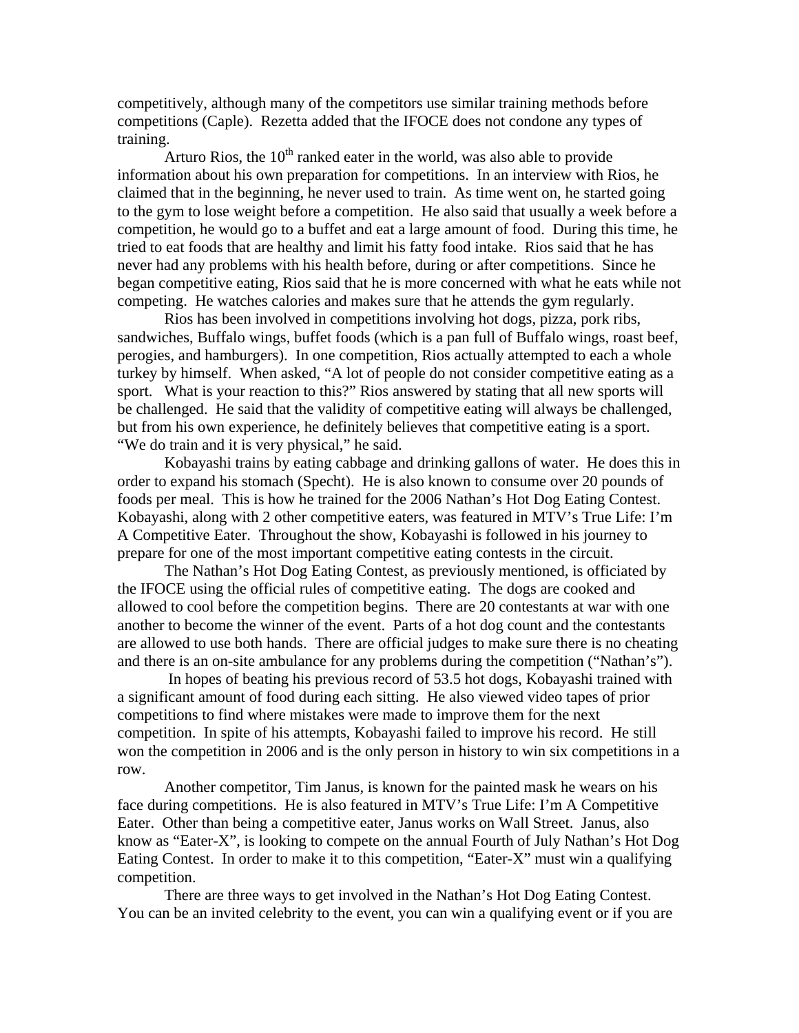competitively, although many of the competitors use similar training methods before competitions (Caple). Rezetta added that the IFOCE does not condone any types of training.

Arturo Rios, the 10th ranked eater in the world, was also able to provide information about his own preparation for competitions. In an interview with Rios, he claimed that in the beginning, he never used to train. As time went on, he started going to the gym to lose weight before a competition. He also said that usually a week before a competition, he would go to a buffet and eat a large amount of food. During this time, he tried to eat foods that are healthy and limit his fatty food intake. Rios said that he has never had any problems with his health before, during or after competitions. Since he began competitive eating, Rios said that he is more concerned with what he eats while not competing. He watches calories and makes sure that he attends the gym regularly.

Rios has been involved in competitions involving hot dogs, pizza, pork ribs, sandwiches, Buffalo wings, buffet foods (which is a pan full of Buffalo wings, roast beef, perogies, and hamburgers). In one competition, Rios actually attempted to each a whole turkey by himself. When asked, "A lot of people do not consider competitive eating as a sport. What is your reaction to this?" Rios answered by stating that all new sports will be challenged. He said that the validity of competitive eating will always be challenged, but from his own experience, he definitely believes that competitive eating is a sport. "We do train and it is very physical," he said.

Kobayashi trains by eating cabbage and drinking gallons of water. He does this in order to expand his stomach (Specht). He is also known to consume over 20 pounds of foods per meal. This is how he trained for the 2006 Nathan's Hot Dog Eating Contest. Kobayashi, along with 2 other competitive eaters, was featured in MTV's True Life: I'm A Competitive Eater. Throughout the show, Kobayashi is followed in his journey to prepare for one of the most important competitive eating contests in the circuit.

The Nathan's Hot Dog Eating Contest, as previously mentioned, is officiated by the IFOCE using the official rules of competitive eating. The dogs are cooked and allowed to cool before the competition begins. There are 20 contestants at war with one another to become the winner of the event. Parts of a hot dog count and the contestants are allowed to use both hands. There are official judges to make sure there is no cheating and there is an on-site ambulance for any problems during the competition ("Nathan's").

In hopes of beating his previous record of 53.5 hot dogs, Kobayashi trained with a significant amount of food during each sitting. He also viewed video tapes of prior competitions to find where mistakes were made to improve them for the next competition. In spite of his attempts, Kobayashi failed to improve his record. He still won the competition in 2006 and is the only person in history to win six competitions in a row.

Another competitor, Tim Janus, is known for the painted mask he wears on his face during competitions. He is also featured in MTV's True Life: I'm A Competitive Eater. Other than being a competitive eater, Janus works on Wall Street. Janus, also know as "Eater-X", is looking to compete on the annual Fourth of July Nathan's Hot Dog Eating Contest. In order to make it to this competition, "Eater-X" must win a qualifying competition.

There are three ways to get involved in the Nathan's Hot Dog Eating Contest. You can be an invited celebrity to the event, you can win a qualifying event or if you are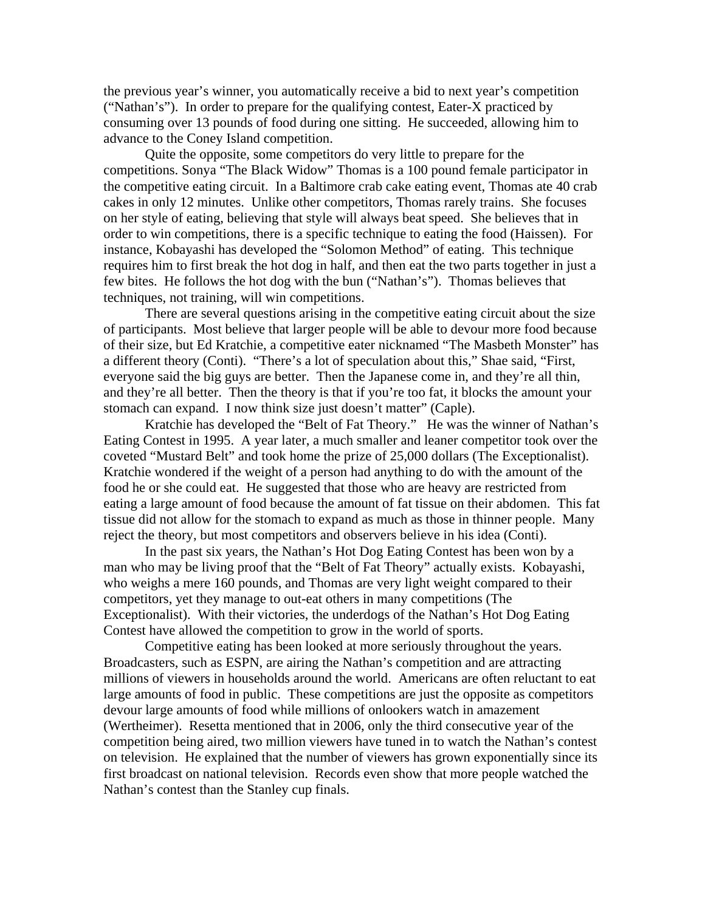the previous year's winner, you automatically receive a bid to next year's competition ("Nathan's"). In order to prepare for the qualifying contest, Eater-X practiced by consuming over 13 pounds of food during one sitting. He succeeded, allowing him to advance to the Coney Island competition.

Quite the opposite, some competitors do very little to prepare for the competitions. Sonya "The Black Widow" Thomas is a 100 pound female participator in the competitive eating circuit. In a Baltimore crab cake eating event, Thomas ate 40 crab cakes in only 12 minutes. Unlike other competitors, Thomas rarely trains. She focuses on her style of eating, believing that style will always beat speed. She believes that in order to win competitions, there is a specific technique to eating the food (Haissen). For instance, Kobayashi has developed the "Solomon Method" of eating. This technique requires him to first break the hot dog in half, and then eat the two parts together in just a few bites. He follows the hot dog with the bun ("Nathan's"). Thomas believes that techniques, not training, will win competitions.

There are several questions arising in the competitive eating circuit about the size of participants. Most believe that larger people will be able to devour more food because of their size, but Ed Kratchie, a competitive eater nicknamed "The Masbeth Monster" has a different theory (Conti). "There's a lot of speculation about this," Shae said, "First, everyone said the big guys are better. Then the Japanese come in, and they're all thin, and they're all better. Then the theory is that if you're too fat, it blocks the amount your stomach can expand. I now think size just doesn't matter" (Caple).

Kratchie has developed the "Belt of Fat Theory." He was the winner of Nathan's Eating Contest in 1995. A year later, a much smaller and leaner competitor took over the coveted "Mustard Belt" and took home the prize of 25,000 dollars (The Exceptionalist). Kratchie wondered if the weight of a person had anything to do with the amount of the food he or she could eat. He suggested that those who are heavy are restricted from eating a large amount of food because the amount of fat tissue on their abdomen. This fat tissue did not allow for the stomach to expand as much as those in thinner people. Many reject the theory, but most competitors and observers believe in his idea (Conti).

In the past six years, the Nathan's Hot Dog Eating Contest has been won by a man who may be living proof that the "Belt of Fat Theory" actually exists. Kobayashi, who weighs a mere 160 pounds, and Thomas are very light weight compared to their competitors, yet they manage to out-eat others in many competitions (The Exceptionalist). With their victories, the underdogs of the Nathan's Hot Dog Eating Contest have allowed the competition to grow in the world of sports.

Competitive eating has been looked at more seriously throughout the years. Broadcasters, such as ESPN, are airing the Nathan's competition and are attracting millions of viewers in households around the world. Americans are often reluctant to eat large amounts of food in public. These competitions are just the opposite as competitors devour large amounts of food while millions of onlookers watch in amazement (Wertheimer). Resetta mentioned that in 2006, only the third consecutive year of the competition being aired, two million viewers have tuned in to watch the Nathan's contest on television. He explained that the number of viewers has grown exponentially since its first broadcast on national television. Records even show that more people watched the Nathan's contest than the Stanley cup finals.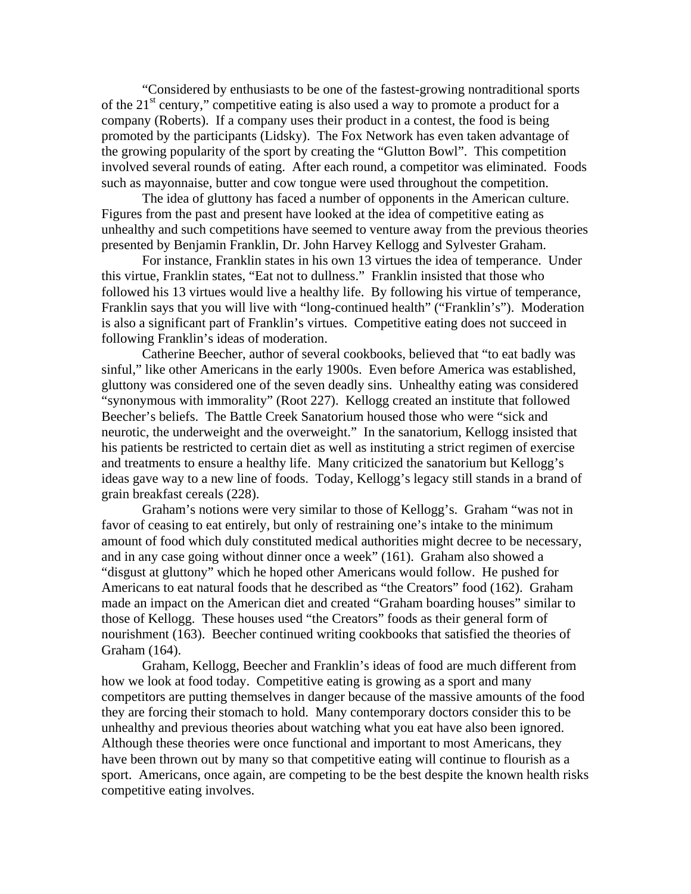"Considered by enthusiasts to be one of the fastest-growing nontraditional sports of the 21st century," competitive eating is also used a way to promote a product for a company (Roberts). If a company uses their product in a contest, the food is being promoted by the participants (Lidsky). The Fox Network has even taken advantage of the growing popularity of the sport by creating the "Glutton Bowl". This competition involved several rounds of eating. After each round, a competitor was eliminated. Foods such as mayonnaise, butter and cow tongue were used throughout the competition.

The idea of gluttony has faced a number of opponents in the American culture. Figures from the past and present have looked at the idea of competitive eating as unhealthy and such competitions have seemed to venture away from the previous theories presented by Benjamin Franklin, Dr. John Harvey Kellogg and Sylvester Graham.

For instance, Franklin states in his own 13 virtues the idea of temperance. Under this virtue, Franklin states, "Eat not to dullness." Franklin insisted that those who followed his 13 virtues would live a healthy life. By following his virtue of temperance, Franklin says that you will live with "long-continued health" ("Franklin's"). Moderation is also a significant part of Franklin's virtues. Competitive eating does not succeed in following Franklin's ideas of moderation.

Catherine Beecher, author of several cookbooks, believed that "to eat badly was sinful," like other Americans in the early 1900s. Even before America was established, gluttony was considered one of the seven deadly sins. Unhealthy eating was considered "synonymous with immorality" (Root 227). Kellogg created an institute that followed Beecher's beliefs. The Battle Creek Sanatorium housed those who were "sick and neurotic, the underweight and the overweight." In the sanatorium, Kellogg insisted that his patients be restricted to certain diet as well as instituting a strict regimen of exercise and treatments to ensure a healthy life. Many criticized the sanatorium but Kellogg's ideas gave way to a new line of foods. Today, Kellogg's legacy still stands in a brand of grain breakfast cereals (228).

Graham's notions were very similar to those of Kellogg's. Graham "was not in favor of ceasing to eat entirely, but only of restraining one's intake to the minimum amount of food which duly constituted medical authorities might decree to be necessary, and in any case going without dinner once a week" (161). Graham also showed a "disgust at gluttony" which he hoped other Americans would follow. He pushed for Americans to eat natural foods that he described as "the Creators" food (162). Graham made an impact on the American diet and created "Graham boarding houses" similar to those of Kellogg. These houses used "the Creators" foods as their general form of nourishment (163). Beecher continued writing cookbooks that satisfied the theories of Graham (164).

Graham, Kellogg, Beecher and Franklin's ideas of food are much different from how we look at food today. Competitive eating is growing as a sport and many competitors are putting themselves in danger because of the massive amounts of the food they are forcing their stomach to hold. Many contemporary doctors consider this to be unhealthy and previous theories about watching what you eat have also been ignored. Although these theories were once functional and important to most Americans, they have been thrown out by many so that competitive eating will continue to flourish as a sport. Americans, once again, are competing to be the best despite the known health risks competitive eating involves.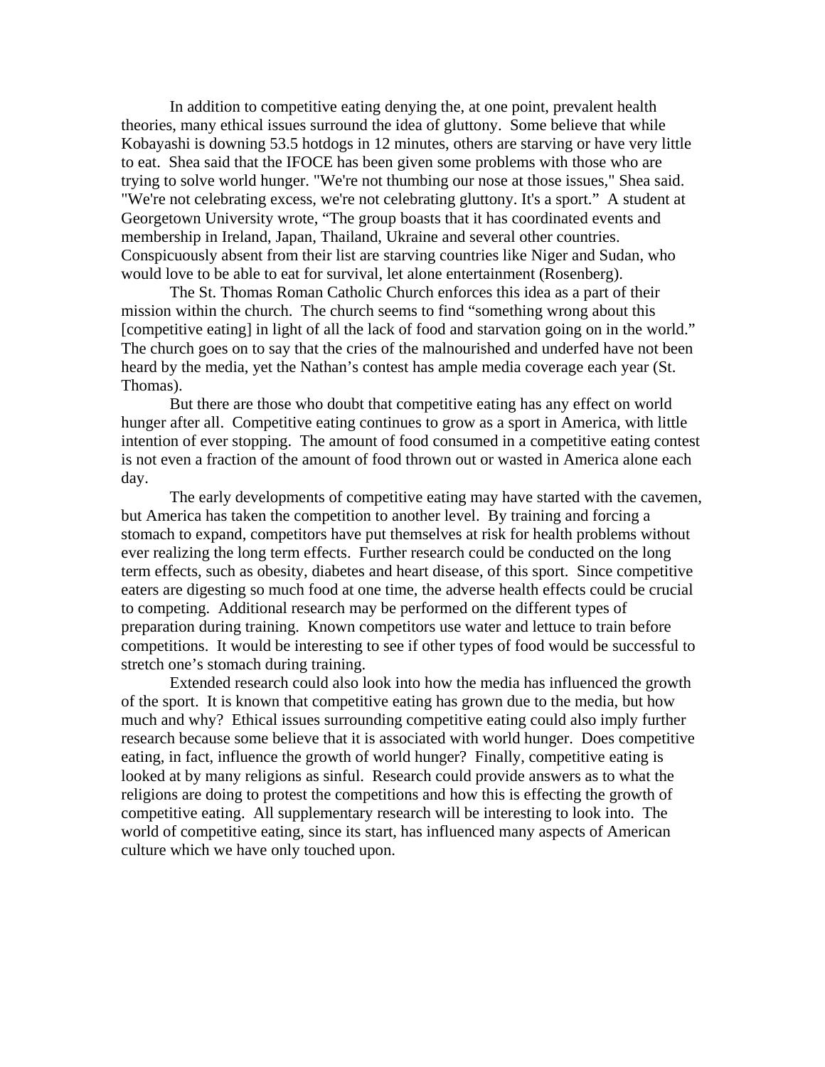In addition to competitive eating denying the, at one point, prevalent health theories, many ethical issues surround the idea of gluttony. Some believe that while Kobayashi is downing 53.5 hotdogs in 12 minutes, others are starving or have very little to eat. Shea said that the IFOCE has been given some problems with those who are trying to solve world hunger. "We're not thumbing our nose at those issues," Shea said. "We're not celebrating excess, we're not celebrating gluttony. It's a sport." A student at Georgetown University wrote, "The group boasts that it has coordinated events and membership in Ireland, Japan, Thailand, Ukraine and several other countries. Conspicuously absent from their list are starving countries like Niger and Sudan, who would love to be able to eat for survival, let alone entertainment (Rosenberg).

The St. Thomas Roman Catholic Church enforces this idea as a part of their mission within the church. The church seems to find "something wrong about this [competitive eating] in light of all the lack of food and starvation going on in the world." The church goes on to say that the cries of the malnourished and underfed have not been heard by the media, yet the Nathan's contest has ample media coverage each year (St. Thomas).

But there are those who doubt that competitive eating has any effect on world hunger after all. Competitive eating continues to grow as a sport in America, with little intention of ever stopping. The amount of food consumed in a competitive eating contest is not even a fraction of the amount of food thrown out or wasted in America alone each day.

The early developments of competitive eating may have started with the cavemen, but America has taken the competition to another level. By training and forcing a stomach to expand, competitors have put themselves at risk for health problems without ever realizing the long term effects. Further research could be conducted on the long term effects, such as obesity, diabetes and heart disease, of this sport. Since competitive eaters are digesting so much food at one time, the adverse health effects could be crucial to competing. Additional research may be performed on the different types of preparation during training. Known competitors use water and lettuce to train before competitions. It would be interesting to see if other types of food would be successful to stretch one's stomach during training.

Extended research could also look into how the media has influenced the growth of the sport. It is known that competitive eating has grown due to the media, but how much and why? Ethical issues surrounding competitive eating could also imply further research because some believe that it is associated with world hunger. Does competitive eating, in fact, influence the growth of world hunger? Finally, competitive eating is looked at by many religions as sinful. Research could provide answers as to what the religions are doing to protest the competitions and how this is effecting the growth of competitive eating. All supplementary research will be interesting to look into. The world of competitive eating, since its start, has influenced many aspects of American culture which we have only touched upon.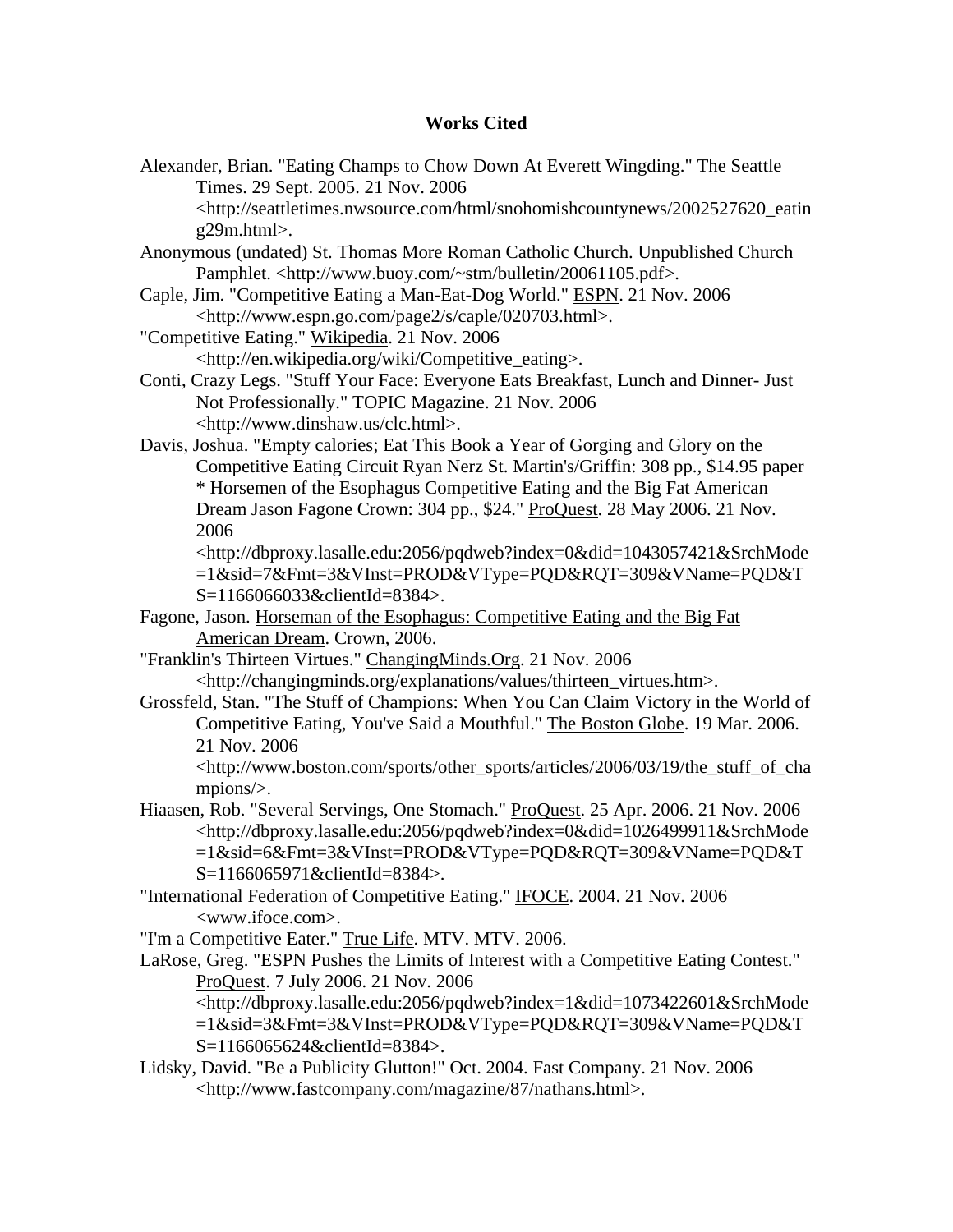# Works Cited

Alexander, Brian. "Eating Champs to Chow Down At Everett Wingding." The Seattle Times. 29 Sept. 2005. 21 Nov. 2006 <http://seattletimes.nwsource.com/html/snohomishcountynews/2002527620_eating29m.html>.

Anonymous (undated) St. Thomas More Roman Catholic Church. Unpublished Church Pamphlet. <http://www.buoy.com/~stm/bulletin/20061105.pdf>.

Caple, Jim. "Competitive Eating a Man-Eat-Dog World." ESPN. 21 Nov. 2006 <http://www.espn.go.com/page2/s/caple/020703.html>.

"Competitive Eating." Wikipedia. 21 Nov. 2006 <http://en.wikipedia.org/wiki/Competitive_eating>.

Conti, Crazy Legs. "Stuff Your Face: Everyone Eats Breakfast, Lunch and Dinner- Just Not Professionally." TOPIC Magazine. 21 Nov. 2006 <http://www.dinshaw.us/clc.html>.

Davis, Joshua. "Empty calories; Eat This Book a Year of Gorging and Glory on the Competitive Eating Circuit Ryan Nerz St. Martin's/Griffin: 308 pp., $14.95 paper * Horsemen of the Esophagus Competitive Eating and the Big Fat American Dream Jason Fagone Crown: 304 pp., $24." ProQuest. 28 May 2006. 21 Nov. 2006 <http://dbproxy.lasalle.edu:2056/pqdweb?index=0&did=1043057421&SrchMode=1&sid=7&Fmt=3&VInst=PROD&VType=PQD&RQT=309&VName=PQD&TS=1166066033&clientId=8384>.

Fagone, Jason. Horseman of the Esophagus: Competitive Eating and the Big Fat American Dream. Crown, 2006.

"Franklin's Thirteen Virtues." ChangingMinds.Org. 21 Nov. 2006 <http://changingminds.org/explanations/values/thirteen_virtues.htm>.

Grossfeld, Stan. "The Stuff of Champions: When You Can Claim Victory in the World of Competitive Eating, You've Said a Mouthful." The Boston Globe. 19 Mar. 2006. 21 Nov. 2006 <http://www.boston.com/sports/other_sports/articles/2006/03/19/the_stuff_of_champions/>.

Hiaasen, Rob. "Several Servings, One Stomach." ProQuest. 25 Apr. 2006. 21 Nov. 2006 <http://dbproxy.lasalle.edu:2056/pqdweb?index=0&did=1026499911&SrchMode=1&sid=6&Fmt=3&VInst=PROD&VType=PQD&RQT=309&VName=PQD&TS=1166065971&clientId=8384>.

"International Federation of Competitive Eating." IFOCE. 2004. 21 Nov. 2006 <www.ifoce.com>.

"I'm a Competitive Eater." True Life. MTV. MTV. 2006.

LaRose, Greg. "ESPN Pushes the Limits of Interest with a Competitive Eating Contest." ProQuest. 7 July 2006. 21 Nov. 2006 <http://dbproxy.lasalle.edu:2056/pqdweb?index=1&did=1073422601&SrchMode=1&sid=3&Fmt=3&VInst=PROD&VType=PQD&RQT=309&VName=PQD&TS=1166065624&clientId=8384>.

Lidsky, David. "Be a Publicity Glutton!" Oct. 2004. Fast Company. 21 Nov. 2006 <http://www.fastcompany.com/magazine/87/nathans.html>.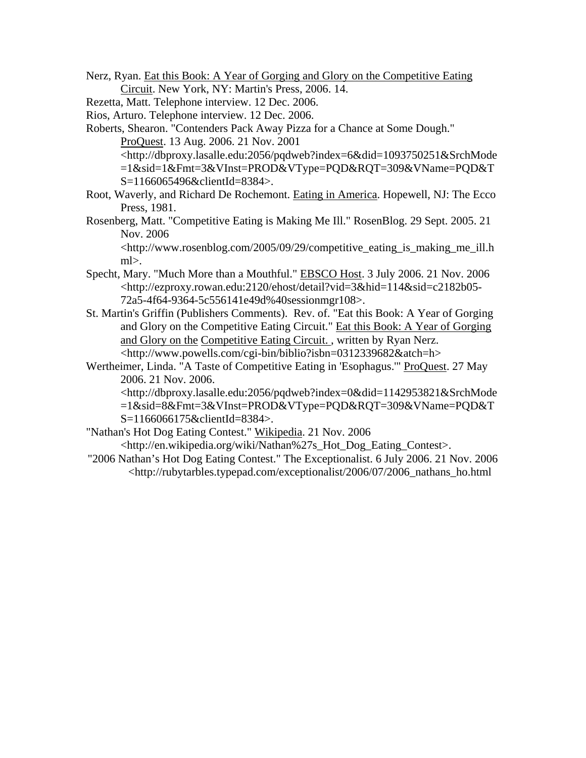Nerz, Ryan. Eat this Book: A Year of Gorging and Glory on the Competitive Eating Circuit. New York, NY: Martin's Press, 2006. 14.

Rezetta, Matt. Telephone interview. 12 Dec. 2006.

Rios, Arturo. Telephone interview. 12 Dec. 2006.

Roberts, Shearon. "Contenders Pack Away Pizza for a Chance at Some Dough." ProQuest. 13 Aug. 2006. 21 Nov. 2001 <http://dbproxy.lasalle.edu:2056/pqdweb?index=6&did=1093750251&SrchMode=1&sid=1&Fmt=3&VInst=PROD&VType=PQD&RQT=309&VName=PQD&TS=1166065496&clientId=8384>.

Root, Waverly, and Richard De Rochemont. Eating in America. Hopewell, NJ: The Ecco Press, 1981.

Rosenberg, Matt. "Competitive Eating is Making Me Ill." RosenBlog. 29 Sept. 2005. 21 Nov. 2006 <http://www.rosenblog.com/2005/09/29/competitive_eating_is_making_me_ill.html>.

Specht, Mary. "Much More than a Mouthful." EBSCO Host. 3 July 2006. 21 Nov. 2006 <http://ezproxy.rowan.edu:2120/ehost/detail?vid=3&hid=114&sid=c2182b05-72a5-4f64-9364-5c556141e49d%40sessionmgr108>.

St. Martin's Griffin (Publishers Comments). Rev. of. "Eat this Book: A Year of Gorging and Glory on the Competitive Eating Circuit." Eat this Book: A Year of Gorging and Glory on the Competitive Eating Circuit. , written by Ryan Nerz. <http://www.powells.com/cgi-bin/biblio?isbn=0312339682&atch=h>

Wertheimer, Linda. "A Taste of Competitive Eating in 'Esophagus.'" ProQuest. 27 May 2006. 21 Nov. 2006. <http://dbproxy.lasalle.edu:2056/pqdweb?index=0&did=1142953821&SrchMode=1&sid=8&Fmt=3&VInst=PROD&VType=PQD&RQT=309&VName=PQD&TS=1166066175&clientId=8384>.

"Nathan's Hot Dog Eating Contest." Wikipedia. 21 Nov. 2006 <http://en.wikipedia.org/wiki/Nathan%27s_Hot_Dog_Eating_Contest>.

"2006 Nathan's Hot Dog Eating Contest." The Exceptionalist. 6 July 2006. 21 Nov. 2006 <http://rubytarbles.typepad.com/exceptionalist/2006/07/2006_nathans_ho.html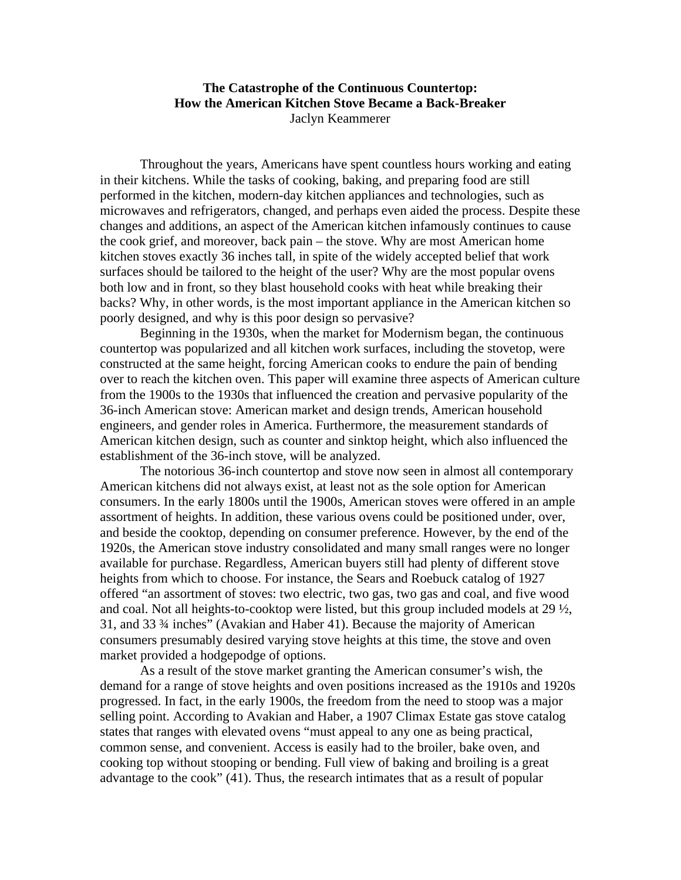**The Catastrophe of the Continuous Countertop:**
**How the American Kitchen Stove Became a Back-Breaker**

Jaclyn Keammerer

Throughout the years, Americans have spent countless hours working and eating in their kitchens. While the tasks of cooking, baking, and preparing food are still performed in the kitchen, modern-day kitchen appliances and technologies, such as microwaves and refrigerators, changed, and perhaps even aided the process. Despite these changes and additions, an aspect of the American kitchen infamously continues to cause the cook grief, and moreover, back pain – the stove. Why are most American home kitchen stoves exactly 36 inches tall, in spite of the widely accepted belief that work surfaces should be tailored to the height of the user? Why are the most popular ovens both low and in front, so they blast household cooks with heat while breaking their backs? Why, in other words, is the most important appliance in the American kitchen so poorly designed, and why is this poor design so pervasive?

Beginning in the 1930s, when the market for Modernism began, the continuous countertop was popularized and all kitchen work surfaces, including the stovetop, were constructed at the same height, forcing American cooks to endure the pain of bending over to reach the kitchen oven. This paper will examine three aspects of American culture from the 1900s to the 1930s that influenced the creation and pervasive popularity of the 36-inch American stove: American market and design trends, American household engineers, and gender roles in America. Furthermore, the measurement standards of American kitchen design, such as counter and sinktop height, which also influenced the establishment of the 36-inch stove, will be analyzed.

The notorious 36-inch countertop and stove now seen in almost all contemporary American kitchens did not always exist, at least not as the sole option for American consumers. In the early 1800s until the 1900s, American stoves were offered in an ample assortment of heights. In addition, these various ovens could be positioned under, over, and beside the cooktop, depending on consumer preference. However, by the end of the 1920s, the American stove industry consolidated and many small ranges were no longer available for purchase. Regardless, American buyers still had plenty of different stove heights from which to choose. For instance, the Sears and Roebuck catalog of 1927 offered "an assortment of stoves: two electric, two gas, two gas and coal, and five wood and coal. Not all heights-to-cooktop were listed, but this group included models at 29 ½, 31, and 33 ¾ inches" (Avakian and Haber 41). Because the majority of American consumers presumably desired varying stove heights at this time, the stove and oven market provided a hodgepodge of options.

As a result of the stove market granting the American consumer's wish, the demand for a range of stove heights and oven positions increased as the 1910s and 1920s progressed. In fact, in the early 1900s, the freedom from the need to stoop was a major selling point. According to Avakian and Haber, a 1907 Climax Estate gas stove catalog states that ranges with elevated ovens "must appeal to any one as being practical, common sense, and convenient. Access is easily had to the broiler, bake oven, and cooking top without stooping or bending. Full view of baking and broiling is a great advantage to the cook" (41). Thus, the research intimates that as a result of popular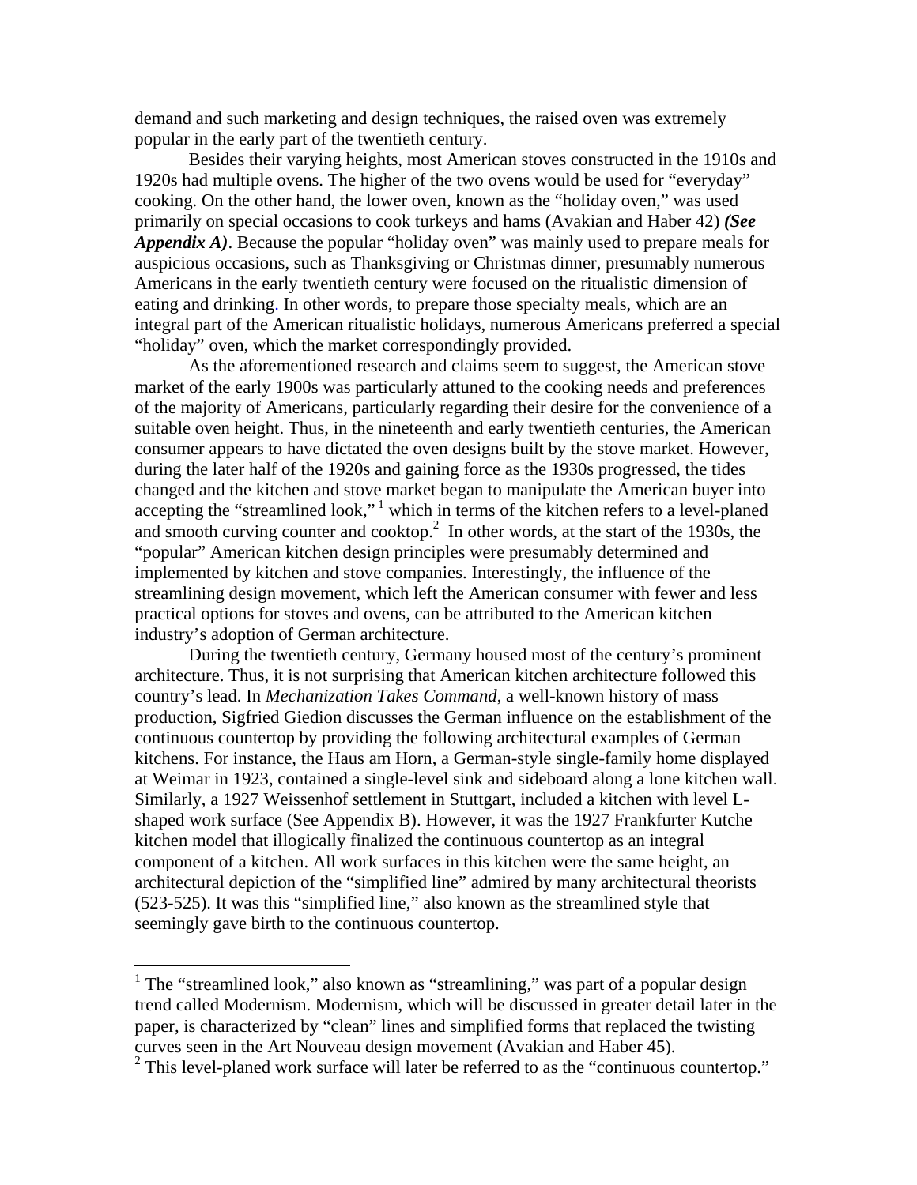demand and such marketing and design techniques, the raised oven was extremely popular in the early part of the twentieth century.

Besides their varying heights, most American stoves constructed in the 1910s and 1920s had multiple ovens. The higher of the two ovens would be used for "everyday" cooking. On the other hand, the lower oven, known as the "holiday oven," was used primarily on special occasions to cook turkeys and hams (Avakian and Haber 42) ***(See Appendix A)***. Because the popular "holiday oven" was mainly used to prepare meals for auspicious occasions, such as Thanksgiving or Christmas dinner, presumably numerous Americans in the early twentieth century were focused on the ritualistic dimension of eating and drinking. In other words, to prepare those specialty meals, which are an integral part of the American ritualistic holidays, numerous Americans preferred a special "holiday" oven, which the market correspondingly provided.

As the aforementioned research and claims seem to suggest, the American stove market of the early 1900s was particularly attuned to the cooking needs and preferences of the majority of Americans, particularly regarding their desire for the convenience of a suitable oven height. Thus, in the nineteenth and early twentieth centuries, the American consumer appears to have dictated the oven designs built by the stove market. However, during the later half of the 1920s and gaining force as the 1930s progressed, the tides changed and the kitchen and stove market began to manipulate the American buyer into accepting the "streamlined look," [1] which in terms of the kitchen refers to a level-planed and smooth curving counter and cooktop.[2] In other words, at the start of the 1930s, the "popular" American kitchen design principles were presumably determined and implemented by kitchen and stove companies. Interestingly, the influence of the streamlining design movement, which left the American consumer with fewer and less practical options for stoves and ovens, can be attributed to the American kitchen industry's adoption of German architecture.

During the twentieth century, Germany housed most of the century's prominent architecture. Thus, it is not surprising that American kitchen architecture followed this country's lead. In *Mechanization Takes Command*, a well-known history of mass production, Sigfried Giedion discusses the German influence on the establishment of the continuous countertop by providing the following architectural examples of German kitchens. For instance, the Haus am Horn, a German-style single-family home displayed at Weimar in 1923, contained a single-level sink and sideboard along a lone kitchen wall. Similarly, a 1927 Weissenhof settlement in Stuttgart, included a kitchen with level L-shaped work surface (See Appendix B). However, it was the 1927 Frankfurter Kutche kitchen model that illogically finalized the continuous countertop as an integral component of a kitchen. All work surfaces in this kitchen were the same height, an architectural depiction of the "simplified line" admired by many architectural theorists (523-525). It was this "simplified line," also known as the streamlined style that seemingly gave birth to the continuous countertop.

---

[1] The "streamlined look," also known as "streamlining," was part of a popular design trend called Modernism. Modernism, which will be discussed in greater detail later in the paper, is characterized by "clean" lines and simplified forms that replaced the twisting curves seen in the Art Nouveau design movement (Avakian and Haber 45).

[2] This level-planed work surface will later be referred to as the "continuous countertop."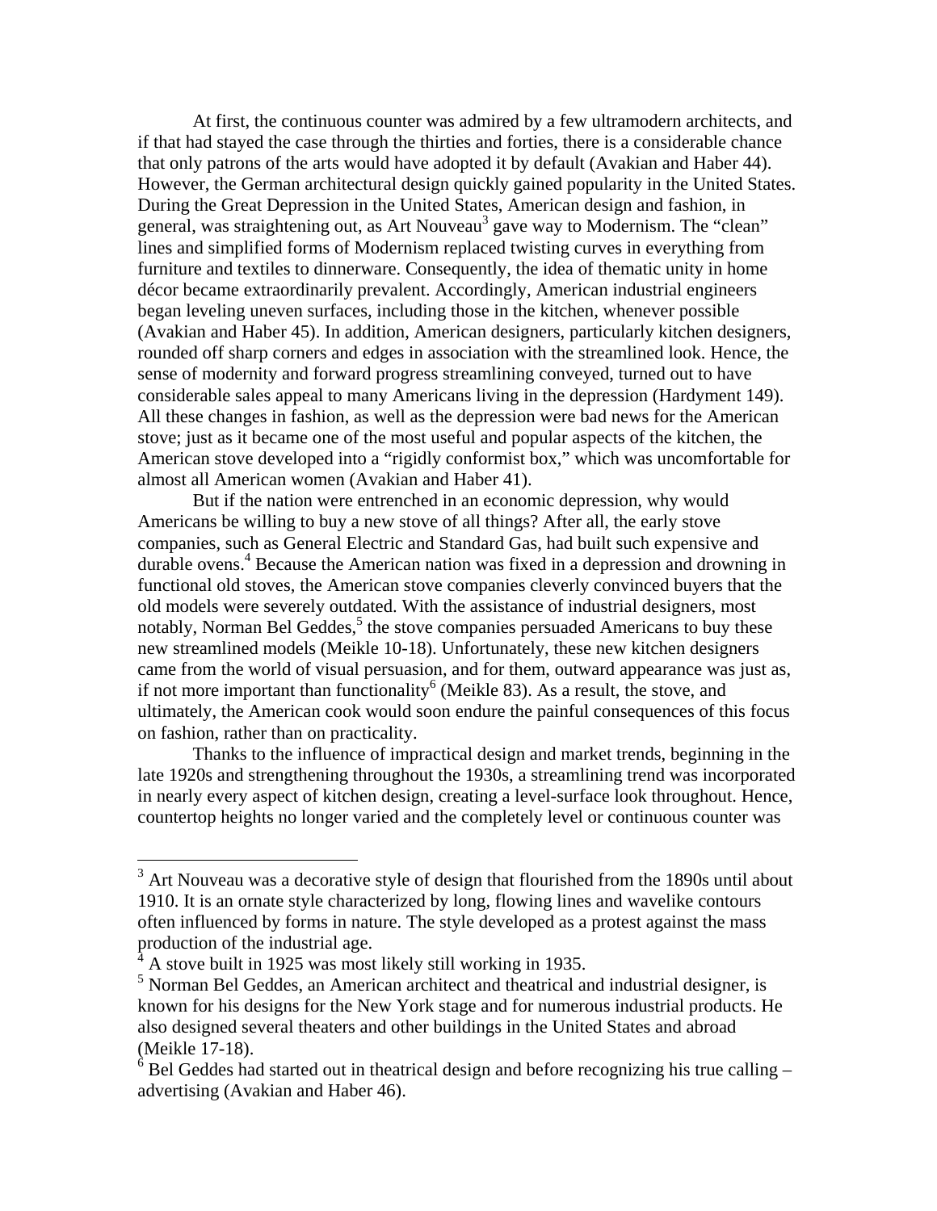At first, the continuous counter was admired by a few ultramodern architects, and if that had stayed the case through the thirties and forties, there is a considerable chance that only patrons of the arts would have adopted it by default (Avakian and Haber 44). However, the German architectural design quickly gained popularity in the United States. During the Great Depression in the United States, American design and fashion, in general, was straightening out, as Art Nouveau[3] gave way to Modernism. The "clean" lines and simplified forms of Modernism replaced twisting curves in everything from furniture and textiles to dinnerware. Consequently, the idea of thematic unity in home décor became extraordinarily prevalent. Accordingly, American industrial engineers began leveling uneven surfaces, including those in the kitchen, whenever possible (Avakian and Haber 45). In addition, American designers, particularly kitchen designers, rounded off sharp corners and edges in association with the streamlined look. Hence, the sense of modernity and forward progress streamlining conveyed, turned out to have considerable sales appeal to many Americans living in the depression (Hardyment 149). All these changes in fashion, as well as the depression were bad news for the American stove; just as it became one of the most useful and popular aspects of the kitchen, the American stove developed into a "rigidly conformist box," which was uncomfortable for almost all American women (Avakian and Haber 41).

But if the nation were entrenched in an economic depression, why would Americans be willing to buy a new stove of all things? After all, the early stove companies, such as General Electric and Standard Gas, had built such expensive and durable ovens.[4] Because the American nation was fixed in a depression and drowning in functional old stoves, the American stove companies cleverly convinced buyers that the old models were severely outdated. With the assistance of industrial designers, most notably, Norman Bel Geddes,[5] the stove companies persuaded Americans to buy these new streamlined models (Meikle 10-18). Unfortunately, these new kitchen designers came from the world of visual persuasion, and for them, outward appearance was just as, if not more important than functionality[6] (Meikle 83). As a result, the stove, and ultimately, the American cook would soon endure the painful consequences of this focus on fashion, rather than on practicality.

Thanks to the influence of impractical design and market trends, beginning in the late 1920s and strengthening throughout the 1930s, a streamlining trend was incorporated in nearly every aspect of kitchen design, creating a level-surface look throughout. Hence, countertop heights no longer varied and the completely level or continuous counter was

---

[3] Art Nouveau was a decorative style of design that flourished from the 1890s until about 1910. It is an ornate style characterized by long, flowing lines and wavelike contours often influenced by forms in nature. The style developed as a protest against the mass production of the industrial age.

[4] A stove built in 1925 was most likely still working in 1935.

[5] Norman Bel Geddes, an American architect and theatrical and industrial designer, is known for his designs for the New York stage and for numerous industrial products. He also designed several theaters and other buildings in the United States and abroad (Meikle 17-18).

[6] Bel Geddes had started out in theatrical design and before recognizing his true calling – advertising (Avakian and Haber 46).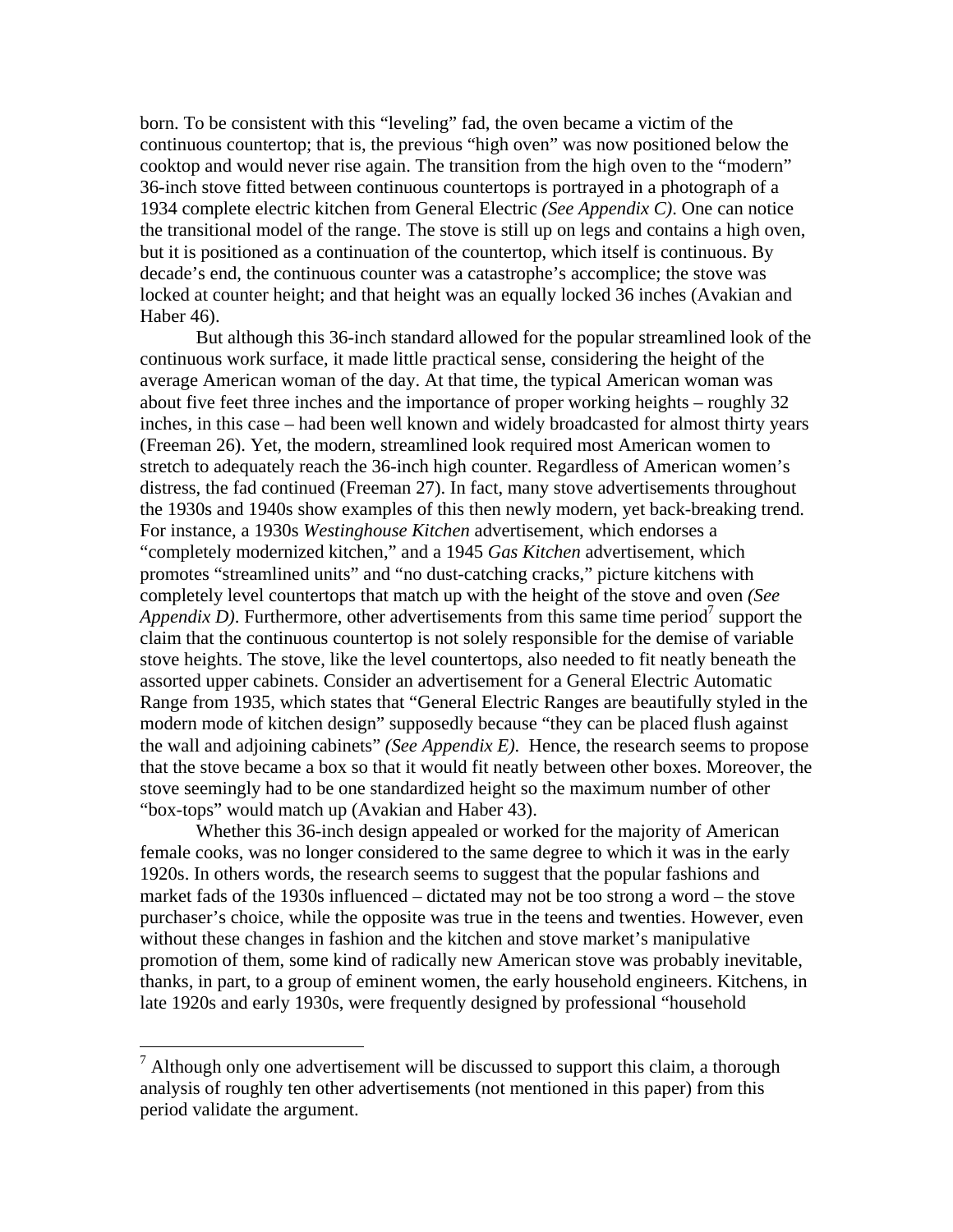born. To be consistent with this "leveling" fad, the oven became a victim of the continuous countertop; that is, the previous "high oven" was now positioned below the cooktop and would never rise again. The transition from the high oven to the "modern" 36-inch stove fitted between continuous countertops is portrayed in a photograph of a 1934 complete electric kitchen from General Electric *(See Appendix C)*. One can notice the transitional model of the range. The stove is still up on legs and contains a high oven, but it is positioned as a continuation of the countertop, which itself is continuous. By decade's end, the continuous counter was a catastrophe's accomplice; the stove was locked at counter height; and that height was an equally locked 36 inches (Avakian and Haber 46).

But although this 36-inch standard allowed for the popular streamlined look of the continuous work surface, it made little practical sense, considering the height of the average American woman of the day. At that time, the typical American woman was about five feet three inches and the importance of proper working heights – roughly 32 inches, in this case – had been well known and widely broadcasted for almost thirty years (Freeman 26). Yet, the modern, streamlined look required most American women to stretch to adequately reach the 36-inch high counter. Regardless of American women's distress, the fad continued (Freeman 27). In fact, many stove advertisements throughout the 1930s and 1940s show examples of this then newly modern, yet back-breaking trend. For instance, a 1930s *Westinghouse Kitchen* advertisement, which endorses a "completely modernized kitchen," and a 1945 *Gas Kitchen* advertisement, which promotes "streamlined units" and "no dust-catching cracks," picture kitchens with completely level countertops that match up with the height of the stove and oven *(See Appendix D)*. Furthermore, other advertisements from this same time period[7] support the claim that the continuous countertop is not solely responsible for the demise of variable stove heights. The stove, like the level countertops, also needed to fit neatly beneath the assorted upper cabinets. Consider an advertisement for a General Electric Automatic Range from 1935, which states that "General Electric Ranges are beautifully styled in the modern mode of kitchen design" supposedly because "they can be placed flush against the wall and adjoining cabinets" *(See Appendix E)*. Hence, the research seems to propose that the stove became a box so that it would fit neatly between other boxes. Moreover, the stove seemingly had to be one standardized height so the maximum number of other "box-tops" would match up (Avakian and Haber 43).

Whether this 36-inch design appealed or worked for the majority of American female cooks, was no longer considered to the same degree to which it was in the early 1920s. In others words, the research seems to suggest that the popular fashions and market fads of the 1930s influenced – dictated may not be too strong a word – the stove purchaser's choice, while the opposite was true in the teens and twenties. However, even without these changes in fashion and the kitchen and stove market's manipulative promotion of them, some kind of radically new American stove was probably inevitable, thanks, in part, to a group of eminent women, the early household engineers. Kitchens, in late 1920s and early 1930s, were frequently designed by professional "household

---

[7] Although only one advertisement will be discussed to support this claim, a thorough analysis of roughly ten other advertisements (not mentioned in this paper) from this period validate the argument.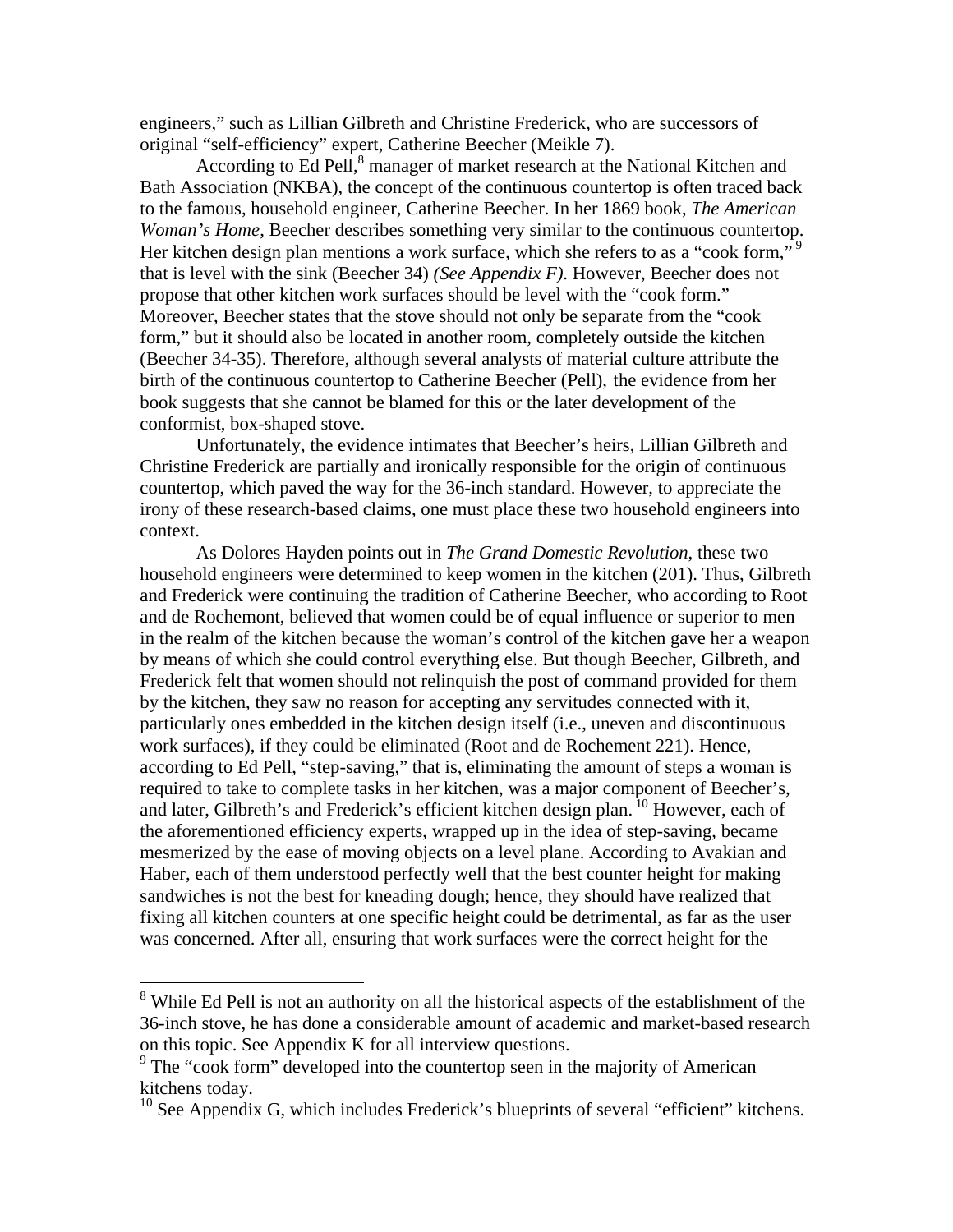engineers," such as Lillian Gilbreth and Christine Frederick, who are successors of original "self-efficiency" expert, Catherine Beecher (Meikle 7).

According to Ed Pell,[8] manager of market research at the National Kitchen and Bath Association (NKBA), the concept of the continuous countertop is often traced back to the famous, household engineer, Catherine Beecher. In her 1869 book, *The American Woman's Home*, Beecher describes something very similar to the continuous countertop. Her kitchen design plan mentions a work surface, which she refers to as a "cook form,"[9] that is level with the sink (Beecher 34) *(See Appendix F)*. However, Beecher does not propose that other kitchen work surfaces should be level with the "cook form." Moreover, Beecher states that the stove should not only be separate from the "cook form," but it should also be located in another room, completely outside the kitchen (Beecher 34-35). Therefore, although several analysts of material culture attribute the birth of the continuous countertop to Catherine Beecher (Pell), the evidence from her book suggests that she cannot be blamed for this or the later development of the conformist, box-shaped stove.

Unfortunately, the evidence intimates that Beecher's heirs, Lillian Gilbreth and Christine Frederick are partially and ironically responsible for the origin of continuous countertop, which paved the way for the 36-inch standard. However, to appreciate the irony of these research-based claims, one must place these two household engineers into context.

As Dolores Hayden points out in *The Grand Domestic Revolution*, these two household engineers were determined to keep women in the kitchen (201). Thus, Gilbreth and Frederick were continuing the tradition of Catherine Beecher, who according to Root and de Rochemont, believed that women could be of equal influence or superior to men in the realm of the kitchen because the woman's control of the kitchen gave her a weapon by means of which she could control everything else. But though Beecher, Gilbreth, and Frederick felt that women should not relinquish the post of command provided for them by the kitchen, they saw no reason for accepting any servitudes connected with it, particularly ones embedded in the kitchen design itself (i.e., uneven and discontinuous work surfaces), if they could be eliminated (Root and de Rochement 221). Hence, according to Ed Pell, "step-saving," that is, eliminating the amount of steps a woman is required to take to complete tasks in her kitchen, was a major component of Beecher's, and later, Gilbreth's and Frederick's efficient kitchen design plan.[10] However, each of the aforementioned efficiency experts, wrapped up in the idea of step-saving, became mesmerized by the ease of moving objects on a level plane. According to Avakian and Haber, each of them understood perfectly well that the best counter height for making sandwiches is not the best for kneading dough; hence, they should have realized that fixing all kitchen counters at one specific height could be detrimental, as far as the user was concerned. After all, ensuring that work surfaces were the correct height for the

[8] While Ed Pell is not an authority on all the historical aspects of the establishment of the 36-inch stove, he has done a considerable amount of academic and market-based research on this topic. See Appendix K for all interview questions.

[9] The "cook form" developed into the countertop seen in the majority of American kitchens today.

[10] See Appendix G, which includes Frederick's blueprints of several "efficient" kitchens.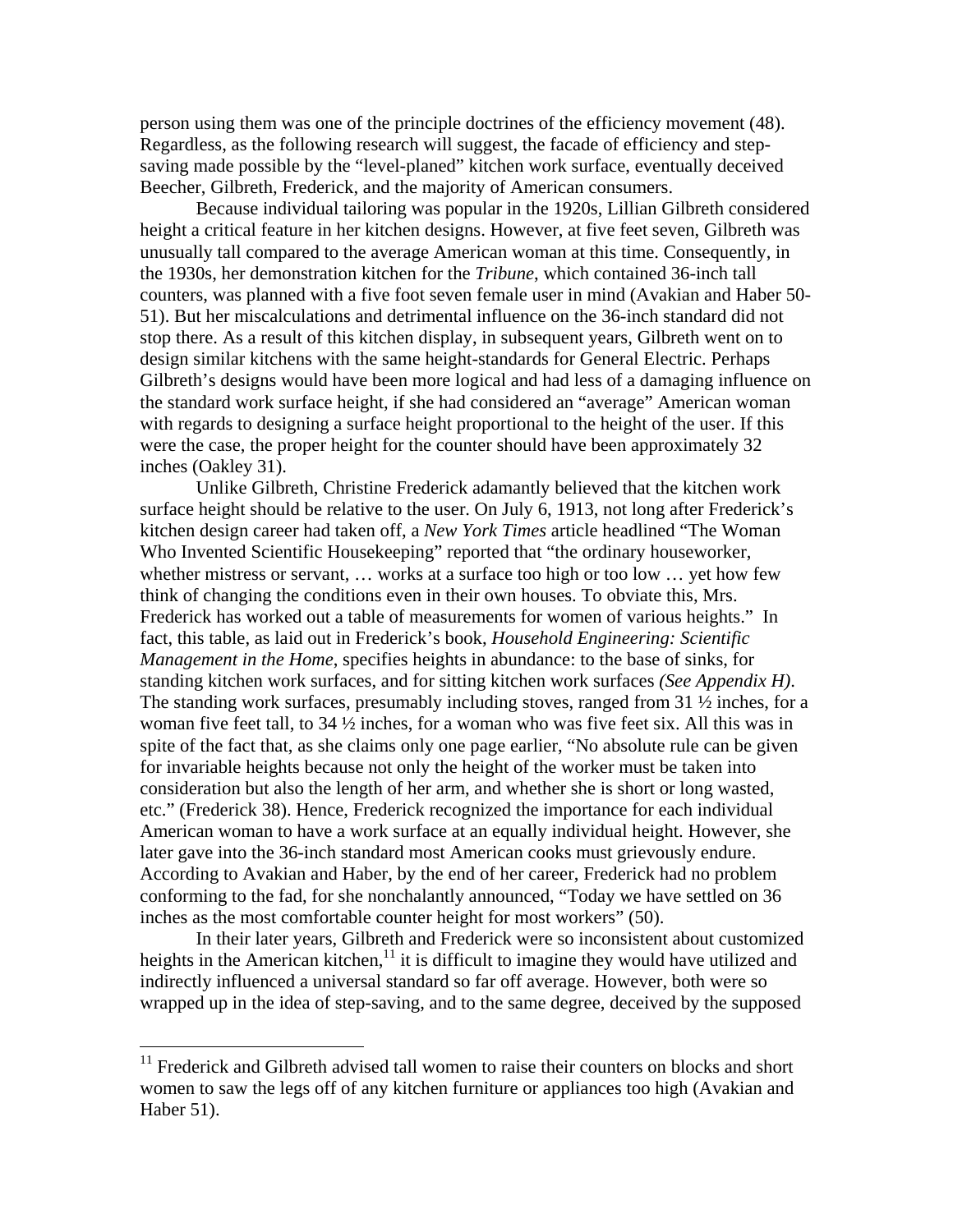person using them was one of the principle doctrines of the efficiency movement (48). Regardless, as the following research will suggest, the facade of efficiency and step-saving made possible by the "level-planed" kitchen work surface, eventually deceived Beecher, Gilbreth, Frederick, and the majority of American consumers.

Because individual tailoring was popular in the 1920s, Lillian Gilbreth considered height a critical feature in her kitchen designs. However, at five feet seven, Gilbreth was unusually tall compared to the average American woman at this time. Consequently, in the 1930s, her demonstration kitchen for the *Tribune*, which contained 36-inch tall counters, was planned with a five foot seven female user in mind (Avakian and Haber 50-51). But her miscalculations and detrimental influence on the 36-inch standard did not stop there. As a result of this kitchen display, in subsequent years, Gilbreth went on to design similar kitchens with the same height-standards for General Electric. Perhaps Gilbreth's designs would have been more logical and had less of a damaging influence on the standard work surface height, if she had considered an "average" American woman with regards to designing a surface height proportional to the height of the user. If this were the case, the proper height for the counter should have been approximately 32 inches (Oakley 31).

Unlike Gilbreth, Christine Frederick adamantly believed that the kitchen work surface height should be relative to the user. On July 6, 1913, not long after Frederick's kitchen design career had taken off, a *New York Times* article headlined "The Woman Who Invented Scientific Housekeeping" reported that "the ordinary houseworker, whether mistress or servant, … works at a surface too high or too low … yet how few think of changing the conditions even in their own houses. To obviate this, Mrs. Frederick has worked out a table of measurements for women of various heights." In fact, this table, as laid out in Frederick's book, *Household Engineering: Scientific Management in the Home*, specifies heights in abundance: to the base of sinks, for standing kitchen work surfaces, and for sitting kitchen work surfaces *(See Appendix H)*. The standing work surfaces, presumably including stoves, ranged from 31 ½ inches, for a woman five feet tall, to 34 ½ inches, for a woman who was five feet six. All this was in spite of the fact that, as she claims only one page earlier, "No absolute rule can be given for invariable heights because not only the height of the worker must be taken into consideration but also the length of her arm, and whether she is short or long wasted, etc." (Frederick 38). Hence, Frederick recognized the importance for each individual American woman to have a work surface at an equally individual height. However, she later gave into the 36-inch standard most American cooks must grievously endure. According to Avakian and Haber, by the end of her career, Frederick had no problem conforming to the fad, for she nonchalantly announced, "Today we have settled on 36 inches as the most comfortable counter height for most workers" (50).

In their later years, Gilbreth and Frederick were so inconsistent about customized heights in the American kitchen,[11] it is difficult to imagine they would have utilized and indirectly influenced a universal standard so far off average. However, both were so wrapped up in the idea of step-saving, and to the same degree, deceived by the supposed

[11] Frederick and Gilbreth advised tall women to raise their counters on blocks and short women to saw the legs off of any kitchen furniture or appliances too high (Avakian and Haber 51).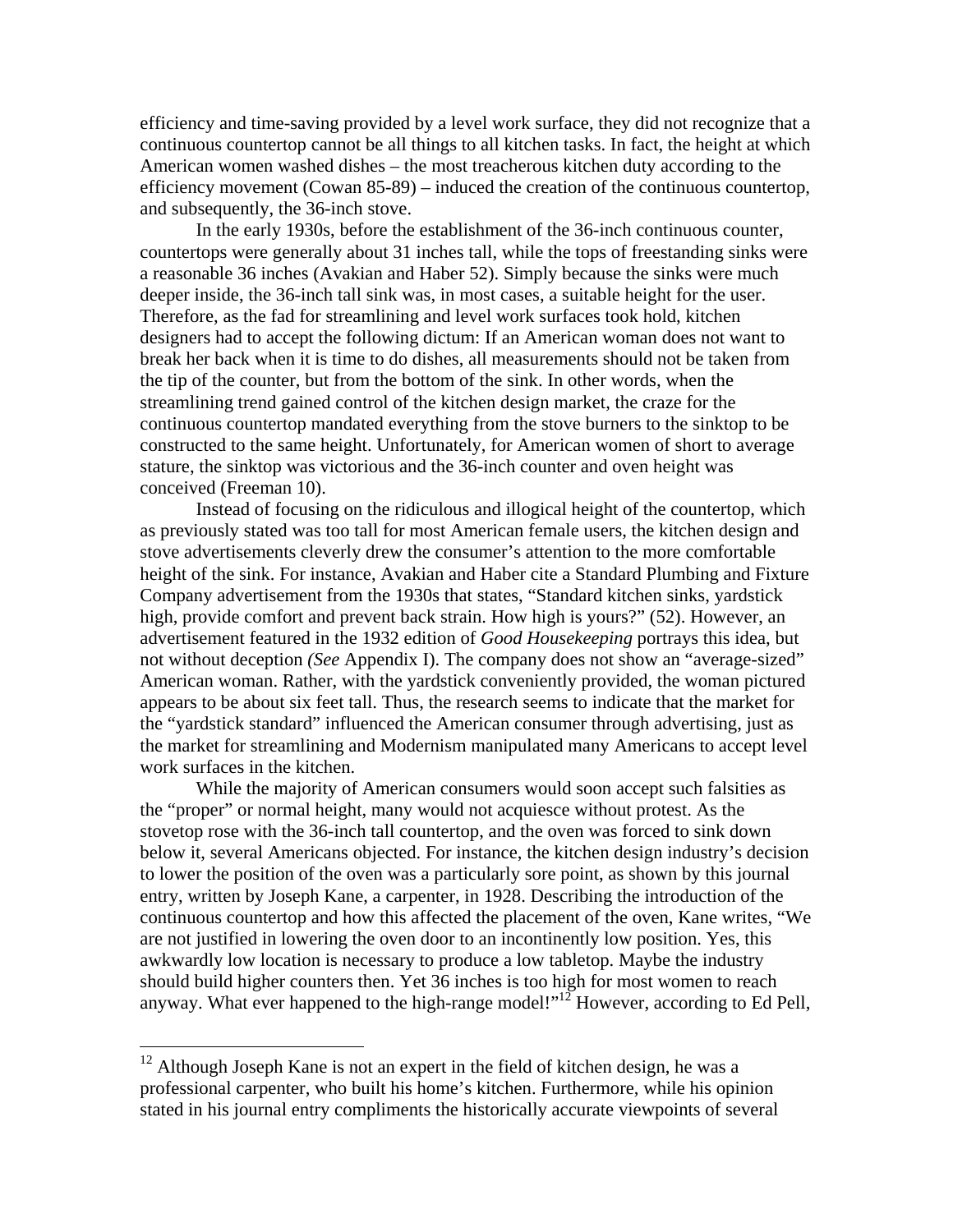efficiency and time-saving provided by a level work surface, they did not recognize that a continuous countertop cannot be all things to all kitchen tasks. In fact, the height at which American women washed dishes – the most treacherous kitchen duty according to the efficiency movement (Cowan 85-89) – induced the creation of the continuous countertop, and subsequently, the 36-inch stove.

In the early 1930s, before the establishment of the 36-inch continuous counter, countertops were generally about 31 inches tall, while the tops of freestanding sinks were a reasonable 36 inches (Avakian and Haber 52). Simply because the sinks were much deeper inside, the 36-inch tall sink was, in most cases, a suitable height for the user. Therefore, as the fad for streamlining and level work surfaces took hold, kitchen designers had to accept the following dictum: If an American woman does not want to break her back when it is time to do dishes, all measurements should not be taken from the tip of the counter, but from the bottom of the sink. In other words, when the streamlining trend gained control of the kitchen design market, the craze for the continuous countertop mandated everything from the stove burners to the sinktop to be constructed to the same height. Unfortunately, for American women of short to average stature, the sinktop was victorious and the 36-inch counter and oven height was conceived (Freeman 10).

Instead of focusing on the ridiculous and illogical height of the countertop, which as previously stated was too tall for most American female users, the kitchen design and stove advertisements cleverly drew the consumer's attention to the more comfortable height of the sink. For instance, Avakian and Haber cite a Standard Plumbing and Fixture Company advertisement from the 1930s that states, "Standard kitchen sinks, yardstick high, provide comfort and prevent back strain. How high is yours?" (52). However, an advertisement featured in the 1932 edition of *Good Housekeeping* portrays this idea, but not without deception *(See* Appendix I). The company does not show an "average-sized" American woman. Rather, with the yardstick conveniently provided, the woman pictured appears to be about six feet tall. Thus, the research seems to indicate that the market for the "yardstick standard" influenced the American consumer through advertising, just as the market for streamlining and Modernism manipulated many Americans to accept level work surfaces in the kitchen.

While the majority of American consumers would soon accept such falsities as the "proper" or normal height, many would not acquiesce without protest. As the stovetop rose with the 36-inch tall countertop, and the oven was forced to sink down below it, several Americans objected. For instance, the kitchen design industry's decision to lower the position of the oven was a particularly sore point, as shown by this journal entry, written by Joseph Kane, a carpenter, in 1928. Describing the introduction of the continuous countertop and how this affected the placement of the oven, Kane writes, "We are not justified in lowering the oven door to an incontinently low position. Yes, this awkwardly low location is necessary to produce a low tabletop. Maybe the industry should build higher counters then. Yet 36 inches is too high for most women to reach anyway. What ever happened to the high-range model!"[12] However, according to Ed Pell,

[12] Although Joseph Kane is not an expert in the field of kitchen design, he was a professional carpenter, who built his home's kitchen. Furthermore, while his opinion stated in his journal entry compliments the historically accurate viewpoints of several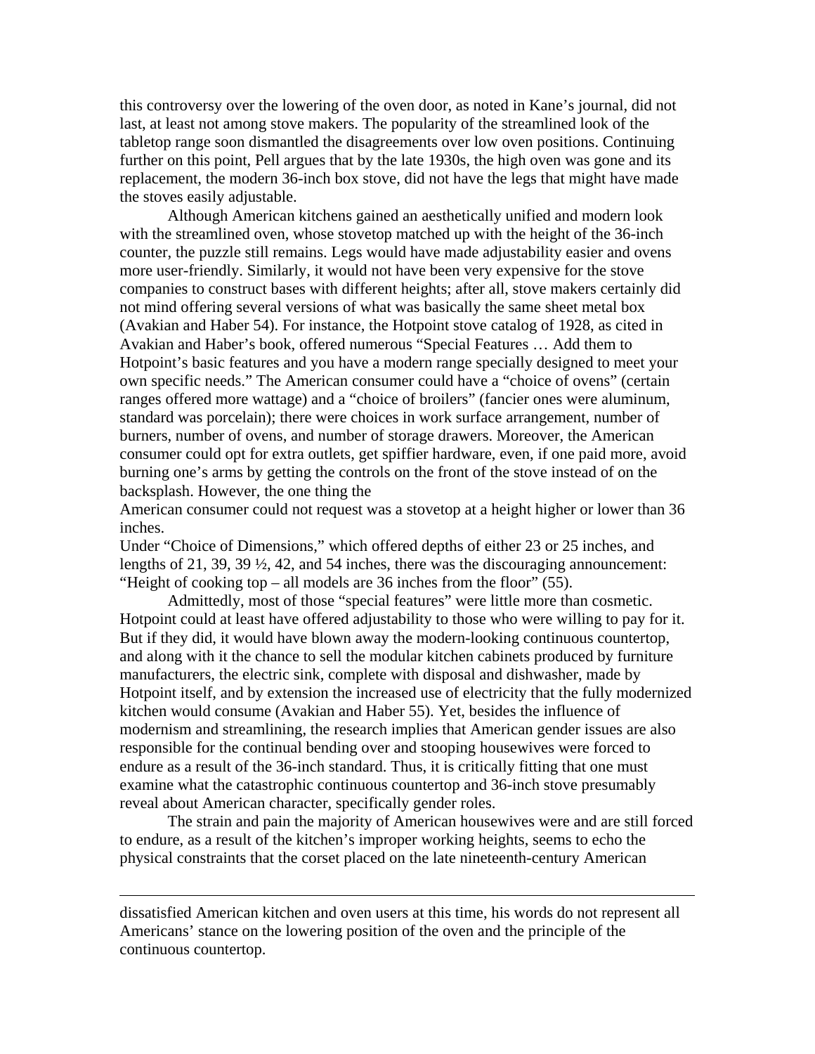this controversy over the lowering of the oven door, as noted in Kane's journal, did not last, at least not among stove makers. The popularity of the streamlined look of the tabletop range soon dismantled the disagreements over low oven positions. Continuing further on this point, Pell argues that by the late 1930s, the high oven was gone and its replacement, the modern 36-inch box stove, did not have the legs that might have made the stoves easily adjustable.

Although American kitchens gained an aesthetically unified and modern look with the streamlined oven, whose stovetop matched up with the height of the 36-inch counter, the puzzle still remains. Legs would have made adjustability easier and ovens more user-friendly. Similarly, it would not have been very expensive for the stove companies to construct bases with different heights; after all, stove makers certainly did not mind offering several versions of what was basically the same sheet metal box (Avakian and Haber 54). For instance, the Hotpoint stove catalog of 1928, as cited in Avakian and Haber's book, offered numerous "Special Features … Add them to Hotpoint's basic features and you have a modern range specially designed to meet your own specific needs." The American consumer could have a "choice of ovens" (certain ranges offered more wattage) and a "choice of broilers" (fancier ones were aluminum, standard was porcelain); there were choices in work surface arrangement, number of burners, number of ovens, and number of storage drawers. Moreover, the American consumer could opt for extra outlets, get spiffier hardware, even, if one paid more, avoid burning one's arms by getting the controls on the front of the stove instead of on the backsplash. However, the one thing the American consumer could not request was a stovetop at a height higher or lower than 36 inches. Under "Choice of Dimensions," which offered depths of either 23 or 25 inches, and lengths of 21, 39, 39 ½, 42, and 54 inches, there was the discouraging announcement: "Height of cooking top – all models are 36 inches from the floor" (55).

Admittedly, most of those "special features" were little more than cosmetic. Hotpoint could at least have offered adjustability to those who were willing to pay for it. But if they did, it would have blown away the modern-looking continuous countertop, and along with it the chance to sell the modular kitchen cabinets produced by furniture manufacturers, the electric sink, complete with disposal and dishwasher, made by Hotpoint itself, and by extension the increased use of electricity that the fully modernized kitchen would consume (Avakian and Haber 55). Yet, besides the influence of modernism and streamlining, the research implies that American gender issues are also responsible for the continual bending over and stooping housewives were forced to endure as a result of the 36-inch standard. Thus, it is critically fitting that one must examine what the catastrophic continuous countertop and 36-inch stove presumably reveal about American character, specifically gender roles.

The strain and pain the majority of American housewives were and are still forced to endure, as a result of the kitchen's improper working heights, seems to echo the physical constraints that the corset placed on the late nineteenth-century American

---

dissatisfied American kitchen and oven users at this time, his words do not represent all Americans' stance on the lowering position of the oven and the principle of the continuous countertop.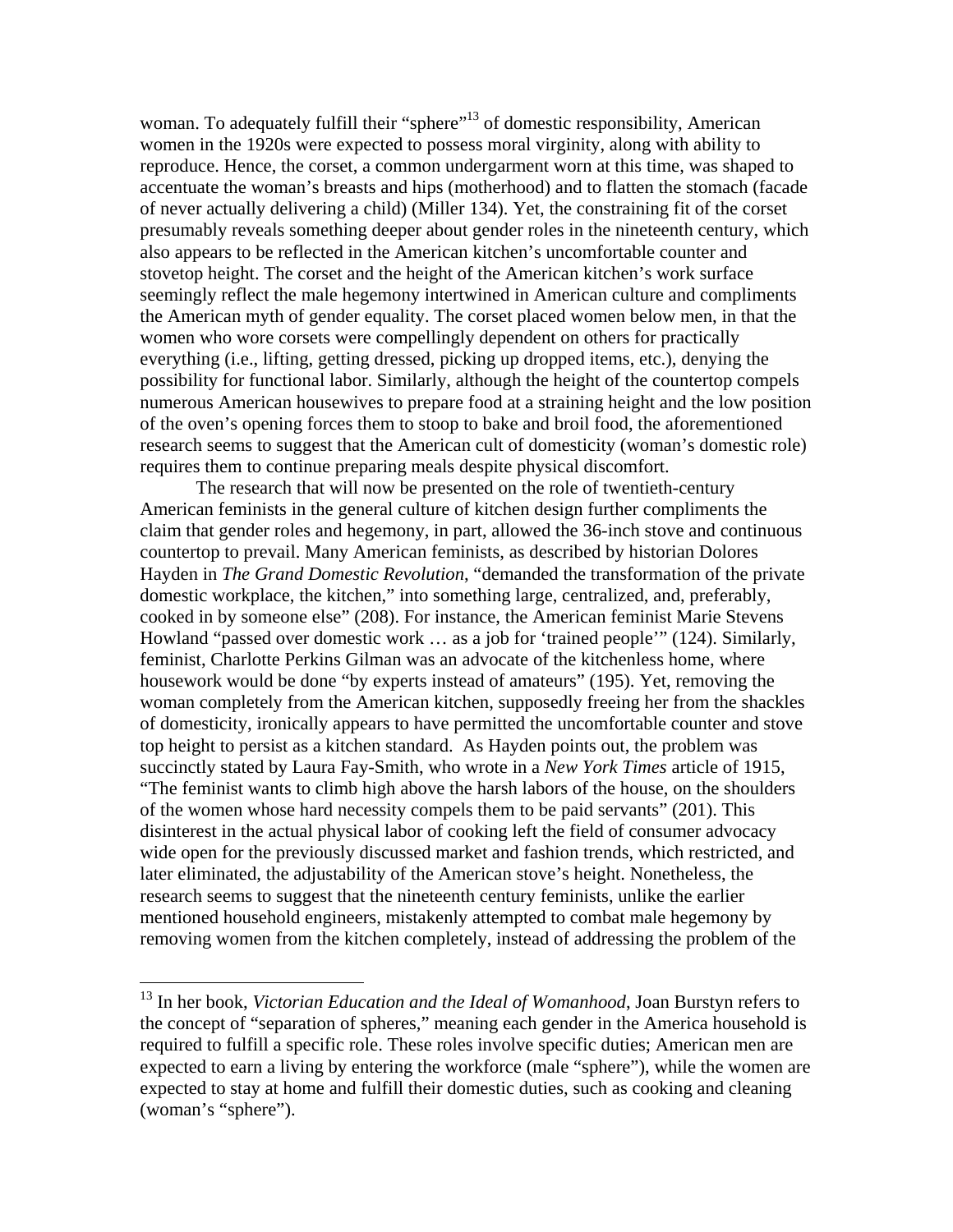woman. To adequately fulfill their "sphere"[13] of domestic responsibility, American women in the 1920s were expected to possess moral virginity, along with ability to reproduce. Hence, the corset, a common undergarment worn at this time, was shaped to accentuate the woman's breasts and hips (motherhood) and to flatten the stomach (facade of never actually delivering a child) (Miller 134). Yet, the constraining fit of the corset presumably reveals something deeper about gender roles in the nineteenth century, which also appears to be reflected in the American kitchen's uncomfortable counter and stovetop height. The corset and the height of the American kitchen's work surface seemingly reflect the male hegemony intertwined in American culture and compliments the American myth of gender equality. The corset placed women below men, in that the women who wore corsets were compellingly dependent on others for practically everything (i.e., lifting, getting dressed, picking up dropped items, etc.), denying the possibility for functional labor. Similarly, although the height of the countertop compels numerous American housewives to prepare food at a straining height and the low position of the oven's opening forces them to stoop to bake and broil food, the aforementioned research seems to suggest that the American cult of domesticity (woman's domestic role) requires them to continue preparing meals despite physical discomfort.

The research that will now be presented on the role of twentieth-century American feminists in the general culture of kitchen design further compliments the claim that gender roles and hegemony, in part, allowed the 36-inch stove and continuous countertop to prevail. Many American feminists, as described by historian Dolores Hayden in *The Grand Domestic Revolution*, "demanded the transformation of the private domestic workplace, the kitchen," into something large, centralized, and, preferably, cooked in by someone else" (208). For instance, the American feminist Marie Stevens Howland "passed over domestic work … as a job for 'trained people'" (124). Similarly, feminist, Charlotte Perkins Gilman was an advocate of the kitchenless home, where housework would be done "by experts instead of amateurs" (195). Yet, removing the woman completely from the American kitchen, supposedly freeing her from the shackles of domesticity, ironically appears to have permitted the uncomfortable counter and stove top height to persist as a kitchen standard. As Hayden points out, the problem was succinctly stated by Laura Fay-Smith, who wrote in a *New York Times* article of 1915, "The feminist wants to climb high above the harsh labors of the house, on the shoulders of the women whose hard necessity compels them to be paid servants" (201). This disinterest in the actual physical labor of cooking left the field of consumer advocacy wide open for the previously discussed market and fashion trends, which restricted, and later eliminated, the adjustability of the American stove's height. Nonetheless, the research seems to suggest that the nineteenth century feminists, unlike the earlier mentioned household engineers, mistakenly attempted to combat male hegemony by removing women from the kitchen completely, instead of addressing the problem of the

[13] In her book, *Victorian Education and the Ideal of Womanhood*, Joan Burstyn refers to the concept of "separation of spheres," meaning each gender in the America household is required to fulfill a specific role. These roles involve specific duties; American men are expected to earn a living by entering the workforce (male "sphere"), while the women are expected to stay at home and fulfill their domestic duties, such as cooking and cleaning (woman's "sphere").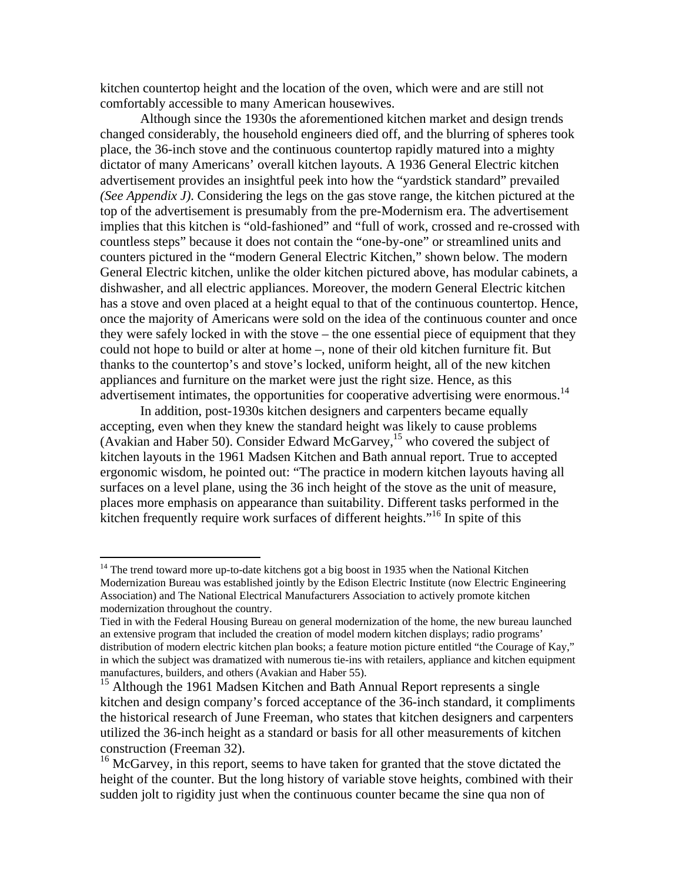kitchen countertop height and the location of the oven, which were and are still not comfortably accessible to many American housewives.

Although since the 1930s the aforementioned kitchen market and design trends changed considerably, the household engineers died off, and the blurring of spheres took place, the 36-inch stove and the continuous countertop rapidly matured into a mighty dictator of many Americans' overall kitchen layouts. A 1936 General Electric kitchen advertisement provides an insightful peek into how the "yardstick standard" prevailed *(See Appendix J)*. Considering the legs on the gas stove range, the kitchen pictured at the top of the advertisement is presumably from the pre-Modernism era. The advertisement implies that this kitchen is "old-fashioned" and "full of work, crossed and re-crossed with countless steps" because it does not contain the "one-by-one" or streamlined units and counters pictured in the "modern General Electric Kitchen," shown below. The modern General Electric kitchen, unlike the older kitchen pictured above, has modular cabinets, a dishwasher, and all electric appliances. Moreover, the modern General Electric kitchen has a stove and oven placed at a height equal to that of the continuous countertop. Hence, once the majority of Americans were sold on the idea of the continuous counter and once they were safely locked in with the stove – the one essential piece of equipment that they could not hope to build or alter at home –, none of their old kitchen furniture fit. But thanks to the countertop's and stove's locked, uniform height, all of the new kitchen appliances and furniture on the market were just the right size. Hence, as this advertisement intimates, the opportunities for cooperative advertising were enormous.[14]

In addition, post-1930s kitchen designers and carpenters became equally accepting, even when they knew the standard height was likely to cause problems (Avakian and Haber 50). Consider Edward McGarvey,[15] who covered the subject of kitchen layouts in the 1961 Madsen Kitchen and Bath annual report. True to accepted ergonomic wisdom, he pointed out: "The practice in modern kitchen layouts having all surfaces on a level plane, using the 36 inch height of the stove as the unit of measure, places more emphasis on appearance than suitability. Different tasks performed in the kitchen frequently require work surfaces of different heights."[16] In spite of this

---

[14] The trend toward more up-to-date kitchens got a big boost in 1935 when the National Kitchen Modernization Bureau was established jointly by the Edison Electric Institute (now Electric Engineering Association) and The National Electrical Manufacturers Association to actively promote kitchen modernization throughout the country.
Tied in with the Federal Housing Bureau on general modernization of the home, the new bureau launched an extensive program that included the creation of model modern kitchen displays; radio programs' distribution of modern electric kitchen plan books; a feature motion picture entitled "the Courage of Kay," in which the subject was dramatized with numerous tie-ins with retailers, appliance and kitchen equipment manufactures, builders, and others (Avakian and Haber 55).

[15] Although the 1961 Madsen Kitchen and Bath Annual Report represents a single kitchen and design company's forced acceptance of the 36-inch standard, it compliments the historical research of June Freeman, who states that kitchen designers and carpenters utilized the 36-inch height as a standard or basis for all other measurements of kitchen construction (Freeman 32).

[16] McGarvey, in this report, seems to have taken for granted that the stove dictated the height of the counter. But the long history of variable stove heights, combined with their sudden jolt to rigidity just when the continuous counter became the sine qua non of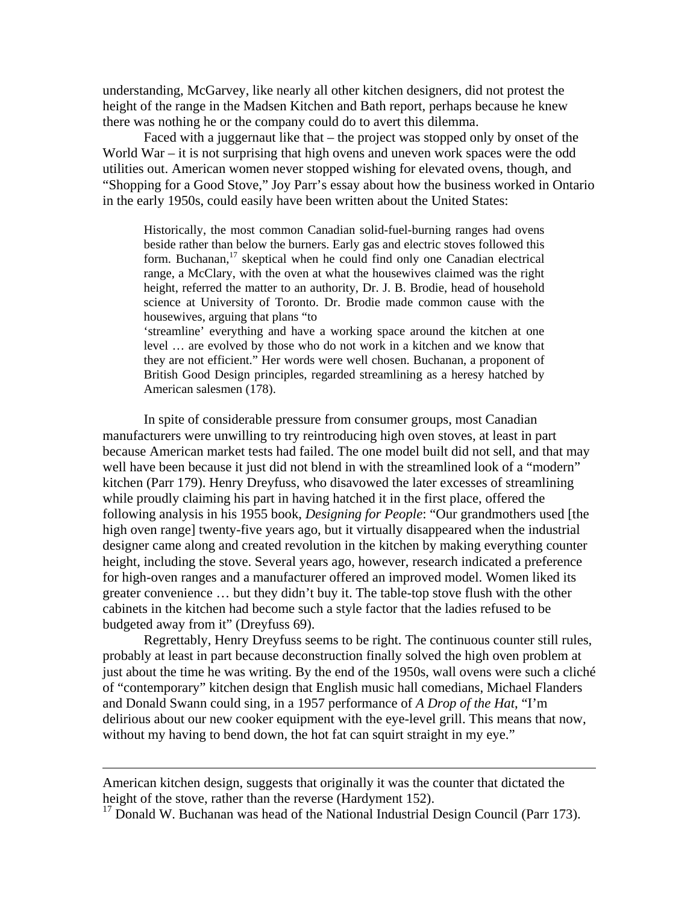understanding, McGarvey, like nearly all other kitchen designers, did not protest the height of the range in the Madsen Kitchen and Bath report, perhaps because he knew there was nothing he or the company could do to avert this dilemma.

Faced with a juggernaut like that – the project was stopped only by onset of the World War – it is not surprising that high ovens and uneven work spaces were the odd utilities out. American women never stopped wishing for elevated ovens, though, and "Shopping for a Good Stove," Joy Parr's essay about how the business worked in Ontario in the early 1950s, could easily have been written about the United States:

> Historically, the most common Canadian solid-fuel-burning ranges had ovens beside rather than below the burners. Early gas and electric stoves followed this form. Buchanan,[17] skeptical when he could find only one Canadian electrical range, a McClary, with the oven at what the housewives claimed was the right height, referred the matter to an authority, Dr. J. B. Brodie, head of household science at University of Toronto. Dr. Brodie made common cause with the housewives, arguing that plans "to 'streamline' everything and have a working space around the kitchen at one level … are evolved by those who do not work in a kitchen and we know that they are not efficient." Her words were well chosen. Buchanan, a proponent of British Good Design principles, regarded streamlining as a heresy hatched by American salesmen (178).

In spite of considerable pressure from consumer groups, most Canadian manufacturers were unwilling to try reintroducing high oven stoves, at least in part because American market tests had failed. The one model built did not sell, and that may well have been because it just did not blend in with the streamlined look of a "modern" kitchen (Parr 179). Henry Dreyfuss, who disavowed the later excesses of streamlining while proudly claiming his part in having hatched it in the first place, offered the following analysis in his 1955 book, *Designing for People*: "Our grandmothers used [the high oven range] twenty-five years ago, but it virtually disappeared when the industrial designer came along and created revolution in the kitchen by making everything counter height, including the stove. Several years ago, however, research indicated a preference for high-oven ranges and a manufacturer offered an improved model. Women liked its greater convenience … but they didn't buy it. The table-top stove flush with the other cabinets in the kitchen had become such a style factor that the ladies refused to be budgeted away from it" (Dreyfuss 69).

Regrettably, Henry Dreyfuss seems to be right. The continuous counter still rules, probably at least in part because deconstruction finally solved the high oven problem at just about the time he was writing. By the end of the 1950s, wall ovens were such a cliché of "contemporary" kitchen design that English music hall comedians, Michael Flanders and Donald Swann could sing, in a 1957 performance of *A Drop of the Hat*, "I'm delirious about our new cooker equipment with the eye-level grill. This means that now, without my having to bend down, the hot fat can squirt straight in my eye."

---

American kitchen design, suggests that originally it was the counter that dictated the height of the stove, rather than the reverse (Hardyment 152).

[17] Donald W. Buchanan was head of the National Industrial Design Council (Parr 173).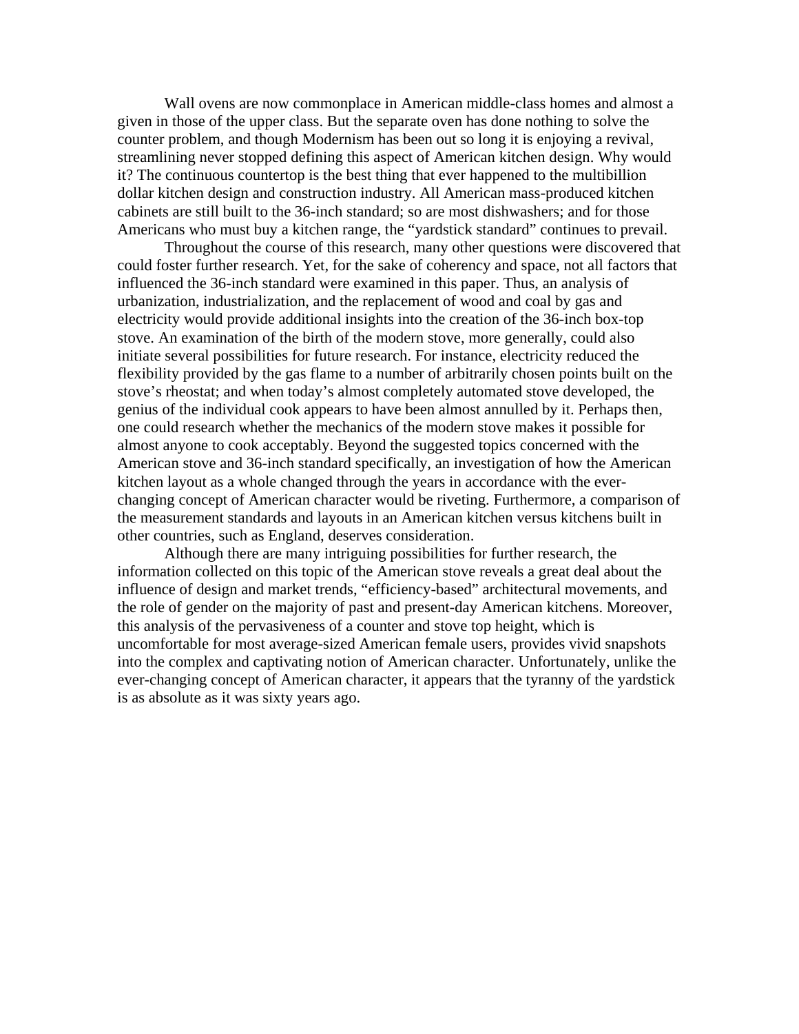Wall ovens are now commonplace in American middle-class homes and almost a given in those of the upper class. But the separate oven has done nothing to solve the counter problem, and though Modernism has been out so long it is enjoying a revival, streamlining never stopped defining this aspect of American kitchen design. Why would it? The continuous countertop is the best thing that ever happened to the multibillion dollar kitchen design and construction industry. All American mass-produced kitchen cabinets are still built to the 36-inch standard; so are most dishwashers; and for those Americans who must buy a kitchen range, the "yardstick standard" continues to prevail.

Throughout the course of this research, many other questions were discovered that could foster further research. Yet, for the sake of coherency and space, not all factors that influenced the 36-inch standard were examined in this paper. Thus, an analysis of urbanization, industrialization, and the replacement of wood and coal by gas and electricity would provide additional insights into the creation of the 36-inch box-top stove. An examination of the birth of the modern stove, more generally, could also initiate several possibilities for future research. For instance, electricity reduced the flexibility provided by the gas flame to a number of arbitrarily chosen points built on the stove's rheostat; and when today's almost completely automated stove developed, the genius of the individual cook appears to have been almost annulled by it. Perhaps then, one could research whether the mechanics of the modern stove makes it possible for almost anyone to cook acceptably. Beyond the suggested topics concerned with the American stove and 36-inch standard specifically, an investigation of how the American kitchen layout as a whole changed through the years in accordance with the ever-changing concept of American character would be riveting. Furthermore, a comparison of the measurement standards and layouts in an American kitchen versus kitchens built in other countries, such as England, deserves consideration.

Although there are many intriguing possibilities for further research, the information collected on this topic of the American stove reveals a great deal about the influence of design and market trends, "efficiency-based" architectural movements, and the role of gender on the majority of past and present-day American kitchens. Moreover, this analysis of the pervasiveness of a counter and stove top height, which is uncomfortable for most average-sized American female users, provides vivid snapshots into the complex and captivating notion of American character. Unfortunately, unlike the ever-changing concept of American character, it appears that the tyranny of the yardstick is as absolute as it was sixty years ago.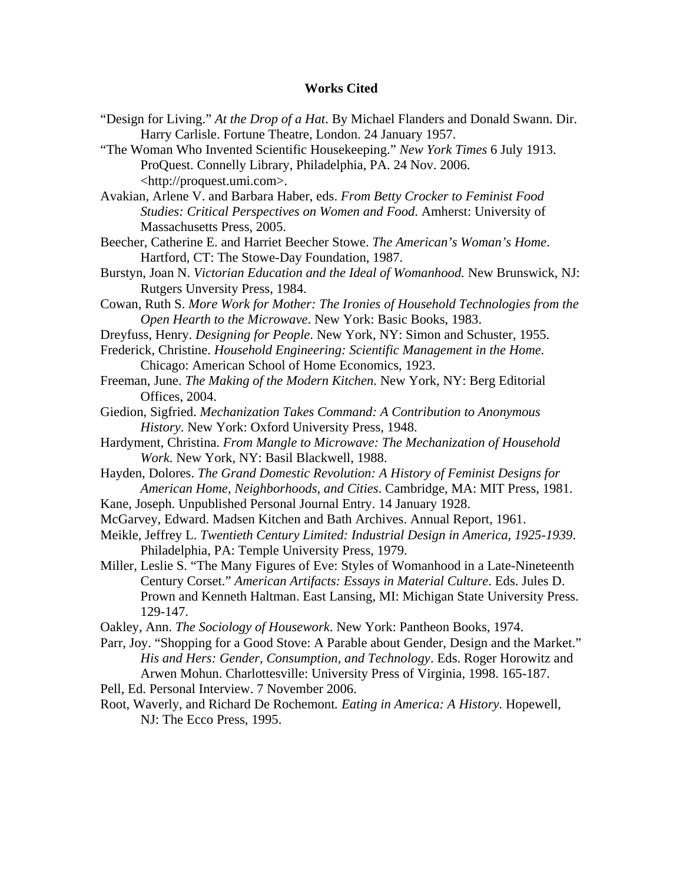# Works Cited

"Design for Living." *At the Drop of a Hat*. By Michael Flanders and Donald Swann. Dir. Harry Carlisle. Fortune Theatre, London. 24 January 1957.

"The Woman Who Invented Scientific Housekeeping." *New York Times* 6 July 1913. ProQuest. Connelly Library, Philadelphia, PA. 24 Nov. 2006. <http://proquest.umi.com>.

Avakian, Arlene V. and Barbara Haber, eds. *From Betty Crocker to Feminist Food Studies: Critical Perspectives on Women and Food*. Amherst: University of Massachusetts Press, 2005.

Beecher, Catherine E. and Harriet Beecher Stowe. *The American's Woman's Home*. Hartford, CT: The Stowe-Day Foundation, 1987.

Burstyn, Joan N. *Victorian Education and the Ideal of Womanhood.* New Brunswick, NJ: Rutgers Unversity Press, 1984.

Cowan, Ruth S. *More Work for Mother: The Ironies of Household Technologies from the Open Hearth to the Microwave*. New York: Basic Books, 1983.

Dreyfuss, Henry. *Designing for People*. New York, NY: Simon and Schuster, 1955.

Frederick, Christine. *Household Engineering: Scientific Management in the Home.* Chicago: American School of Home Economics, 1923.

Freeman, June. *The Making of the Modern Kitchen*. New York, NY: Berg Editorial Offices, 2004.

Giedion, Sigfried. *Mechanization Takes Command: A Contribution to Anonymous History*. New York: Oxford University Press, 1948.

Hardyment, Christina. *From Mangle to Microwave: The Mechanization of Household Work*. New York, NY: Basil Blackwell, 1988.

Hayden, Dolores. *The Grand Domestic Revolution: A History of Feminist Designs for American Home, Neighborhoods, and Cities*. Cambridge, MA: MIT Press, 1981.

Kane, Joseph. Unpublished Personal Journal Entry. 14 January 1928.

McGarvey, Edward. Madsen Kitchen and Bath Archives. Annual Report, 1961.

Meikle, Jeffrey L. *Twentieth Century Limited: Industrial Design in America, 1925-1939*. Philadelphia, PA: Temple University Press, 1979.

Miller, Leslie S. "The Many Figures of Eve: Styles of Womanhood in a Late-Nineteenth Century Corset." *American Artifacts: Essays in Material Culture*. Eds. Jules D. Prown and Kenneth Haltman. East Lansing, MI: Michigan State University Press. 129-147.

Oakley, Ann. *The Sociology of Housework*. New York: Pantheon Books, 1974.

Parr, Joy. "Shopping for a Good Stove: A Parable about Gender, Design and the Market." *His and Hers: Gender, Consumption, and Technology*. Eds. Roger Horowitz and Arwen Mohun. Charlottesville: University Press of Virginia, 1998. 165-187.

Pell, Ed. Personal Interview. 7 November 2006.

Root, Waverly, and Richard De Rochemont. *Eating in America: A History*. Hopewell, NJ: The Ecco Press, 1995.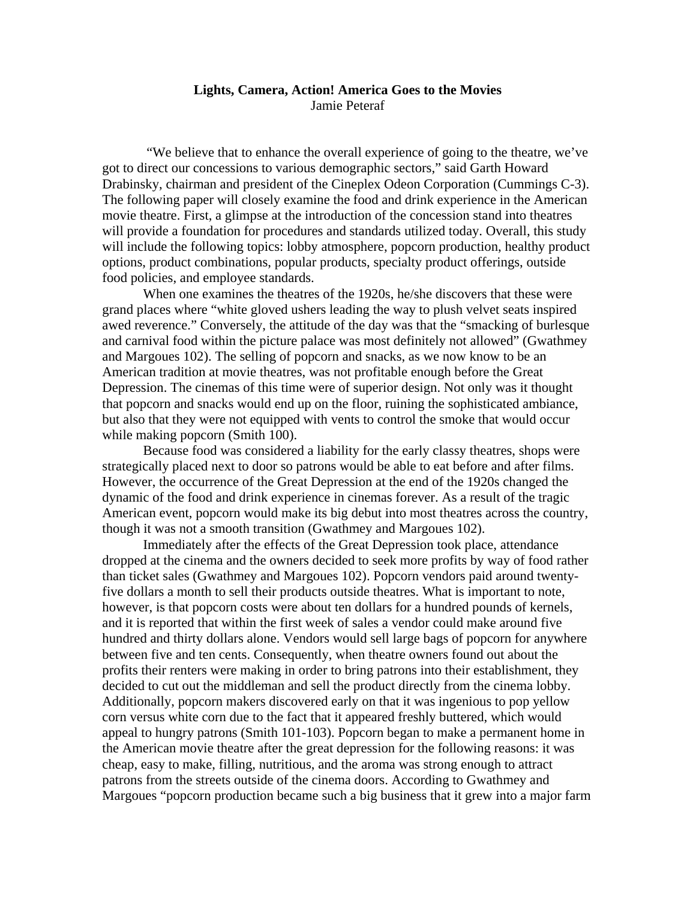**Lights, Camera, Action! America Goes to the Movies**
Jamie Peteraf

"We believe that to enhance the overall experience of going to the theatre, we've got to direct our concessions to various demographic sectors," said Garth Howard Drabinsky, chairman and president of the Cineplex Odeon Corporation (Cummings C-3). The following paper will closely examine the food and drink experience in the American movie theatre. First, a glimpse at the introduction of the concession stand into theatres will provide a foundation for procedures and standards utilized today. Overall, this study will include the following topics: lobby atmosphere, popcorn production, healthy product options, product combinations, popular products, specialty product offerings, outside food policies, and employee standards.

When one examines the theatres of the 1920s, he/she discovers that these were grand places where "white gloved ushers leading the way to plush velvet seats inspired awed reverence." Conversely, the attitude of the day was that the "smacking of burlesque and carnival food within the picture palace was most definitely not allowed" (Gwathmey and Margoues 102). The selling of popcorn and snacks, as we now know to be an American tradition at movie theatres, was not profitable enough before the Great Depression. The cinemas of this time were of superior design. Not only was it thought that popcorn and snacks would end up on the floor, ruining the sophisticated ambiance, but also that they were not equipped with vents to control the smoke that would occur while making popcorn (Smith 100).

Because food was considered a liability for the early classy theatres, shops were strategically placed next to door so patrons would be able to eat before and after films. However, the occurrence of the Great Depression at the end of the 1920s changed the dynamic of the food and drink experience in cinemas forever. As a result of the tragic American event, popcorn would make its big debut into most theatres across the country, though it was not a smooth transition (Gwathmey and Margoues 102).

Immediately after the effects of the Great Depression took place, attendance dropped at the cinema and the owners decided to seek more profits by way of food rather than ticket sales (Gwathmey and Margoues 102). Popcorn vendors paid around twenty-five dollars a month to sell their products outside theatres. What is important to note, however, is that popcorn costs were about ten dollars for a hundred pounds of kernels, and it is reported that within the first week of sales a vendor could make around five hundred and thirty dollars alone. Vendors would sell large bags of popcorn for anywhere between five and ten cents. Consequently, when theatre owners found out about the profits their renters were making in order to bring patrons into their establishment, they decided to cut out the middleman and sell the product directly from the cinema lobby. Additionally, popcorn makers discovered early on that it was ingenious to pop yellow corn versus white corn due to the fact that it appeared freshly buttered, which would appeal to hungry patrons (Smith 101-103). Popcorn began to make a permanent home in the American movie theatre after the great depression for the following reasons: it was cheap, easy to make, filling, nutritious, and the aroma was strong enough to attract patrons from the streets outside of the cinema doors. According to Gwathmey and Margoues "popcorn production became such a big business that it grew into a major farm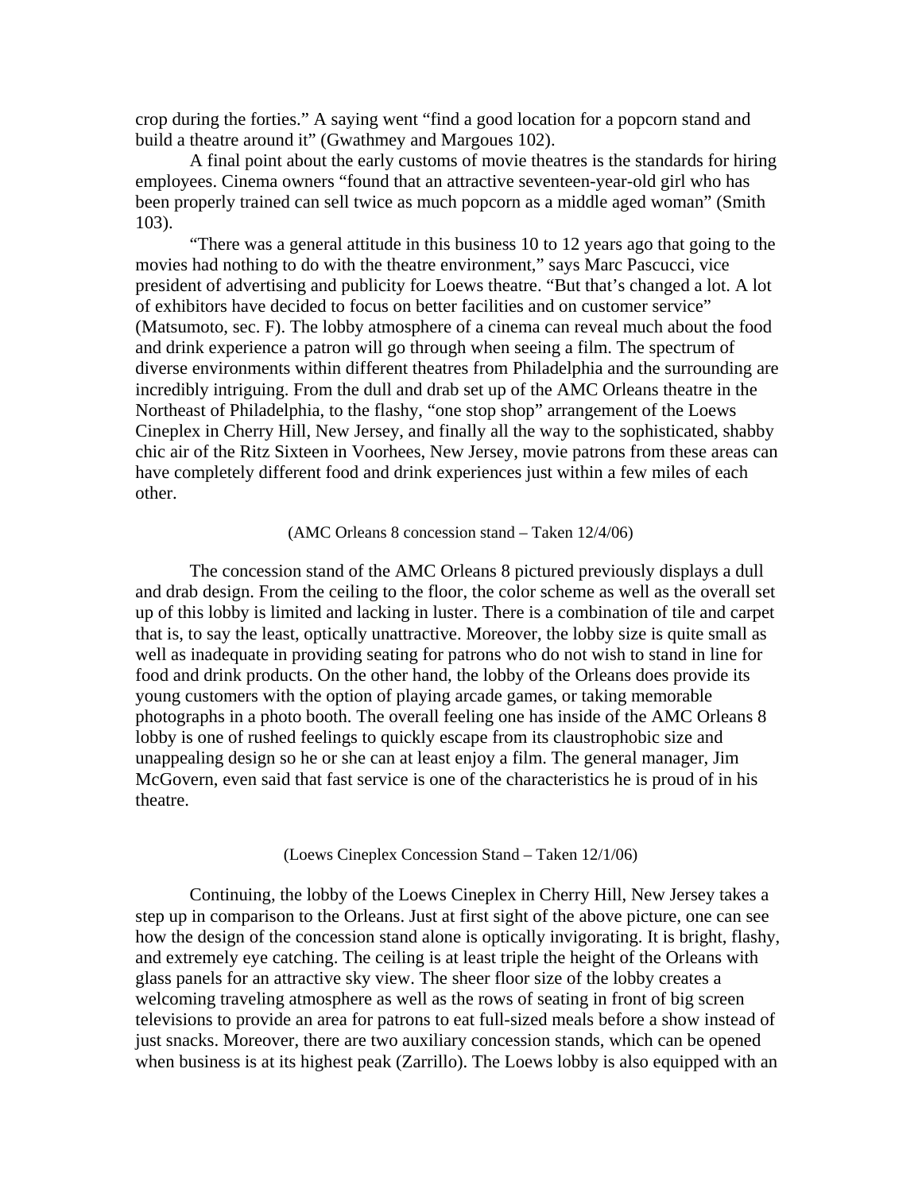crop during the forties." A saying went "find a good location for a popcorn stand and build a theatre around it" (Gwathmey and Margoues 102).

A final point about the early customs of movie theatres is the standards for hiring employees. Cinema owners "found that an attractive seventeen-year-old girl who has been properly trained can sell twice as much popcorn as a middle aged woman" (Smith 103).

"There was a general attitude in this business 10 to 12 years ago that going to the movies had nothing to do with the theatre environment," says Marc Pascucci, vice president of advertising and publicity for Loews theatre. "But that's changed a lot. A lot of exhibitors have decided to focus on better facilities and on customer service" (Matsumoto, sec. F). The lobby atmosphere of a cinema can reveal much about the food and drink experience a patron will go through when seeing a film. The spectrum of diverse environments within different theatres from Philadelphia and the surrounding are incredibly intriguing. From the dull and drab set up of the AMC Orleans theatre in the Northeast of Philadelphia, to the flashy, "one stop shop" arrangement of the Loews Cineplex in Cherry Hill, New Jersey, and finally all the way to the sophisticated, shabby chic air of the Ritz Sixteen in Voorhees, New Jersey, movie patrons from these areas can have completely different food and drink experiences just within a few miles of each other.

(AMC Orleans 8 concession stand – Taken 12/4/06)

The concession stand of the AMC Orleans 8 pictured previously displays a dull and drab design. From the ceiling to the floor, the color scheme as well as the overall set up of this lobby is limited and lacking in luster. There is a combination of tile and carpet that is, to say the least, optically unattractive. Moreover, the lobby size is quite small as well as inadequate in providing seating for patrons who do not wish to stand in line for food and drink products. On the other hand, the lobby of the Orleans does provide its young customers with the option of playing arcade games, or taking memorable photographs in a photo booth. The overall feeling one has inside of the AMC Orleans 8 lobby is one of rushed feelings to quickly escape from its claustrophobic size and unappealing design so he or she can at least enjoy a film. The general manager, Jim McGovern, even said that fast service is one of the characteristics he is proud of in his theatre.

(Loews Cineplex Concession Stand – Taken 12/1/06)

Continuing, the lobby of the Loews Cineplex in Cherry Hill, New Jersey takes a step up in comparison to the Orleans. Just at first sight of the above picture, one can see how the design of the concession stand alone is optically invigorating. It is bright, flashy, and extremely eye catching. The ceiling is at least triple the height of the Orleans with glass panels for an attractive sky view. The sheer floor size of the lobby creates a welcoming traveling atmosphere as well as the rows of seating in front of big screen televisions to provide an area for patrons to eat full-sized meals before a show instead of just snacks. Moreover, there are two auxiliary concession stands, which can be opened when business is at its highest peak (Zarrillo). The Loews lobby is also equipped with an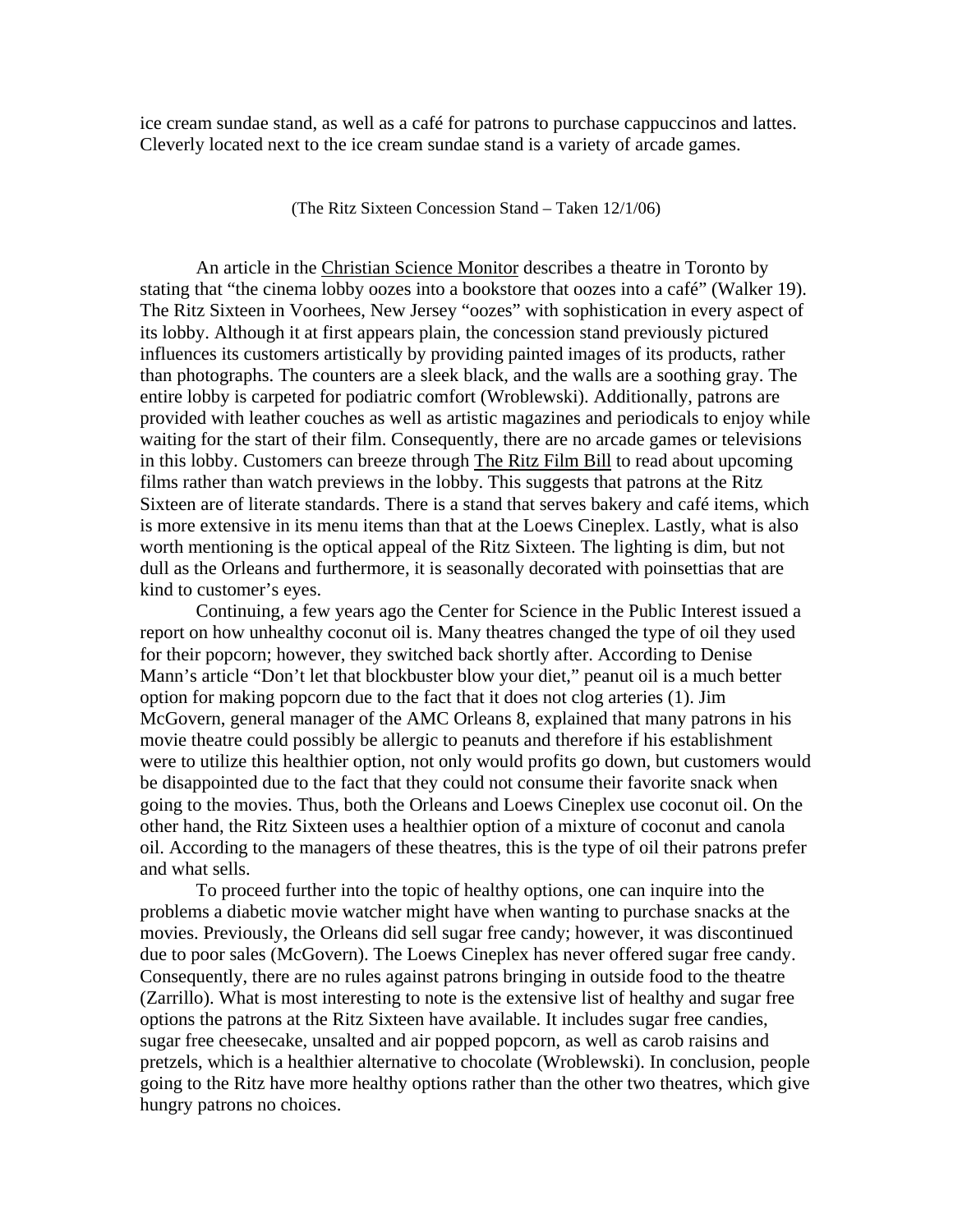ice cream sundae stand, as well as a café for patrons to purchase cappuccinos and lattes. Cleverly located next to the ice cream sundae stand is a variety of arcade games.

(The Ritz Sixteen Concession Stand – Taken 12/1/06)

An article in the Christian Science Monitor describes a theatre in Toronto by stating that "the cinema lobby oozes into a bookstore that oozes into a café" (Walker 19). The Ritz Sixteen in Voorhees, New Jersey "oozes" with sophistication in every aspect of its lobby. Although it at first appears plain, the concession stand previously pictured influences its customers artistically by providing painted images of its products, rather than photographs. The counters are a sleek black, and the walls are a soothing gray. The entire lobby is carpeted for podiatric comfort (Wroblewski). Additionally, patrons are provided with leather couches as well as artistic magazines and periodicals to enjoy while waiting for the start of their film. Consequently, there are no arcade games or televisions in this lobby. Customers can breeze through The Ritz Film Bill to read about upcoming films rather than watch previews in the lobby. This suggests that patrons at the Ritz Sixteen are of literate standards. There is a stand that serves bakery and café items, which is more extensive in its menu items than that at the Loews Cineplex. Lastly, what is also worth mentioning is the optical appeal of the Ritz Sixteen. The lighting is dim, but not dull as the Orleans and furthermore, it is seasonally decorated with poinsettias that are kind to customer's eyes.

Continuing, a few years ago the Center for Science in the Public Interest issued a report on how unhealthy coconut oil is. Many theatres changed the type of oil they used for their popcorn; however, they switched back shortly after. According to Denise Mann's article "Don't let that blockbuster blow your diet," peanut oil is a much better option for making popcorn due to the fact that it does not clog arteries (1). Jim McGovern, general manager of the AMC Orleans 8, explained that many patrons in his movie theatre could possibly be allergic to peanuts and therefore if his establishment were to utilize this healthier option, not only would profits go down, but customers would be disappointed due to the fact that they could not consume their favorite snack when going to the movies. Thus, both the Orleans and Loews Cineplex use coconut oil. On the other hand, the Ritz Sixteen uses a healthier option of a mixture of coconut and canola oil. According to the managers of these theatres, this is the type of oil their patrons prefer and what sells.

To proceed further into the topic of healthy options, one can inquire into the problems a diabetic movie watcher might have when wanting to purchase snacks at the movies. Previously, the Orleans did sell sugar free candy; however, it was discontinued due to poor sales (McGovern). The Loews Cineplex has never offered sugar free candy. Consequently, there are no rules against patrons bringing in outside food to the theatre (Zarrillo). What is most interesting to note is the extensive list of healthy and sugar free options the patrons at the Ritz Sixteen have available. It includes sugar free candies, sugar free cheesecake, unsalted and air popped popcorn, as well as carob raisins and pretzels, which is a healthier alternative to chocolate (Wroblewski). In conclusion, people going to the Ritz have more healthy options rather than the other two theatres, which give hungry patrons no choices.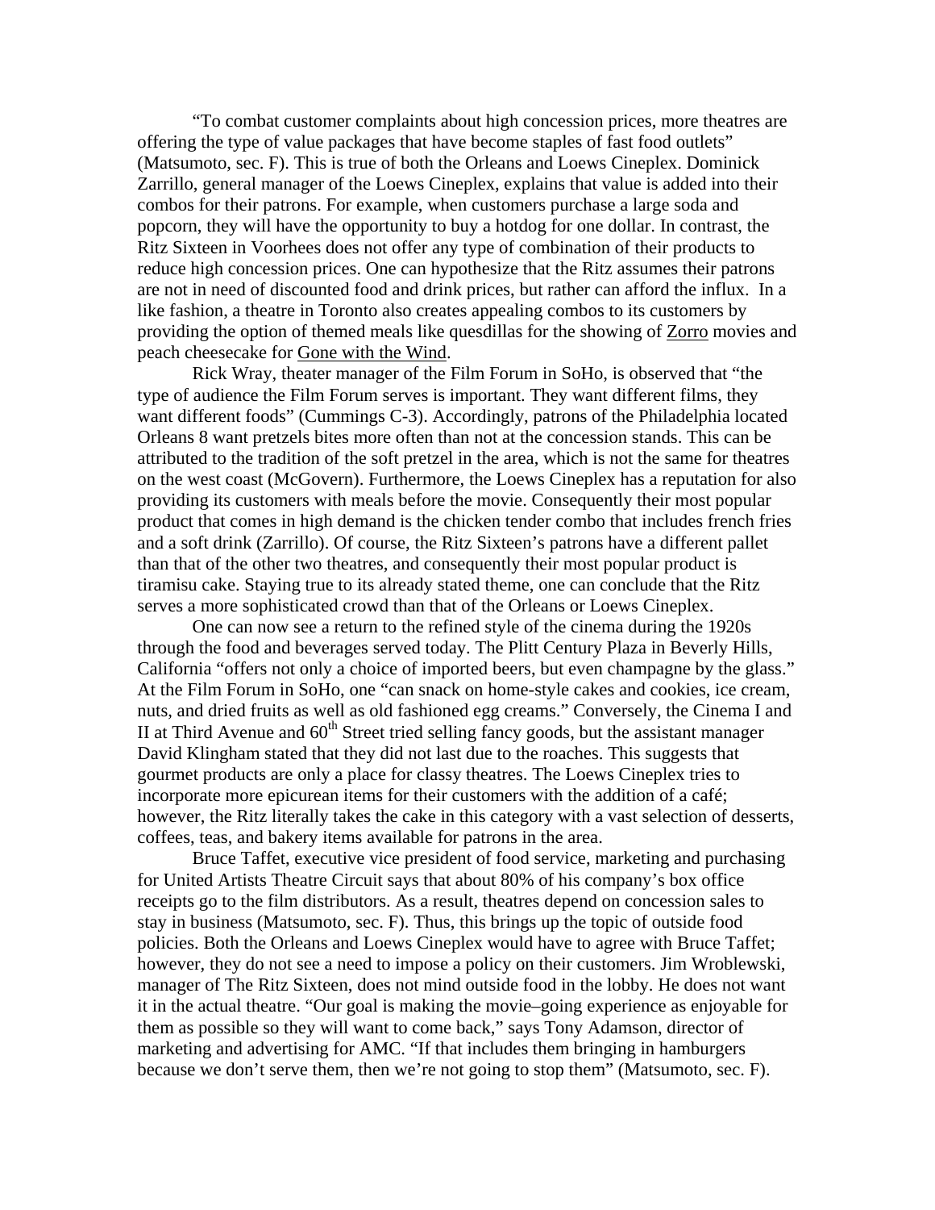"To combat customer complaints about high concession prices, more theatres are offering the type of value packages that have become staples of fast food outlets" (Matsumoto, sec. F). This is true of both the Orleans and Loews Cineplex. Dominick Zarrillo, general manager of the Loews Cineplex, explains that value is added into their combos for their patrons. For example, when customers purchase a large soda and popcorn, they will have the opportunity to buy a hotdog for one dollar. In contrast, the Ritz Sixteen in Voorhees does not offer any type of combination of their products to reduce high concession prices. One can hypothesize that the Ritz assumes their patrons are not in need of discounted food and drink prices, but rather can afford the influx. In a like fashion, a theatre in Toronto also creates appealing combos to its customers by providing the option of themed meals like quesdillas for the showing of Zorro movies and peach cheesecake for Gone with the Wind.

Rick Wray, theater manager of the Film Forum in SoHo, is observed that "the type of audience the Film Forum serves is important. They want different films, they want different foods" (Cummings C-3). Accordingly, patrons of the Philadelphia located Orleans 8 want pretzels bites more often than not at the concession stands. This can be attributed to the tradition of the soft pretzel in the area, which is not the same for theatres on the west coast (McGovern). Furthermore, the Loews Cineplex has a reputation for also providing its customers with meals before the movie. Consequently their most popular product that comes in high demand is the chicken tender combo that includes french fries and a soft drink (Zarrillo). Of course, the Ritz Sixteen's patrons have a different pallet than that of the other two theatres, and consequently their most popular product is tiramisu cake. Staying true to its already stated theme, one can conclude that the Ritz serves a more sophisticated crowd than that of the Orleans or Loews Cineplex.

One can now see a return to the refined style of the cinema during the 1920s through the food and beverages served today. The Plitt Century Plaza in Beverly Hills, California "offers not only a choice of imported beers, but even champagne by the glass." At the Film Forum in SoHo, one "can snack on home-style cakes and cookies, ice cream, nuts, and dried fruits as well as old fashioned egg creams." Conversely, the Cinema I and II at Third Avenue and 60th Street tried selling fancy goods, but the assistant manager David Klingham stated that they did not last due to the roaches. This suggests that gourmet products are only a place for classy theatres. The Loews Cineplex tries to incorporate more epicurean items for their customers with the addition of a café; however, the Ritz literally takes the cake in this category with a vast selection of desserts, coffees, teas, and bakery items available for patrons in the area.

Bruce Taffet, executive vice president of food service, marketing and purchasing for United Artists Theatre Circuit says that about 80% of his company's box office receipts go to the film distributors. As a result, theatres depend on concession sales to stay in business (Matsumoto, sec. F). Thus, this brings up the topic of outside food policies. Both the Orleans and Loews Cineplex would have to agree with Bruce Taffet; however, they do not see a need to impose a policy on their customers. Jim Wroblewski, manager of The Ritz Sixteen, does not mind outside food in the lobby. He does not want it in the actual theatre. "Our goal is making the movie–going experience as enjoyable for them as possible so they will want to come back," says Tony Adamson, director of marketing and advertising for AMC. "If that includes them bringing in hamburgers because we don't serve them, then we're not going to stop them" (Matsumoto, sec. F).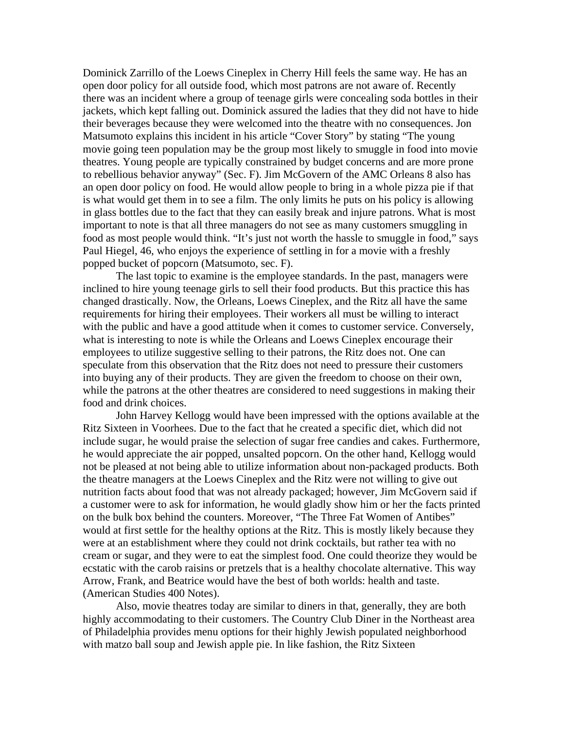Dominick Zarrillo of the Loews Cineplex in Cherry Hill feels the same way. He has an open door policy for all outside food, which most patrons are not aware of. Recently there was an incident where a group of teenage girls were concealing soda bottles in their jackets, which kept falling out. Dominick assured the ladies that they did not have to hide their beverages because they were welcomed into the theatre with no consequences. Jon Matsumoto explains this incident in his article "Cover Story" by stating "The young movie going teen population may be the group most likely to smuggle in food into movie theatres. Young people are typically constrained by budget concerns and are more prone to rebellious behavior anyway" (Sec. F). Jim McGovern of the AMC Orleans 8 also has an open door policy on food. He would allow people to bring in a whole pizza pie if that is what would get them in to see a film. The only limits he puts on his policy is allowing in glass bottles due to the fact that they can easily break and injure patrons. What is most important to note is that all three managers do not see as many customers smuggling in food as most people would think. "It's just not worth the hassle to smuggle in food," says Paul Hiegel, 46, who enjoys the experience of settling in for a movie with a freshly popped bucket of popcorn (Matsumoto, sec. F).

The last topic to examine is the employee standards. In the past, managers were inclined to hire young teenage girls to sell their food products. But this practice this has changed drastically. Now, the Orleans, Loews Cineplex, and the Ritz all have the same requirements for hiring their employees. Their workers all must be willing to interact with the public and have a good attitude when it comes to customer service. Conversely, what is interesting to note is while the Orleans and Loews Cineplex encourage their employees to utilize suggestive selling to their patrons, the Ritz does not. One can speculate from this observation that the Ritz does not need to pressure their customers into buying any of their products. They are given the freedom to choose on their own, while the patrons at the other theatres are considered to need suggestions in making their food and drink choices.

John Harvey Kellogg would have been impressed with the options available at the Ritz Sixteen in Voorhees. Due to the fact that he created a specific diet, which did not include sugar, he would praise the selection of sugar free candies and cakes. Furthermore, he would appreciate the air popped, unsalted popcorn. On the other hand, Kellogg would not be pleased at not being able to utilize information about non-packaged products. Both the theatre managers at the Loews Cineplex and the Ritz were not willing to give out nutrition facts about food that was not already packaged; however, Jim McGovern said if a customer were to ask for information, he would gladly show him or her the facts printed on the bulk box behind the counters. Moreover, "The Three Fat Women of Antibes" would at first settle for the healthy options at the Ritz. This is mostly likely because they were at an establishment where they could not drink cocktails, but rather tea with no cream or sugar, and they were to eat the simplest food. One could theorize they would be ecstatic with the carob raisins or pretzels that is a healthy chocolate alternative. This way Arrow, Frank, and Beatrice would have the best of both worlds: health and taste. (American Studies 400 Notes).

Also, movie theatres today are similar to diners in that, generally, they are both highly accommodating to their customers. The Country Club Diner in the Northeast area of Philadelphia provides menu options for their highly Jewish populated neighborhood with matzo ball soup and Jewish apple pie. In like fashion, the Ritz Sixteen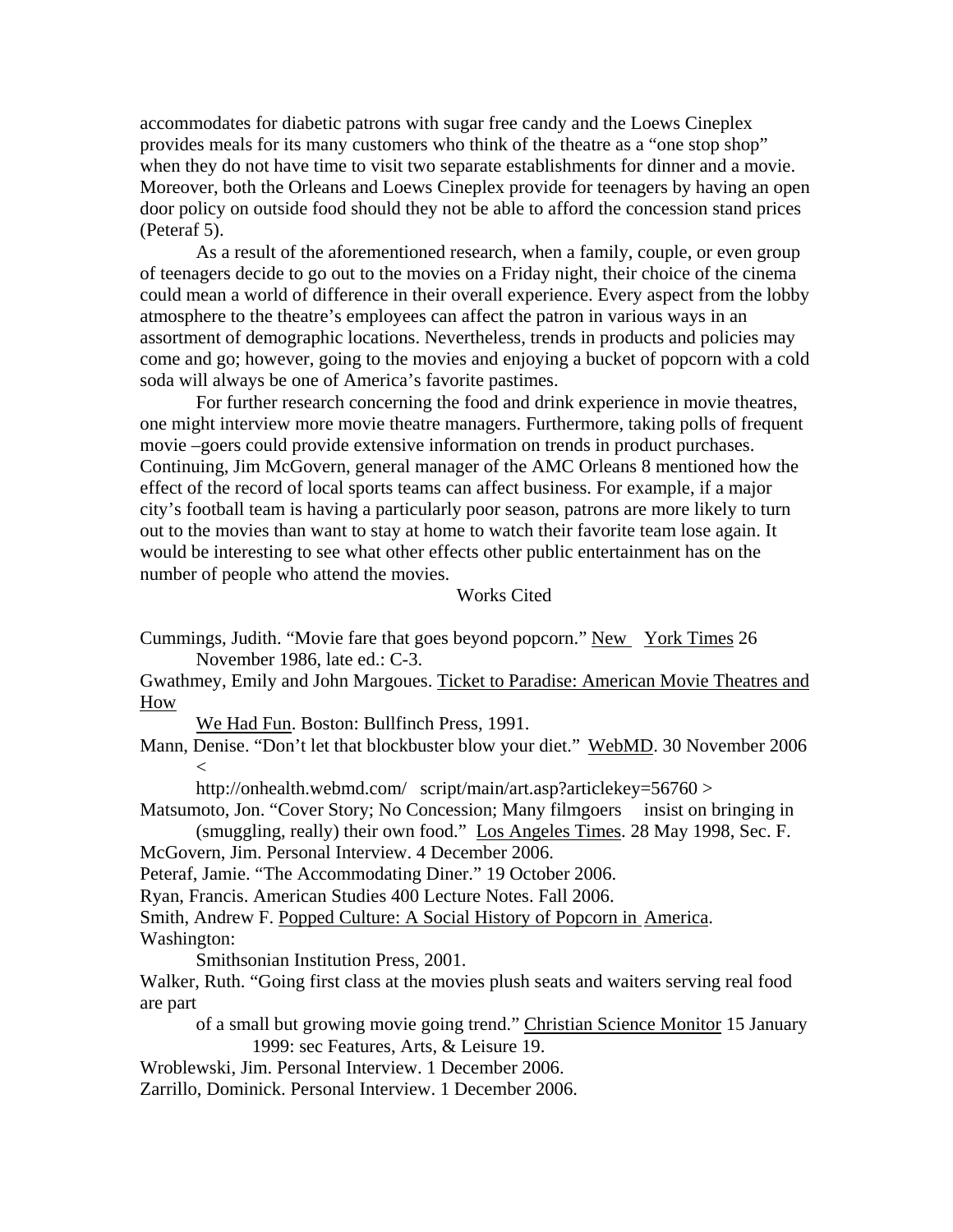accommodates for diabetic patrons with sugar free candy and the Loews Cineplex provides meals for its many customers who think of the theatre as a "one stop shop" when they do not have time to visit two separate establishments for dinner and a movie. Moreover, both the Orleans and Loews Cineplex provide for teenagers by having an open door policy on outside food should they not be able to afford the concession stand prices (Peteraf 5).

As a result of the aforementioned research, when a family, couple, or even group of teenagers decide to go out to the movies on a Friday night, their choice of the cinema could mean a world of difference in their overall experience. Every aspect from the lobby atmosphere to the theatre's employees can affect the patron in various ways in an assortment of demographic locations. Nevertheless, trends in products and policies may come and go; however, going to the movies and enjoying a bucket of popcorn with a cold soda will always be one of America's favorite pastimes.

For further research concerning the food and drink experience in movie theatres, one might interview more movie theatre managers. Furthermore, taking polls of frequent movie –goers could provide extensive information on trends in product purchases. Continuing, Jim McGovern, general manager of the AMC Orleans 8 mentioned how the effect of the record of local sports teams can affect business. For example, if a major city's football team is having a particularly poor season, patrons are more likely to turn out to the movies than want to stay at home to watch their favorite team lose again. It would be interesting to see what other effects other public entertainment has on the number of people who attend the movies.

## Works Cited

Cummings, Judith. "Movie fare that goes beyond popcorn." New York Times 26 November 1986, late ed.: C-3.

Gwathmey, Emily and John Margoues. Ticket to Paradise: American Movie Theatres and How We Had Fun. Boston: Bullfinch Press, 1991.

Mann, Denise. "Don't let that blockbuster blow your diet." WebMD. 30 November 2006 < http://onhealth.webmd.com/ script/main/art.asp?articlekey=56760 >

Matsumoto, Jon. "Cover Story; No Concession; Many filmgoers insist on bringing in (smuggling, really) their own food." Los Angeles Times. 28 May 1998, Sec. F.

McGovern, Jim. Personal Interview. 4 December 2006.

Peteraf, Jamie. "The Accommodating Diner." 19 October 2006.

Ryan, Francis. American Studies 400 Lecture Notes. Fall 2006.

Smith, Andrew F. Popped Culture: A Social History of Popcorn in America. Washington: Smithsonian Institution Press, 2001.

Walker, Ruth. "Going first class at the movies plush seats and waiters serving real food are part of a small but growing movie going trend." Christian Science Monitor 15 January 1999: sec Features, Arts, & Leisure 19.

Wroblewski, Jim. Personal Interview. 1 December 2006.

Zarrillo, Dominick. Personal Interview. 1 December 2006.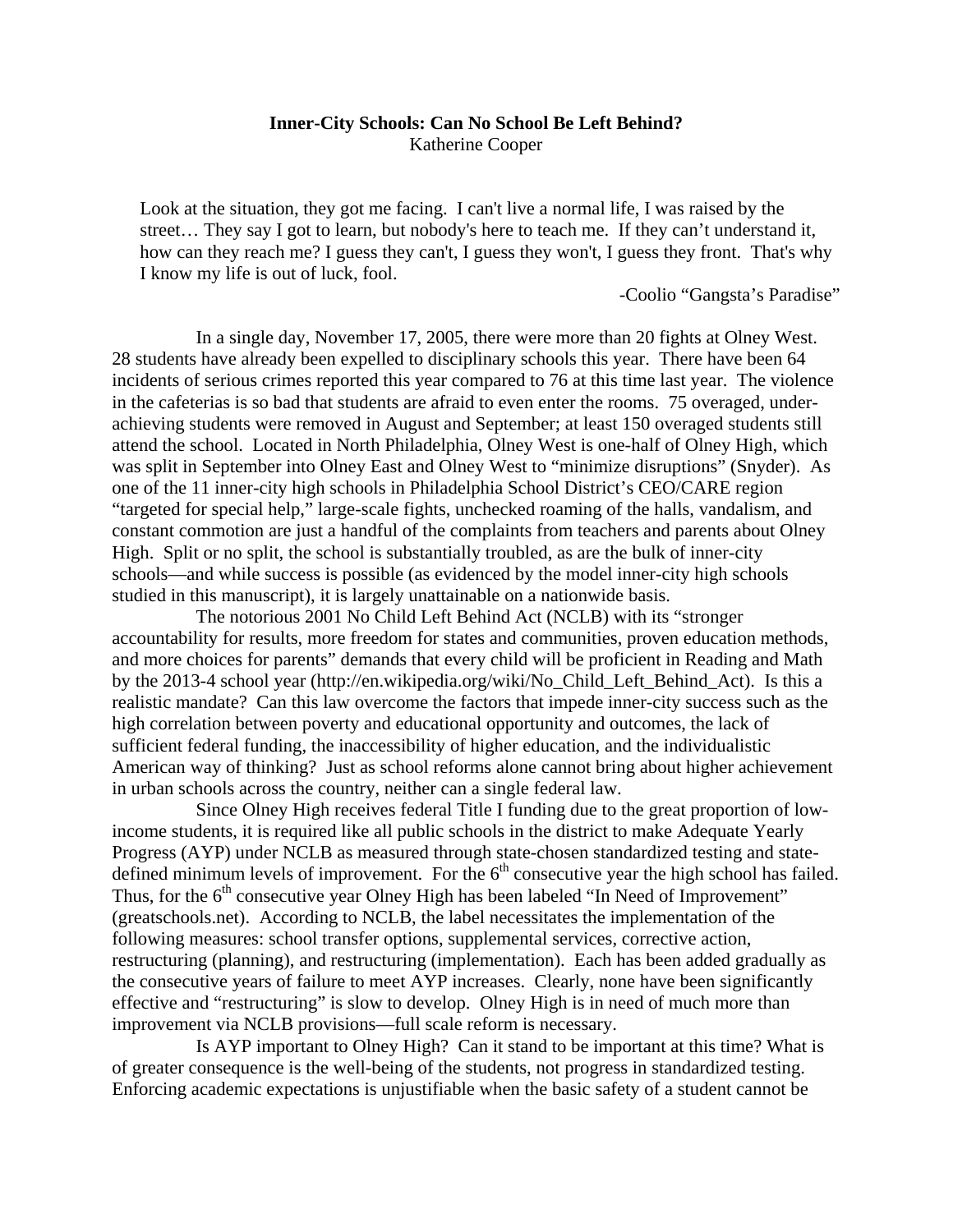**Inner-City Schools: Can No School Be Left Behind?**
Katherine Cooper

> Look at the situation, they got me facing. I can't live a normal life, I was raised by the street… They say I got to learn, but nobody's here to teach me. If they can't understand it, how can they reach me? I guess they can't, I guess they won't, I guess they front. That's why I know my life is out of luck, fool.
>
> -Coolio "Gangsta's Paradise"

In a single day, November 17, 2005, there were more than 20 fights at Olney West. 28 students have already been expelled to disciplinary schools this year. There have been 64 incidents of serious crimes reported this year compared to 76 at this time last year. The violence in the cafeterias is so bad that students are afraid to even enter the rooms. 75 overaged, under-achieving students were removed in August and September; at least 150 overaged students still attend the school. Located in North Philadelphia, Olney West is one-half of Olney High, which was split in September into Olney East and Olney West to "minimize disruptions" (Snyder). As one of the 11 inner-city high schools in Philadelphia School District's CEO/CARE region "targeted for special help," large-scale fights, unchecked roaming of the halls, vandalism, and constant commotion are just a handful of the complaints from teachers and parents about Olney High. Split or no split, the school is substantially troubled, as are the bulk of inner-city schools—and while success is possible (as evidenced by the model inner-city high schools studied in this manuscript), it is largely unattainable on a nationwide basis.

The notorious 2001 No Child Left Behind Act (NCLB) with its "stronger accountability for results, more freedom for states and communities, proven education methods, and more choices for parents" demands that every child will be proficient in Reading and Math by the 2013-4 school year (http://en.wikipedia.org/wiki/No_Child_Left_Behind_Act). Is this a realistic mandate? Can this law overcome the factors that impede inner-city success such as the high correlation between poverty and educational opportunity and outcomes, the lack of sufficient federal funding, the inaccessibility of higher education, and the individualistic American way of thinking? Just as school reforms alone cannot bring about higher achievement in urban schools across the country, neither can a single federal law.

Since Olney High receives federal Title I funding due to the great proportion of low-income students, it is required like all public schools in the district to make Adequate Yearly Progress (AYP) under NCLB as measured through state-chosen standardized testing and state-defined minimum levels of improvement. For the 6th consecutive year the high school has failed. Thus, for the 6th consecutive year Olney High has been labeled "In Need of Improvement" (greatschools.net). According to NCLB, the label necessitates the implementation of the following measures: school transfer options, supplemental services, corrective action, restructuring (planning), and restructuring (implementation). Each has been added gradually as the consecutive years of failure to meet AYP increases. Clearly, none have been significantly effective and "restructuring" is slow to develop. Olney High is in need of much more than improvement via NCLB provisions—full scale reform is necessary.

Is AYP important to Olney High? Can it stand to be important at this time? What is of greater consequence is the well-being of the students, not progress in standardized testing. Enforcing academic expectations is unjustifiable when the basic safety of a student cannot be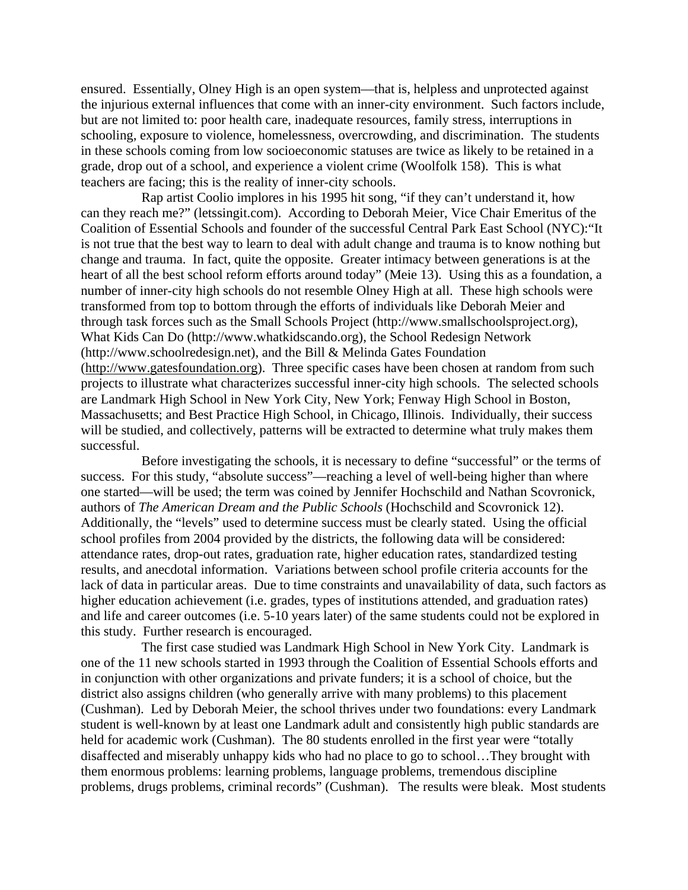ensured. Essentially, Olney High is an open system—that is, helpless and unprotected against the injurious external influences that come with an inner-city environment. Such factors include, but are not limited to: poor health care, inadequate resources, family stress, interruptions in schooling, exposure to violence, homelessness, overcrowding, and discrimination. The students in these schools coming from low socioeconomic statuses are twice as likely to be retained in a grade, drop out of a school, and experience a violent crime (Woolfolk 158). This is what teachers are facing; this is the reality of inner-city schools.

Rap artist Coolio implores in his 1995 hit song, "if they can't understand it, how can they reach me?" (letssingit.com). According to Deborah Meier, Vice Chair Emeritus of the Coalition of Essential Schools and founder of the successful Central Park East School (NYC):"It is not true that the best way to learn to deal with adult change and trauma is to know nothing but change and trauma. In fact, quite the opposite. Greater intimacy between generations is at the heart of all the best school reform efforts around today" (Meie 13). Using this as a foundation, a number of inner-city high schools do not resemble Olney High at all. These high schools were transformed from top to bottom through the efforts of individuals like Deborah Meier and through task forces such as the Small Schools Project (http://www.smallschoolsproject.org), What Kids Can Do (http://www.whatkidscando.org), the School Redesign Network (http://www.schoolredesign.net), and the Bill & Melinda Gates Foundation (http://www.gatesfoundation.org). Three specific cases have been chosen at random from such projects to illustrate what characterizes successful inner-city high schools. The selected schools are Landmark High School in New York City, New York; Fenway High School in Boston, Massachusetts; and Best Practice High School, in Chicago, Illinois. Individually, their success will be studied, and collectively, patterns will be extracted to determine what truly makes them successful.

Before investigating the schools, it is necessary to define "successful" or the terms of success. For this study, "absolute success"—reaching a level of well-being higher than where one started—will be used; the term was coined by Jennifer Hochschild and Nathan Scovronick, authors of *The American Dream and the Public Schools* (Hochschild and Scovronick 12). Additionally, the "levels" used to determine success must be clearly stated. Using the official school profiles from 2004 provided by the districts, the following data will be considered: attendance rates, drop-out rates, graduation rate, higher education rates, standardized testing results, and anecdotal information. Variations between school profile criteria accounts for the lack of data in particular areas. Due to time constraints and unavailability of data, such factors as higher education achievement (i.e. grades, types of institutions attended, and graduation rates) and life and career outcomes (i.e. 5-10 years later) of the same students could not be explored in this study. Further research is encouraged.

The first case studied was Landmark High School in New York City. Landmark is one of the 11 new schools started in 1993 through the Coalition of Essential Schools efforts and in conjunction with other organizations and private funders; it is a school of choice, but the district also assigns children (who generally arrive with many problems) to this placement (Cushman). Led by Deborah Meier, the school thrives under two foundations: every Landmark student is well-known by at least one Landmark adult and consistently high public standards are held for academic work (Cushman). The 80 students enrolled in the first year were "totally disaffected and miserably unhappy kids who had no place to go to school…They brought with them enormous problems: learning problems, language problems, tremendous discipline problems, drugs problems, criminal records" (Cushman). The results were bleak. Most students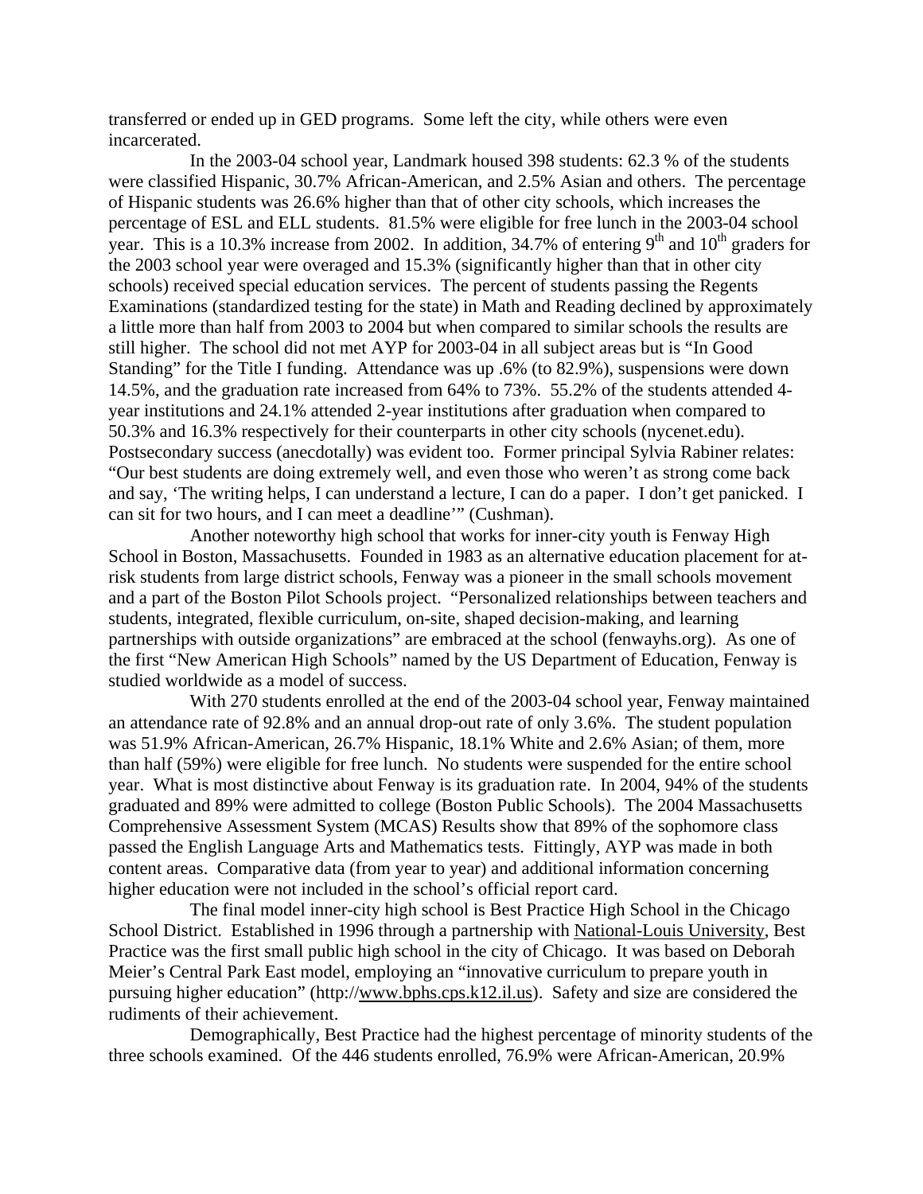transferred or ended up in GED programs. Some left the city, while others were even incarcerated.

In the 2003-04 school year, Landmark housed 398 students: 62.3 % of the students were classified Hispanic, 30.7% African-American, and 2.5% Asian and others. The percentage of Hispanic students was 26.6% higher than that of other city schools, which increases the percentage of ESL and ELL students. 81.5% were eligible for free lunch in the 2003-04 school year. This is a 10.3% increase from 2002. In addition, 34.7% of entering 9th and 10th graders for the 2003 school year were overaged and 15.3% (significantly higher than that in other city schools) received special education services. The percent of students passing the Regents Examinations (standardized testing for the state) in Math and Reading declined by approximately a little more than half from 2003 to 2004 but when compared to similar schools the results are still higher. The school did not met AYP for 2003-04 in all subject areas but is "In Good Standing" for the Title I funding. Attendance was up .6% (to 82.9%), suspensions were down 14.5%, and the graduation rate increased from 64% to 73%. 55.2% of the students attended 4-year institutions and 24.1% attended 2-year institutions after graduation when compared to 50.3% and 16.3% respectively for their counterparts in other city schools (nycenet.edu). Postsecondary success (anecdotally) was evident too. Former principal Sylvia Rabiner relates: "Our best students are doing extremely well, and even those who weren't as strong come back and say, 'The writing helps, I can understand a lecture, I can do a paper. I don't get panicked. I can sit for two hours, and I can meet a deadline'" (Cushman).

Another noteworthy high school that works for inner-city youth is Fenway High School in Boston, Massachusetts. Founded in 1983 as an alternative education placement for at-risk students from large district schools, Fenway was a pioneer in the small schools movement and a part of the Boston Pilot Schools project. "Personalized relationships between teachers and students, integrated, flexible curriculum, on-site, shaped decision-making, and learning partnerships with outside organizations" are embraced at the school (fenwayhs.org). As one of the first "New American High Schools" named by the US Department of Education, Fenway is studied worldwide as a model of success.

With 270 students enrolled at the end of the 2003-04 school year, Fenway maintained an attendance rate of 92.8% and an annual drop-out rate of only 3.6%. The student population was 51.9% African-American, 26.7% Hispanic, 18.1% White and 2.6% Asian; of them, more than half (59%) were eligible for free lunch. No students were suspended for the entire school year. What is most distinctive about Fenway is its graduation rate. In 2004, 94% of the students graduated and 89% were admitted to college (Boston Public Schools). The 2004 Massachusetts Comprehensive Assessment System (MCAS) Results show that 89% of the sophomore class passed the English Language Arts and Mathematics tests. Fittingly, AYP was made in both content areas. Comparative data (from year to year) and additional information concerning higher education were not included in the school's official report card.

The final model inner-city high school is Best Practice High School in the Chicago School District. Established in 1996 through a partnership with National-Louis University, Best Practice was the first small public high school in the city of Chicago. It was based on Deborah Meier's Central Park East model, employing an "innovative curriculum to prepare youth in pursuing higher education" (http://www.bphs.cps.k12.il.us). Safety and size are considered the rudiments of their achievement.

Demographically, Best Practice had the highest percentage of minority students of the three schools examined. Of the 446 students enrolled, 76.9% were African-American, 20.9%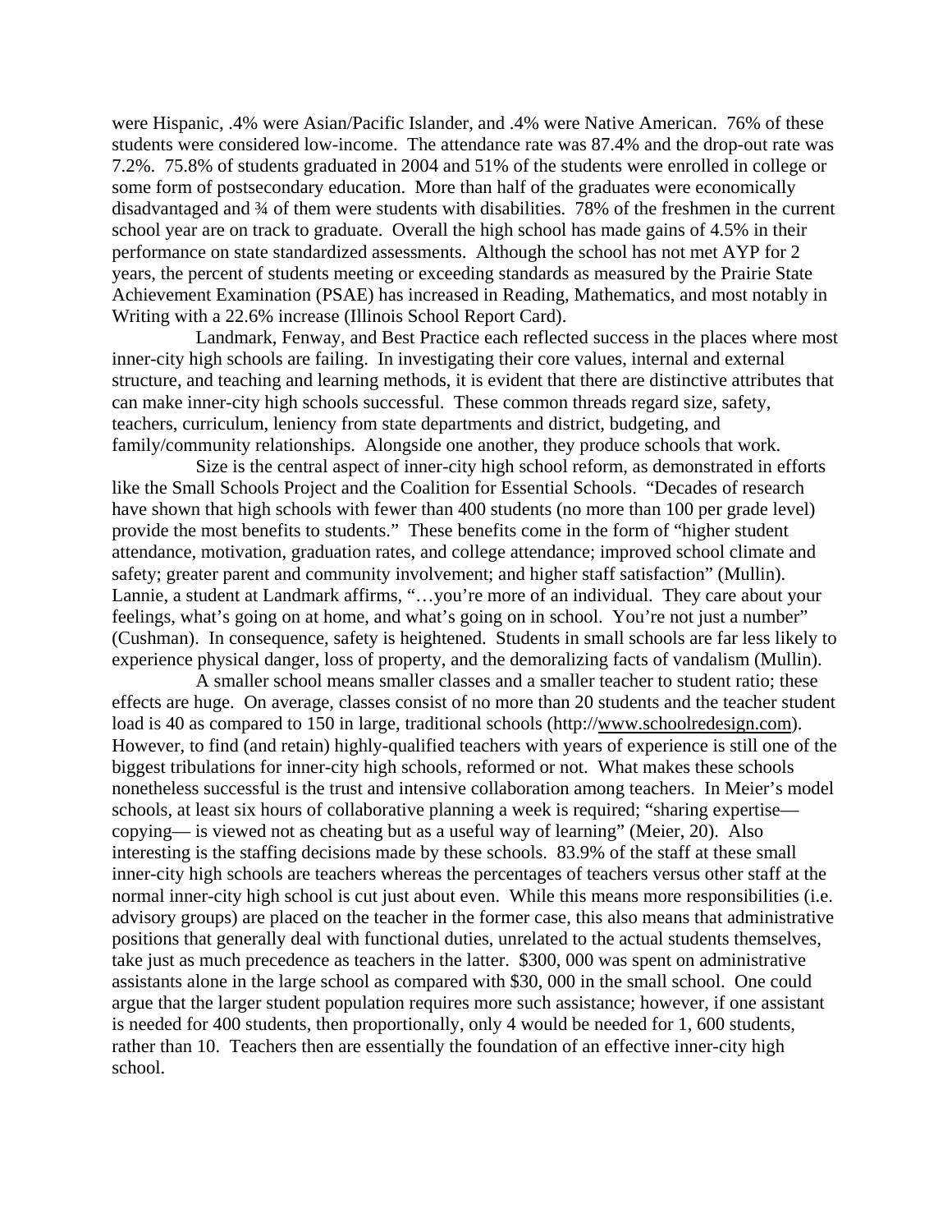were Hispanic, .4% were Asian/Pacific Islander, and .4% were Native American. 76% of these students were considered low-income. The attendance rate was 87.4% and the drop-out rate was 7.2%. 75.8% of students graduated in 2004 and 51% of the students were enrolled in college or some form of postsecondary education. More than half of the graduates were economically disadvantaged and ¾ of them were students with disabilities. 78% of the freshmen in the current school year are on track to graduate. Overall the high school has made gains of 4.5% in their performance on state standardized assessments. Although the school has not met AYP for 2 years, the percent of students meeting or exceeding standards as measured by the Prairie State Achievement Examination (PSAE) has increased in Reading, Mathematics, and most notably in Writing with a 22.6% increase (Illinois School Report Card).

Landmark, Fenway, and Best Practice each reflected success in the places where most inner-city high schools are failing. In investigating their core values, internal and external structure, and teaching and learning methods, it is evident that there are distinctive attributes that can make inner-city high schools successful. These common threads regard size, safety, teachers, curriculum, leniency from state departments and district, budgeting, and family/community relationships. Alongside one another, they produce schools that work.

Size is the central aspect of inner-city high school reform, as demonstrated in efforts like the Small Schools Project and the Coalition for Essential Schools. "Decades of research have shown that high schools with fewer than 400 students (no more than 100 per grade level) provide the most benefits to students." These benefits come in the form of "higher student attendance, motivation, graduation rates, and college attendance; improved school climate and safety; greater parent and community involvement; and higher staff satisfaction" (Mullin). Lannie, a student at Landmark affirms, "…you're more of an individual. They care about your feelings, what's going on at home, and what's going on in school. You're not just a number" (Cushman). In consequence, safety is heightened. Students in small schools are far less likely to experience physical danger, loss of property, and the demoralizing facts of vandalism (Mullin).

A smaller school means smaller classes and a smaller teacher to student ratio; these effects are huge. On average, classes consist of no more than 20 students and the teacher student load is 40 as compared to 150 in large, traditional schools (http://www.schoolredesign.com). However, to find (and retain) highly-qualified teachers with years of experience is still one of the biggest tribulations for inner-city high schools, reformed or not. What makes these schools nonetheless successful is the trust and intensive collaboration among teachers. In Meier's model schools, at least six hours of collaborative planning a week is required; "sharing expertise— copying— is viewed not as cheating but as a useful way of learning" (Meier, 20). Also interesting is the staffing decisions made by these schools. 83.9% of the staff at these small inner-city high schools are teachers whereas the percentages of teachers versus other staff at the normal inner-city high school is cut just about even. While this means more responsibilities (i.e. advisory groups) are placed on the teacher in the former case, this also means that administrative positions that generally deal with functional duties, unrelated to the actual students themselves, take just as much precedence as teachers in the latter. $300, 000 was spent on administrative assistants alone in the large school as compared with $30, 000 in the small school. One could argue that the larger student population requires more such assistance; however, if one assistant is needed for 400 students, then proportionally, only 4 would be needed for 1, 600 students, rather than 10. Teachers then are essentially the foundation of an effective inner-city high school.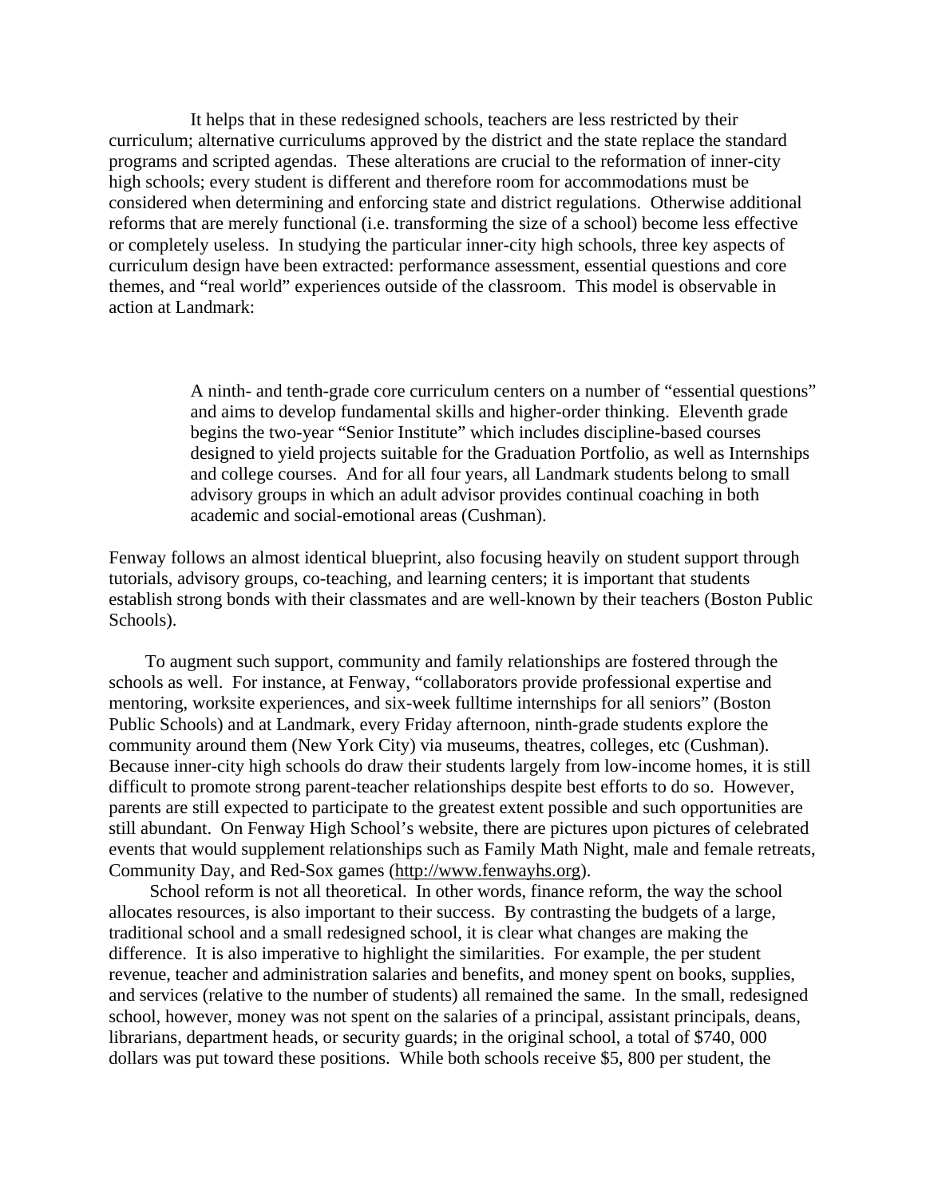It helps that in these redesigned schools, teachers are less restricted by their curriculum; alternative curriculums approved by the district and the state replace the standard programs and scripted agendas. These alterations are crucial to the reformation of inner-city high schools; every student is different and therefore room for accommodations must be considered when determining and enforcing state and district regulations. Otherwise additional reforms that are merely functional (i.e. transforming the size of a school) become less effective or completely useless. In studying the particular inner-city high schools, three key aspects of curriculum design have been extracted: performance assessment, essential questions and core themes, and "real world" experiences outside of the classroom. This model is observable in action at Landmark:

> A ninth- and tenth-grade core curriculum centers on a number of "essential questions" and aims to develop fundamental skills and higher-order thinking. Eleventh grade begins the two-year "Senior Institute" which includes discipline-based courses designed to yield projects suitable for the Graduation Portfolio, as well as Internships and college courses. And for all four years, all Landmark students belong to small advisory groups in which an adult advisor provides continual coaching in both academic and social-emotional areas (Cushman).

Fenway follows an almost identical blueprint, also focusing heavily on student support through tutorials, advisory groups, co-teaching, and learning centers; it is important that students establish strong bonds with their classmates and are well-known by their teachers (Boston Public Schools).

To augment such support, community and family relationships are fostered through the schools as well. For instance, at Fenway, "collaborators provide professional expertise and mentoring, worksite experiences, and six-week fulltime internships for all seniors" (Boston Public Schools) and at Landmark, every Friday afternoon, ninth-grade students explore the community around them (New York City) via museums, theatres, colleges, etc (Cushman). Because inner-city high schools do draw their students largely from low-income homes, it is still difficult to promote strong parent-teacher relationships despite best efforts to do so. However, parents are still expected to participate to the greatest extent possible and such opportunities are still abundant. On Fenway High School's website, there are pictures upon pictures of celebrated events that would supplement relationships such as Family Math Night, male and female retreats, Community Day, and Red-Sox games (http://www.fenwayhs.org).

School reform is not all theoretical. In other words, finance reform, the way the school allocates resources, is also important to their success. By contrasting the budgets of a large, traditional school and a small redesigned school, it is clear what changes are making the difference. It is also imperative to highlight the similarities. For example, the per student revenue, teacher and administration salaries and benefits, and money spent on books, supplies, and services (relative to the number of students) all remained the same. In the small, redesigned school, however, money was not spent on the salaries of a principal, assistant principals, deans, librarians, department heads, or security guards; in the original school, a total of $740, 000 dollars was put toward these positions. While both schools receive $5, 800 per student, the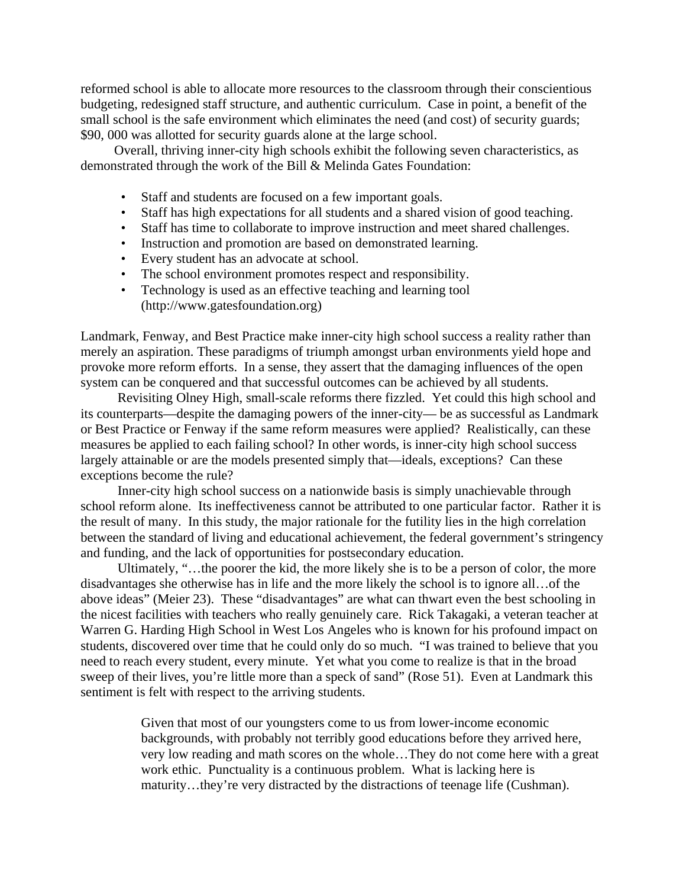reformed school is able to allocate more resources to the classroom through their conscientious budgeting, redesigned staff structure, and authentic curriculum. Case in point, a benefit of the small school is the safe environment which eliminates the need (and cost) of security guards; $90, 000 was allotted for security guards alone at the large school.

Overall, thriving inner-city high schools exhibit the following seven characteristics, as demonstrated through the work of the Bill & Melinda Gates Foundation:

- Staff and students are focused on a few important goals.
- Staff has high expectations for all students and a shared vision of good teaching.
- Staff has time to collaborate to improve instruction and meet shared challenges.
- Instruction and promotion are based on demonstrated learning.
- Every student has an advocate at school.
- The school environment promotes respect and responsibility.
- Technology is used as an effective teaching and learning tool (http://www.gatesfoundation.org)

Landmark, Fenway, and Best Practice make inner-city high school success a reality rather than merely an aspiration. These paradigms of triumph amongst urban environments yield hope and provoke more reform efforts. In a sense, they assert that the damaging influences of the open system can be conquered and that successful outcomes can be achieved by all students.

Revisiting Olney High, small-scale reforms there fizzled. Yet could this high school and its counterparts—despite the damaging powers of the inner-city— be as successful as Landmark or Best Practice or Fenway if the same reform measures were applied? Realistically, can these measures be applied to each failing school? In other words, is inner-city high school success largely attainable or are the models presented simply that—ideals, exceptions? Can these exceptions become the rule?

Inner-city high school success on a nationwide basis is simply unachievable through school reform alone. Its ineffectiveness cannot be attributed to one particular factor. Rather it is the result of many. In this study, the major rationale for the futility lies in the high correlation between the standard of living and educational achievement, the federal government's stringency and funding, and the lack of opportunities for postsecondary education.

Ultimately, "…the poorer the kid, the more likely she is to be a person of color, the more disadvantages she otherwise has in life and the more likely the school is to ignore all…of the above ideas" (Meier 23). These "disadvantages" are what can thwart even the best schooling in the nicest facilities with teachers who really genuinely care. Rick Takagaki, a veteran teacher at Warren G. Harding High School in West Los Angeles who is known for his profound impact on students, discovered over time that he could only do so much. "I was trained to believe that you need to reach every student, every minute. Yet what you come to realize is that in the broad sweep of their lives, you're little more than a speck of sand" (Rose 51). Even at Landmark this sentiment is felt with respect to the arriving students.

> Given that most of our youngsters come to us from lower-income economic backgrounds, with probably not terribly good educations before they arrived here, very low reading and math scores on the whole…They do not come here with a great work ethic. Punctuality is a continuous problem. What is lacking here is maturity…they're very distracted by the distractions of teenage life (Cushman).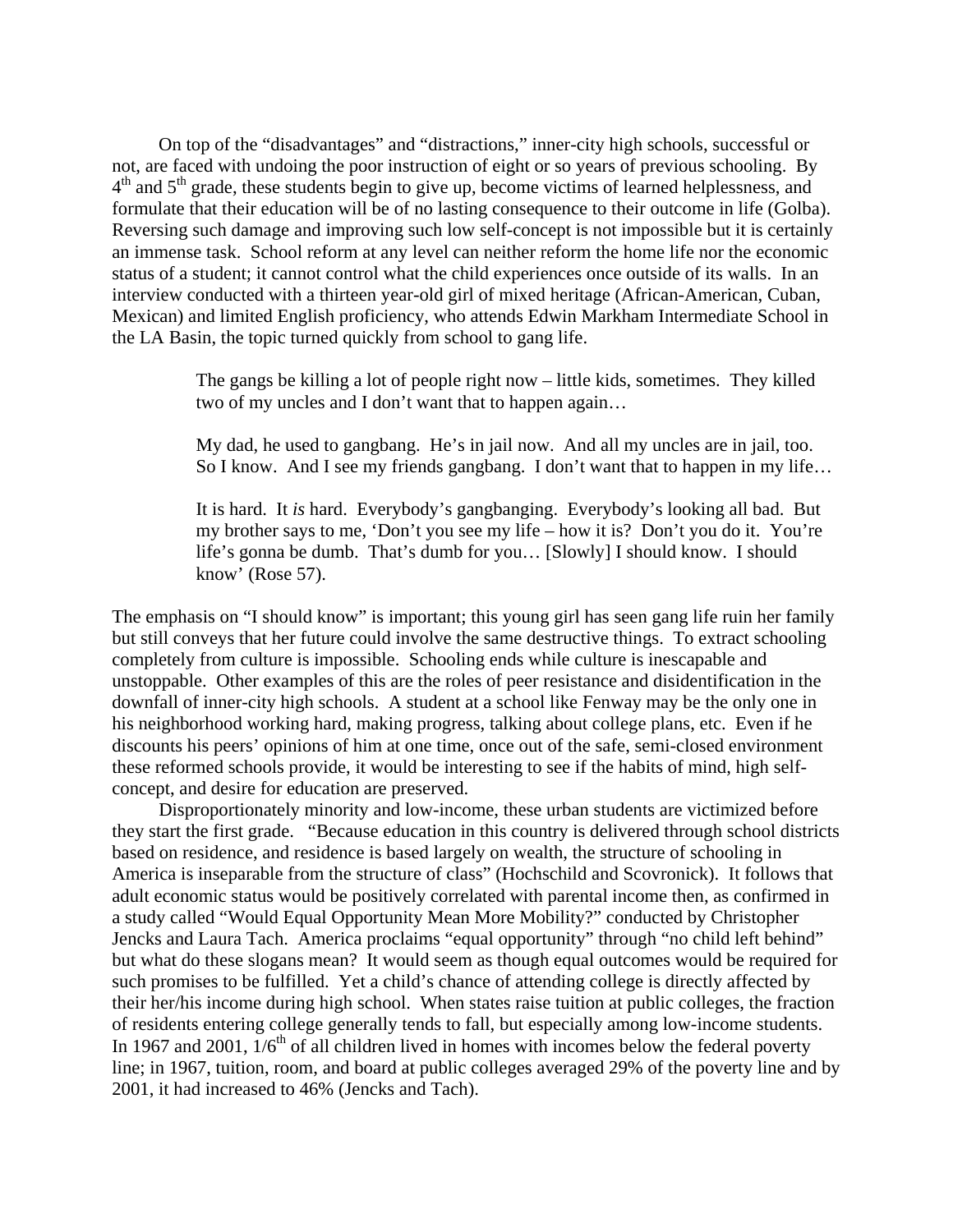On top of the "disadvantages" and "distractions," inner-city high schools, successful or not, are faced with undoing the poor instruction of eight or so years of previous schooling. By 4th and 5th grade, these students begin to give up, become victims of learned helplessness, and formulate that their education will be of no lasting consequence to their outcome in life (Golba). Reversing such damage and improving such low self-concept is not impossible but it is certainly an immense task. School reform at any level can neither reform the home life nor the economic status of a student; it cannot control what the child experiences once outside of its walls. In an interview conducted with a thirteen year-old girl of mixed heritage (African-American, Cuban, Mexican) and limited English proficiency, who attends Edwin Markham Intermediate School in the LA Basin, the topic turned quickly from school to gang life.

> The gangs be killing a lot of people right now – little kids, sometimes. They killed two of my uncles and I don't want that to happen again…
>
> My dad, he used to gangbang. He's in jail now. And all my uncles are in jail, too. So I know. And I see my friends gangbang. I don't want that to happen in my life…
>
> It is hard. It *is* hard. Everybody's gangbanging. Everybody's looking all bad. But my brother says to me, 'Don't you see my life – how it is? Don't you do it. You're life's gonna be dumb. That's dumb for you… [Slowly] I should know. I should know' (Rose 57).

The emphasis on "I should know" is important; this young girl has seen gang life ruin her family but still conveys that her future could involve the same destructive things. To extract schooling completely from culture is impossible. Schooling ends while culture is inescapable and unstoppable. Other examples of this are the roles of peer resistance and disidentification in the downfall of inner-city high schools. A student at a school like Fenway may be the only one in his neighborhood working hard, making progress, talking about college plans, etc. Even if he discounts his peers' opinions of him at one time, once out of the safe, semi-closed environment these reformed schools provide, it would be interesting to see if the habits of mind, high self-concept, and desire for education are preserved.

Disproportionately minority and low-income, these urban students are victimized before they start the first grade. "Because education in this country is delivered through school districts based on residence, and residence is based largely on wealth, the structure of schooling in America is inseparable from the structure of class" (Hochschild and Scovronick). It follows that adult economic status would be positively correlated with parental income then, as confirmed in a study called "Would Equal Opportunity Mean More Mobility?" conducted by Christopher Jencks and Laura Tach. America proclaims "equal opportunity" through "no child left behind" but what do these slogans mean? It would seem as though equal outcomes would be required for such promises to be fulfilled. Yet a child's chance of attending college is directly affected by their her/his income during high school. When states raise tuition at public colleges, the fraction of residents entering college generally tends to fall, but especially among low-income students. In 1967 and 2001, 1/6th of all children lived in homes with incomes below the federal poverty line; in 1967, tuition, room, and board at public colleges averaged 29% of the poverty line and by 2001, it had increased to 46% (Jencks and Tach).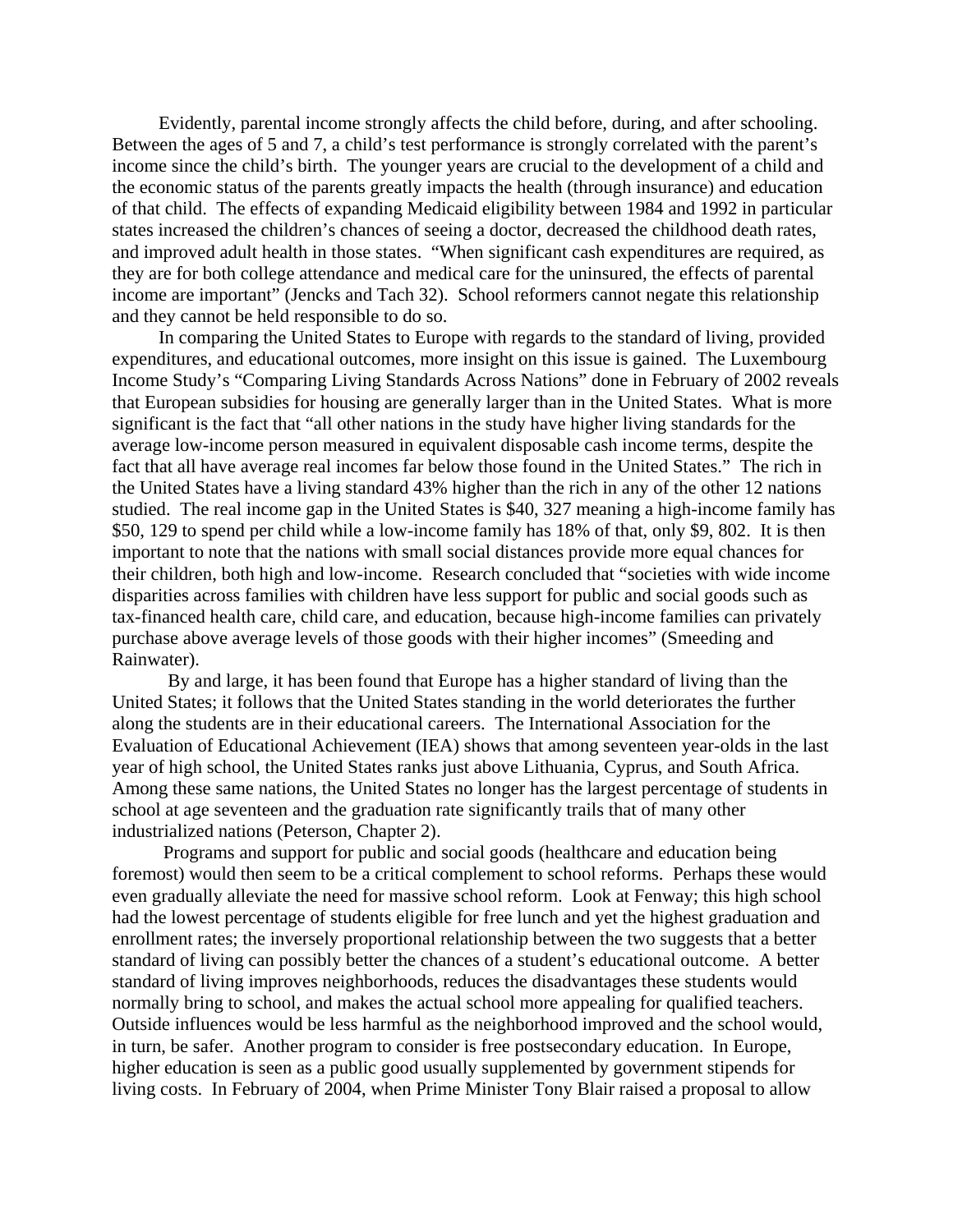Evidently, parental income strongly affects the child before, during, and after schooling. Between the ages of 5 and 7, a child's test performance is strongly correlated with the parent's income since the child's birth. The younger years are crucial to the development of a child and the economic status of the parents greatly impacts the health (through insurance) and education of that child. The effects of expanding Medicaid eligibility between 1984 and 1992 in particular states increased the children's chances of seeing a doctor, decreased the childhood death rates, and improved adult health in those states. "When significant cash expenditures are required, as they are for both college attendance and medical care for the uninsured, the effects of parental income are important" (Jencks and Tach 32). School reformers cannot negate this relationship and they cannot be held responsible to do so.

In comparing the United States to Europe with regards to the standard of living, provided expenditures, and educational outcomes, more insight on this issue is gained. The Luxembourg Income Study's "Comparing Living Standards Across Nations" done in February of 2002 reveals that European subsidies for housing are generally larger than in the United States. What is more significant is the fact that "all other nations in the study have higher living standards for the average low-income person measured in equivalent disposable cash income terms, despite the fact that all have average real incomes far below those found in the United States." The rich in the United States have a living standard 43% higher than the rich in any of the other 12 nations studied. The real income gap in the United States is $40, 327 meaning a high-income family has $50, 129 to spend per child while a low-income family has 18% of that, only $9, 802. It is then important to note that the nations with small social distances provide more equal chances for their children, both high and low-income. Research concluded that "societies with wide income disparities across families with children have less support for public and social goods such as tax-financed health care, child care, and education, because high-income families can privately purchase above average levels of those goods with their higher incomes" (Smeeding and Rainwater).

By and large, it has been found that Europe has a higher standard of living than the United States; it follows that the United States standing in the world deteriorates the further along the students are in their educational careers. The International Association for the Evaluation of Educational Achievement (IEA) shows that among seventeen year-olds in the last year of high school, the United States ranks just above Lithuania, Cyprus, and South Africa. Among these same nations, the United States no longer has the largest percentage of students in school at age seventeen and the graduation rate significantly trails that of many other industrialized nations (Peterson, Chapter 2).

Programs and support for public and social goods (healthcare and education being foremost) would then seem to be a critical complement to school reforms. Perhaps these would even gradually alleviate the need for massive school reform. Look at Fenway; this high school had the lowest percentage of students eligible for free lunch and yet the highest graduation and enrollment rates; the inversely proportional relationship between the two suggests that a better standard of living can possibly better the chances of a student's educational outcome. A better standard of living improves neighborhoods, reduces the disadvantages these students would normally bring to school, and makes the actual school more appealing for qualified teachers. Outside influences would be less harmful as the neighborhood improved and the school would, in turn, be safer. Another program to consider is free postsecondary education. In Europe, higher education is seen as a public good usually supplemented by government stipends for living costs. In February of 2004, when Prime Minister Tony Blair raised a proposal to allow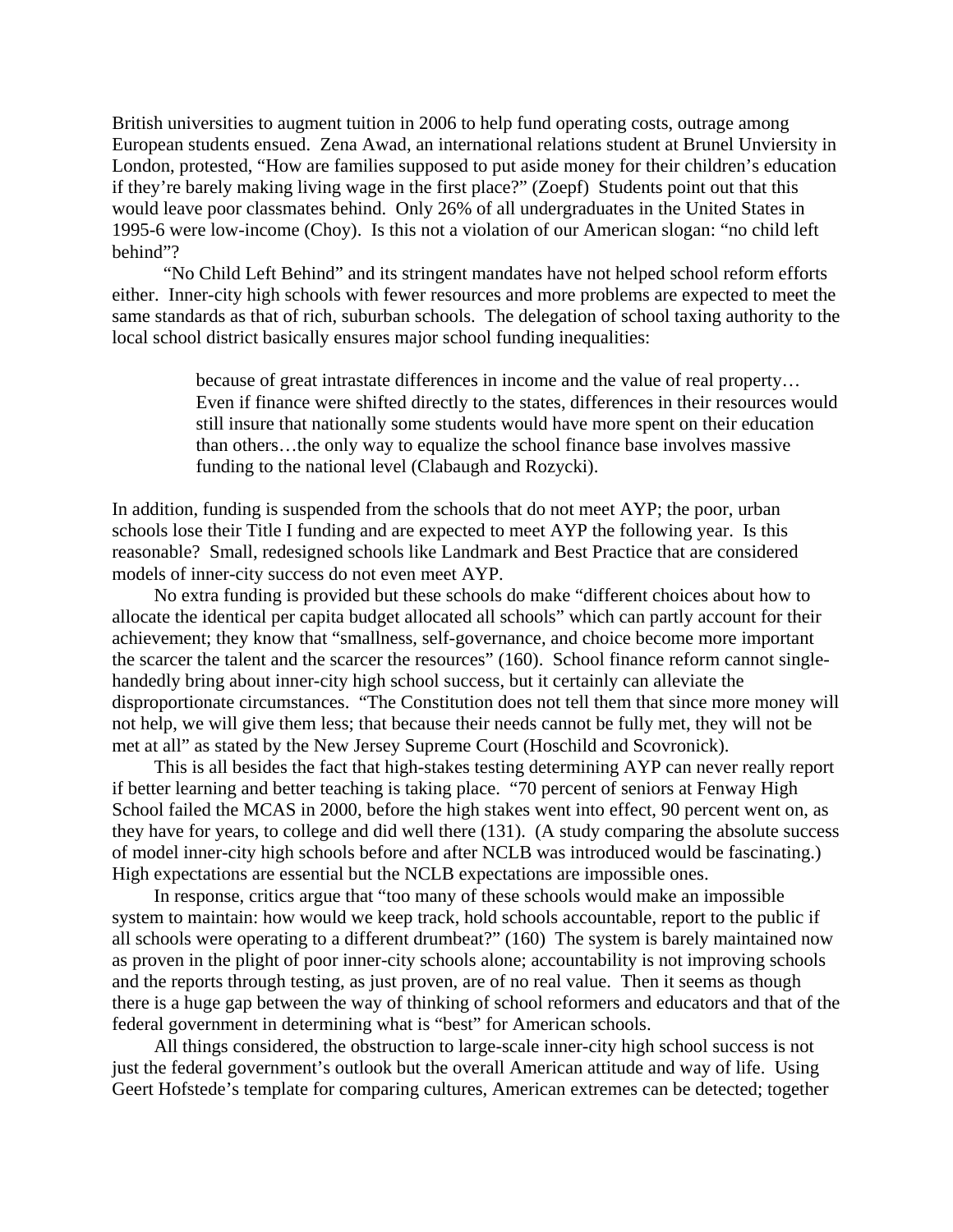British universities to augment tuition in 2006 to help fund operating costs, outrage among European students ensued. Zena Awad, an international relations student at Brunel Unviersity in London, protested, "How are families supposed to put aside money for their children's education if they're barely making living wage in the first place?" (Zoepf) Students point out that this would leave poor classmates behind. Only 26% of all undergraduates in the United States in 1995-6 were low-income (Choy). Is this not a violation of our American slogan: "no child left behind"?

"No Child Left Behind" and its stringent mandates have not helped school reform efforts either. Inner-city high schools with fewer resources and more problems are expected to meet the same standards as that of rich, suburban schools. The delegation of school taxing authority to the local school district basically ensures major school funding inequalities:

> because of great intrastate differences in income and the value of real property… Even if finance were shifted directly to the states, differences in their resources would still insure that nationally some students would have more spent on their education than others…the only way to equalize the school finance base involves massive funding to the national level (Clabaugh and Rozycki).

In addition, funding is suspended from the schools that do not meet AYP; the poor, urban schools lose their Title I funding and are expected to meet AYP the following year. Is this reasonable? Small, redesigned schools like Landmark and Best Practice that are considered models of inner-city success do not even meet AYP.

No extra funding is provided but these schools do make "different choices about how to allocate the identical per capita budget allocated all schools" which can partly account for their achievement; they know that "smallness, self-governance, and choice become more important the scarcer the talent and the scarcer the resources" (160). School finance reform cannot single-handedly bring about inner-city high school success, but it certainly can alleviate the disproportionate circumstances. "The Constitution does not tell them that since more money will not help, we will give them less; that because their needs cannot be fully met, they will not be met at all" as stated by the New Jersey Supreme Court (Hoschild and Scovronick).

This is all besides the fact that high-stakes testing determining AYP can never really report if better learning and better teaching is taking place. "70 percent of seniors at Fenway High School failed the MCAS in 2000, before the high stakes went into effect, 90 percent went on, as they have for years, to college and did well there (131). (A study comparing the absolute success of model inner-city high schools before and after NCLB was introduced would be fascinating.) High expectations are essential but the NCLB expectations are impossible ones.

In response, critics argue that "too many of these schools would make an impossible system to maintain: how would we keep track, hold schools accountable, report to the public if all schools were operating to a different drumbeat?" (160) The system is barely maintained now as proven in the plight of poor inner-city schools alone; accountability is not improving schools and the reports through testing, as just proven, are of no real value. Then it seems as though there is a huge gap between the way of thinking of school reformers and educators and that of the federal government in determining what is "best" for American schools.

All things considered, the obstruction to large-scale inner-city high school success is not just the federal government's outlook but the overall American attitude and way of life. Using Geert Hofstede's template for comparing cultures, American extremes can be detected; together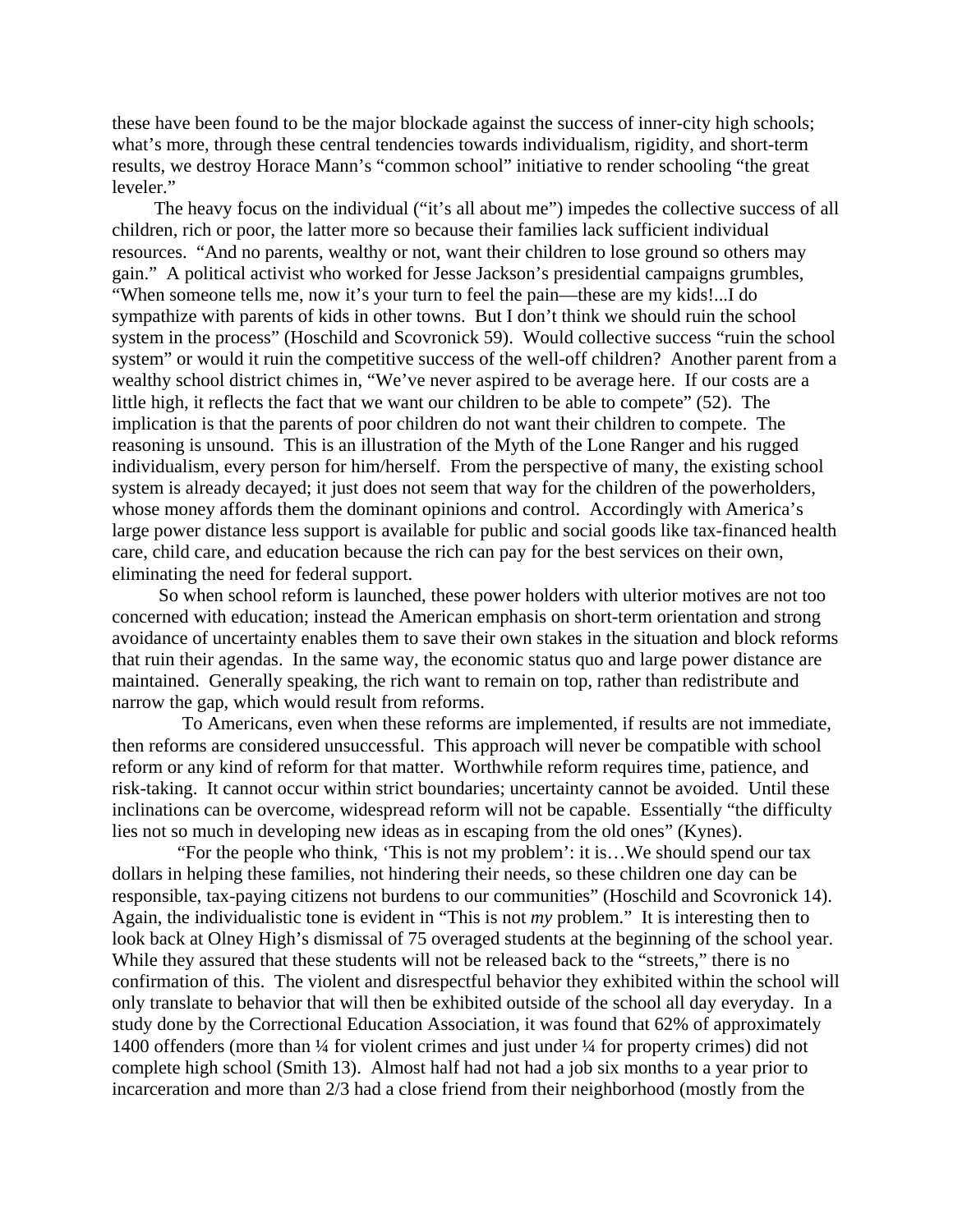these have been found to be the major blockade against the success of inner-city high schools; what's more, through these central tendencies towards individualism, rigidity, and short-term results, we destroy Horace Mann's "common school" initiative to render schooling "the great leveler."

The heavy focus on the individual ("it's all about me") impedes the collective success of all children, rich or poor, the latter more so because their families lack sufficient individual resources. "And no parents, wealthy or not, want their children to lose ground so others may gain." A political activist who worked for Jesse Jackson's presidential campaigns grumbles, "When someone tells me, now it's your turn to feel the pain—these are my kids!...I do sympathize with parents of kids in other towns. But I don't think we should ruin the school system in the process" (Hoschild and Scovronick 59). Would collective success "ruin the school system" or would it ruin the competitive success of the well-off children? Another parent from a wealthy school district chimes in, "We've never aspired to be average here. If our costs are a little high, it reflects the fact that we want our children to be able to compete" (52). The implication is that the parents of poor children do not want their children to compete. The reasoning is unsound. This is an illustration of the Myth of the Lone Ranger and his rugged individualism, every person for him/herself. From the perspective of many, the existing school system is already decayed; it just does not seem that way for the children of the powerholders, whose money affords them the dominant opinions and control. Accordingly with America's large power distance less support is available for public and social goods like tax-financed health care, child care, and education because the rich can pay for the best services on their own, eliminating the need for federal support.

So when school reform is launched, these power holders with ulterior motives are not too concerned with education; instead the American emphasis on short-term orientation and strong avoidance of uncertainty enables them to save their own stakes in the situation and block reforms that ruin their agendas. In the same way, the economic status quo and large power distance are maintained. Generally speaking, the rich want to remain on top, rather than redistribute and narrow the gap, which would result from reforms.

To Americans, even when these reforms are implemented, if results are not immediate, then reforms are considered unsuccessful. This approach will never be compatible with school reform or any kind of reform for that matter. Worthwhile reform requires time, patience, and risk-taking. It cannot occur within strict boundaries; uncertainty cannot be avoided. Until these inclinations can be overcome, widespread reform will not be capable. Essentially "the difficulty lies not so much in developing new ideas as in escaping from the old ones" (Kynes).

"For the people who think, 'This is not my problem': it is…We should spend our tax dollars in helping these families, not hindering their needs, so these children one day can be responsible, tax-paying citizens not burdens to our communities" (Hoschild and Scovronick 14). Again, the individualistic tone is evident in "This is not *my* problem." It is interesting then to look back at Olney High's dismissal of 75 overaged students at the beginning of the school year. While they assured that these students will not be released back to the "streets," there is no confirmation of this. The violent and disrespectful behavior they exhibited within the school will only translate to behavior that will then be exhibited outside of the school all day everyday. In a study done by the Correctional Education Association, it was found that 62% of approximately 1400 offenders (more than ¼ for violent crimes and just under ¼ for property crimes) did not complete high school (Smith 13). Almost half had not had a job six months to a year prior to incarceration and more than 2/3 had a close friend from their neighborhood (mostly from the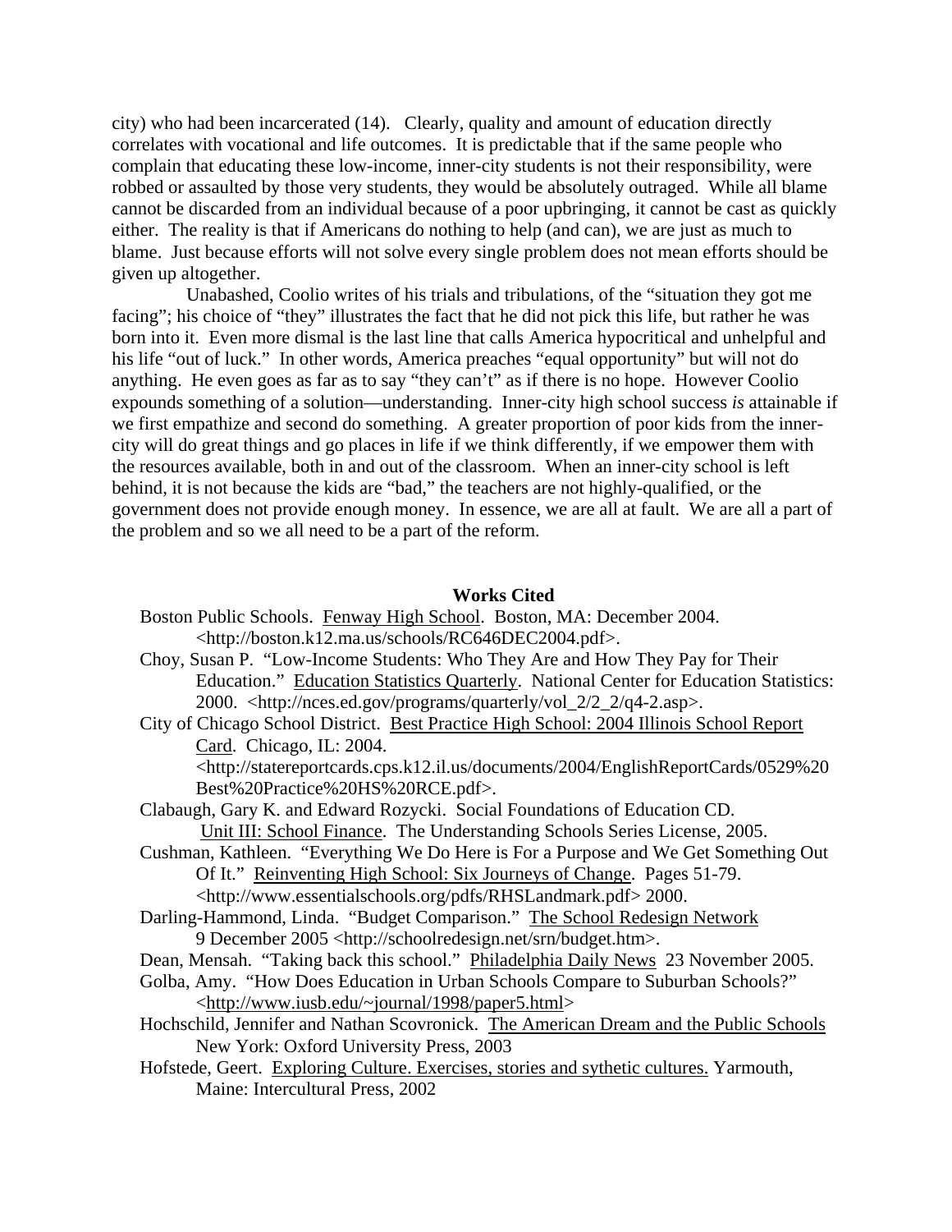city) who had been incarcerated (14). Clearly, quality and amount of education directly correlates with vocational and life outcomes. It is predictable that if the same people who complain that educating these low-income, inner-city students is not their responsibility, were robbed or assaulted by those very students, they would be absolutely outraged. While all blame cannot be discarded from an individual because of a poor upbringing, it cannot be cast as quickly either. The reality is that if Americans do nothing to help (and can), we are just as much to blame. Just because efforts will not solve every single problem does not mean efforts should be given up altogether.

Unabashed, Coolio writes of his trials and tribulations, of the "situation they got me facing"; his choice of "they" illustrates the fact that he did not pick this life, but rather he was born into it. Even more dismal is the last line that calls America hypocritical and unhelpful and his life "out of luck." In other words, America preaches "equal opportunity" but will not do anything. He even goes as far as to say "they can't" as if there is no hope. However Coolio expounds something of a solution—understanding. Inner-city high school success *is* attainable if we first empathize and second do something. A greater proportion of poor kids from the inner-city will do great things and go places in life if we think differently, if we empower them with the resources available, both in and out of the classroom. When an inner-city school is left behind, it is not because the kids are "bad," the teachers are not highly-qualified, or the government does not provide enough money. In essence, we are all at fault. We are all a part of the problem and so we all need to be a part of the reform.

**Works Cited**

Boston Public Schools. Fenway High School. Boston, MA: December 2004. <http://boston.k12.ma.us/schools/RC646DEC2004.pdf>.

Choy, Susan P. "Low-Income Students: Who They Are and How They Pay for Their Education." Education Statistics Quarterly. National Center for Education Statistics: 2000. <http://nces.ed.gov/programs/quarterly/vol_2/2_2/q4-2.asp>.

City of Chicago School District. Best Practice High School: 2004 Illinois School Report Card. Chicago, IL: 2004. <http://statereportcards.cps.k12.il.us/documents/2004/EnglishReportCards/0529%20Best%20Practice%20HS%20RCE.pdf>.

Clabaugh, Gary K. and Edward Rozycki. Social Foundations of Education CD. Unit III: School Finance. The Understanding Schools Series License, 2005.

Cushman, Kathleen. "Everything We Do Here is For a Purpose and We Get Something Out Of It." Reinventing High School: Six Journeys of Change. Pages 51-79. <http://www.essentialschools.org/pdfs/RHSLandmark.pdf> 2000.

Darling-Hammond, Linda. "Budget Comparison." The School Redesign Network 9 December 2005 <http://schoolredesign.net/srn/budget.htm>.

Dean, Mensah. "Taking back this school." Philadelphia Daily News 23 November 2005.

Golba, Amy. "How Does Education in Urban Schools Compare to Suburban Schools?" <http://www.iusb.edu/~journal/1998/paper5.html>

Hochschild, Jennifer and Nathan Scovronick. The American Dream and the Public Schools New York: Oxford University Press, 2003

Hofstede, Geert. Exploring Culture. Exercises, stories and sythetic cultures. Yarmouth, Maine: Intercultural Press, 2002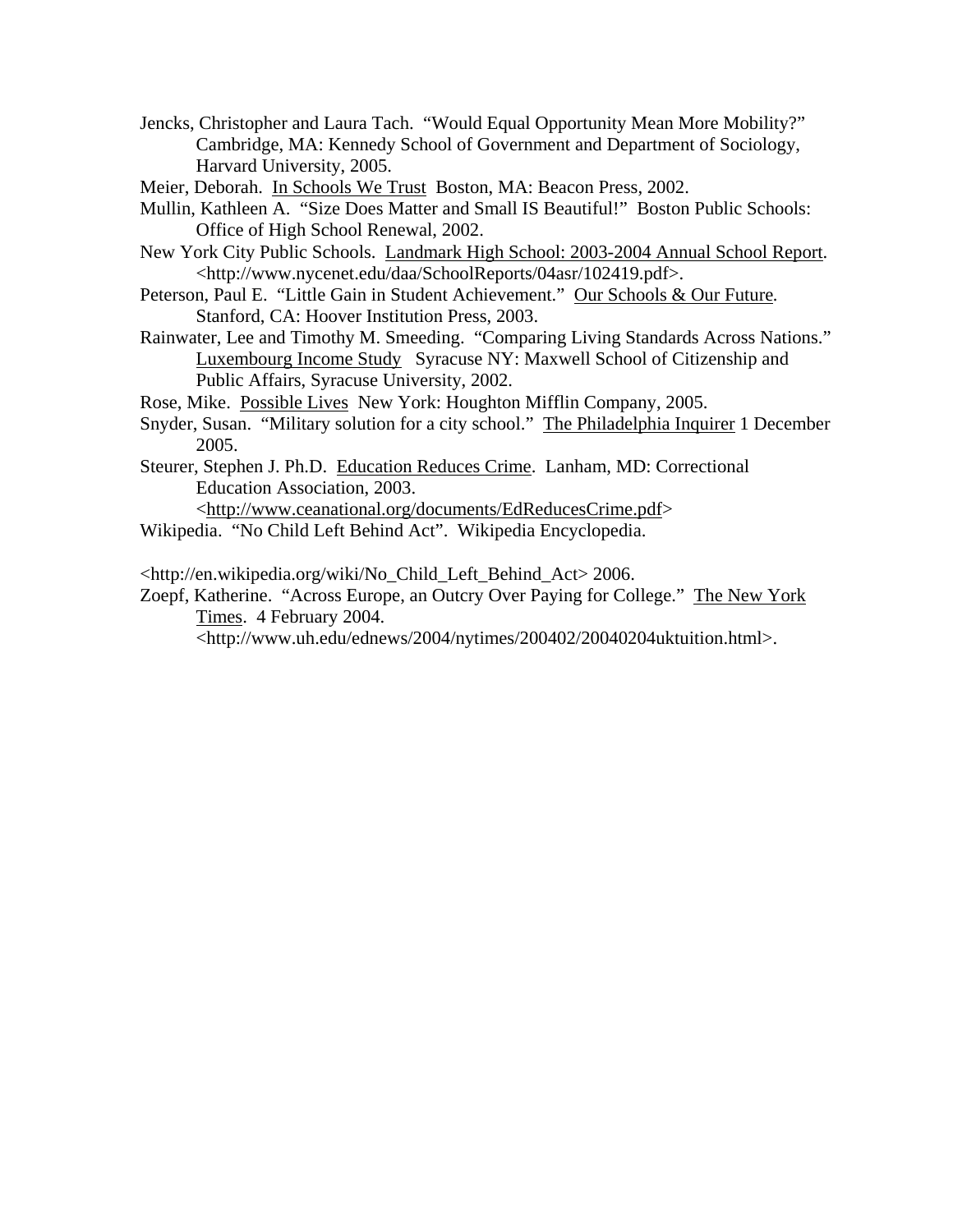Jencks, Christopher and Laura Tach. "Would Equal Opportunity Mean More Mobility?" Cambridge, MA: Kennedy School of Government and Department of Sociology, Harvard University, 2005.

Meier, Deborah. In Schools We Trust Boston, MA: Beacon Press, 2002.

Mullin, Kathleen A. "Size Does Matter and Small IS Beautiful!" Boston Public Schools: Office of High School Renewal, 2002.

New York City Public Schools. Landmark High School: 2003-2004 Annual School Report. <http://www.nycenet.edu/daa/SchoolReports/04asr/102419.pdf>.

Peterson, Paul E. "Little Gain in Student Achievement." Our Schools & Our Future. Stanford, CA: Hoover Institution Press, 2003.

Rainwater, Lee and Timothy M. Smeeding. "Comparing Living Standards Across Nations." Luxembourg Income Study Syracuse NY: Maxwell School of Citizenship and Public Affairs, Syracuse University, 2002.

Rose, Mike. Possible Lives New York: Houghton Mifflin Company, 2005.

Snyder, Susan. "Military solution for a city school." The Philadelphia Inquirer 1 December 2005.

Steurer, Stephen J. Ph.D. Education Reduces Crime. Lanham, MD: Correctional Education Association, 2003. <http://www.ceanational.org/documents/EdReducesCrime.pdf>

Wikipedia. "No Child Left Behind Act". Wikipedia Encyclopedia.

<http://en.wikipedia.org/wiki/No_Child_Left_Behind_Act> 2006.

Zoepf, Katherine. "Across Europe, an Outcry Over Paying for College." The New York Times. 4 February 2004. <http://www.uh.edu/ednews/2004/nytimes/200402/20040204uktuition.html>.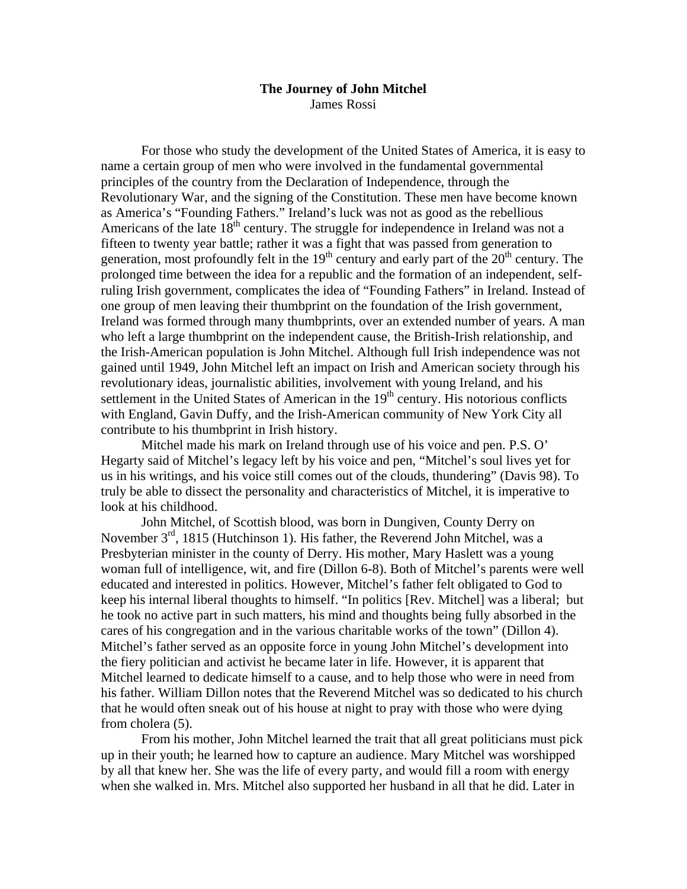**The Journey of John Mitchel**

James Rossi

For those who study the development of the United States of America, it is easy to name a certain group of men who were involved in the fundamental governmental principles of the country from the Declaration of Independence, through the Revolutionary War, and the signing of the Constitution. These men have become known as America's "Founding Fathers." Ireland's luck was not as good as the rebellious Americans of the late 18th century. The struggle for independence in Ireland was not a fifteen to twenty year battle; rather it was a fight that was passed from generation to generation, most profoundly felt in the 19th century and early part of the 20th century. The prolonged time between the idea for a republic and the formation of an independent, self-ruling Irish government, complicates the idea of "Founding Fathers" in Ireland. Instead of one group of men leaving their thumbprint on the foundation of the Irish government, Ireland was formed through many thumbprints, over an extended number of years. A man who left a large thumbprint on the independent cause, the British-Irish relationship, and the Irish-American population is John Mitchel. Although full Irish independence was not gained until 1949, John Mitchel left an impact on Irish and American society through his revolutionary ideas, journalistic abilities, involvement with young Ireland, and his settlement in the United States of American in the 19th century. His notorious conflicts with England, Gavin Duffy, and the Irish-American community of New York City all contribute to his thumbprint in Irish history.

Mitchel made his mark on Ireland through use of his voice and pen. P.S. O' Hegarty said of Mitchel's legacy left by his voice and pen, "Mitchel's soul lives yet for us in his writings, and his voice still comes out of the clouds, thundering" (Davis 98). To truly be able to dissect the personality and characteristics of Mitchel, it is imperative to look at his childhood.

John Mitchel, of Scottish blood, was born in Dungiven, County Derry on November 3rd, 1815 (Hutchinson 1). His father, the Reverend John Mitchel, was a Presbyterian minister in the county of Derry. His mother, Mary Haslett was a young woman full of intelligence, wit, and fire (Dillon 6-8). Both of Mitchel's parents were well educated and interested in politics. However, Mitchel's father felt obligated to God to keep his internal liberal thoughts to himself. "In politics [Rev. Mitchel] was a liberal; but he took no active part in such matters, his mind and thoughts being fully absorbed in the cares of his congregation and in the various charitable works of the town" (Dillon 4). Mitchel's father served as an opposite force in young John Mitchel's development into the fiery politician and activist he became later in life. However, it is apparent that Mitchel learned to dedicate himself to a cause, and to help those who were in need from his father. William Dillon notes that the Reverend Mitchel was so dedicated to his church that he would often sneak out of his house at night to pray with those who were dying from cholera (5).

From his mother, John Mitchel learned the trait that all great politicians must pick up in their youth; he learned how to capture an audience. Mary Mitchel was worshipped by all that knew her. She was the life of every party, and would fill a room with energy when she walked in. Mrs. Mitchel also supported her husband in all that he did. Later in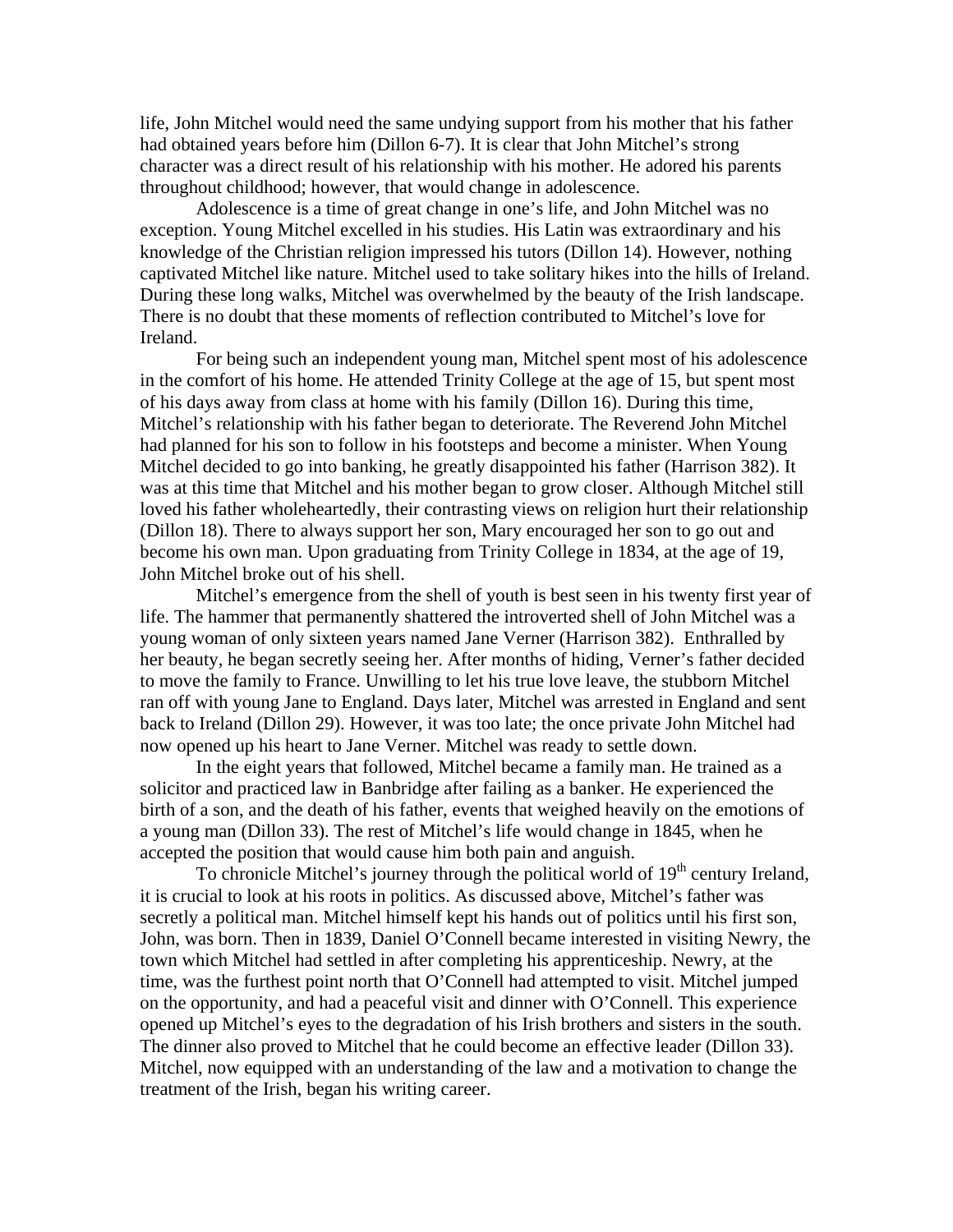life, John Mitchel would need the same undying support from his mother that his father had obtained years before him (Dillon 6-7). It is clear that John Mitchel's strong character was a direct result of his relationship with his mother. He adored his parents throughout childhood; however, that would change in adolescence.

Adolescence is a time of great change in one's life, and John Mitchel was no exception. Young Mitchel excelled in his studies. His Latin was extraordinary and his knowledge of the Christian religion impressed his tutors (Dillon 14). However, nothing captivated Mitchel like nature. Mitchel used to take solitary hikes into the hills of Ireland. During these long walks, Mitchel was overwhelmed by the beauty of the Irish landscape. There is no doubt that these moments of reflection contributed to Mitchel's love for Ireland.

For being such an independent young man, Mitchel spent most of his adolescence in the comfort of his home. He attended Trinity College at the age of 15, but spent most of his days away from class at home with his family (Dillon 16). During this time, Mitchel's relationship with his father began to deteriorate. The Reverend John Mitchel had planned for his son to follow in his footsteps and become a minister. When Young Mitchel decided to go into banking, he greatly disappointed his father (Harrison 382). It was at this time that Mitchel and his mother began to grow closer. Although Mitchel still loved his father wholeheartedly, their contrasting views on religion hurt their relationship (Dillon 18). There to always support her son, Mary encouraged her son to go out and become his own man. Upon graduating from Trinity College in 1834, at the age of 19, John Mitchel broke out of his shell.

Mitchel's emergence from the shell of youth is best seen in his twenty first year of life. The hammer that permanently shattered the introverted shell of John Mitchel was a young woman of only sixteen years named Jane Verner (Harrison 382). Enthralled by her beauty, he began secretly seeing her. After months of hiding, Verner's father decided to move the family to France. Unwilling to let his true love leave, the stubborn Mitchel ran off with young Jane to England. Days later, Mitchel was arrested in England and sent back to Ireland (Dillon 29). However, it was too late; the once private John Mitchel had now opened up his heart to Jane Verner. Mitchel was ready to settle down.

In the eight years that followed, Mitchel became a family man. He trained as a solicitor and practiced law in Banbridge after failing as a banker. He experienced the birth of a son, and the death of his father, events that weighed heavily on the emotions of a young man (Dillon 33). The rest of Mitchel's life would change in 1845, when he accepted the position that would cause him both pain and anguish.

To chronicle Mitchel's journey through the political world of 19th century Ireland, it is crucial to look at his roots in politics. As discussed above, Mitchel's father was secretly a political man. Mitchel himself kept his hands out of politics until his first son, John, was born. Then in 1839, Daniel O'Connell became interested in visiting Newry, the town which Mitchel had settled in after completing his apprenticeship. Newry, at the time, was the furthest point north that O'Connell had attempted to visit. Mitchel jumped on the opportunity, and had a peaceful visit and dinner with O'Connell. This experience opened up Mitchel's eyes to the degradation of his Irish brothers and sisters in the south. The dinner also proved to Mitchel that he could become an effective leader (Dillon 33). Mitchel, now equipped with an understanding of the law and a motivation to change the treatment of the Irish, began his writing career.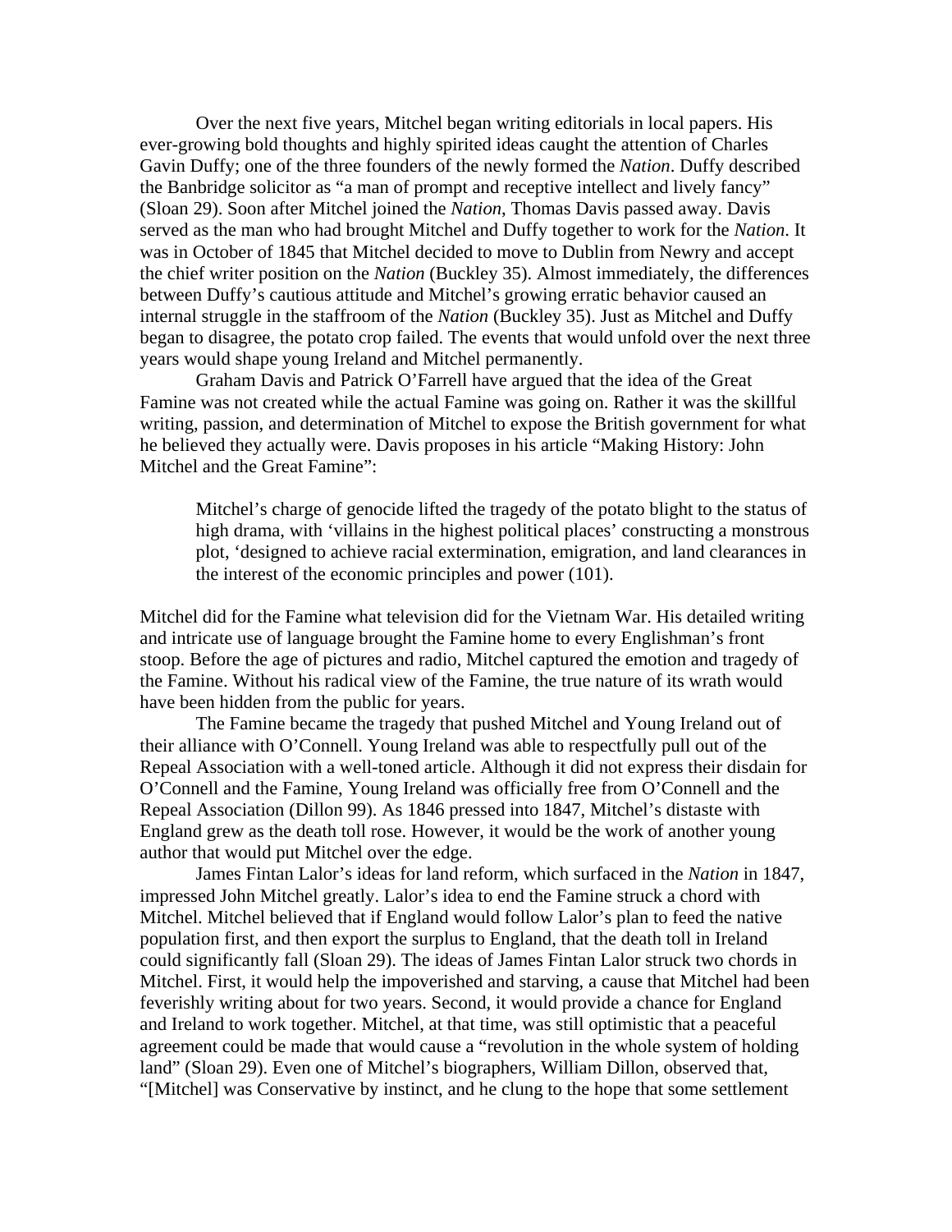Over the next five years, Mitchel began writing editorials in local papers. His ever-growing bold thoughts and highly spirited ideas caught the attention of Charles Gavin Duffy; one of the three founders of the newly formed the *Nation*. Duffy described the Banbridge solicitor as "a man of prompt and receptive intellect and lively fancy" (Sloan 29). Soon after Mitchel joined the *Nation*, Thomas Davis passed away. Davis served as the man who had brought Mitchel and Duffy together to work for the *Nation*. It was in October of 1845 that Mitchel decided to move to Dublin from Newry and accept the chief writer position on the *Nation* (Buckley 35). Almost immediately, the differences between Duffy's cautious attitude and Mitchel's growing erratic behavior caused an internal struggle in the staffroom of the *Nation* (Buckley 35). Just as Mitchel and Duffy began to disagree, the potato crop failed. The events that would unfold over the next three years would shape young Ireland and Mitchel permanently.

Graham Davis and Patrick O'Farrell have argued that the idea of the Great Famine was not created while the actual Famine was going on. Rather it was the skillful writing, passion, and determination of Mitchel to expose the British government for what he believed they actually were. Davis proposes in his article "Making History: John Mitchel and the Great Famine":

> Mitchel's charge of genocide lifted the tragedy of the potato blight to the status of high drama, with 'villains in the highest political places' constructing a monstrous plot, 'designed to achieve racial extermination, emigration, and land clearances in the interest of the economic principles and power (101).

Mitchel did for the Famine what television did for the Vietnam War. His detailed writing and intricate use of language brought the Famine home to every Englishman's front stoop. Before the age of pictures and radio, Mitchel captured the emotion and tragedy of the Famine. Without his radical view of the Famine, the true nature of its wrath would have been hidden from the public for years.

The Famine became the tragedy that pushed Mitchel and Young Ireland out of their alliance with O'Connell. Young Ireland was able to respectfully pull out of the Repeal Association with a well-toned article. Although it did not express their disdain for O'Connell and the Famine, Young Ireland was officially free from O'Connell and the Repeal Association (Dillon 99). As 1846 pressed into 1847, Mitchel's distaste with England grew as the death toll rose. However, it would be the work of another young author that would put Mitchel over the edge.

James Fintan Lalor's ideas for land reform, which surfaced in the *Nation* in 1847, impressed John Mitchel greatly. Lalor's idea to end the Famine struck a chord with Mitchel. Mitchel believed that if England would follow Lalor's plan to feed the native population first, and then export the surplus to England, that the death toll in Ireland could significantly fall (Sloan 29). The ideas of James Fintan Lalor struck two chords in Mitchel. First, it would help the impoverished and starving, a cause that Mitchel had been feverishly writing about for two years. Second, it would provide a chance for England and Ireland to work together. Mitchel, at that time, was still optimistic that a peaceful agreement could be made that would cause a "revolution in the whole system of holding land" (Sloan 29). Even one of Mitchel's biographers, William Dillon, observed that, "[Mitchel] was Conservative by instinct, and he clung to the hope that some settlement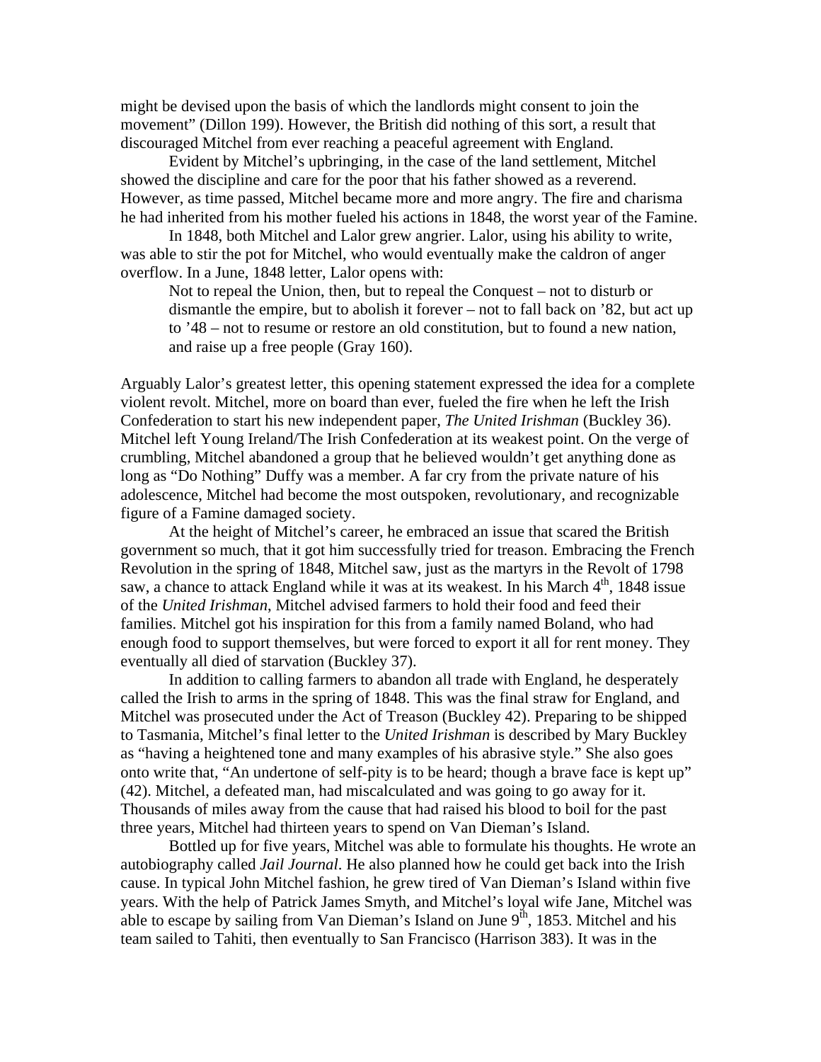might be devised upon the basis of which the landlords might consent to join the movement" (Dillon 199). However, the British did nothing of this sort, a result that discouraged Mitchel from ever reaching a peaceful agreement with England.

Evident by Mitchel's upbringing, in the case of the land settlement, Mitchel showed the discipline and care for the poor that his father showed as a reverend. However, as time passed, Mitchel became more and more angry. The fire and charisma he had inherited from his mother fueled his actions in 1848, the worst year of the Famine.

In 1848, both Mitchel and Lalor grew angrier. Lalor, using his ability to write, was able to stir the pot for Mitchel, who would eventually make the caldron of anger overflow. In a June, 1848 letter, Lalor opens with:

> Not to repeal the Union, then, but to repeal the Conquest – not to disturb or dismantle the empire, but to abolish it forever – not to fall back on '82, but act up to '48 – not to resume or restore an old constitution, but to found a new nation, and raise up a free people (Gray 160).

Arguably Lalor's greatest letter, this opening statement expressed the idea for a complete violent revolt. Mitchel, more on board than ever, fueled the fire when he left the Irish Confederation to start his new independent paper, *The United Irishman* (Buckley 36). Mitchel left Young Ireland/The Irish Confederation at its weakest point. On the verge of crumbling, Mitchel abandoned a group that he believed wouldn't get anything done as long as "Do Nothing" Duffy was a member. A far cry from the private nature of his adolescence, Mitchel had become the most outspoken, revolutionary, and recognizable figure of a Famine damaged society.

At the height of Mitchel's career, he embraced an issue that scared the British government so much, that it got him successfully tried for treason. Embracing the French Revolution in the spring of 1848, Mitchel saw, just as the martyrs in the Revolt of 1798 saw, a chance to attack England while it was at its weakest. In his March 4th, 1848 issue of the *United Irishman*, Mitchel advised farmers to hold their food and feed their families. Mitchel got his inspiration for this from a family named Boland, who had enough food to support themselves, but were forced to export it all for rent money. They eventually all died of starvation (Buckley 37).

In addition to calling farmers to abandon all trade with England, he desperately called the Irish to arms in the spring of 1848. This was the final straw for England, and Mitchel was prosecuted under the Act of Treason (Buckley 42). Preparing to be shipped to Tasmania, Mitchel's final letter to the *United Irishman* is described by Mary Buckley as "having a heightened tone and many examples of his abrasive style." She also goes onto write that, "An undertone of self-pity is to be heard; though a brave face is kept up" (42). Mitchel, a defeated man, had miscalculated and was going to go away for it. Thousands of miles away from the cause that had raised his blood to boil for the past three years, Mitchel had thirteen years to spend on Van Dieman's Island.

Bottled up for five years, Mitchel was able to formulate his thoughts. He wrote an autobiography called *Jail Journal*. He also planned how he could get back into the Irish cause. In typical John Mitchel fashion, he grew tired of Van Dieman's Island within five years. With the help of Patrick James Smyth, and Mitchel's loyal wife Jane, Mitchel was able to escape by sailing from Van Dieman's Island on June 9th, 1853. Mitchel and his team sailed to Tahiti, then eventually to San Francisco (Harrison 383). It was in the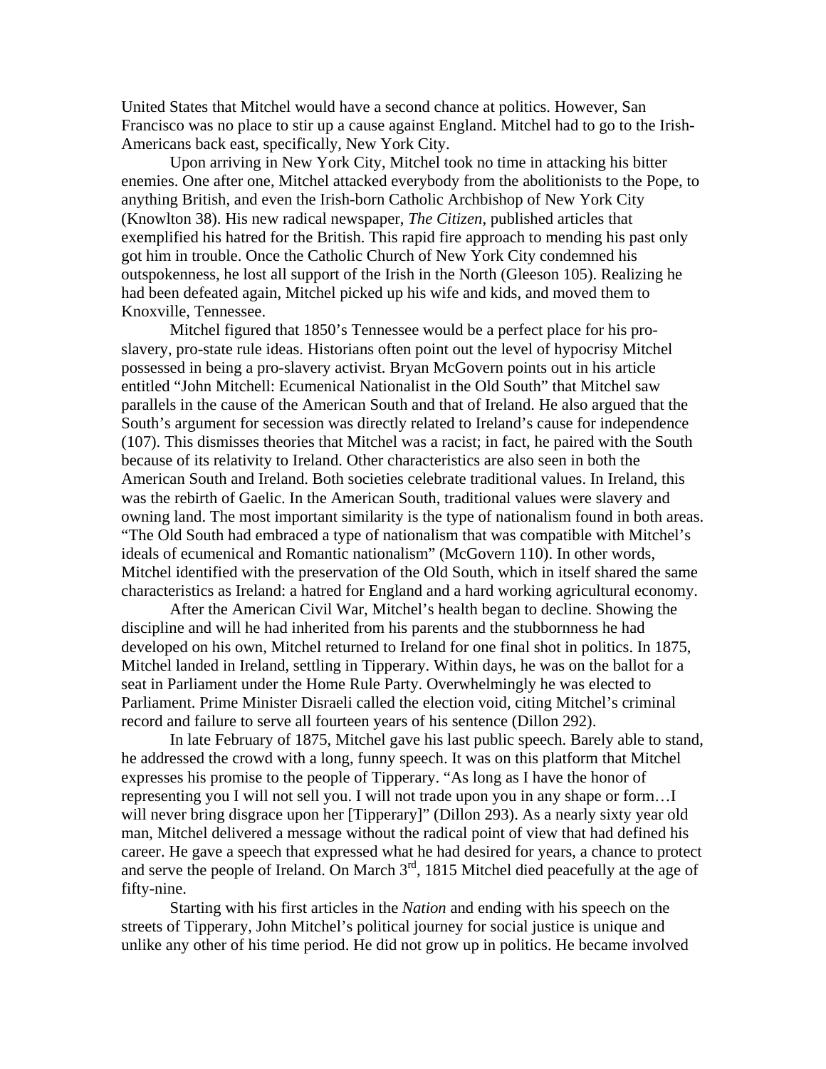United States that Mitchel would have a second chance at politics. However, San Francisco was no place to stir up a cause against England. Mitchel had to go to the Irish-Americans back east, specifically, New York City.

Upon arriving in New York City, Mitchel took no time in attacking his bitter enemies. One after one, Mitchel attacked everybody from the abolitionists to the Pope, to anything British, and even the Irish-born Catholic Archbishop of New York City (Knowlton 38). His new radical newspaper, *The Citizen*, published articles that exemplified his hatred for the British. This rapid fire approach to mending his past only got him in trouble. Once the Catholic Church of New York City condemned his outspokenness, he lost all support of the Irish in the North (Gleeson 105). Realizing he had been defeated again, Mitchel picked up his wife and kids, and moved them to Knoxville, Tennessee.

Mitchel figured that 1850's Tennessee would be a perfect place for his pro-slavery, pro-state rule ideas. Historians often point out the level of hypocrisy Mitchel possessed in being a pro-slavery activist. Bryan McGovern points out in his article entitled "John Mitchell: Ecumenical Nationalist in the Old South" that Mitchel saw parallels in the cause of the American South and that of Ireland. He also argued that the South's argument for secession was directly related to Ireland's cause for independence (107). This dismisses theories that Mitchel was a racist; in fact, he paired with the South because of its relativity to Ireland. Other characteristics are also seen in both the American South and Ireland. Both societies celebrate traditional values. In Ireland, this was the rebirth of Gaelic. In the American South, traditional values were slavery and owning land. The most important similarity is the type of nationalism found in both areas. "The Old South had embraced a type of nationalism that was compatible with Mitchel's ideals of ecumenical and Romantic nationalism" (McGovern 110). In other words, Mitchel identified with the preservation of the Old South, which in itself shared the same characteristics as Ireland: a hatred for England and a hard working agricultural economy.

After the American Civil War, Mitchel's health began to decline. Showing the discipline and will he had inherited from his parents and the stubbornness he had developed on his own, Mitchel returned to Ireland for one final shot in politics. In 1875, Mitchel landed in Ireland, settling in Tipperary. Within days, he was on the ballot for a seat in Parliament under the Home Rule Party. Overwhelmingly he was elected to Parliament. Prime Minister Disraeli called the election void, citing Mitchel's criminal record and failure to serve all fourteen years of his sentence (Dillon 292).

In late February of 1875, Mitchel gave his last public speech. Barely able to stand, he addressed the crowd with a long, funny speech. It was on this platform that Mitchel expresses his promise to the people of Tipperary. "As long as I have the honor of representing you I will not sell you. I will not trade upon you in any shape or form…I will never bring disgrace upon her [Tipperary]" (Dillon 293). As a nearly sixty year old man, Mitchel delivered a message without the radical point of view that had defined his career. He gave a speech that expressed what he had desired for years, a chance to protect and serve the people of Ireland. On March 3rd, 1815 Mitchel died peacefully at the age of fifty-nine.

Starting with his first articles in the *Nation* and ending with his speech on the streets of Tipperary, John Mitchel's political journey for social justice is unique and unlike any other of his time period. He did not grow up in politics. He became involved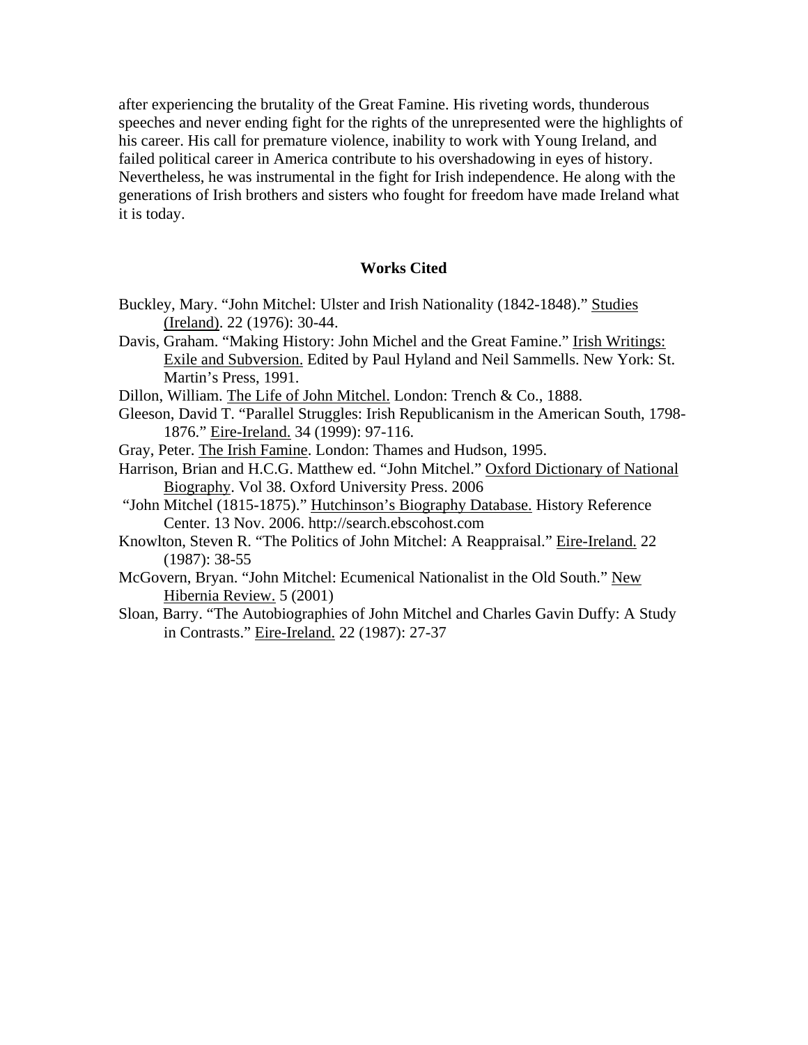after experiencing the brutality of the Great Famine. His riveting words, thunderous speeches and never ending fight for the rights of the unrepresented were the highlights of his career. His call for premature violence, inability to work with Young Ireland, and failed political career in America contribute to his overshadowing in eyes of history. Nevertheless, he was instrumental in the fight for Irish independence. He along with the generations of Irish brothers and sisters who fought for freedom have made Ireland what it is today.

## Works Cited

Buckley, Mary. "John Mitchel: Ulster and Irish Nationality (1842-1848)." Studies (Ireland). 22 (1976): 30-44.

Davis, Graham. "Making History: John Michel and the Great Famine." Irish Writings: Exile and Subversion. Edited by Paul Hyland and Neil Sammells. New York: St. Martin's Press, 1991.

Dillon, William. The Life of John Mitchel. London: Trench & Co., 1888.

Gleeson, David T. "Parallel Struggles: Irish Republicanism in the American South, 1798-1876." Eire-Ireland. 34 (1999): 97-116.

Gray, Peter. The Irish Famine. London: Thames and Hudson, 1995.

Harrison, Brian and H.C.G. Matthew ed. "John Mitchel." Oxford Dictionary of National Biography. Vol 38. Oxford University Press. 2006

"John Mitchel (1815-1875)." Hutchinson's Biography Database. History Reference Center. 13 Nov. 2006. http://search.ebscohost.com

Knowlton, Steven R. "The Politics of John Mitchel: A Reappraisal." Eire-Ireland. 22 (1987): 38-55

McGovern, Bryan. "John Mitchel: Ecumenical Nationalist in the Old South." New Hibernia Review. 5 (2001)

Sloan, Barry. "The Autobiographies of John Mitchel and Charles Gavin Duffy: A Study in Contrasts." Eire-Ireland. 22 (1987): 27-37